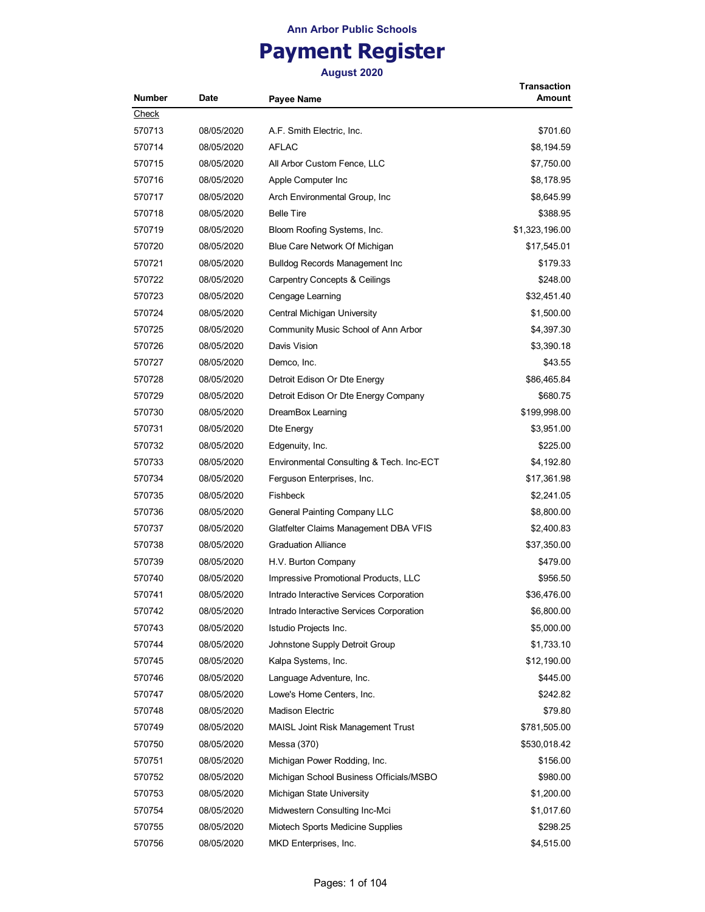# Ann Arbor Public Schools

# Payment Register

### August 2020

| Number | Date | Payee Name | Transaction Amount |
|---|---|---|---|
| Check | | | |
| 570713 | 08/05/2020 | A.F. Smith Electric, Inc. | $701.60 |
| 570714 | 08/05/2020 | AFLAC | $8,194.59 |
| 570715 | 08/05/2020 | All Arbor Custom Fence, LLC | $7,750.00 |
| 570716 | 08/05/2020 | Apple Computer Inc | $8,178.95 |
| 570717 | 08/05/2020 | Arch Environmental Group, Inc | $8,645.99 |
| 570718 | 08/05/2020 | Belle Tire | $388.95 |
| 570719 | 08/05/2020 | Bloom Roofing Systems, Inc. | $1,323,196.00 |
| 570720 | 08/05/2020 | Blue Care Network Of Michigan | $17,545.01 |
| 570721 | 08/05/2020 | Bulldog Records Management Inc | $179.33 |
| 570722 | 08/05/2020 | Carpentry Concepts & Ceilings | $248.00 |
| 570723 | 08/05/2020 | Cengage Learning | $32,451.40 |
| 570724 | 08/05/2020 | Central Michigan University | $1,500.00 |
| 570725 | 08/05/2020 | Community Music School of Ann Arbor | $4,397.30 |
| 570726 | 08/05/2020 | Davis Vision | $3,390.18 |
| 570727 | 08/05/2020 | Demco, Inc. | $43.55 |
| 570728 | 08/05/2020 | Detroit Edison Or Dte Energy | $86,465.84 |
| 570729 | 08/05/2020 | Detroit Edison Or Dte Energy Company | $680.75 |
| 570730 | 08/05/2020 | DreamBox Learning | $199,998.00 |
| 570731 | 08/05/2020 | Dte Energy | $3,951.00 |
| 570732 | 08/05/2020 | Edgenuity, Inc. | $225.00 |
| 570733 | 08/05/2020 | Environmental Consulting & Tech. Inc-ECT | $4,192.80 |
| 570734 | 08/05/2020 | Ferguson Enterprises, Inc. | $17,361.98 |
| 570735 | 08/05/2020 | Fishbeck | $2,241.05 |
| 570736 | 08/05/2020 | General Painting Company LLC | $8,800.00 |
| 570737 | 08/05/2020 | Glatfelter Claims Management DBA VFIS | $2,400.83 |
| 570738 | 08/05/2020 | Graduation Alliance | $37,350.00 |
| 570739 | 08/05/2020 | H.V. Burton Company | $479.00 |
| 570740 | 08/05/2020 | Impressive Promotional Products, LLC | $956.50 |
| 570741 | 08/05/2020 | Intrado Interactive Services Corporation | $36,476.00 |
| 570742 | 08/05/2020 | Intrado Interactive Services Corporation | $6,800.00 |
| 570743 | 08/05/2020 | Istudio Projects Inc. | $5,000.00 |
| 570744 | 08/05/2020 | Johnstone Supply Detroit Group | $1,733.10 |
| 570745 | 08/05/2020 | Kalpa Systems, Inc. | $12,190.00 |
| 570746 | 08/05/2020 | Language Adventure, Inc. | $445.00 |
| 570747 | 08/05/2020 | Lowe's Home Centers, Inc. | $242.82 |
| 570748 | 08/05/2020 | Madison Electric | $79.80 |
| 570749 | 08/05/2020 | MAISL Joint Risk Management Trust | $781,505.00 |
| 570750 | 08/05/2020 | Messa (370) | $530,018.42 |
| 570751 | 08/05/2020 | Michigan Power Rodding, Inc. | $156.00 |
| 570752 | 08/05/2020 | Michigan School Business Officials/MSBO | $980.00 |
| 570753 | 08/05/2020 | Michigan State University | $1,200.00 |
| 570754 | 08/05/2020 | Midwestern Consulting Inc-Mci | $1,017.60 |
| 570755 | 08/05/2020 | Miotech Sports Medicine Supplies | $298.25 |
| 570756 | 08/05/2020 | MKD Enterprises, Inc. | $4,515.00 |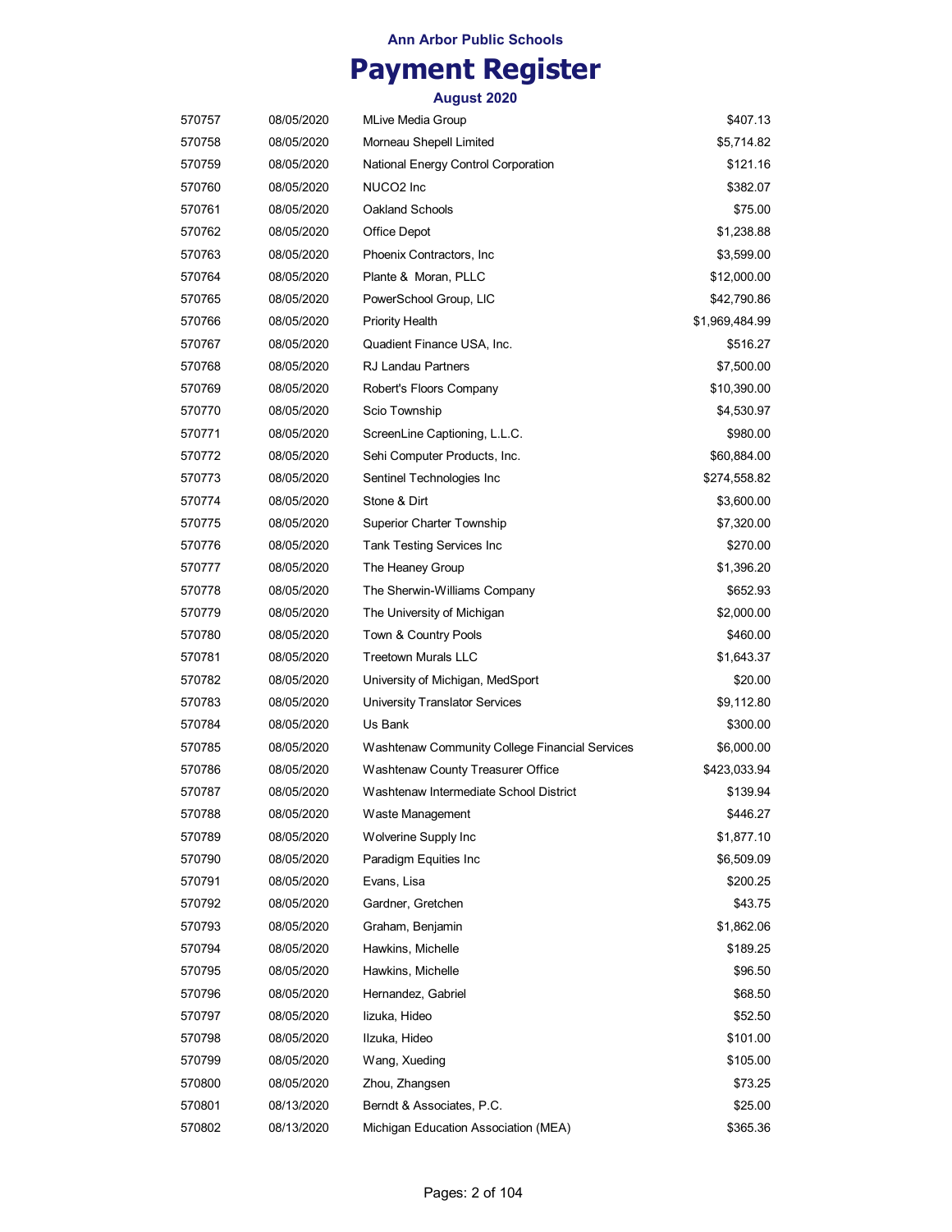# Ann Arbor Public Schools

# Payment Register

### August 2020

| | | | |
|---|---|---|---|
| 570757 | 08/05/2020 | MLive Media Group | $407.13 |
| 570758 | 08/05/2020 | Morneau Shepell Limited | $5,714.82 |
| 570759 | 08/05/2020 | National Energy Control Corporation | $121.16 |
| 570760 | 08/05/2020 | NUCO2 Inc | $382.07 |
| 570761 | 08/05/2020 | Oakland Schools | $75.00 |
| 570762 | 08/05/2020 | Office Depot | $1,238.88 |
| 570763 | 08/05/2020 | Phoenix Contractors, Inc | $3,599.00 |
| 570764 | 08/05/2020 | Plante & Moran, PLLC | $12,000.00 |
| 570765 | 08/05/2020 | PowerSchool Group, LlC | $42,790.86 |
| 570766 | 08/05/2020 | Priority Health | $1,969,484.99 |
| 570767 | 08/05/2020 | Quadient Finance USA, Inc. | $516.27 |
| 570768 | 08/05/2020 | RJ Landau Partners | $7,500.00 |
| 570769 | 08/05/2020 | Robert's Floors Company | $10,390.00 |
| 570770 | 08/05/2020 | Scio Township | $4,530.97 |
| 570771 | 08/05/2020 | ScreenLine Captioning, L.L.C. | $980.00 |
| 570772 | 08/05/2020 | Sehi Computer Products, Inc. | $60,884.00 |
| 570773 | 08/05/2020 | Sentinel Technologies Inc | $274,558.82 |
| 570774 | 08/05/2020 | Stone & Dirt | $3,600.00 |
| 570775 | 08/05/2020 | Superior Charter Township | $7,320.00 |
| 570776 | 08/05/2020 | Tank Testing Services Inc | $270.00 |
| 570777 | 08/05/2020 | The Heaney Group | $1,396.20 |
| 570778 | 08/05/2020 | The Sherwin-Williams Company | $652.93 |
| 570779 | 08/05/2020 | The University of Michigan | $2,000.00 |
| 570780 | 08/05/2020 | Town & Country Pools | $460.00 |
| 570781 | 08/05/2020 | Treetown Murals LLC | $1,643.37 |
| 570782 | 08/05/2020 | University of Michigan, MedSport | $20.00 |
| 570783 | 08/05/2020 | University Translator Services | $9,112.80 |
| 570784 | 08/05/2020 | Us Bank | $300.00 |
| 570785 | 08/05/2020 | Washtenaw Community College Financial Services | $6,000.00 |
| 570786 | 08/05/2020 | Washtenaw County Treasurer Office | $423,033.94 |
| 570787 | 08/05/2020 | Washtenaw Intermediate School District | $139.94 |
| 570788 | 08/05/2020 | Waste Management | $446.27 |
| 570789 | 08/05/2020 | Wolverine Supply Inc | $1,877.10 |
| 570790 | 08/05/2020 | Paradigm Equities Inc | $6,509.09 |
| 570791 | 08/05/2020 | Evans, Lisa | $200.25 |
| 570792 | 08/05/2020 | Gardner, Gretchen | $43.75 |
| 570793 | 08/05/2020 | Graham, Benjamin | $1,862.06 |
| 570794 | 08/05/2020 | Hawkins, Michelle | $189.25 |
| 570795 | 08/05/2020 | Hawkins, Michelle | $96.50 |
| 570796 | 08/05/2020 | Hernandez, Gabriel | $68.50 |
| 570797 | 08/05/2020 | Iizuka, Hideo | $52.50 |
| 570798 | 08/05/2020 | IIzuka, Hideo | $101.00 |
| 570799 | 08/05/2020 | Wang, Xueding | $105.00 |
| 570800 | 08/05/2020 | Zhou, Zhangsen | $73.25 |
| 570801 | 08/13/2020 | Berndt & Associates, P.C. | $25.00 |
| 570802 | 08/13/2020 | Michigan Education Association (MEA) | $365.36 |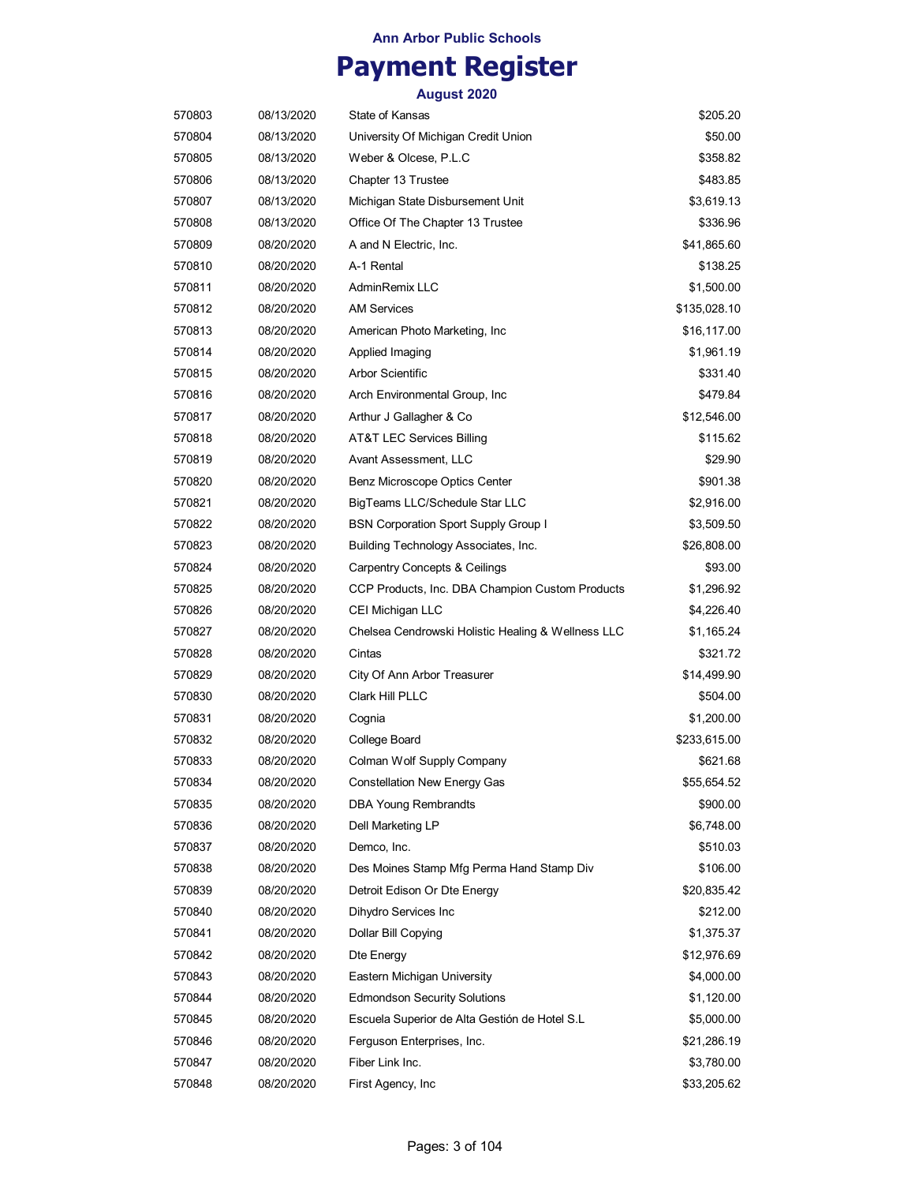**Ann Arbor Public Schools**

# Payment Register

**August 2020**

| | | | |
|---|---|---|---|
| 570803 | 08/13/2020 | State of Kansas | $205.20 |
| 570804 | 08/13/2020 | University Of Michigan Credit Union | $50.00 |
| 570805 | 08/13/2020 | Weber & Olcese, P.L.C | $358.82 |
| 570806 | 08/13/2020 | Chapter 13 Trustee | $483.85 |
| 570807 | 08/13/2020 | Michigan State Disbursement Unit | $3,619.13 |
| 570808 | 08/13/2020 | Office Of The Chapter 13 Trustee | $336.96 |
| 570809 | 08/20/2020 | A and N Electric, Inc. | $41,865.60 |
| 570810 | 08/20/2020 | A-1 Rental | $138.25 |
| 570811 | 08/20/2020 | AdminRemix LLC | $1,500.00 |
| 570812 | 08/20/2020 | AM Services | $135,028.10 |
| 570813 | 08/20/2020 | American Photo Marketing, Inc | $16,117.00 |
| 570814 | 08/20/2020 | Applied Imaging | $1,961.19 |
| 570815 | 08/20/2020 | Arbor Scientific | $331.40 |
| 570816 | 08/20/2020 | Arch Environmental Group, Inc | $479.84 |
| 570817 | 08/20/2020 | Arthur J Gallagher & Co | $12,546.00 |
| 570818 | 08/20/2020 | AT&T LEC Services Billing | $115.62 |
| 570819 | 08/20/2020 | Avant Assessment, LLC | $29.90 |
| 570820 | 08/20/2020 | Benz Microscope Optics Center | $901.38 |
| 570821 | 08/20/2020 | BigTeams LLC/Schedule Star LLC | $2,916.00 |
| 570822 | 08/20/2020 | BSN Corporation Sport Supply Group I | $3,509.50 |
| 570823 | 08/20/2020 | Building Technology Associates, Inc. | $26,808.00 |
| 570824 | 08/20/2020 | Carpentry Concepts & Ceilings | $93.00 |
| 570825 | 08/20/2020 | CCP Products, Inc. DBA Champion Custom Products | $1,296.92 |
| 570826 | 08/20/2020 | CEI Michigan LLC | $4,226.40 |
| 570827 | 08/20/2020 | Chelsea Cendrowski Holistic Healing & Wellness LLC | $1,165.24 |
| 570828 | 08/20/2020 | Cintas | $321.72 |
| 570829 | 08/20/2020 | City Of Ann Arbor Treasurer | $14,499.90 |
| 570830 | 08/20/2020 | Clark Hill PLLC | $504.00 |
| 570831 | 08/20/2020 | Cognia | $1,200.00 |
| 570832 | 08/20/2020 | College Board | $233,615.00 |
| 570833 | 08/20/2020 | Colman Wolf Supply Company | $621.68 |
| 570834 | 08/20/2020 | Constellation New Energy Gas | $55,654.52 |
| 570835 | 08/20/2020 | DBA Young Rembrandts | $900.00 |
| 570836 | 08/20/2020 | Dell Marketing LP | $6,748.00 |
| 570837 | 08/20/2020 | Demco, Inc. | $510.03 |
| 570838 | 08/20/2020 | Des Moines Stamp Mfg Perma Hand Stamp Div | $106.00 |
| 570839 | 08/20/2020 | Detroit Edison Or Dte Energy | $20,835.42 |
| 570840 | 08/20/2020 | Dihydro Services Inc | $212.00 |
| 570841 | 08/20/2020 | Dollar Bill Copying | $1,375.37 |
| 570842 | 08/20/2020 | Dte Energy | $12,976.69 |
| 570843 | 08/20/2020 | Eastern Michigan University | $4,000.00 |
| 570844 | 08/20/2020 | Edmondson Security Solutions | $1,120.00 |
| 570845 | 08/20/2020 | Escuela Superior de Alta Gestión de Hotel S.L | $5,000.00 |
| 570846 | 08/20/2020 | Ferguson Enterprises, Inc. | $21,286.19 |
| 570847 | 08/20/2020 | Fiber Link Inc. | $3,780.00 |
| 570848 | 08/20/2020 | First Agency, Inc | $33,205.62 |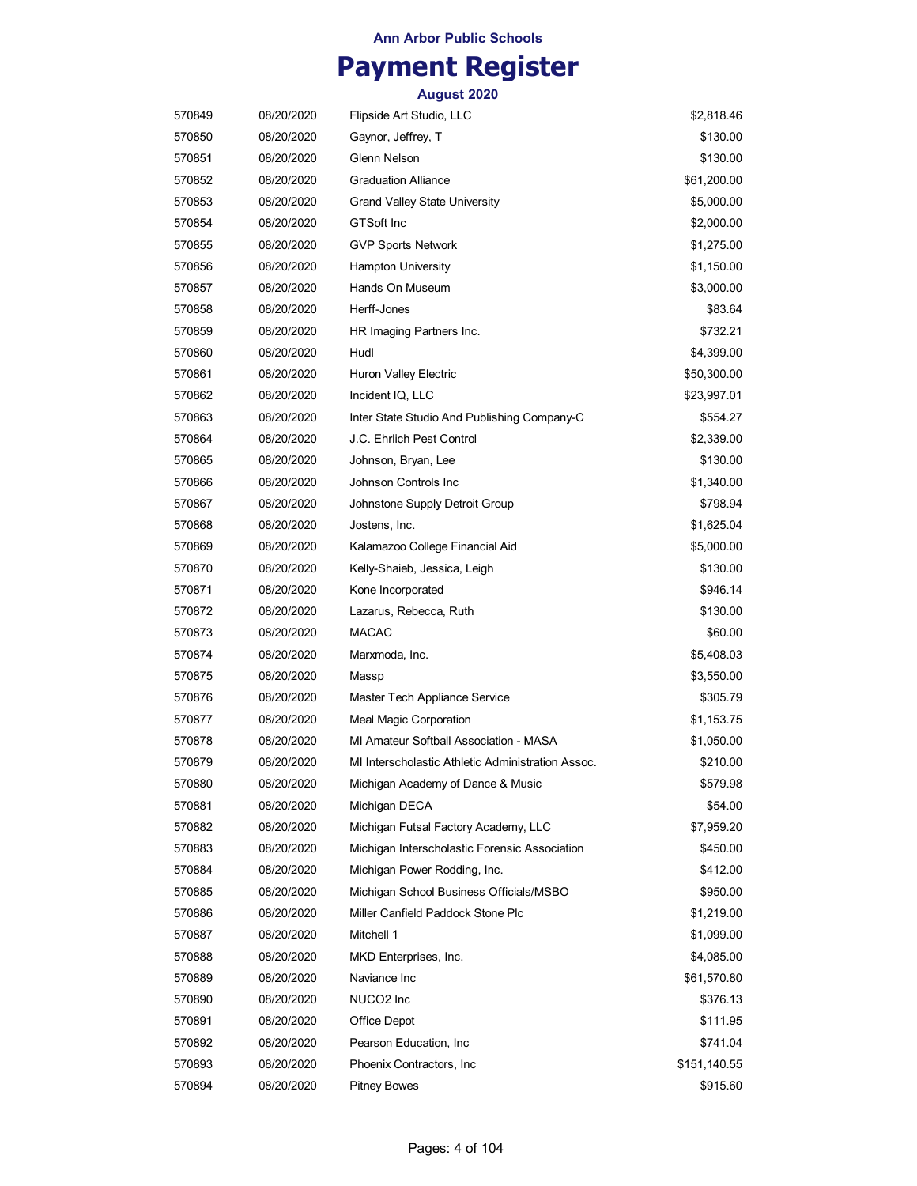Ann Arbor Public Schools

# Payment Register

### August 2020

| | | | |
|---|---|---|---|
| 570849 | 08/20/2020 | Flipside Art Studio, LLC | $2,818.46 |
| 570850 | 08/20/2020 | Gaynor, Jeffrey, T | $130.00 |
| 570851 | 08/20/2020 | Glenn Nelson | $130.00 |
| 570852 | 08/20/2020 | Graduation Alliance | $61,200.00 |
| 570853 | 08/20/2020 | Grand Valley State University | $5,000.00 |
| 570854 | 08/20/2020 | GTSoft Inc | $2,000.00 |
| 570855 | 08/20/2020 | GVP Sports Network | $1,275.00 |
| 570856 | 08/20/2020 | Hampton University | $1,150.00 |
| 570857 | 08/20/2020 | Hands On Museum | $3,000.00 |
| 570858 | 08/20/2020 | Herff-Jones | $83.64 |
| 570859 | 08/20/2020 | HR Imaging Partners Inc. | $732.21 |
| 570860 | 08/20/2020 | Hudl | $4,399.00 |
| 570861 | 08/20/2020 | Huron Valley Electric | $50,300.00 |
| 570862 | 08/20/2020 | Incident IQ, LLC | $23,997.01 |
| 570863 | 08/20/2020 | Inter State Studio And Publishing Company-C | $554.27 |
| 570864 | 08/20/2020 | J.C. Ehrlich Pest Control | $2,339.00 |
| 570865 | 08/20/2020 | Johnson, Bryan, Lee | $130.00 |
| 570866 | 08/20/2020 | Johnson Controls Inc | $1,340.00 |
| 570867 | 08/20/2020 | Johnstone Supply Detroit Group | $798.94 |
| 570868 | 08/20/2020 | Jostens, Inc. | $1,625.04 |
| 570869 | 08/20/2020 | Kalamazoo College Financial Aid | $5,000.00 |
| 570870 | 08/20/2020 | Kelly-Shaieb, Jessica, Leigh | $130.00 |
| 570871 | 08/20/2020 | Kone Incorporated | $946.14 |
| 570872 | 08/20/2020 | Lazarus, Rebecca, Ruth | $130.00 |
| 570873 | 08/20/2020 | MACAC | $60.00 |
| 570874 | 08/20/2020 | Marxmoda, Inc. | $5,408.03 |
| 570875 | 08/20/2020 | Massp | $3,550.00 |
| 570876 | 08/20/2020 | Master Tech Appliance Service | $305.79 |
| 570877 | 08/20/2020 | Meal Magic Corporation | $1,153.75 |
| 570878 | 08/20/2020 | MI Amateur Softball Association - MASA | $1,050.00 |
| 570879 | 08/20/2020 | MI Interscholastic Athletic Administration Assoc. | $210.00 |
| 570880 | 08/20/2020 | Michigan Academy of Dance & Music | $579.98 |
| 570881 | 08/20/2020 | Michigan DECA | $54.00 |
| 570882 | 08/20/2020 | Michigan Futsal Factory Academy, LLC | $7,959.20 |
| 570883 | 08/20/2020 | Michigan Interscholastic Forensic Association | $450.00 |
| 570884 | 08/20/2020 | Michigan Power Rodding, Inc. | $412.00 |
| 570885 | 08/20/2020 | Michigan School Business Officials/MSBO | $950.00 |
| 570886 | 08/20/2020 | Miller Canfield Paddock Stone Plc | $1,219.00 |
| 570887 | 08/20/2020 | Mitchell 1 | $1,099.00 |
| 570888 | 08/20/2020 | MKD Enterprises, Inc. | $4,085.00 |
| 570889 | 08/20/2020 | Naviance Inc | $61,570.80 |
| 570890 | 08/20/2020 | NUCO2 Inc | $376.13 |
| 570891 | 08/20/2020 | Office Depot | $111.95 |
| 570892 | 08/20/2020 | Pearson Education, Inc | $741.04 |
| 570893 | 08/20/2020 | Phoenix Contractors, Inc | $151,140.55 |
| 570894 | 08/20/2020 | Pitney Bowes | $915.60 |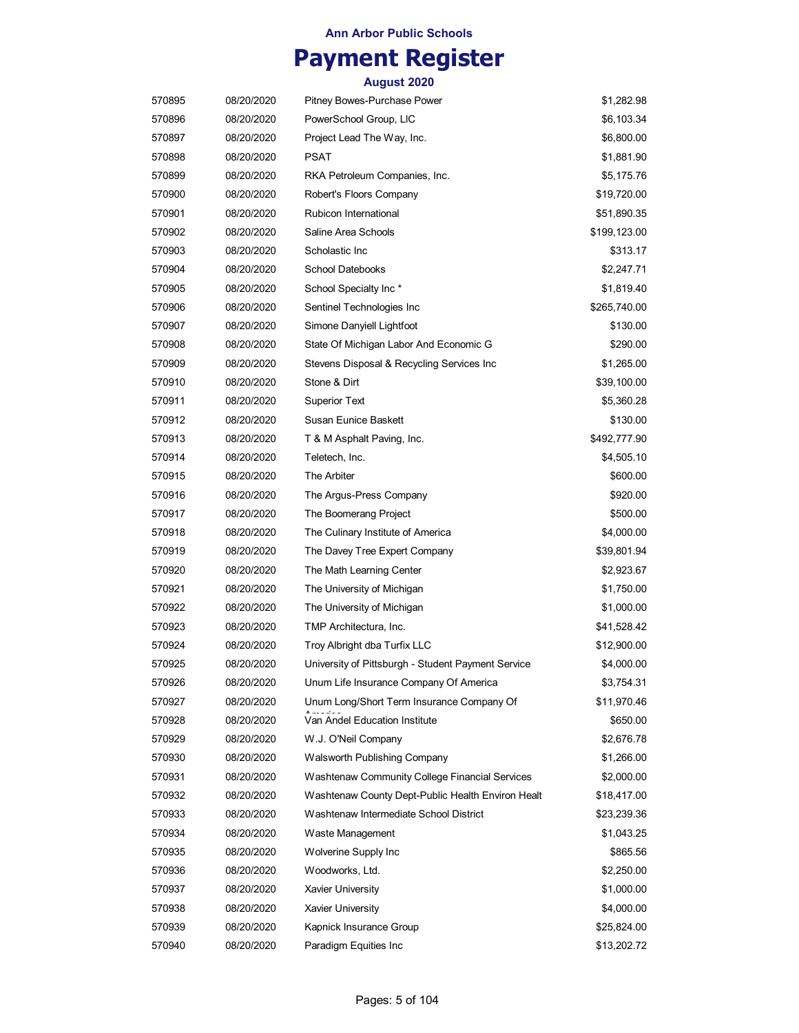# Ann Arbor Public Schools

## Payment Register

### August 2020

| | | | |
|---|---|---|---|
| 570895 | 08/20/2020 | Pitney Bowes-Purchase Power | $1,282.98 |
| 570896 | 08/20/2020 | PowerSchool Group, LlC | $6,103.34 |
| 570897 | 08/20/2020 | Project Lead The Way, Inc. | $6,800.00 |
| 570898 | 08/20/2020 | PSAT | $1,881.90 |
| 570899 | 08/20/2020 | RKA Petroleum Companies, Inc. | $5,175.76 |
| 570900 | 08/20/2020 | Robert's Floors Company | $19,720.00 |
| 570901 | 08/20/2020 | Rubicon International | $51,890.35 |
| 570902 | 08/20/2020 | Saline Area Schools | $199,123.00 |
| 570903 | 08/20/2020 | Scholastic Inc | $313.17 |
| 570904 | 08/20/2020 | School Datebooks | $2,247.71 |
| 570905 | 08/20/2020 | School Specialty Inc * | $1,819.40 |
| 570906 | 08/20/2020 | Sentinel Technologies Inc | $265,740.00 |
| 570907 | 08/20/2020 | Simone Danyiell Lightfoot | $130.00 |
| 570908 | 08/20/2020 | State Of Michigan Labor And Economic G | $290.00 |
| 570909 | 08/20/2020 | Stevens Disposal & Recycling Services Inc | $1,265.00 |
| 570910 | 08/20/2020 | Stone & Dirt | $39,100.00 |
| 570911 | 08/20/2020 | Superior Text | $5,360.28 |
| 570912 | 08/20/2020 | Susan Eunice Baskett | $130.00 |
| 570913 | 08/20/2020 | T & M Asphalt Paving, Inc. | $492,777.90 |
| 570914 | 08/20/2020 | Teletech, Inc. | $4,505.10 |
| 570915 | 08/20/2020 | The Arbiter | $600.00 |
| 570916 | 08/20/2020 | The Argus-Press Company | $920.00 |
| 570917 | 08/20/2020 | The Boomerang Project | $500.00 |
| 570918 | 08/20/2020 | The Culinary Institute of America | $4,000.00 |
| 570919 | 08/20/2020 | The Davey Tree Expert Company | $39,801.94 |
| 570920 | 08/20/2020 | The Math Learning Center | $2,923.67 |
| 570921 | 08/20/2020 | The University of Michigan | $1,750.00 |
| 570922 | 08/20/2020 | The University of Michigan | $1,000.00 |
| 570923 | 08/20/2020 | TMP Architectura, Inc. | $41,528.42 |
| 570924 | 08/20/2020 | Troy Albright dba Turfix LLC | $12,900.00 |
| 570925 | 08/20/2020 | University of Pittsburgh - Student Payment Service | $4,000.00 |
| 570926 | 08/20/2020 | Unum Life Insurance Company Of America | $3,754.31 |
| 570927 | 08/20/2020 | Unum Long/Short Term Insurance Company Of America | $11,970.46 |
| 570928 | 08/20/2020 | Van Andel Education Institute | $650.00 |
| 570929 | 08/20/2020 | W.J. O'Neil Company | $2,676.78 |
| 570930 | 08/20/2020 | Walsworth Publishing Company | $1,266.00 |
| 570931 | 08/20/2020 | Washtenaw Community College Financial Services | $2,000.00 |
| 570932 | 08/20/2020 | Washtenaw County Dept-Public Health Environ Healt | $18,417.00 |
| 570933 | 08/20/2020 | Washtenaw Intermediate School District | $23,239.36 |
| 570934 | 08/20/2020 | Waste Management | $1,043.25 |
| 570935 | 08/20/2020 | Wolverine Supply Inc | $865.56 |
| 570936 | 08/20/2020 | Woodworks, Ltd. | $2,250.00 |
| 570937 | 08/20/2020 | Xavier University | $1,000.00 |
| 570938 | 08/20/2020 | Xavier University | $4,000.00 |
| 570939 | 08/20/2020 | Kapnick Insurance Group | $25,824.00 |
| 570940 | 08/20/2020 | Paradigm Equities Inc | $13,202.72 |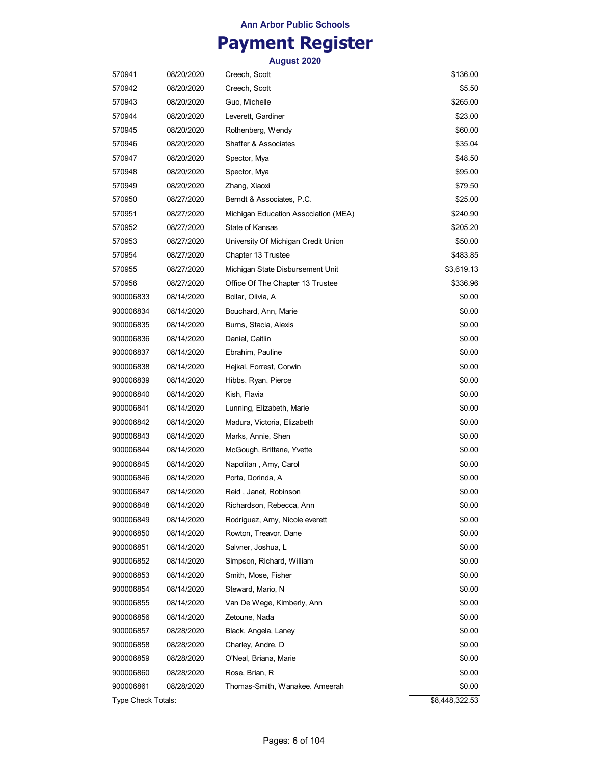**Ann Arbor Public Schools**

# Payment Register

**August 2020**

| | | | |
|---|---|---|---|
| 570941 | 08/20/2020 | Creech, Scott | $136.00 |
| 570942 | 08/20/2020 | Creech, Scott | $5.50 |
| 570943 | 08/20/2020 | Guo, Michelle | $265.00 |
| 570944 | 08/20/2020 | Leverett, Gardiner | $23.00 |
| 570945 | 08/20/2020 | Rothenberg, Wendy | $60.00 |
| 570946 | 08/20/2020 | Shaffer & Associates | $35.04 |
| 570947 | 08/20/2020 | Spector, Mya | $48.50 |
| 570948 | 08/20/2020 | Spector, Mya | $95.00 |
| 570949 | 08/20/2020 | Zhang, Xiaoxi | $79.50 |
| 570950 | 08/27/2020 | Berndt & Associates, P.C. | $25.00 |
| 570951 | 08/27/2020 | Michigan Education Association (MEA) | $240.90 |
| 570952 | 08/27/2020 | State of Kansas | $205.20 |
| 570953 | 08/27/2020 | University Of Michigan Credit Union | $50.00 |
| 570954 | 08/27/2020 | Chapter 13 Trustee | $483.85 |
| 570955 | 08/27/2020 | Michigan State Disbursement Unit | $3,619.13 |
| 570956 | 08/27/2020 | Office Of The Chapter 13 Trustee | $336.96 |
| 900006833 | 08/14/2020 | Bollar, Olivia, A | $0.00 |
| 900006834 | 08/14/2020 | Bouchard, Ann, Marie | $0.00 |
| 900006835 | 08/14/2020 | Burns, Stacia, Alexis | $0.00 |
| 900006836 | 08/14/2020 | Daniel, Caitlin | $0.00 |
| 900006837 | 08/14/2020 | Ebrahim, Pauline | $0.00 |
| 900006838 | 08/14/2020 | Hejkal, Forrest, Corwin | $0.00 |
| 900006839 | 08/14/2020 | Hibbs, Ryan, Pierce | $0.00 |
| 900006840 | 08/14/2020 | Kish, Flavia | $0.00 |
| 900006841 | 08/14/2020 | Lunning, Elizabeth, Marie | $0.00 |
| 900006842 | 08/14/2020 | Madura, Victoria, Elizabeth | $0.00 |
| 900006843 | 08/14/2020 | Marks, Annie, Shen | $0.00 |
| 900006844 | 08/14/2020 | McGough, Brittane, Yvette | $0.00 |
| 900006845 | 08/14/2020 | Napolitan , Amy, Carol | $0.00 |
| 900006846 | 08/14/2020 | Porta, Dorinda, A | $0.00 |
| 900006847 | 08/14/2020 | Reid , Janet, Robinson | $0.00 |
| 900006848 | 08/14/2020 | Richardson, Rebecca, Ann | $0.00 |
| 900006849 | 08/14/2020 | Rodriguez, Amy, Nicole everett | $0.00 |
| 900006850 | 08/14/2020 | Rowton, Treavor, Dane | $0.00 |
| 900006851 | 08/14/2020 | Salvner, Joshua, L | $0.00 |
| 900006852 | 08/14/2020 | Simpson, Richard, William | $0.00 |
| 900006853 | 08/14/2020 | Smith, Mose, Fisher | $0.00 |
| 900006854 | 08/14/2020 | Steward, Mario, N | $0.00 |
| 900006855 | 08/14/2020 | Van De Wege, Kimberly, Ann | $0.00 |
| 900006856 | 08/14/2020 | Zetoune, Nada | $0.00 |
| 900006857 | 08/28/2020 | Black, Angela, Laney | $0.00 |
| 900006858 | 08/28/2020 | Charley, Andre, D | $0.00 |
| 900006859 | 08/28/2020 | O'Neal, Briana, Marie | $0.00 |
| 900006860 | 08/28/2020 | Rose, Brian, R | $0.00 |
| 900006861 | 08/28/2020 | Thomas-Smith, Wanakee, Ameerah | $0.00 |
| Type Check Totals: | | | $8,448,322.53 |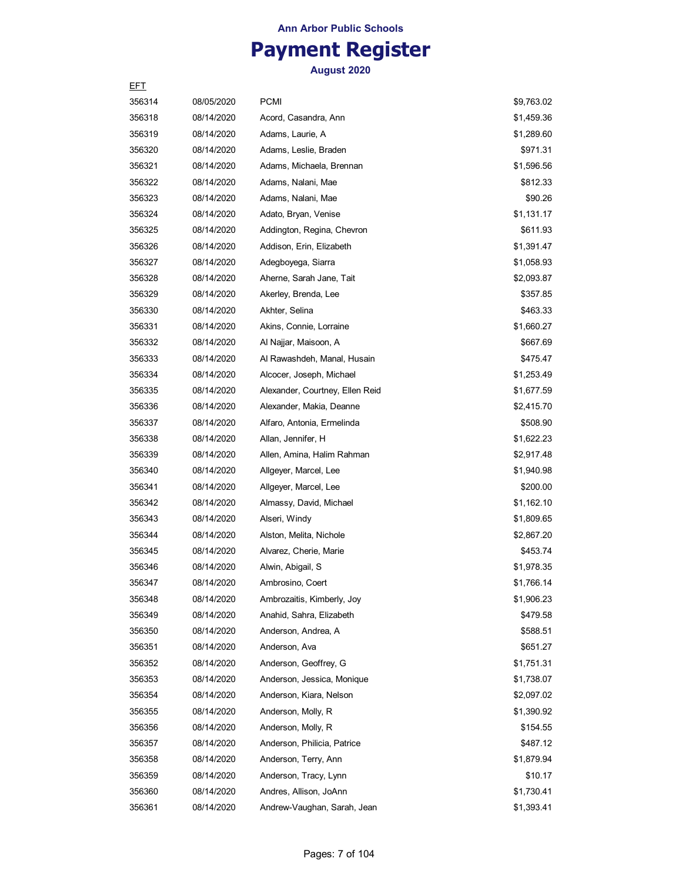**Ann Arbor Public Schools**

# Payment Register

**August 2020**

| EFT | | | |
|---|---|---|---|
| 356314 | 08/05/2020 | PCMI | $9,763.02 |
| 356318 | 08/14/2020 | Acord, Casandra, Ann | $1,459.36 |
| 356319 | 08/14/2020 | Adams, Laurie, A | $1,289.60 |
| 356320 | 08/14/2020 | Adams, Leslie, Braden | $971.31 |
| 356321 | 08/14/2020 | Adams, Michaela, Brennan | $1,596.56 |
| 356322 | 08/14/2020 | Adams, Nalani, Mae | $812.33 |
| 356323 | 08/14/2020 | Adams, Nalani, Mae | $90.26 |
| 356324 | 08/14/2020 | Adato, Bryan, Venise | $1,131.17 |
| 356325 | 08/14/2020 | Addington, Regina, Chevron | $611.93 |
| 356326 | 08/14/2020 | Addison, Erin, Elizabeth | $1,391.47 |
| 356327 | 08/14/2020 | Adegboyega, Siarra | $1,058.93 |
| 356328 | 08/14/2020 | Aherne, Sarah Jane, Tait | $2,093.87 |
| 356329 | 08/14/2020 | Akerley, Brenda, Lee | $357.85 |
| 356330 | 08/14/2020 | Akhter, Selina | $463.33 |
| 356331 | 08/14/2020 | Akins, Connie, Lorraine | $1,660.27 |
| 356332 | 08/14/2020 | Al Najjar, Maisoon, A | $667.69 |
| 356333 | 08/14/2020 | Al Rawashdeh, Manal, Husain | $475.47 |
| 356334 | 08/14/2020 | Alcocer, Joseph, Michael | $1,253.49 |
| 356335 | 08/14/2020 | Alexander, Courtney, Ellen Reid | $1,677.59 |
| 356336 | 08/14/2020 | Alexander, Makia, Deanne | $2,415.70 |
| 356337 | 08/14/2020 | Alfaro, Antonia, Ermelinda | $508.90 |
| 356338 | 08/14/2020 | Allan, Jennifer, H | $1,622.23 |
| 356339 | 08/14/2020 | Allen, Amina, Halim Rahman | $2,917.48 |
| 356340 | 08/14/2020 | Allgeyer, Marcel, Lee | $1,940.98 |
| 356341 | 08/14/2020 | Allgeyer, Marcel, Lee | $200.00 |
| 356342 | 08/14/2020 | Almassy, David, Michael | $1,162.10 |
| 356343 | 08/14/2020 | Alseri, Windy | $1,809.65 |
| 356344 | 08/14/2020 | Alston, Melita, Nichole | $2,867.20 |
| 356345 | 08/14/2020 | Alvarez, Cherie, Marie | $453.74 |
| 356346 | 08/14/2020 | Alwin, Abigail, S | $1,978.35 |
| 356347 | 08/14/2020 | Ambrosino, Coert | $1,766.14 |
| 356348 | 08/14/2020 | Ambrozaitis, Kimberly, Joy | $1,906.23 |
| 356349 | 08/14/2020 | Anahid, Sahra, Elizabeth | $479.58 |
| 356350 | 08/14/2020 | Anderson, Andrea, A | $588.51 |
| 356351 | 08/14/2020 | Anderson, Ava | $651.27 |
| 356352 | 08/14/2020 | Anderson, Geoffrey, G | $1,751.31 |
| 356353 | 08/14/2020 | Anderson, Jessica, Monique | $1,738.07 |
| 356354 | 08/14/2020 | Anderson, Kiara, Nelson | $2,097.02 |
| 356355 | 08/14/2020 | Anderson, Molly, R | $1,390.92 |
| 356356 | 08/14/2020 | Anderson, Molly, R | $154.55 |
| 356357 | 08/14/2020 | Anderson, Philicia, Patrice | $487.12 |
| 356358 | 08/14/2020 | Anderson, Terry, Ann | $1,879.94 |
| 356359 | 08/14/2020 | Anderson, Tracy, Lynn | $10.17 |
| 356360 | 08/14/2020 | Andres, Allison, JoAnn | $1,730.41 |
| 356361 | 08/14/2020 | Andrew-Vaughan, Sarah, Jean | $1,393.41 |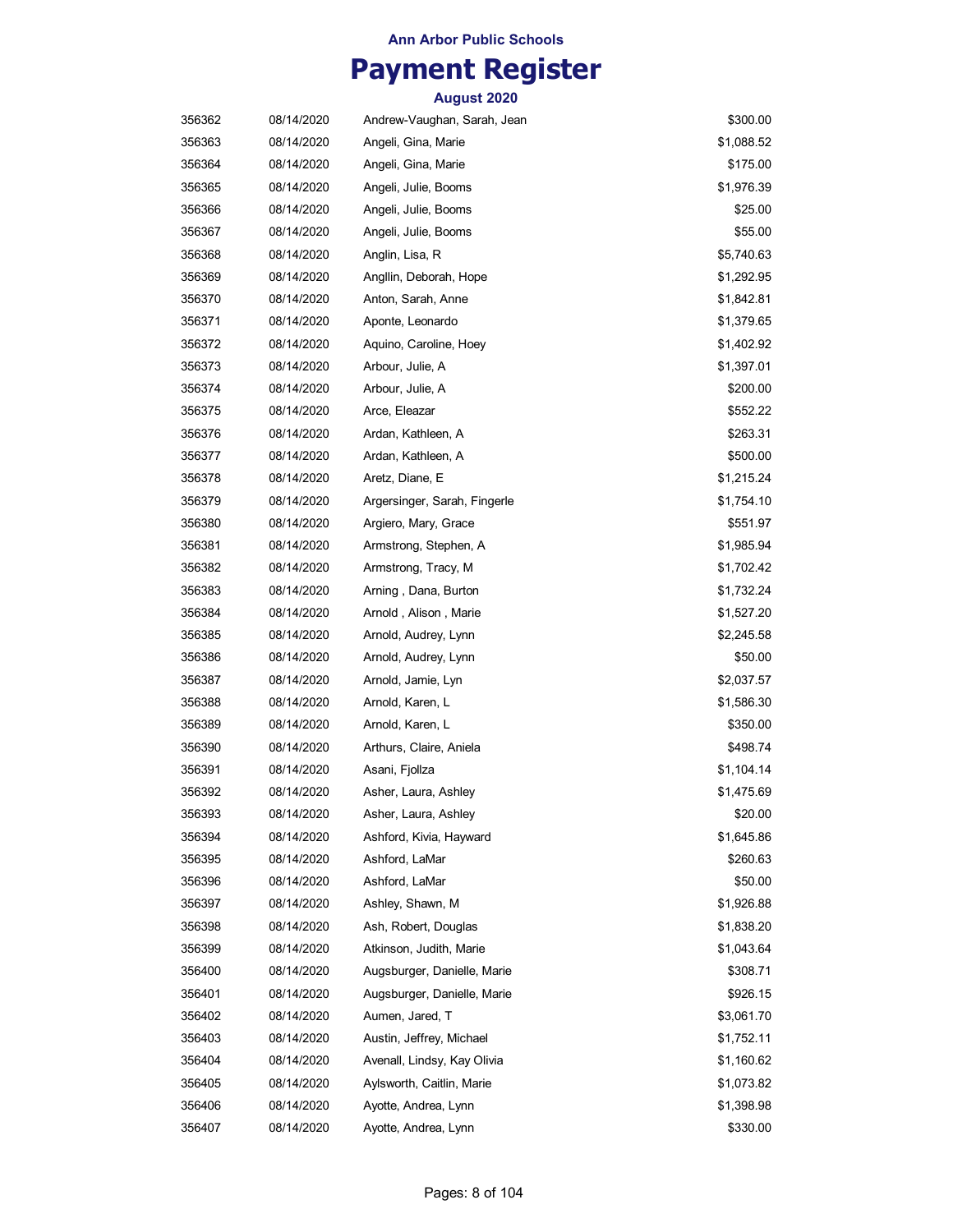**Ann Arbor Public Schools**

# Payment Register

**August 2020**

| | | | |
|---|---|---|---|
| 356362 | 08/14/2020 | Andrew-Vaughan, Sarah, Jean | $300.00 |
| 356363 | 08/14/2020 | Angeli, Gina, Marie | $1,088.52 |
| 356364 | 08/14/2020 | Angeli, Gina, Marie | $175.00 |
| 356365 | 08/14/2020 | Angeli, Julie, Booms | $1,976.39 |
| 356366 | 08/14/2020 | Angeli, Julie, Booms | $25.00 |
| 356367 | 08/14/2020 | Angeli, Julie, Booms | $55.00 |
| 356368 | 08/14/2020 | Anglin, Lisa, R | $5,740.63 |
| 356369 | 08/14/2020 | Angllin, Deborah, Hope | $1,292.95 |
| 356370 | 08/14/2020 | Anton, Sarah, Anne | $1,842.81 |
| 356371 | 08/14/2020 | Aponte, Leonardo | $1,379.65 |
| 356372 | 08/14/2020 | Aquino, Caroline, Hoey | $1,402.92 |
| 356373 | 08/14/2020 | Arbour, Julie, A | $1,397.01 |
| 356374 | 08/14/2020 | Arbour, Julie, A | $200.00 |
| 356375 | 08/14/2020 | Arce, Eleazar | $552.22 |
| 356376 | 08/14/2020 | Ardan, Kathleen, A | $263.31 |
| 356377 | 08/14/2020 | Ardan, Kathleen, A | $500.00 |
| 356378 | 08/14/2020 | Aretz, Diane, E | $1,215.24 |
| 356379 | 08/14/2020 | Argersinger, Sarah, Fingerle | $1,754.10 |
| 356380 | 08/14/2020 | Argiero, Mary, Grace | $551.97 |
| 356381 | 08/14/2020 | Armstrong, Stephen, A | $1,985.94 |
| 356382 | 08/14/2020 | Armstrong, Tracy, M | $1,702.42 |
| 356383 | 08/14/2020 | Arning , Dana, Burton | $1,732.24 |
| 356384 | 08/14/2020 | Arnold , Alison , Marie | $1,527.20 |
| 356385 | 08/14/2020 | Arnold, Audrey, Lynn | $2,245.58 |
| 356386 | 08/14/2020 | Arnold, Audrey, Lynn | $50.00 |
| 356387 | 08/14/2020 | Arnold, Jamie, Lyn | $2,037.57 |
| 356388 | 08/14/2020 | Arnold, Karen, L | $1,586.30 |
| 356389 | 08/14/2020 | Arnold, Karen, L | $350.00 |
| 356390 | 08/14/2020 | Arthurs, Claire, Aniela | $498.74 |
| 356391 | 08/14/2020 | Asani, Fjollza | $1,104.14 |
| 356392 | 08/14/2020 | Asher, Laura, Ashley | $1,475.69 |
| 356393 | 08/14/2020 | Asher, Laura, Ashley | $20.00 |
| 356394 | 08/14/2020 | Ashford, Kivia, Hayward | $1,645.86 |
| 356395 | 08/14/2020 | Ashford, LaMar | $260.63 |
| 356396 | 08/14/2020 | Ashford, LaMar | $50.00 |
| 356397 | 08/14/2020 | Ashley, Shawn, M | $1,926.88 |
| 356398 | 08/14/2020 | Ash, Robert, Douglas | $1,838.20 |
| 356399 | 08/14/2020 | Atkinson, Judith, Marie | $1,043.64 |
| 356400 | 08/14/2020 | Augsburger, Danielle, Marie | $308.71 |
| 356401 | 08/14/2020 | Augsburger, Danielle, Marie | $926.15 |
| 356402 | 08/14/2020 | Aumen, Jared, T | $3,061.70 |
| 356403 | 08/14/2020 | Austin, Jeffrey, Michael | $1,752.11 |
| 356404 | 08/14/2020 | Avenall, Lindsy, Kay Olivia | $1,160.62 |
| 356405 | 08/14/2020 | Aylsworth, Caitlin, Marie | $1,073.82 |
| 356406 | 08/14/2020 | Ayotte, Andrea, Lynn | $1,398.98 |
| 356407 | 08/14/2020 | Ayotte, Andrea, Lynn | $330.00 |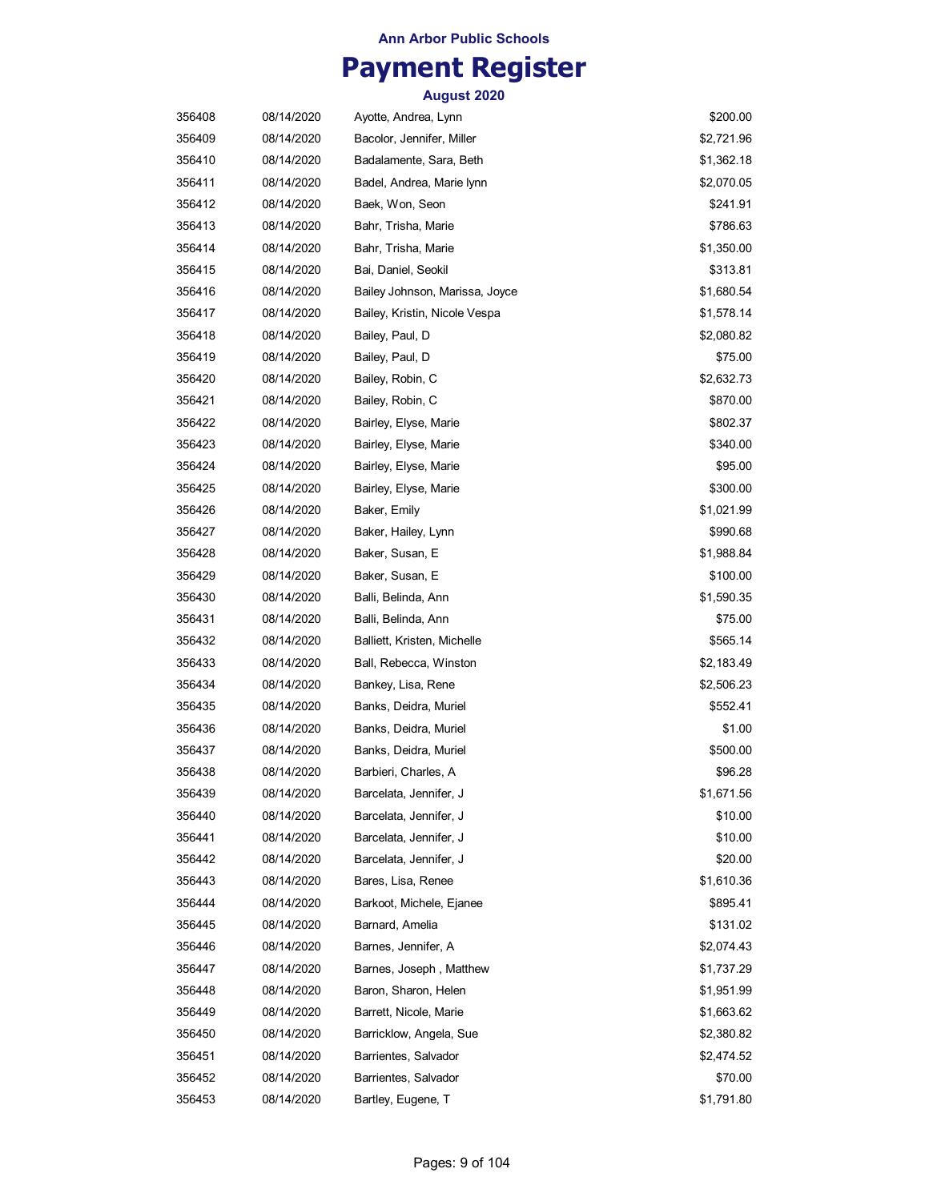**Ann Arbor Public Schools**

# Payment Register

**August 2020**

| | | | |
|---|---|---|---|
| 356408 | 08/14/2020 | Ayotte, Andrea, Lynn | $200.00 |
| 356409 | 08/14/2020 | Bacolor, Jennifer, Miller | $2,721.96 |
| 356410 | 08/14/2020 | Badalamente, Sara, Beth | $1,362.18 |
| 356411 | 08/14/2020 | Badel, Andrea, Marie lynn | $2,070.05 |
| 356412 | 08/14/2020 | Baek, Won, Seon | $241.91 |
| 356413 | 08/14/2020 | Bahr, Trisha, Marie | $786.63 |
| 356414 | 08/14/2020 | Bahr, Trisha, Marie | $1,350.00 |
| 356415 | 08/14/2020 | Bai, Daniel, Seokil | $313.81 |
| 356416 | 08/14/2020 | Bailey Johnson, Marissa, Joyce | $1,680.54 |
| 356417 | 08/14/2020 | Bailey, Kristin, Nicole Vespa | $1,578.14 |
| 356418 | 08/14/2020 | Bailey, Paul, D | $2,080.82 |
| 356419 | 08/14/2020 | Bailey, Paul, D | $75.00 |
| 356420 | 08/14/2020 | Bailey, Robin, C | $2,632.73 |
| 356421 | 08/14/2020 | Bailey, Robin, C | $870.00 |
| 356422 | 08/14/2020 | Bairley, Elyse, Marie | $802.37 |
| 356423 | 08/14/2020 | Bairley, Elyse, Marie | $340.00 |
| 356424 | 08/14/2020 | Bairley, Elyse, Marie | $95.00 |
| 356425 | 08/14/2020 | Bairley, Elyse, Marie | $300.00 |
| 356426 | 08/14/2020 | Baker, Emily | $1,021.99 |
| 356427 | 08/14/2020 | Baker, Hailey, Lynn | $990.68 |
| 356428 | 08/14/2020 | Baker, Susan, E | $1,988.84 |
| 356429 | 08/14/2020 | Baker, Susan, E | $100.00 |
| 356430 | 08/14/2020 | Balli, Belinda, Ann | $1,590.35 |
| 356431 | 08/14/2020 | Balli, Belinda, Ann | $75.00 |
| 356432 | 08/14/2020 | Balliett, Kristen, Michelle | $565.14 |
| 356433 | 08/14/2020 | Ball, Rebecca, Winston | $2,183.49 |
| 356434 | 08/14/2020 | Bankey, Lisa, Rene | $2,506.23 |
| 356435 | 08/14/2020 | Banks, Deidra, Muriel | $552.41 |
| 356436 | 08/14/2020 | Banks, Deidra, Muriel | $1.00 |
| 356437 | 08/14/2020 | Banks, Deidra, Muriel | $500.00 |
| 356438 | 08/14/2020 | Barbieri, Charles, A | $96.28 |
| 356439 | 08/14/2020 | Barcelata, Jennifer, J | $1,671.56 |
| 356440 | 08/14/2020 | Barcelata, Jennifer, J | $10.00 |
| 356441 | 08/14/2020 | Barcelata, Jennifer, J | $10.00 |
| 356442 | 08/14/2020 | Barcelata, Jennifer, J | $20.00 |
| 356443 | 08/14/2020 | Bares, Lisa, Renee | $1,610.36 |
| 356444 | 08/14/2020 | Barkoot, Michele, Ejanee | $895.41 |
| 356445 | 08/14/2020 | Barnard, Amelia | $131.02 |
| 356446 | 08/14/2020 | Barnes, Jennifer, A | $2,074.43 |
| 356447 | 08/14/2020 | Barnes, Joseph , Matthew | $1,737.29 |
| 356448 | 08/14/2020 | Baron, Sharon, Helen | $1,951.99 |
| 356449 | 08/14/2020 | Barrett, Nicole, Marie | $1,663.62 |
| 356450 | 08/14/2020 | Barricklow, Angela, Sue | $2,380.82 |
| 356451 | 08/14/2020 | Barrientes, Salvador | $2,474.52 |
| 356452 | 08/14/2020 | Barrientes, Salvador | $70.00 |
| 356453 | 08/14/2020 | Bartley, Eugene, T | $1,791.80 |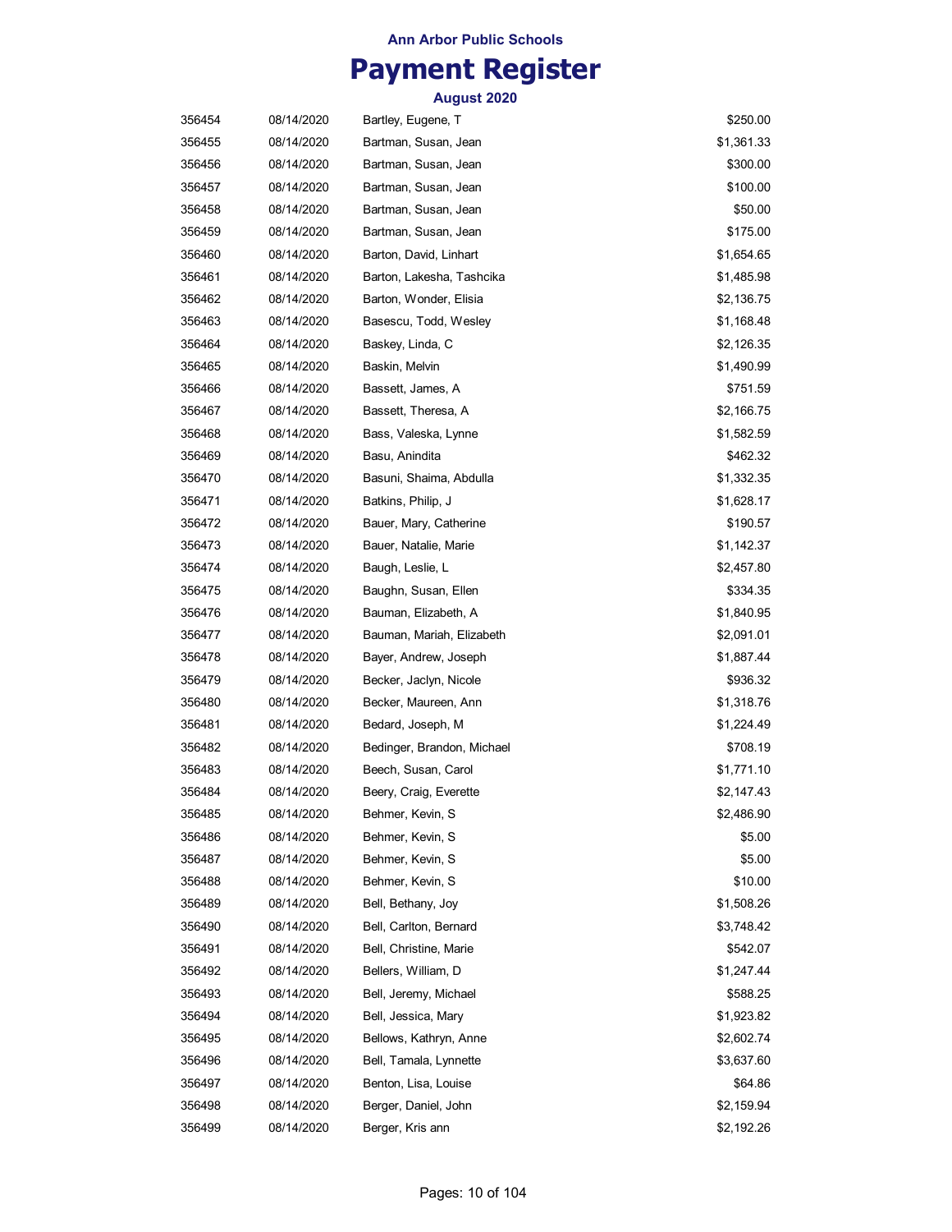Ann Arbor Public Schools

# Payment Register

August 2020

| | | | |
|---|---|---|---|
| 356454 | 08/14/2020 | Bartley, Eugene, T | $250.00 |
| 356455 | 08/14/2020 | Bartman, Susan, Jean | $1,361.33 |
| 356456 | 08/14/2020 | Bartman, Susan, Jean | $300.00 |
| 356457 | 08/14/2020 | Bartman, Susan, Jean | $100.00 |
| 356458 | 08/14/2020 | Bartman, Susan, Jean | $50.00 |
| 356459 | 08/14/2020 | Bartman, Susan, Jean | $175.00 |
| 356460 | 08/14/2020 | Barton, David, Linhart | $1,654.65 |
| 356461 | 08/14/2020 | Barton, Lakesha, Tashcika | $1,485.98 |
| 356462 | 08/14/2020 | Barton, Wonder, Elisia | $2,136.75 |
| 356463 | 08/14/2020 | Basescu, Todd, Wesley | $1,168.48 |
| 356464 | 08/14/2020 | Baskey, Linda, C | $2,126.35 |
| 356465 | 08/14/2020 | Baskin, Melvin | $1,490.99 |
| 356466 | 08/14/2020 | Bassett, James, A | $751.59 |
| 356467 | 08/14/2020 | Bassett, Theresa, A | $2,166.75 |
| 356468 | 08/14/2020 | Bass, Valeska, Lynne | $1,582.59 |
| 356469 | 08/14/2020 | Basu, Anindita | $462.32 |
| 356470 | 08/14/2020 | Basuni, Shaima, Abdulla | $1,332.35 |
| 356471 | 08/14/2020 | Batkins, Philip, J | $1,628.17 |
| 356472 | 08/14/2020 | Bauer, Mary, Catherine | $190.57 |
| 356473 | 08/14/2020 | Bauer, Natalie, Marie | $1,142.37 |
| 356474 | 08/14/2020 | Baugh, Leslie, L | $2,457.80 |
| 356475 | 08/14/2020 | Baughn, Susan, Ellen | $334.35 |
| 356476 | 08/14/2020 | Bauman, Elizabeth, A | $1,840.95 |
| 356477 | 08/14/2020 | Bauman, Mariah, Elizabeth | $2,091.01 |
| 356478 | 08/14/2020 | Bayer, Andrew, Joseph | $1,887.44 |
| 356479 | 08/14/2020 | Becker, Jaclyn, Nicole | $936.32 |
| 356480 | 08/14/2020 | Becker, Maureen, Ann | $1,318.76 |
| 356481 | 08/14/2020 | Bedard, Joseph, M | $1,224.49 |
| 356482 | 08/14/2020 | Bedinger, Brandon, Michael | $708.19 |
| 356483 | 08/14/2020 | Beech, Susan, Carol | $1,771.10 |
| 356484 | 08/14/2020 | Beery, Craig, Everette | $2,147.43 |
| 356485 | 08/14/2020 | Behmer, Kevin, S | $2,486.90 |
| 356486 | 08/14/2020 | Behmer, Kevin, S | $5.00 |
| 356487 | 08/14/2020 | Behmer, Kevin, S | $5.00 |
| 356488 | 08/14/2020 | Behmer, Kevin, S | $10.00 |
| 356489 | 08/14/2020 | Bell, Bethany, Joy | $1,508.26 |
| 356490 | 08/14/2020 | Bell, Carlton, Bernard | $3,748.42 |
| 356491 | 08/14/2020 | Bell, Christine, Marie | $542.07 |
| 356492 | 08/14/2020 | Bellers, William, D | $1,247.44 |
| 356493 | 08/14/2020 | Bell, Jeremy, Michael | $588.25 |
| 356494 | 08/14/2020 | Bell, Jessica, Mary | $1,923.82 |
| 356495 | 08/14/2020 | Bellows, Kathryn, Anne | $2,602.74 |
| 356496 | 08/14/2020 | Bell, Tamala, Lynnette | $3,637.60 |
| 356497 | 08/14/2020 | Benton, Lisa, Louise | $64.86 |
| 356498 | 08/14/2020 | Berger, Daniel, John | $2,159.94 |
| 356499 | 08/14/2020 | Berger, Kris ann | $2,192.26 |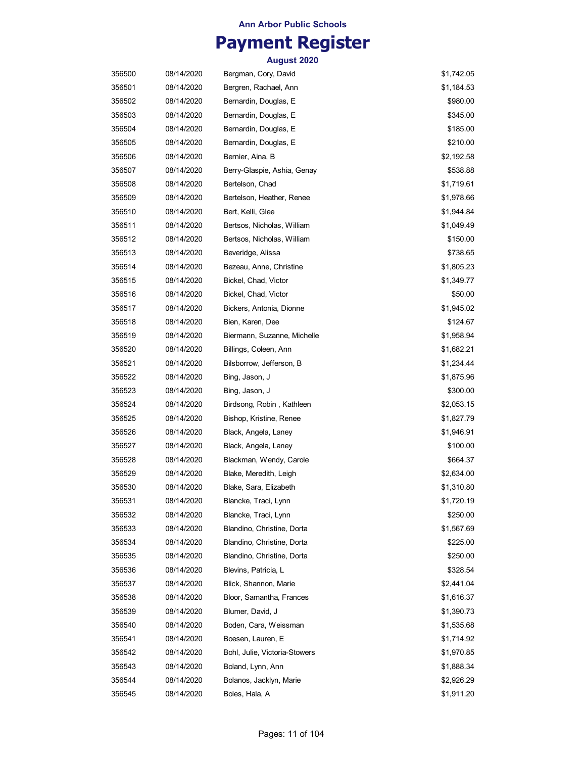**Ann Arbor Public Schools**

# Payment Register

**August 2020**

| | | | |
|---|---|---|---|
| 356500 | 08/14/2020 | Bergman, Cory, David | $1,742.05 |
| 356501 | 08/14/2020 | Bergren, Rachael, Ann | $1,184.53 |
| 356502 | 08/14/2020 | Bernardin, Douglas, E | $980.00 |
| 356503 | 08/14/2020 | Bernardin, Douglas, E | $345.00 |
| 356504 | 08/14/2020 | Bernardin, Douglas, E | $185.00 |
| 356505 | 08/14/2020 | Bernardin, Douglas, E | $210.00 |
| 356506 | 08/14/2020 | Bernier, Aina, B | $2,192.58 |
| 356507 | 08/14/2020 | Berry-Glaspie, Ashia, Genay | $538.88 |
| 356508 | 08/14/2020 | Bertelson, Chad | $1,719.61 |
| 356509 | 08/14/2020 | Bertelson, Heather, Renee | $1,978.66 |
| 356510 | 08/14/2020 | Bert, Kelli, Glee | $1,944.84 |
| 356511 | 08/14/2020 | Bertsos, Nicholas, William | $1,049.49 |
| 356512 | 08/14/2020 | Bertsos, Nicholas, William | $150.00 |
| 356513 | 08/14/2020 | Beveridge, Alissa | $738.65 |
| 356514 | 08/14/2020 | Bezeau, Anne, Christine | $1,805.23 |
| 356515 | 08/14/2020 | Bickel, Chad, Victor | $1,349.77 |
| 356516 | 08/14/2020 | Bickel, Chad, Victor | $50.00 |
| 356517 | 08/14/2020 | Bickers, Antonia, Dionne | $1,945.02 |
| 356518 | 08/14/2020 | Bien, Karen, Dee | $124.67 |
| 356519 | 08/14/2020 | Biermann, Suzanne, Michelle | $1,958.94 |
| 356520 | 08/14/2020 | Billings, Coleen, Ann | $1,682.21 |
| 356521 | 08/14/2020 | Bilsborrow, Jefferson, B | $1,234.44 |
| 356522 | 08/14/2020 | Bing, Jason, J | $1,875.96 |
| 356523 | 08/14/2020 | Bing, Jason, J | $300.00 |
| 356524 | 08/14/2020 | Birdsong, Robin , Kathleen | $2,053.15 |
| 356525 | 08/14/2020 | Bishop, Kristine, Renee | $1,827.79 |
| 356526 | 08/14/2020 | Black, Angela, Laney | $1,946.91 |
| 356527 | 08/14/2020 | Black, Angela, Laney | $100.00 |
| 356528 | 08/14/2020 | Blackman, Wendy, Carole | $664.37 |
| 356529 | 08/14/2020 | Blake, Meredith, Leigh | $2,634.00 |
| 356530 | 08/14/2020 | Blake, Sara, Elizabeth | $1,310.80 |
| 356531 | 08/14/2020 | Blancke, Traci, Lynn | $1,720.19 |
| 356532 | 08/14/2020 | Blancke, Traci, Lynn | $250.00 |
| 356533 | 08/14/2020 | Blandino, Christine, Dorta | $1,567.69 |
| 356534 | 08/14/2020 | Blandino, Christine, Dorta | $225.00 |
| 356535 | 08/14/2020 | Blandino, Christine, Dorta | $250.00 |
| 356536 | 08/14/2020 | Blevins, Patricia, L | $328.54 |
| 356537 | 08/14/2020 | Blick, Shannon, Marie | $2,441.04 |
| 356538 | 08/14/2020 | Bloor, Samantha, Frances | $1,616.37 |
| 356539 | 08/14/2020 | Blumer, David, J | $1,390.73 |
| 356540 | 08/14/2020 | Boden, Cara, Weissman | $1,535.68 |
| 356541 | 08/14/2020 | Boesen, Lauren, E | $1,714.92 |
| 356542 | 08/14/2020 | Bohl, Julie, Victoria-Stowers | $1,970.85 |
| 356543 | 08/14/2020 | Boland, Lynn, Ann | $1,888.34 |
| 356544 | 08/14/2020 | Bolanos, Jacklyn, Marie | $2,926.29 |
| 356545 | 08/14/2020 | Boles, Hala, A | $1,911.20 |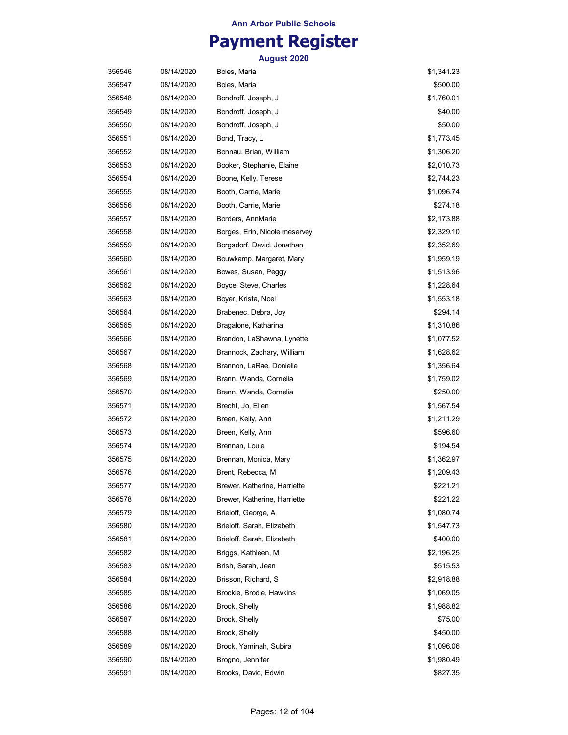**Ann Arbor Public Schools**

# Payment Register

**August 2020**

| | | | |
|---|---|---|---|
| 356546 | 08/14/2020 | Boles, Maria | $1,341.23 |
| 356547 | 08/14/2020 | Boles, Maria | $500.00 |
| 356548 | 08/14/2020 | Bondroff, Joseph, J | $1,760.01 |
| 356549 | 08/14/2020 | Bondroff, Joseph, J | $40.00 |
| 356550 | 08/14/2020 | Bondroff, Joseph, J | $50.00 |
| 356551 | 08/14/2020 | Bond, Tracy, L | $1,773.45 |
| 356552 | 08/14/2020 | Bonnau, Brian, William | $1,306.20 |
| 356553 | 08/14/2020 | Booker, Stephanie, Elaine | $2,010.73 |
| 356554 | 08/14/2020 | Boone, Kelly, Terese | $2,744.23 |
| 356555 | 08/14/2020 | Booth, Carrie, Marie | $1,096.74 |
| 356556 | 08/14/2020 | Booth, Carrie, Marie | $274.18 |
| 356557 | 08/14/2020 | Borders, AnnMarie | $2,173.88 |
| 356558 | 08/14/2020 | Borges, Erin, Nicole meservey | $2,329.10 |
| 356559 | 08/14/2020 | Borgsdorf, David, Jonathan | $2,352.69 |
| 356560 | 08/14/2020 | Bouwkamp, Margaret, Mary | $1,959.19 |
| 356561 | 08/14/2020 | Bowes, Susan, Peggy | $1,513.96 |
| 356562 | 08/14/2020 | Boyce, Steve, Charles | $1,228.64 |
| 356563 | 08/14/2020 | Boyer, Krista, Noel | $1,553.18 |
| 356564 | 08/14/2020 | Brabenec, Debra, Joy | $294.14 |
| 356565 | 08/14/2020 | Bragalone, Katharina | $1,310.86 |
| 356566 | 08/14/2020 | Brandon, LaShawna, Lynette | $1,077.52 |
| 356567 | 08/14/2020 | Brannock, Zachary, William | $1,628.62 |
| 356568 | 08/14/2020 | Brannon, LaRae, Donielle | $1,356.64 |
| 356569 | 08/14/2020 | Brann, Wanda, Cornelia | $1,759.02 |
| 356570 | 08/14/2020 | Brann, Wanda, Cornelia | $250.00 |
| 356571 | 08/14/2020 | Brecht, Jo, Ellen | $1,567.54 |
| 356572 | 08/14/2020 | Breen, Kelly, Ann | $1,211.29 |
| 356573 | 08/14/2020 | Breen, Kelly, Ann | $596.60 |
| 356574 | 08/14/2020 | Brennan, Louie | $194.54 |
| 356575 | 08/14/2020 | Brennan, Monica, Mary | $1,362.97 |
| 356576 | 08/14/2020 | Brent, Rebecca, M | $1,209.43 |
| 356577 | 08/14/2020 | Brewer, Katherine, Harriette | $221.21 |
| 356578 | 08/14/2020 | Brewer, Katherine, Harriette | $221.22 |
| 356579 | 08/14/2020 | Brieloff, George, A | $1,080.74 |
| 356580 | 08/14/2020 | Brieloff, Sarah, Elizabeth | $1,547.73 |
| 356581 | 08/14/2020 | Brieloff, Sarah, Elizabeth | $400.00 |
| 356582 | 08/14/2020 | Briggs, Kathleen, M | $2,196.25 |
| 356583 | 08/14/2020 | Brish, Sarah, Jean | $515.53 |
| 356584 | 08/14/2020 | Brisson, Richard, S | $2,918.88 |
| 356585 | 08/14/2020 | Brockie, Brodie, Hawkins | $1,069.05 |
| 356586 | 08/14/2020 | Brock, Shelly | $1,988.82 |
| 356587 | 08/14/2020 | Brock, Shelly | $75.00 |
| 356588 | 08/14/2020 | Brock, Shelly | $450.00 |
| 356589 | 08/14/2020 | Brock, Yaminah, Subira | $1,096.06 |
| 356590 | 08/14/2020 | Brogno, Jennifer | $1,980.49 |
| 356591 | 08/14/2020 | Brooks, David, Edwin | $827.35 |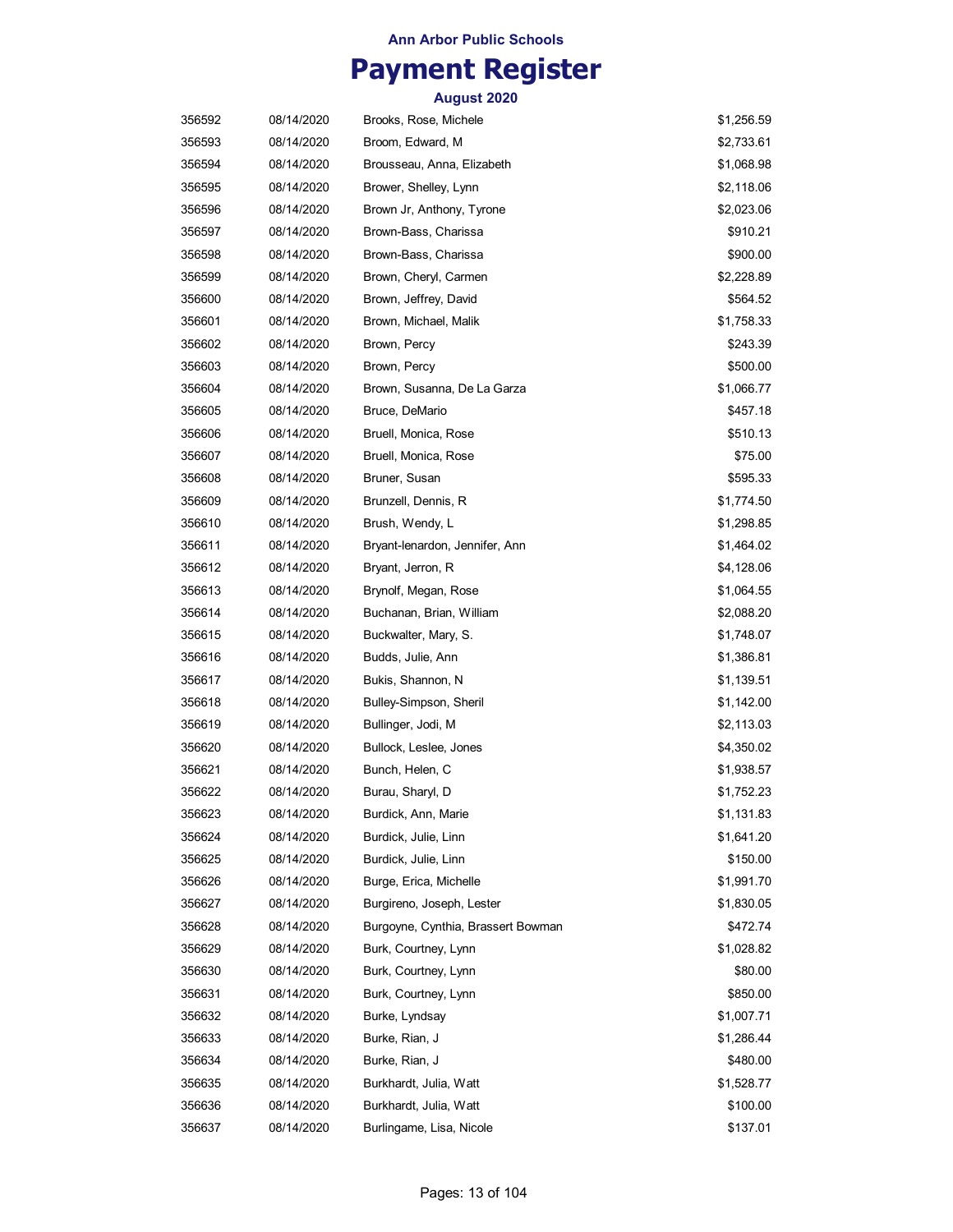Ann Arbor Public Schools

# Payment Register

### August 2020

| | | | |
|---|---|---|---|
| 356592 | 08/14/2020 | Brooks, Rose, Michele | $1,256.59 |
| 356593 | 08/14/2020 | Broom, Edward, M | $2,733.61 |
| 356594 | 08/14/2020 | Brousseau, Anna, Elizabeth | $1,068.98 |
| 356595 | 08/14/2020 | Brower, Shelley, Lynn | $2,118.06 |
| 356596 | 08/14/2020 | Brown Jr, Anthony, Tyrone | $2,023.06 |
| 356597 | 08/14/2020 | Brown-Bass, Charissa | $910.21 |
| 356598 | 08/14/2020 | Brown-Bass, Charissa | $900.00 |
| 356599 | 08/14/2020 | Brown, Cheryl, Carmen | $2,228.89 |
| 356600 | 08/14/2020 | Brown, Jeffrey, David | $564.52 |
| 356601 | 08/14/2020 | Brown, Michael, Malik | $1,758.33 |
| 356602 | 08/14/2020 | Brown, Percy | $243.39 |
| 356603 | 08/14/2020 | Brown, Percy | $500.00 |
| 356604 | 08/14/2020 | Brown, Susanna, De La Garza | $1,066.77 |
| 356605 | 08/14/2020 | Bruce, DeMario | $457.18 |
| 356606 | 08/14/2020 | Bruell, Monica, Rose | $510.13 |
| 356607 | 08/14/2020 | Bruell, Monica, Rose | $75.00 |
| 356608 | 08/14/2020 | Bruner, Susan | $595.33 |
| 356609 | 08/14/2020 | Brunzell, Dennis, R | $1,774.50 |
| 356610 | 08/14/2020 | Brush, Wendy, L | $1,298.85 |
| 356611 | 08/14/2020 | Bryant-lenardon, Jennifer, Ann | $1,464.02 |
| 356612 | 08/14/2020 | Bryant, Jerron, R | $4,128.06 |
| 356613 | 08/14/2020 | Brynolf, Megan, Rose | $1,064.55 |
| 356614 | 08/14/2020 | Buchanan, Brian, William | $2,088.20 |
| 356615 | 08/14/2020 | Buckwalter, Mary, S. | $1,748.07 |
| 356616 | 08/14/2020 | Budds, Julie, Ann | $1,386.81 |
| 356617 | 08/14/2020 | Bukis, Shannon, N | $1,139.51 |
| 356618 | 08/14/2020 | Bulley-Simpson, Sheril | $1,142.00 |
| 356619 | 08/14/2020 | Bullinger, Jodi, M | $2,113.03 |
| 356620 | 08/14/2020 | Bullock, Leslee, Jones | $4,350.02 |
| 356621 | 08/14/2020 | Bunch, Helen, C | $1,938.57 |
| 356622 | 08/14/2020 | Burau, Sharyl, D | $1,752.23 |
| 356623 | 08/14/2020 | Burdick, Ann, Marie | $1,131.83 |
| 356624 | 08/14/2020 | Burdick, Julie, Linn | $1,641.20 |
| 356625 | 08/14/2020 | Burdick, Julie, Linn | $150.00 |
| 356626 | 08/14/2020 | Burge, Erica, Michelle | $1,991.70 |
| 356627 | 08/14/2020 | Burgireno, Joseph, Lester | $1,830.05 |
| 356628 | 08/14/2020 | Burgoyne, Cynthia, Brassert Bowman | $472.74 |
| 356629 | 08/14/2020 | Burk, Courtney, Lynn | $1,028.82 |
| 356630 | 08/14/2020 | Burk, Courtney, Lynn | $80.00 |
| 356631 | 08/14/2020 | Burk, Courtney, Lynn | $850.00 |
| 356632 | 08/14/2020 | Burke, Lyndsay | $1,007.71 |
| 356633 | 08/14/2020 | Burke, Rian, J | $1,286.44 |
| 356634 | 08/14/2020 | Burke, Rian, J | $480.00 |
| 356635 | 08/14/2020 | Burkhardt, Julia, Watt | $1,528.77 |
| 356636 | 08/14/2020 | Burkhardt, Julia, Watt | $100.00 |
| 356637 | 08/14/2020 | Burlingame, Lisa, Nicole | $137.01 |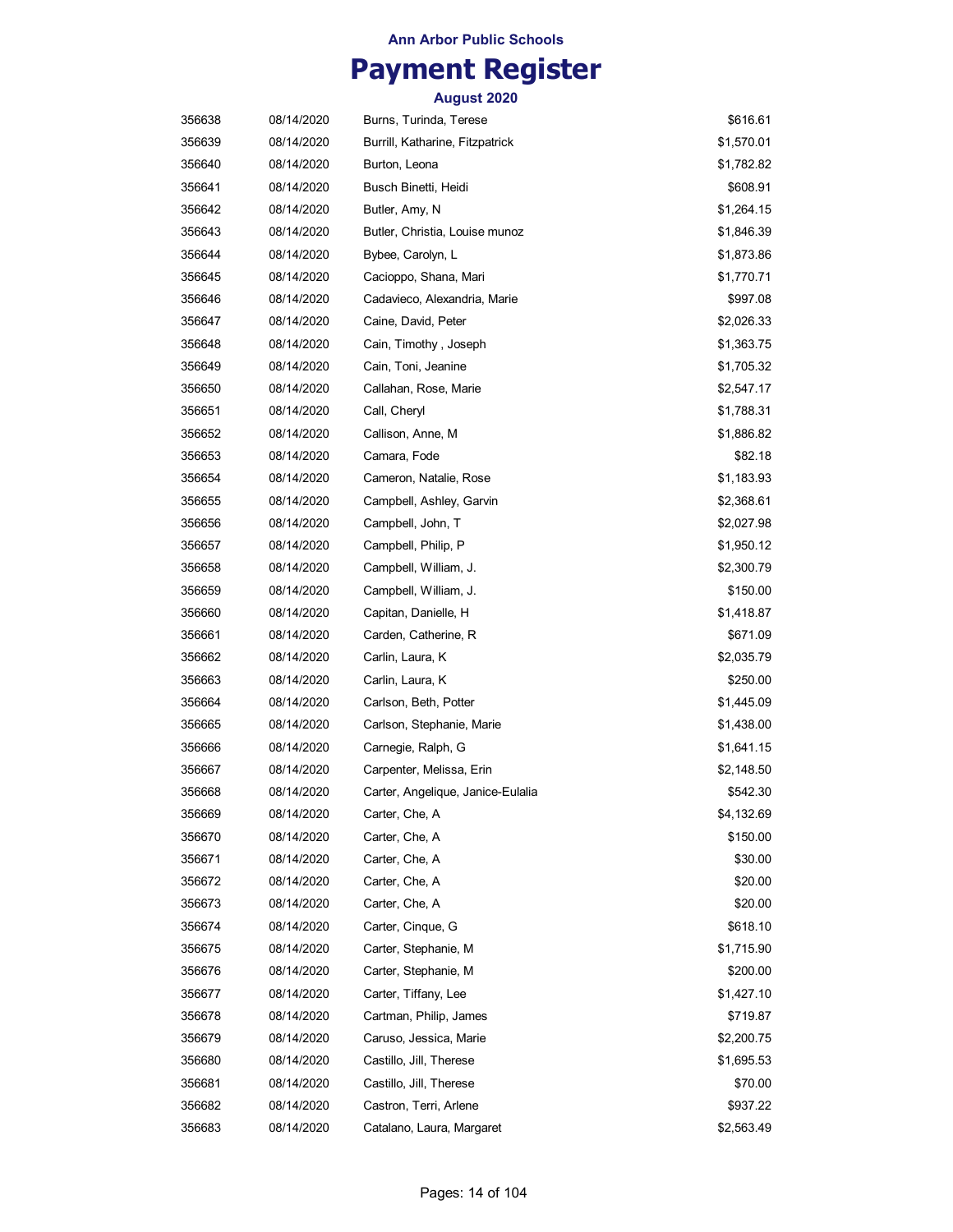**Ann Arbor Public Schools**

# Payment Register

**August 2020**

| | | | |
|---|---|---|---|
| 356638 | 08/14/2020 | Burns, Turinda, Terese | $616.61 |
| 356639 | 08/14/2020 | Burrill, Katharine, Fitzpatrick | $1,570.01 |
| 356640 | 08/14/2020 | Burton, Leona | $1,782.82 |
| 356641 | 08/14/2020 | Busch Binetti, Heidi | $608.91 |
| 356642 | 08/14/2020 | Butler, Amy, N | $1,264.15 |
| 356643 | 08/14/2020 | Butler, Christia, Louise munoz | $1,846.39 |
| 356644 | 08/14/2020 | Bybee, Carolyn, L | $1,873.86 |
| 356645 | 08/14/2020 | Cacioppo, Shana, Mari | $1,770.71 |
| 356646 | 08/14/2020 | Cadavieco, Alexandria, Marie | $997.08 |
| 356647 | 08/14/2020 | Caine, David, Peter | $2,026.33 |
| 356648 | 08/14/2020 | Cain, Timothy , Joseph | $1,363.75 |
| 356649 | 08/14/2020 | Cain, Toni, Jeanine | $1,705.32 |
| 356650 | 08/14/2020 | Callahan, Rose, Marie | $2,547.17 |
| 356651 | 08/14/2020 | Call, Cheryl | $1,788.31 |
| 356652 | 08/14/2020 | Callison, Anne, M | $1,886.82 |
| 356653 | 08/14/2020 | Camara, Fode | $82.18 |
| 356654 | 08/14/2020 | Cameron, Natalie, Rose | $1,183.93 |
| 356655 | 08/14/2020 | Campbell, Ashley, Garvin | $2,368.61 |
| 356656 | 08/14/2020 | Campbell, John, T | $2,027.98 |
| 356657 | 08/14/2020 | Campbell, Philip, P | $1,950.12 |
| 356658 | 08/14/2020 | Campbell, William, J. | $2,300.79 |
| 356659 | 08/14/2020 | Campbell, William, J. | $150.00 |
| 356660 | 08/14/2020 | Capitan, Danielle, H | $1,418.87 |
| 356661 | 08/14/2020 | Carden, Catherine, R | $671.09 |
| 356662 | 08/14/2020 | Carlin, Laura, K | $2,035.79 |
| 356663 | 08/14/2020 | Carlin, Laura, K | $250.00 |
| 356664 | 08/14/2020 | Carlson, Beth, Potter | $1,445.09 |
| 356665 | 08/14/2020 | Carlson, Stephanie, Marie | $1,438.00 |
| 356666 | 08/14/2020 | Carnegie, Ralph, G | $1,641.15 |
| 356667 | 08/14/2020 | Carpenter, Melissa, Erin | $2,148.50 |
| 356668 | 08/14/2020 | Carter, Angelique, Janice-Eulalia | $542.30 |
| 356669 | 08/14/2020 | Carter, Che, A | $4,132.69 |
| 356670 | 08/14/2020 | Carter, Che, A | $150.00 |
| 356671 | 08/14/2020 | Carter, Che, A | $30.00 |
| 356672 | 08/14/2020 | Carter, Che, A | $20.00 |
| 356673 | 08/14/2020 | Carter, Che, A | $20.00 |
| 356674 | 08/14/2020 | Carter, Cinque, G | $618.10 |
| 356675 | 08/14/2020 | Carter, Stephanie, M | $1,715.90 |
| 356676 | 08/14/2020 | Carter, Stephanie, M | $200.00 |
| 356677 | 08/14/2020 | Carter, Tiffany, Lee | $1,427.10 |
| 356678 | 08/14/2020 | Cartman, Philip, James | $719.87 |
| 356679 | 08/14/2020 | Caruso, Jessica, Marie | $2,200.75 |
| 356680 | 08/14/2020 | Castillo, Jill, Therese | $1,695.53 |
| 356681 | 08/14/2020 | Castillo, Jill, Therese | $70.00 |
| 356682 | 08/14/2020 | Castron, Terri, Arlene | $937.22 |
| 356683 | 08/14/2020 | Catalano, Laura, Margaret | $2,563.49 |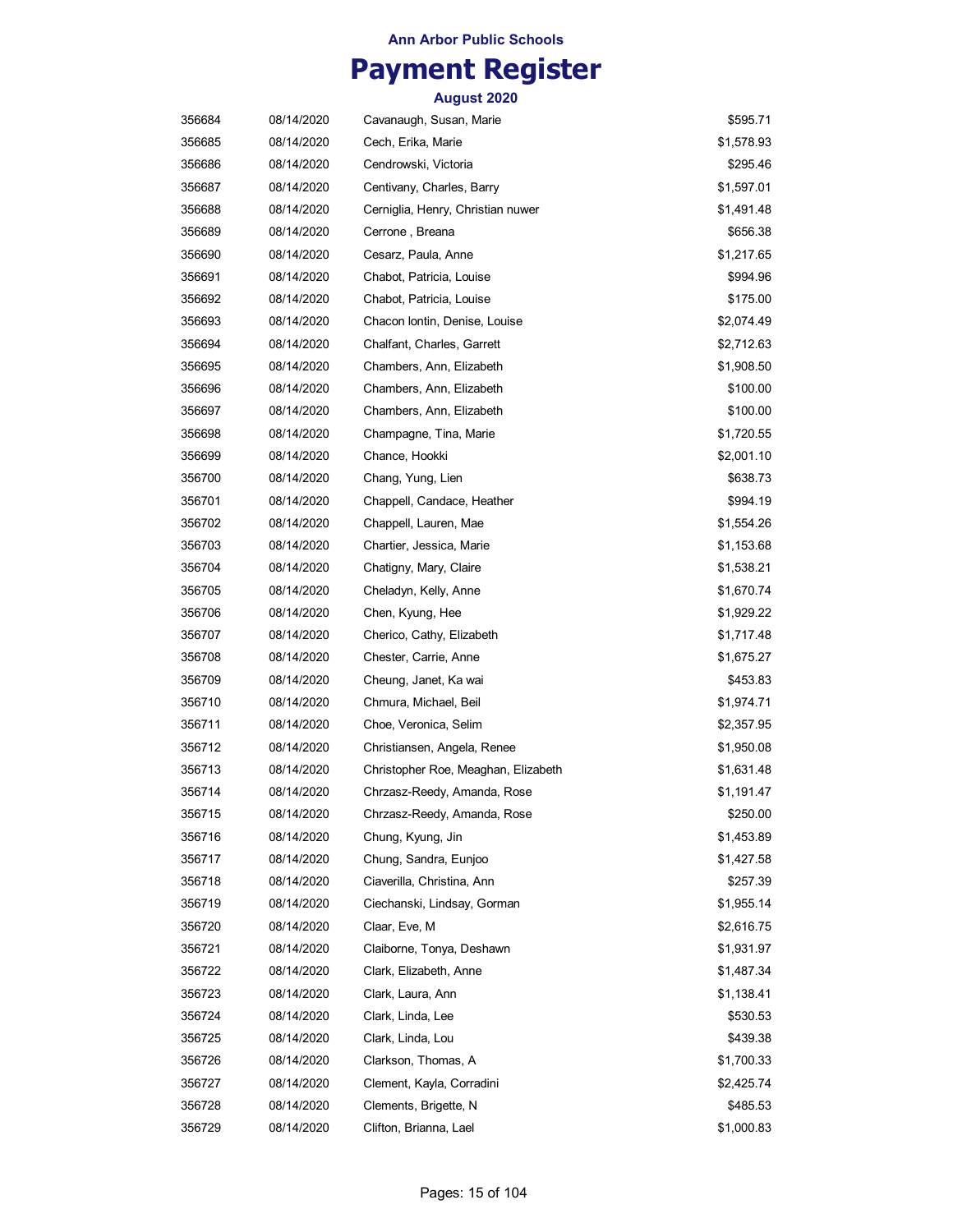Ann Arbor Public Schools

# Payment Register

**August 2020**

| | | | |
|---|---|---|---|
| 356684 | 08/14/2020 | Cavanaugh, Susan, Marie | $595.71 |
| 356685 | 08/14/2020 | Cech, Erika, Marie | $1,578.93 |
| 356686 | 08/14/2020 | Cendrowski, Victoria | $295.46 |
| 356687 | 08/14/2020 | Centivany, Charles, Barry | $1,597.01 |
| 356688 | 08/14/2020 | Cerniglia, Henry, Christian nuwer | $1,491.48 |
| 356689 | 08/14/2020 | Cerrone , Breana | $656.38 |
| 356690 | 08/14/2020 | Cesarz, Paula, Anne | $1,217.65 |
| 356691 | 08/14/2020 | Chabot, Patricia, Louise | $994.96 |
| 356692 | 08/14/2020 | Chabot, Patricia, Louise | $175.00 |
| 356693 | 08/14/2020 | Chacon lontin, Denise, Louise | $2,074.49 |
| 356694 | 08/14/2020 | Chalfant, Charles, Garrett | $2,712.63 |
| 356695 | 08/14/2020 | Chambers, Ann, Elizabeth | $1,908.50 |
| 356696 | 08/14/2020 | Chambers, Ann, Elizabeth | $100.00 |
| 356697 | 08/14/2020 | Chambers, Ann, Elizabeth | $100.00 |
| 356698 | 08/14/2020 | Champagne, Tina, Marie | $1,720.55 |
| 356699 | 08/14/2020 | Chance, Hookki | $2,001.10 |
| 356700 | 08/14/2020 | Chang, Yung, Lien | $638.73 |
| 356701 | 08/14/2020 | Chappell, Candace, Heather | $994.19 |
| 356702 | 08/14/2020 | Chappell, Lauren, Mae | $1,554.26 |
| 356703 | 08/14/2020 | Chartier, Jessica, Marie | $1,153.68 |
| 356704 | 08/14/2020 | Chatigny, Mary, Claire | $1,538.21 |
| 356705 | 08/14/2020 | Cheladyn, Kelly, Anne | $1,670.74 |
| 356706 | 08/14/2020 | Chen, Kyung, Hee | $1,929.22 |
| 356707 | 08/14/2020 | Cherico, Cathy, Elizabeth | $1,717.48 |
| 356708 | 08/14/2020 | Chester, Carrie, Anne | $1,675.27 |
| 356709 | 08/14/2020 | Cheung, Janet, Ka wai | $453.83 |
| 356710 | 08/14/2020 | Chmura, Michael, Beil | $1,974.71 |
| 356711 | 08/14/2020 | Choe, Veronica, Selim | $2,357.95 |
| 356712 | 08/14/2020 | Christiansen, Angela, Renee | $1,950.08 |
| 356713 | 08/14/2020 | Christopher Roe, Meaghan, Elizabeth | $1,631.48 |
| 356714 | 08/14/2020 | Chrzasz-Reedy, Amanda, Rose | $1,191.47 |
| 356715 | 08/14/2020 | Chrzasz-Reedy, Amanda, Rose | $250.00 |
| 356716 | 08/14/2020 | Chung, Kyung, Jin | $1,453.89 |
| 356717 | 08/14/2020 | Chung, Sandra, Eunjoo | $1,427.58 |
| 356718 | 08/14/2020 | Ciaverilla, Christina, Ann | $257.39 |
| 356719 | 08/14/2020 | Ciechanski, Lindsay, Gorman | $1,955.14 |
| 356720 | 08/14/2020 | Claar, Eve, M | $2,616.75 |
| 356721 | 08/14/2020 | Claiborne, Tonya, Deshawn | $1,931.97 |
| 356722 | 08/14/2020 | Clark, Elizabeth, Anne | $1,487.34 |
| 356723 | 08/14/2020 | Clark, Laura, Ann | $1,138.41 |
| 356724 | 08/14/2020 | Clark, Linda, Lee | $530.53 |
| 356725 | 08/14/2020 | Clark, Linda, Lou | $439.38 |
| 356726 | 08/14/2020 | Clarkson, Thomas, A | $1,700.33 |
| 356727 | 08/14/2020 | Clement, Kayla, Corradini | $2,425.74 |
| 356728 | 08/14/2020 | Clements, Brigette, N | $485.53 |
| 356729 | 08/14/2020 | Clifton, Brianna, Lael | $1,000.83 |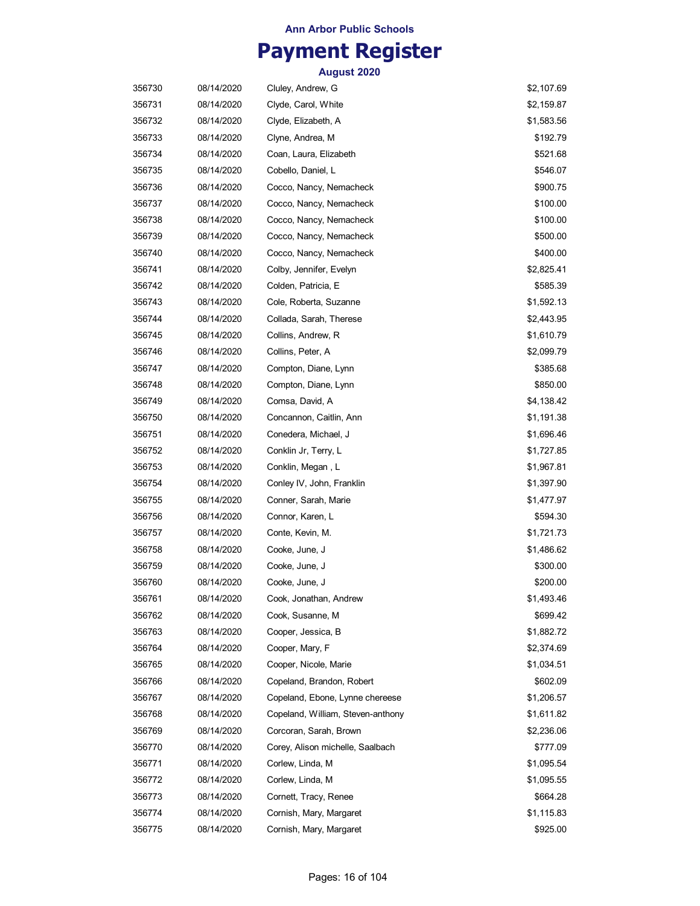**Ann Arbor Public Schools**

# Payment Register

**August 2020**

| | | | |
|---|---|---|---|
| 356730 | 08/14/2020 | Cluley, Andrew, G | $2,107.69 |
| 356731 | 08/14/2020 | Clyde, Carol, White | $2,159.87 |
| 356732 | 08/14/2020 | Clyde, Elizabeth, A | $1,583.56 |
| 356733 | 08/14/2020 | Clyne, Andrea, M | $192.79 |
| 356734 | 08/14/2020 | Coan, Laura, Elizabeth | $521.68 |
| 356735 | 08/14/2020 | Cobello, Daniel, L | $546.07 |
| 356736 | 08/14/2020 | Cocco, Nancy, Nemacheck | $900.75 |
| 356737 | 08/14/2020 | Cocco, Nancy, Nemacheck | $100.00 |
| 356738 | 08/14/2020 | Cocco, Nancy, Nemacheck | $100.00 |
| 356739 | 08/14/2020 | Cocco, Nancy, Nemacheck | $500.00 |
| 356740 | 08/14/2020 | Cocco, Nancy, Nemacheck | $400.00 |
| 356741 | 08/14/2020 | Colby, Jennifer, Evelyn | $2,825.41 |
| 356742 | 08/14/2020 | Colden, Patricia, E | $585.39 |
| 356743 | 08/14/2020 | Cole, Roberta, Suzanne | $1,592.13 |
| 356744 | 08/14/2020 | Collada, Sarah, Therese | $2,443.95 |
| 356745 | 08/14/2020 | Collins, Andrew, R | $1,610.79 |
| 356746 | 08/14/2020 | Collins, Peter, A | $2,099.79 |
| 356747 | 08/14/2020 | Compton, Diane, Lynn | $385.68 |
| 356748 | 08/14/2020 | Compton, Diane, Lynn | $850.00 |
| 356749 | 08/14/2020 | Comsa, David, A | $4,138.42 |
| 356750 | 08/14/2020 | Concannon, Caitlin, Ann | $1,191.38 |
| 356751 | 08/14/2020 | Conedera, Michael, J | $1,696.46 |
| 356752 | 08/14/2020 | Conklin Jr, Terry, L | $1,727.85 |
| 356753 | 08/14/2020 | Conklin, Megan , L | $1,967.81 |
| 356754 | 08/14/2020 | Conley IV, John, Franklin | $1,397.90 |
| 356755 | 08/14/2020 | Conner, Sarah, Marie | $1,477.97 |
| 356756 | 08/14/2020 | Connor, Karen, L | $594.30 |
| 356757 | 08/14/2020 | Conte, Kevin, M. | $1,721.73 |
| 356758 | 08/14/2020 | Cooke, June, J | $1,486.62 |
| 356759 | 08/14/2020 | Cooke, June, J | $300.00 |
| 356760 | 08/14/2020 | Cooke, June, J | $200.00 |
| 356761 | 08/14/2020 | Cook, Jonathan, Andrew | $1,493.46 |
| 356762 | 08/14/2020 | Cook, Susanne, M | $699.42 |
| 356763 | 08/14/2020 | Cooper, Jessica, B | $1,882.72 |
| 356764 | 08/14/2020 | Cooper, Mary, F | $2,374.69 |
| 356765 | 08/14/2020 | Cooper, Nicole, Marie | $1,034.51 |
| 356766 | 08/14/2020 | Copeland, Brandon, Robert | $602.09 |
| 356767 | 08/14/2020 | Copeland, Ebone, Lynne chereese | $1,206.57 |
| 356768 | 08/14/2020 | Copeland, William, Steven-anthony | $1,611.82 |
| 356769 | 08/14/2020 | Corcoran, Sarah, Brown | $2,236.06 |
| 356770 | 08/14/2020 | Corey, Alison michelle, Saalbach | $777.09 |
| 356771 | 08/14/2020 | Corlew, Linda, M | $1,095.54 |
| 356772 | 08/14/2020 | Corlew, Linda, M | $1,095.55 |
| 356773 | 08/14/2020 | Cornett, Tracy, Renee | $664.28 |
| 356774 | 08/14/2020 | Cornish, Mary, Margaret | $1,115.83 |
| 356775 | 08/14/2020 | Cornish, Mary, Margaret | $925.00 |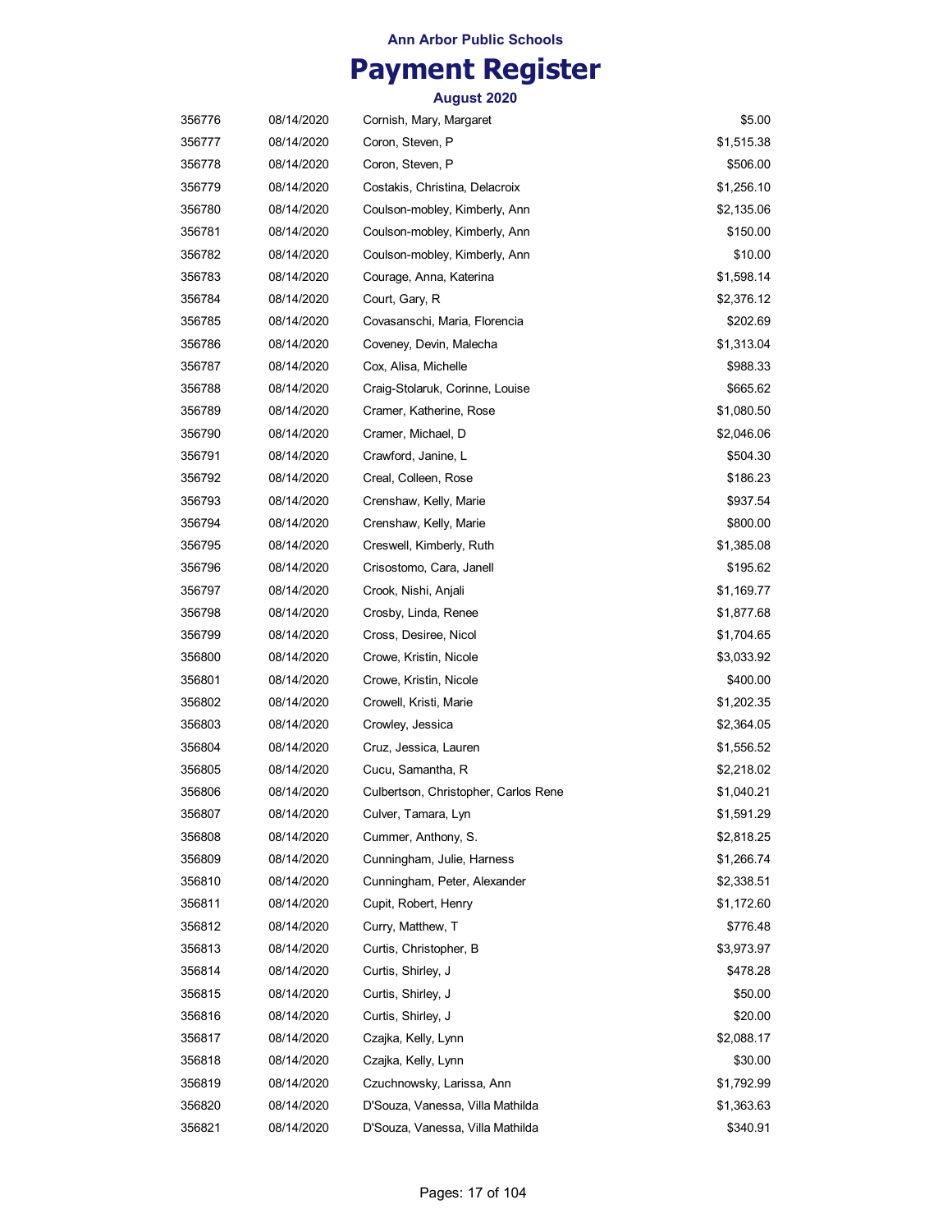Ann Arbor Public Schools

# Payment Register

August 2020

| | | | |
|---|---|---|---|
| 356776 | 08/14/2020 | Cornish, Mary, Margaret | $5.00 |
| 356777 | 08/14/2020 | Coron, Steven, P | $1,515.38 |
| 356778 | 08/14/2020 | Coron, Steven, P | $506.00 |
| 356779 | 08/14/2020 | Costakis, Christina, Delacroix | $1,256.10 |
| 356780 | 08/14/2020 | Coulson-mobley, Kimberly, Ann | $2,135.06 |
| 356781 | 08/14/2020 | Coulson-mobley, Kimberly, Ann | $150.00 |
| 356782 | 08/14/2020 | Coulson-mobley, Kimberly, Ann | $10.00 |
| 356783 | 08/14/2020 | Courage, Anna, Katerina | $1,598.14 |
| 356784 | 08/14/2020 | Court, Gary, R | $2,376.12 |
| 356785 | 08/14/2020 | Covasanschi, Maria, Florencia | $202.69 |
| 356786 | 08/14/2020 | Coveney, Devin, Malecha | $1,313.04 |
| 356787 | 08/14/2020 | Cox, Alisa, Michelle | $988.33 |
| 356788 | 08/14/2020 | Craig-Stolaruk, Corinne, Louise | $665.62 |
| 356789 | 08/14/2020 | Cramer, Katherine, Rose | $1,080.50 |
| 356790 | 08/14/2020 | Cramer, Michael, D | $2,046.06 |
| 356791 | 08/14/2020 | Crawford, Janine, L | $504.30 |
| 356792 | 08/14/2020 | Creal, Colleen, Rose | $186.23 |
| 356793 | 08/14/2020 | Crenshaw, Kelly, Marie | $937.54 |
| 356794 | 08/14/2020 | Crenshaw, Kelly, Marie | $800.00 |
| 356795 | 08/14/2020 | Creswell, Kimberly, Ruth | $1,385.08 |
| 356796 | 08/14/2020 | Crisostomo, Cara, Janell | $195.62 |
| 356797 | 08/14/2020 | Crook, Nishi, Anjali | $1,169.77 |
| 356798 | 08/14/2020 | Crosby, Linda, Renee | $1,877.68 |
| 356799 | 08/14/2020 | Cross, Desiree, Nicol | $1,704.65 |
| 356800 | 08/14/2020 | Crowe, Kristin, Nicole | $3,033.92 |
| 356801 | 08/14/2020 | Crowe, Kristin, Nicole | $400.00 |
| 356802 | 08/14/2020 | Crowell, Kristi, Marie | $1,202.35 |
| 356803 | 08/14/2020 | Crowley, Jessica | $2,364.05 |
| 356804 | 08/14/2020 | Cruz, Jessica, Lauren | $1,556.52 |
| 356805 | 08/14/2020 | Cucu, Samantha, R | $2,218.02 |
| 356806 | 08/14/2020 | Culbertson, Christopher, Carlos Rene | $1,040.21 |
| 356807 | 08/14/2020 | Culver, Tamara, Lyn | $1,591.29 |
| 356808 | 08/14/2020 | Cummer, Anthony, S. | $2,818.25 |
| 356809 | 08/14/2020 | Cunningham, Julie, Harness | $1,266.74 |
| 356810 | 08/14/2020 | Cunningham, Peter, Alexander | $2,338.51 |
| 356811 | 08/14/2020 | Cupit, Robert, Henry | $1,172.60 |
| 356812 | 08/14/2020 | Curry, Matthew, T | $776.48 |
| 356813 | 08/14/2020 | Curtis, Christopher, B | $3,973.97 |
| 356814 | 08/14/2020 | Curtis, Shirley, J | $478.28 |
| 356815 | 08/14/2020 | Curtis, Shirley, J | $50.00 |
| 356816 | 08/14/2020 | Curtis, Shirley, J | $20.00 |
| 356817 | 08/14/2020 | Czajka, Kelly, Lynn | $2,088.17 |
| 356818 | 08/14/2020 | Czajka, Kelly, Lynn | $30.00 |
| 356819 | 08/14/2020 | Czuchnowsky, Larissa, Ann | $1,792.99 |
| 356820 | 08/14/2020 | D'Souza, Vanessa, Villa Mathilda | $1,363.63 |
| 356821 | 08/14/2020 | D'Souza, Vanessa, Villa Mathilda | $340.91 |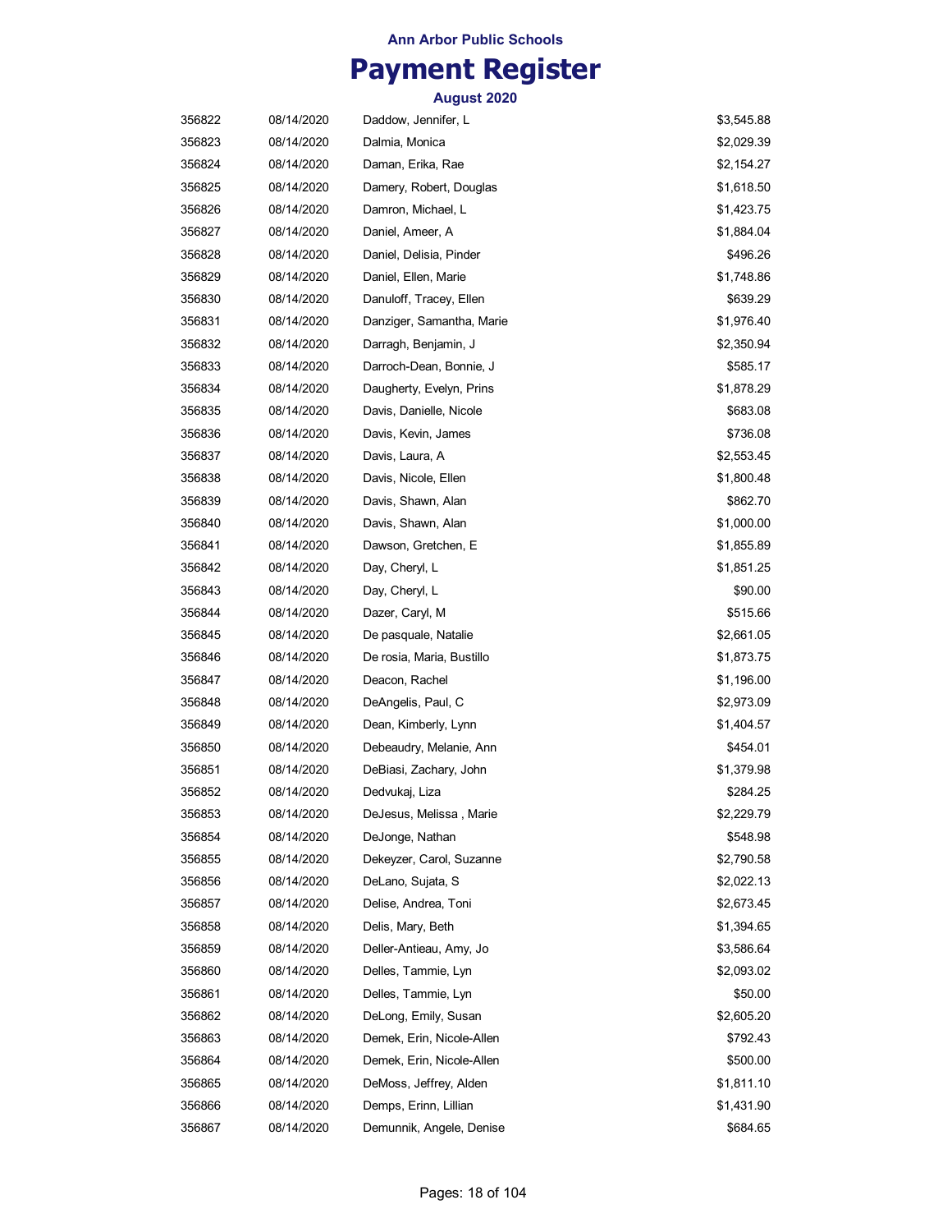**Ann Arbor Public Schools**

# Payment Register

**August 2020**

| | | | |
|---|---|---|---|
| 356822 | 08/14/2020 | Daddow, Jennifer, L | $3,545.88 |
| 356823 | 08/14/2020 | Dalmia, Monica | $2,029.39 |
| 356824 | 08/14/2020 | Daman, Erika, Rae | $2,154.27 |
| 356825 | 08/14/2020 | Damery, Robert, Douglas | $1,618.50 |
| 356826 | 08/14/2020 | Damron, Michael, L | $1,423.75 |
| 356827 | 08/14/2020 | Daniel, Ameer, A | $1,884.04 |
| 356828 | 08/14/2020 | Daniel, Delisia, Pinder | $496.26 |
| 356829 | 08/14/2020 | Daniel, Ellen, Marie | $1,748.86 |
| 356830 | 08/14/2020 | Danuloff, Tracey, Ellen | $639.29 |
| 356831 | 08/14/2020 | Danziger, Samantha, Marie | $1,976.40 |
| 356832 | 08/14/2020 | Darragh, Benjamin, J | $2,350.94 |
| 356833 | 08/14/2020 | Darroch-Dean, Bonnie, J | $585.17 |
| 356834 | 08/14/2020 | Daugherty, Evelyn, Prins | $1,878.29 |
| 356835 | 08/14/2020 | Davis, Danielle, Nicole | $683.08 |
| 356836 | 08/14/2020 | Davis, Kevin, James | $736.08 |
| 356837 | 08/14/2020 | Davis, Laura, A | $2,553.45 |
| 356838 | 08/14/2020 | Davis, Nicole, Ellen | $1,800.48 |
| 356839 | 08/14/2020 | Davis, Shawn, Alan | $862.70 |
| 356840 | 08/14/2020 | Davis, Shawn, Alan | $1,000.00 |
| 356841 | 08/14/2020 | Dawson, Gretchen, E | $1,855.89 |
| 356842 | 08/14/2020 | Day, Cheryl, L | $1,851.25 |
| 356843 | 08/14/2020 | Day, Cheryl, L | $90.00 |
| 356844 | 08/14/2020 | Dazer, Caryl, M | $515.66 |
| 356845 | 08/14/2020 | De pasquale, Natalie | $2,661.05 |
| 356846 | 08/14/2020 | De rosia, Maria, Bustillo | $1,873.75 |
| 356847 | 08/14/2020 | Deacon, Rachel | $1,196.00 |
| 356848 | 08/14/2020 | DeAngelis, Paul, C | $2,973.09 |
| 356849 | 08/14/2020 | Dean, Kimberly, Lynn | $1,404.57 |
| 356850 | 08/14/2020 | Debeaudry, Melanie, Ann | $454.01 |
| 356851 | 08/14/2020 | DeBiasi, Zachary, John | $1,379.98 |
| 356852 | 08/14/2020 | Dedvukaj, Liza | $284.25 |
| 356853 | 08/14/2020 | DeJesus, Melissa , Marie | $2,229.79 |
| 356854 | 08/14/2020 | DeJonge, Nathan | $548.98 |
| 356855 | 08/14/2020 | Dekeyzer, Carol, Suzanne | $2,790.58 |
| 356856 | 08/14/2020 | DeLano, Sujata, S | $2,022.13 |
| 356857 | 08/14/2020 | Delise, Andrea, Toni | $2,673.45 |
| 356858 | 08/14/2020 | Delis, Mary, Beth | $1,394.65 |
| 356859 | 08/14/2020 | Deller-Antieau, Amy, Jo | $3,586.64 |
| 356860 | 08/14/2020 | Delles, Tammie, Lyn | $2,093.02 |
| 356861 | 08/14/2020 | Delles, Tammie, Lyn | $50.00 |
| 356862 | 08/14/2020 | DeLong, Emily, Susan | $2,605.20 |
| 356863 | 08/14/2020 | Demek, Erin, Nicole-Allen | $792.43 |
| 356864 | 08/14/2020 | Demek, Erin, Nicole-Allen | $500.00 |
| 356865 | 08/14/2020 | DeMoss, Jeffrey, Alden | $1,811.10 |
| 356866 | 08/14/2020 | Demps, Erinn, Lillian | $1,431.90 |
| 356867 | 08/14/2020 | Demunnik, Angele, Denise | $684.65 |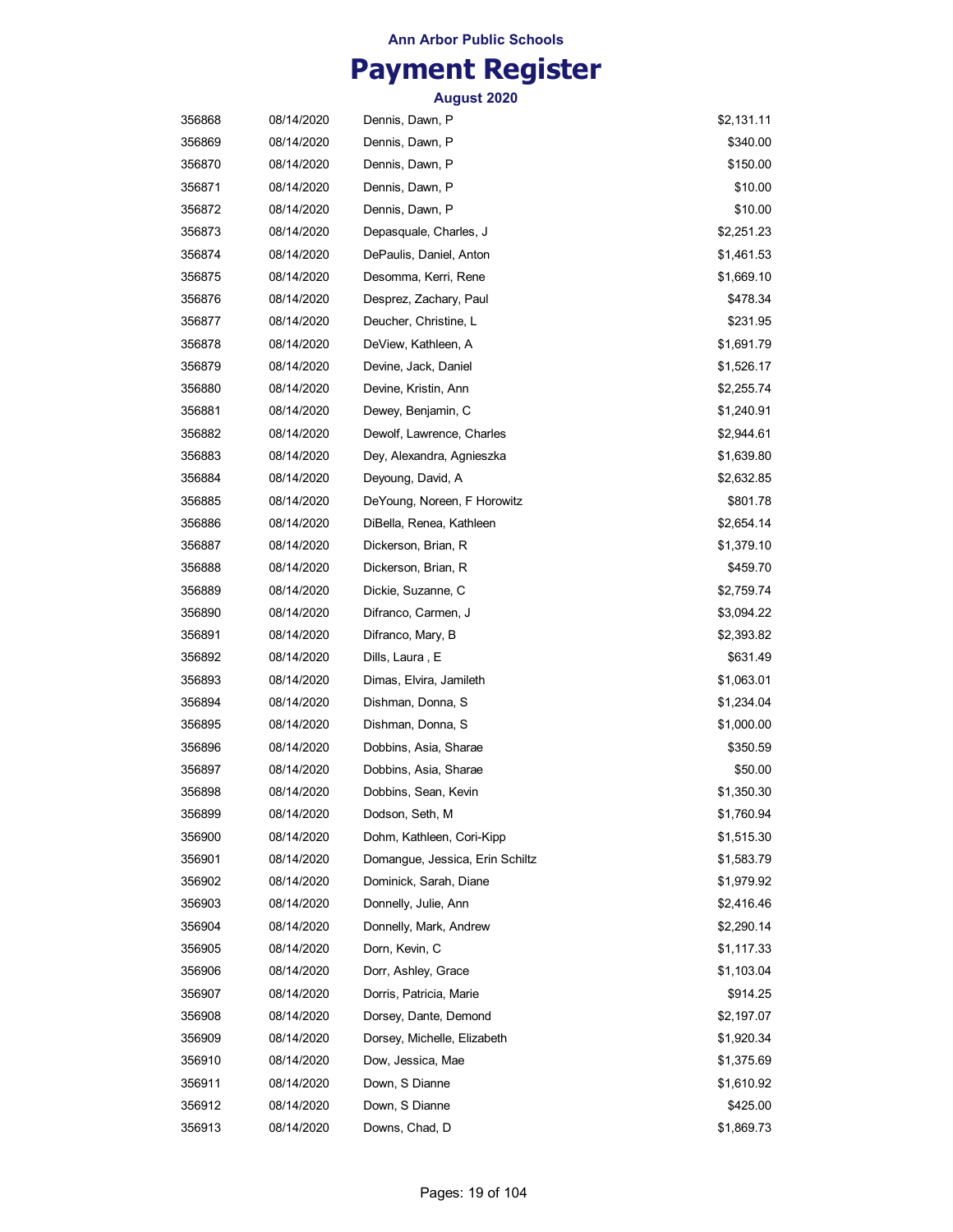**Ann Arbor Public Schools**

# Payment Register

**August 2020**

| | | | |
|---|---|---|---|
| 356868 | 08/14/2020 | Dennis, Dawn, P | $2,131.11 |
| 356869 | 08/14/2020 | Dennis, Dawn, P | $340.00 |
| 356870 | 08/14/2020 | Dennis, Dawn, P | $150.00 |
| 356871 | 08/14/2020 | Dennis, Dawn, P | $10.00 |
| 356872 | 08/14/2020 | Dennis, Dawn, P | $10.00 |
| 356873 | 08/14/2020 | Depasquale, Charles, J | $2,251.23 |
| 356874 | 08/14/2020 | DePaulis, Daniel, Anton | $1,461.53 |
| 356875 | 08/14/2020 | Desomma, Kerri, Rene | $1,669.10 |
| 356876 | 08/14/2020 | Desprez, Zachary, Paul | $478.34 |
| 356877 | 08/14/2020 | Deucher, Christine, L | $231.95 |
| 356878 | 08/14/2020 | DeView, Kathleen, A | $1,691.79 |
| 356879 | 08/14/2020 | Devine, Jack, Daniel | $1,526.17 |
| 356880 | 08/14/2020 | Devine, Kristin, Ann | $2,255.74 |
| 356881 | 08/14/2020 | Dewey, Benjamin, C | $1,240.91 |
| 356882 | 08/14/2020 | Dewolf, Lawrence, Charles | $2,944.61 |
| 356883 | 08/14/2020 | Dey, Alexandra, Agnieszka | $1,639.80 |
| 356884 | 08/14/2020 | Deyoung, David, A | $2,632.85 |
| 356885 | 08/14/2020 | DeYoung, Noreen, F Horowitz | $801.78 |
| 356886 | 08/14/2020 | DiBella, Renea, Kathleen | $2,654.14 |
| 356887 | 08/14/2020 | Dickerson, Brian, R | $1,379.10 |
| 356888 | 08/14/2020 | Dickerson, Brian, R | $459.70 |
| 356889 | 08/14/2020 | Dickie, Suzanne, C | $2,759.74 |
| 356890 | 08/14/2020 | Difranco, Carmen, J | $3,094.22 |
| 356891 | 08/14/2020 | Difranco, Mary, B | $2,393.82 |
| 356892 | 08/14/2020 | Dills, Laura , E | $631.49 |
| 356893 | 08/14/2020 | Dimas, Elvira, Jamileth | $1,063.01 |
| 356894 | 08/14/2020 | Dishman, Donna, S | $1,234.04 |
| 356895 | 08/14/2020 | Dishman, Donna, S | $1,000.00 |
| 356896 | 08/14/2020 | Dobbins, Asia, Sharae | $350.59 |
| 356897 | 08/14/2020 | Dobbins, Asia, Sharae | $50.00 |
| 356898 | 08/14/2020 | Dobbins, Sean, Kevin | $1,350.30 |
| 356899 | 08/14/2020 | Dodson, Seth, M | $1,760.94 |
| 356900 | 08/14/2020 | Dohm, Kathleen, Cori-Kipp | $1,515.30 |
| 356901 | 08/14/2020 | Domangue, Jessica, Erin Schiltz | $1,583.79 |
| 356902 | 08/14/2020 | Dominick, Sarah, Diane | $1,979.92 |
| 356903 | 08/14/2020 | Donnelly, Julie, Ann | $2,416.46 |
| 356904 | 08/14/2020 | Donnelly, Mark, Andrew | $2,290.14 |
| 356905 | 08/14/2020 | Dorn, Kevin, C | $1,117.33 |
| 356906 | 08/14/2020 | Dorr, Ashley, Grace | $1,103.04 |
| 356907 | 08/14/2020 | Dorris, Patricia, Marie | $914.25 |
| 356908 | 08/14/2020 | Dorsey, Dante, Demond | $2,197.07 |
| 356909 | 08/14/2020 | Dorsey, Michelle, Elizabeth | $1,920.34 |
| 356910 | 08/14/2020 | Dow, Jessica, Mae | $1,375.69 |
| 356911 | 08/14/2020 | Down, S Dianne | $1,610.92 |
| 356912 | 08/14/2020 | Down, S Dianne | $425.00 |
| 356913 | 08/14/2020 | Downs, Chad, D | $1,869.73 |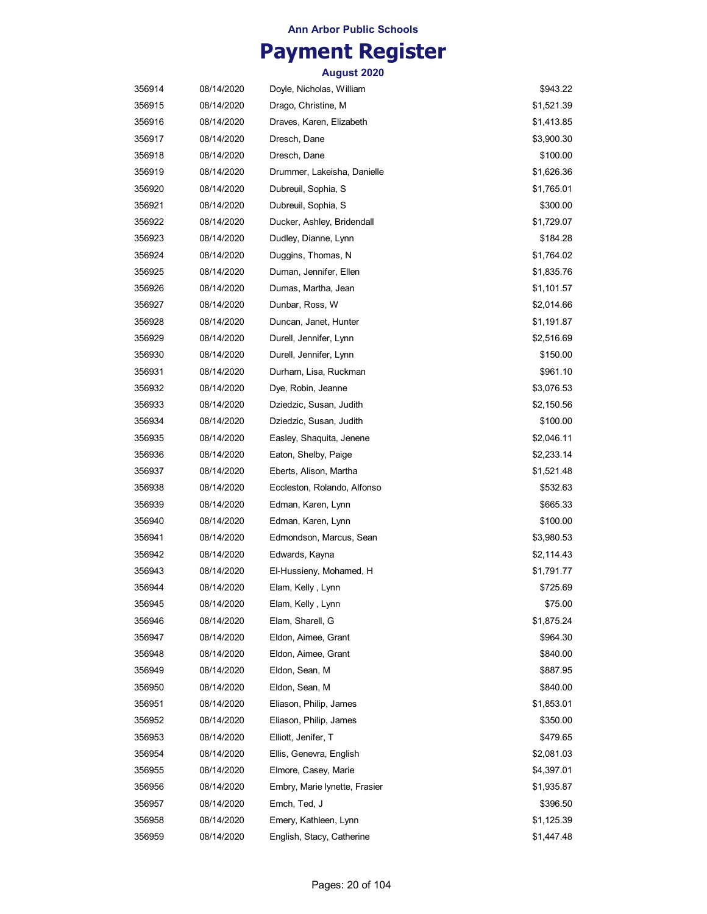**Ann Arbor Public Schools**

# Payment Register

**August 2020**

| | | | |
|---|---|---|---|
| 356914 | 08/14/2020 | Doyle, Nicholas, William | $943.22 |
| 356915 | 08/14/2020 | Drago, Christine, M | $1,521.39 |
| 356916 | 08/14/2020 | Draves, Karen, Elizabeth | $1,413.85 |
| 356917 | 08/14/2020 | Dresch, Dane | $3,900.30 |
| 356918 | 08/14/2020 | Dresch, Dane | $100.00 |
| 356919 | 08/14/2020 | Drummer, Lakeisha, Danielle | $1,626.36 |
| 356920 | 08/14/2020 | Dubreuil, Sophia, S | $1,765.01 |
| 356921 | 08/14/2020 | Dubreuil, Sophia, S | $300.00 |
| 356922 | 08/14/2020 | Ducker, Ashley, Bridendall | $1,729.07 |
| 356923 | 08/14/2020 | Dudley, Dianne, Lynn | $184.28 |
| 356924 | 08/14/2020 | Duggins, Thomas, N | $1,764.02 |
| 356925 | 08/14/2020 | Duman, Jennifer, Ellen | $1,835.76 |
| 356926 | 08/14/2020 | Dumas, Martha, Jean | $1,101.57 |
| 356927 | 08/14/2020 | Dunbar, Ross, W | $2,014.66 |
| 356928 | 08/14/2020 | Duncan, Janet, Hunter | $1,191.87 |
| 356929 | 08/14/2020 | Durell, Jennifer, Lynn | $2,516.69 |
| 356930 | 08/14/2020 | Durell, Jennifer, Lynn | $150.00 |
| 356931 | 08/14/2020 | Durham, Lisa, Ruckman | $961.10 |
| 356932 | 08/14/2020 | Dye, Robin, Jeanne | $3,076.53 |
| 356933 | 08/14/2020 | Dziedzic, Susan, Judith | $2,150.56 |
| 356934 | 08/14/2020 | Dziedzic, Susan, Judith | $100.00 |
| 356935 | 08/14/2020 | Easley, Shaquita, Jenene | $2,046.11 |
| 356936 | 08/14/2020 | Eaton, Shelby, Paige | $2,233.14 |
| 356937 | 08/14/2020 | Eberts, Alison, Martha | $1,521.48 |
| 356938 | 08/14/2020 | Eccleston, Rolando, Alfonso | $532.63 |
| 356939 | 08/14/2020 | Edman, Karen, Lynn | $665.33 |
| 356940 | 08/14/2020 | Edman, Karen, Lynn | $100.00 |
| 356941 | 08/14/2020 | Edmondson, Marcus, Sean | $3,980.53 |
| 356942 | 08/14/2020 | Edwards, Kayna | $2,114.43 |
| 356943 | 08/14/2020 | El-Hussieny, Mohamed, H | $1,791.77 |
| 356944 | 08/14/2020 | Elam, Kelly , Lynn | $725.69 |
| 356945 | 08/14/2020 | Elam, Kelly , Lynn | $75.00 |
| 356946 | 08/14/2020 | Elam, Sharell, G | $1,875.24 |
| 356947 | 08/14/2020 | Eldon, Aimee, Grant | $964.30 |
| 356948 | 08/14/2020 | Eldon, Aimee, Grant | $840.00 |
| 356949 | 08/14/2020 | Eldon, Sean, M | $887.95 |
| 356950 | 08/14/2020 | Eldon, Sean, M | $840.00 |
| 356951 | 08/14/2020 | Eliason, Philip, James | $1,853.01 |
| 356952 | 08/14/2020 | Eliason, Philip, James | $350.00 |
| 356953 | 08/14/2020 | Elliott, Jenifer, T | $479.65 |
| 356954 | 08/14/2020 | Ellis, Genevra, English | $2,081.03 |
| 356955 | 08/14/2020 | Elmore, Casey, Marie | $4,397.01 |
| 356956 | 08/14/2020 | Embry, Marie lynette, Frasier | $1,935.87 |
| 356957 | 08/14/2020 | Emch, Ted, J | $396.50 |
| 356958 | 08/14/2020 | Emery, Kathleen, Lynn | $1,125.39 |
| 356959 | 08/14/2020 | English, Stacy, Catherine | $1,447.48 |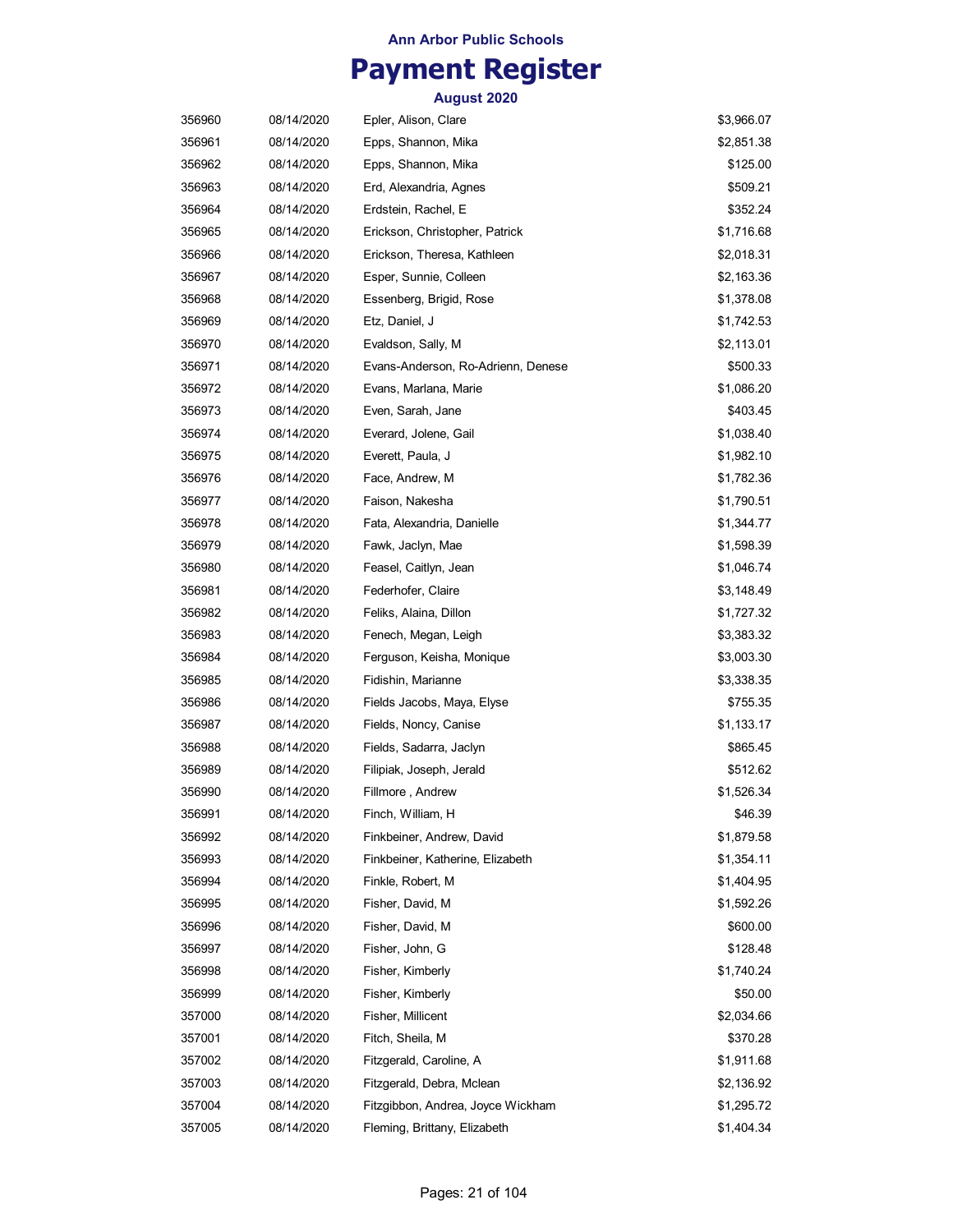**Ann Arbor Public Schools**

# Payment Register

### August 2020

| | | | |
|---|---|---|---|
| 356960 | 08/14/2020 | Epler, Alison, Clare | $3,966.07 |
| 356961 | 08/14/2020 | Epps, Shannon, Mika | $2,851.38 |
| 356962 | 08/14/2020 | Epps, Shannon, Mika | $125.00 |
| 356963 | 08/14/2020 | Erd, Alexandria, Agnes | $509.21 |
| 356964 | 08/14/2020 | Erdstein, Rachel, E | $352.24 |
| 356965 | 08/14/2020 | Erickson, Christopher, Patrick | $1,716.68 |
| 356966 | 08/14/2020 | Erickson, Theresa, Kathleen | $2,018.31 |
| 356967 | 08/14/2020 | Esper, Sunnie, Colleen | $2,163.36 |
| 356968 | 08/14/2020 | Essenberg, Brigid, Rose | $1,378.08 |
| 356969 | 08/14/2020 | Etz, Daniel, J | $1,742.53 |
| 356970 | 08/14/2020 | Evaldson, Sally, M | $2,113.01 |
| 356971 | 08/14/2020 | Evans-Anderson, Ro-Adrienn, Denese | $500.33 |
| 356972 | 08/14/2020 | Evans, Marlana, Marie | $1,086.20 |
| 356973 | 08/14/2020 | Even, Sarah, Jane | $403.45 |
| 356974 | 08/14/2020 | Everard, Jolene, Gail | $1,038.40 |
| 356975 | 08/14/2020 | Everett, Paula, J | $1,982.10 |
| 356976 | 08/14/2020 | Face, Andrew, M | $1,782.36 |
| 356977 | 08/14/2020 | Faison, Nakesha | $1,790.51 |
| 356978 | 08/14/2020 | Fata, Alexandria, Danielle | $1,344.77 |
| 356979 | 08/14/2020 | Fawk, Jaclyn, Mae | $1,598.39 |
| 356980 | 08/14/2020 | Feasel, Caitlyn, Jean | $1,046.74 |
| 356981 | 08/14/2020 | Federhofer, Claire | $3,148.49 |
| 356982 | 08/14/2020 | Feliks, Alaina, Dillon | $1,727.32 |
| 356983 | 08/14/2020 | Fenech, Megan, Leigh | $3,383.32 |
| 356984 | 08/14/2020 | Ferguson, Keisha, Monique | $3,003.30 |
| 356985 | 08/14/2020 | Fidishin, Marianne | $3,338.35 |
| 356986 | 08/14/2020 | Fields Jacobs, Maya, Elyse | $755.35 |
| 356987 | 08/14/2020 | Fields, Noncy, Canise | $1,133.17 |
| 356988 | 08/14/2020 | Fields, Sadarra, Jaclyn | $865.45 |
| 356989 | 08/14/2020 | Filipiak, Joseph, Jerald | $512.62 |
| 356990 | 08/14/2020 | Fillmore , Andrew | $1,526.34 |
| 356991 | 08/14/2020 | Finch, William, H | $46.39 |
| 356992 | 08/14/2020 | Finkbeiner, Andrew, David | $1,879.58 |
| 356993 | 08/14/2020 | Finkbeiner, Katherine, Elizabeth | $1,354.11 |
| 356994 | 08/14/2020 | Finkle, Robert, M | $1,404.95 |
| 356995 | 08/14/2020 | Fisher, David, M | $1,592.26 |
| 356996 | 08/14/2020 | Fisher, David, M | $600.00 |
| 356997 | 08/14/2020 | Fisher, John, G | $128.48 |
| 356998 | 08/14/2020 | Fisher, Kimberly | $1,740.24 |
| 356999 | 08/14/2020 | Fisher, Kimberly | $50.00 |
| 357000 | 08/14/2020 | Fisher, Millicent | $2,034.66 |
| 357001 | 08/14/2020 | Fitch, Sheila, M | $370.28 |
| 357002 | 08/14/2020 | Fitzgerald, Caroline, A | $1,911.68 |
| 357003 | 08/14/2020 | Fitzgerald, Debra, Mclean | $2,136.92 |
| 357004 | 08/14/2020 | Fitzgibbon, Andrea, Joyce Wickham | $1,295.72 |
| 357005 | 08/14/2020 | Fleming, Brittany, Elizabeth | $1,404.34 |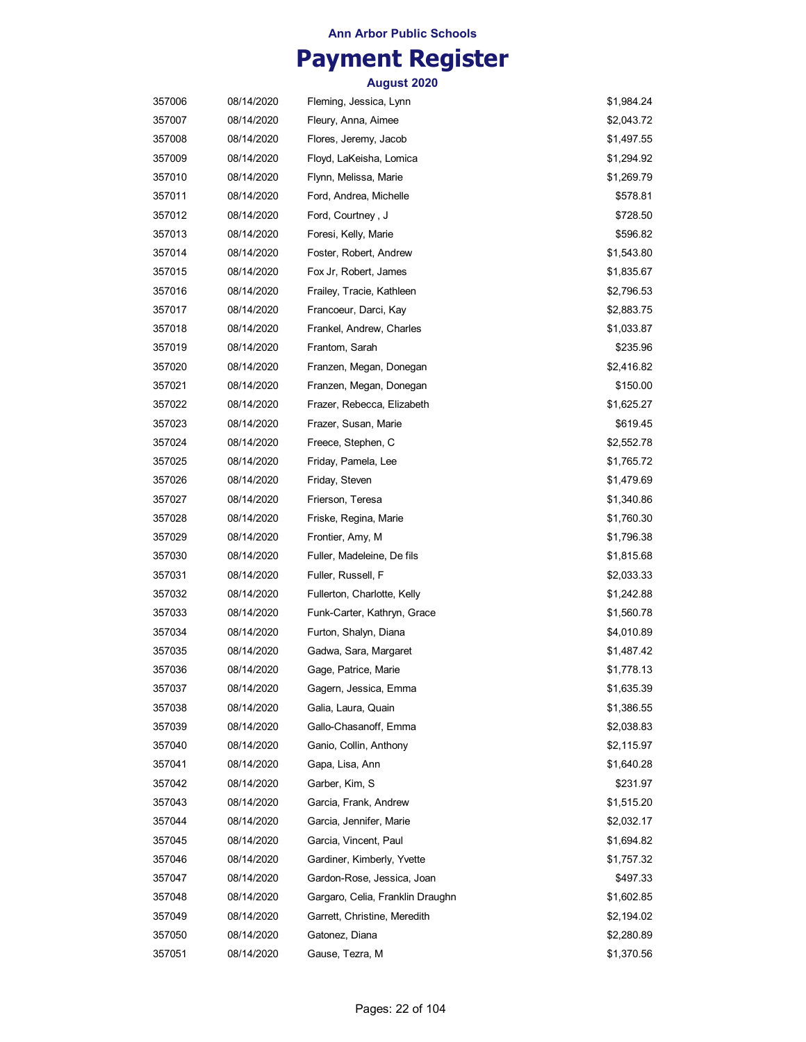# Ann Arbor Public Schools

# Payment Register

## August 2020

| | | | |
|---|---|---|---|
| 357006 | 08/14/2020 | Fleming, Jessica, Lynn | $1,984.24 |
| 357007 | 08/14/2020 | Fleury, Anna, Aimee | $2,043.72 |
| 357008 | 08/14/2020 | Flores, Jeremy, Jacob | $1,497.55 |
| 357009 | 08/14/2020 | Floyd, LaKeisha, Lomica | $1,294.92 |
| 357010 | 08/14/2020 | Flynn, Melissa, Marie | $1,269.79 |
| 357011 | 08/14/2020 | Ford, Andrea, Michelle | $578.81 |
| 357012 | 08/14/2020 | Ford, Courtney , J | $728.50 |
| 357013 | 08/14/2020 | Foresi, Kelly, Marie | $596.82 |
| 357014 | 08/14/2020 | Foster, Robert, Andrew | $1,543.80 |
| 357015 | 08/14/2020 | Fox Jr, Robert, James | $1,835.67 |
| 357016 | 08/14/2020 | Frailey, Tracie, Kathleen | $2,796.53 |
| 357017 | 08/14/2020 | Francoeur, Darci, Kay | $2,883.75 |
| 357018 | 08/14/2020 | Frankel, Andrew, Charles | $1,033.87 |
| 357019 | 08/14/2020 | Frantom, Sarah | $235.96 |
| 357020 | 08/14/2020 | Franzen, Megan, Donegan | $2,416.82 |
| 357021 | 08/14/2020 | Franzen, Megan, Donegan | $150.00 |
| 357022 | 08/14/2020 | Frazer, Rebecca, Elizabeth | $1,625.27 |
| 357023 | 08/14/2020 | Frazer, Susan, Marie | $619.45 |
| 357024 | 08/14/2020 | Freece, Stephen, C | $2,552.78 |
| 357025 | 08/14/2020 | Friday, Pamela, Lee | $1,765.72 |
| 357026 | 08/14/2020 | Friday, Steven | $1,479.69 |
| 357027 | 08/14/2020 | Frierson, Teresa | $1,340.86 |
| 357028 | 08/14/2020 | Friske, Regina, Marie | $1,760.30 |
| 357029 | 08/14/2020 | Frontier, Amy, M | $1,796.38 |
| 357030 | 08/14/2020 | Fuller, Madeleine, De fils | $1,815.68 |
| 357031 | 08/14/2020 | Fuller, Russell, F | $2,033.33 |
| 357032 | 08/14/2020 | Fullerton, Charlotte, Kelly | $1,242.88 |
| 357033 | 08/14/2020 | Funk-Carter, Kathryn, Grace | $1,560.78 |
| 357034 | 08/14/2020 | Furton, Shalyn, Diana | $4,010.89 |
| 357035 | 08/14/2020 | Gadwa, Sara, Margaret | $1,487.42 |
| 357036 | 08/14/2020 | Gage, Patrice, Marie | $1,778.13 |
| 357037 | 08/14/2020 | Gagern, Jessica, Emma | $1,635.39 |
| 357038 | 08/14/2020 | Galia, Laura, Quain | $1,386.55 |
| 357039 | 08/14/2020 | Gallo-Chasanoff, Emma | $2,038.83 |
| 357040 | 08/14/2020 | Ganio, Collin, Anthony | $2,115.97 |
| 357041 | 08/14/2020 | Gapa, Lisa, Ann | $1,640.28 |
| 357042 | 08/14/2020 | Garber, Kim, S | $231.97 |
| 357043 | 08/14/2020 | Garcia, Frank, Andrew | $1,515.20 |
| 357044 | 08/14/2020 | Garcia, Jennifer, Marie | $2,032.17 |
| 357045 | 08/14/2020 | Garcia, Vincent, Paul | $1,694.82 |
| 357046 | 08/14/2020 | Gardiner, Kimberly, Yvette | $1,757.32 |
| 357047 | 08/14/2020 | Gardon-Rose, Jessica, Joan | $497.33 |
| 357048 | 08/14/2020 | Gargaro, Celia, Franklin Draughn | $1,602.85 |
| 357049 | 08/14/2020 | Garrett, Christine, Meredith | $2,194.02 |
| 357050 | 08/14/2020 | Gatonez, Diana | $2,280.89 |
| 357051 | 08/14/2020 | Gause, Tezra, M | $1,370.56 |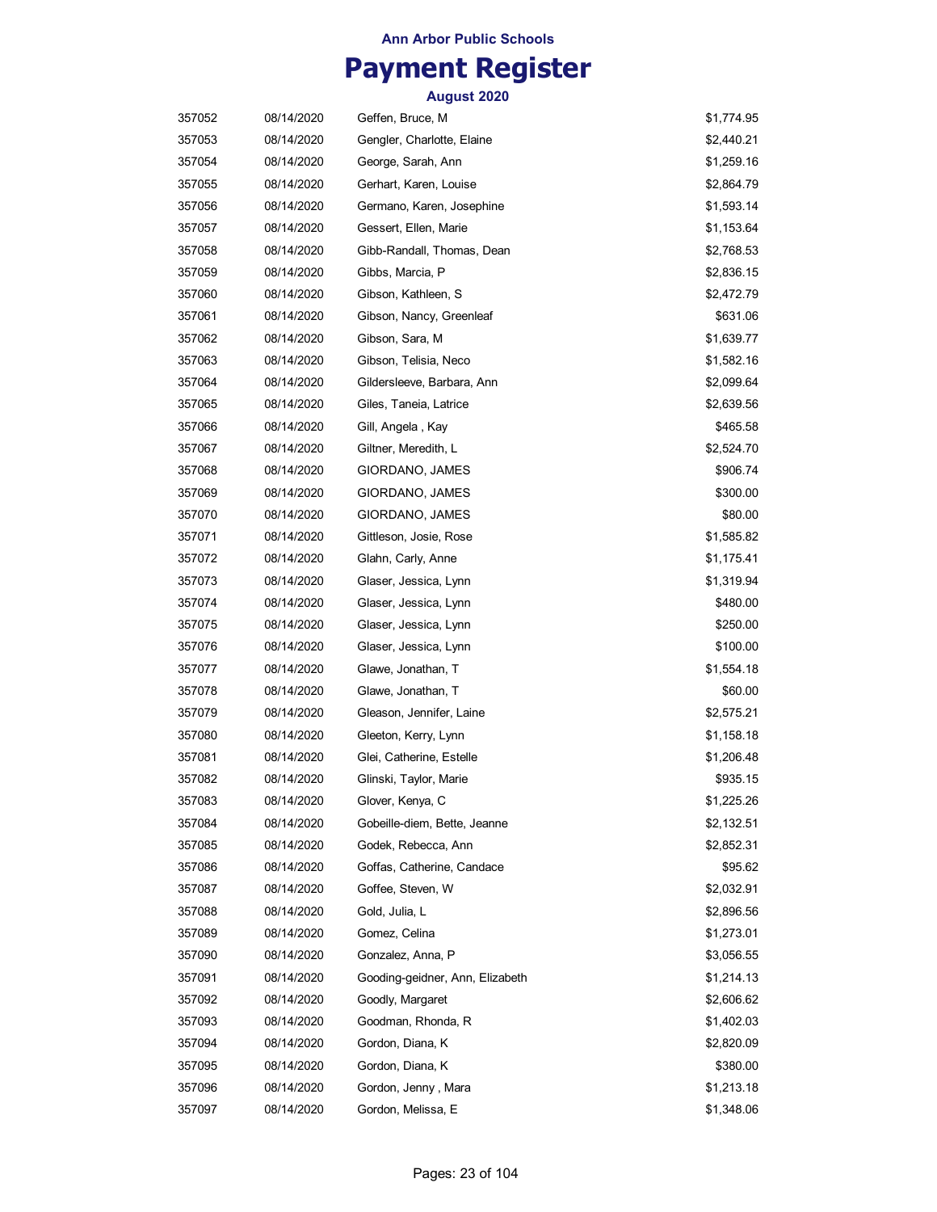Ann Arbor Public Schools

# Payment Register

August 2020

| | | | |
|---|---|---|---|
| 357052 | 08/14/2020 | Geffen, Bruce, M | $1,774.95 |
| 357053 | 08/14/2020 | Gengler, Charlotte, Elaine | $2,440.21 |
| 357054 | 08/14/2020 | George, Sarah, Ann | $1,259.16 |
| 357055 | 08/14/2020 | Gerhart, Karen, Louise | $2,864.79 |
| 357056 | 08/14/2020 | Germano, Karen, Josephine | $1,593.14 |
| 357057 | 08/14/2020 | Gessert, Ellen, Marie | $1,153.64 |
| 357058 | 08/14/2020 | Gibb-Randall, Thomas, Dean | $2,768.53 |
| 357059 | 08/14/2020 | Gibbs, Marcia, P | $2,836.15 |
| 357060 | 08/14/2020 | Gibson, Kathleen, S | $2,472.79 |
| 357061 | 08/14/2020 | Gibson, Nancy, Greenleaf | $631.06 |
| 357062 | 08/14/2020 | Gibson, Sara, M | $1,639.77 |
| 357063 | 08/14/2020 | Gibson, Telisia, Neco | $1,582.16 |
| 357064 | 08/14/2020 | Gildersleeve, Barbara, Ann | $2,099.64 |
| 357065 | 08/14/2020 | Giles, Taneia, Latrice | $2,639.56 |
| 357066 | 08/14/2020 | Gill, Angela , Kay | $465.58 |
| 357067 | 08/14/2020 | Giltner, Meredith, L | $2,524.70 |
| 357068 | 08/14/2020 | GIORDANO, JAMES | $906.74 |
| 357069 | 08/14/2020 | GIORDANO, JAMES | $300.00 |
| 357070 | 08/14/2020 | GIORDANO, JAMES | $80.00 |
| 357071 | 08/14/2020 | Gittleson, Josie, Rose | $1,585.82 |
| 357072 | 08/14/2020 | Glahn, Carly, Anne | $1,175.41 |
| 357073 | 08/14/2020 | Glaser, Jessica, Lynn | $1,319.94 |
| 357074 | 08/14/2020 | Glaser, Jessica, Lynn | $480.00 |
| 357075 | 08/14/2020 | Glaser, Jessica, Lynn | $250.00 |
| 357076 | 08/14/2020 | Glaser, Jessica, Lynn | $100.00 |
| 357077 | 08/14/2020 | Glawe, Jonathan, T | $1,554.18 |
| 357078 | 08/14/2020 | Glawe, Jonathan, T | $60.00 |
| 357079 | 08/14/2020 | Gleason, Jennifer, Laine | $2,575.21 |
| 357080 | 08/14/2020 | Gleeton, Kerry, Lynn | $1,158.18 |
| 357081 | 08/14/2020 | Glei, Catherine, Estelle | $1,206.48 |
| 357082 | 08/14/2020 | Glinski, Taylor, Marie | $935.15 |
| 357083 | 08/14/2020 | Glover, Kenya, C | $1,225.26 |
| 357084 | 08/14/2020 | Gobeille-diem, Bette, Jeanne | $2,132.51 |
| 357085 | 08/14/2020 | Godek, Rebecca, Ann | $2,852.31 |
| 357086 | 08/14/2020 | Goffas, Catherine, Candace | $95.62 |
| 357087 | 08/14/2020 | Goffee, Steven, W | $2,032.91 |
| 357088 | 08/14/2020 | Gold, Julia, L | $2,896.56 |
| 357089 | 08/14/2020 | Gomez, Celina | $1,273.01 |
| 357090 | 08/14/2020 | Gonzalez, Anna, P | $3,056.55 |
| 357091 | 08/14/2020 | Gooding-geidner, Ann, Elizabeth | $1,214.13 |
| 357092 | 08/14/2020 | Goodly, Margaret | $2,606.62 |
| 357093 | 08/14/2020 | Goodman, Rhonda, R | $1,402.03 |
| 357094 | 08/14/2020 | Gordon, Diana, K | $2,820.09 |
| 357095 | 08/14/2020 | Gordon, Diana, K | $380.00 |
| 357096 | 08/14/2020 | Gordon, Jenny , Mara | $1,213.18 |
| 357097 | 08/14/2020 | Gordon, Melissa, E | $1,348.06 |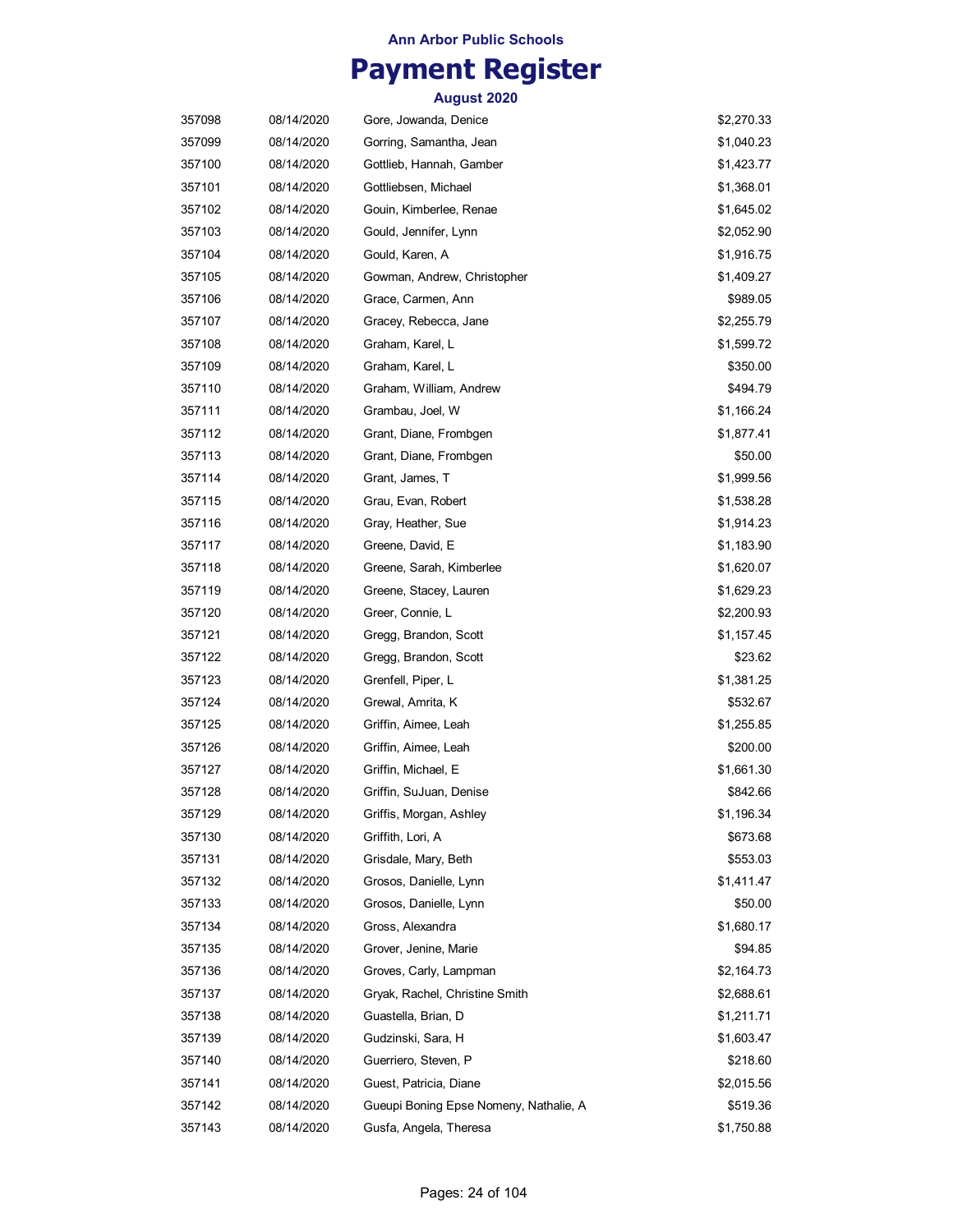**Ann Arbor Public Schools**

# Payment Register

**August 2020**

| | | | |
|---|---|---|---|
| 357098 | 08/14/2020 | Gore, Jowanda, Denice | $2,270.33 |
| 357099 | 08/14/2020 | Gorring, Samantha, Jean | $1,040.23 |
| 357100 | 08/14/2020 | Gottlieb, Hannah, Gamber | $1,423.77 |
| 357101 | 08/14/2020 | Gottliebsen, Michael | $1,368.01 |
| 357102 | 08/14/2020 | Gouin, Kimberlee, Renae | $1,645.02 |
| 357103 | 08/14/2020 | Gould, Jennifer, Lynn | $2,052.90 |
| 357104 | 08/14/2020 | Gould, Karen, A | $1,916.75 |
| 357105 | 08/14/2020 | Gowman, Andrew, Christopher | $1,409.27 |
| 357106 | 08/14/2020 | Grace, Carmen, Ann | $989.05 |
| 357107 | 08/14/2020 | Gracey, Rebecca, Jane | $2,255.79 |
| 357108 | 08/14/2020 | Graham, Karel, L | $1,599.72 |
| 357109 | 08/14/2020 | Graham, Karel, L | $350.00 |
| 357110 | 08/14/2020 | Graham, William, Andrew | $494.79 |
| 357111 | 08/14/2020 | Grambau, Joel, W | $1,166.24 |
| 357112 | 08/14/2020 | Grant, Diane, Frombgen | $1,877.41 |
| 357113 | 08/14/2020 | Grant, Diane, Frombgen | $50.00 |
| 357114 | 08/14/2020 | Grant, James, T | $1,999.56 |
| 357115 | 08/14/2020 | Grau, Evan, Robert | $1,538.28 |
| 357116 | 08/14/2020 | Gray, Heather, Sue | $1,914.23 |
| 357117 | 08/14/2020 | Greene, David, E | $1,183.90 |
| 357118 | 08/14/2020 | Greene, Sarah, Kimberlee | $1,620.07 |
| 357119 | 08/14/2020 | Greene, Stacey, Lauren | $1,629.23 |
| 357120 | 08/14/2020 | Greer, Connie, L | $2,200.93 |
| 357121 | 08/14/2020 | Gregg, Brandon, Scott | $1,157.45 |
| 357122 | 08/14/2020 | Gregg, Brandon, Scott | $23.62 |
| 357123 | 08/14/2020 | Grenfell, Piper, L | $1,381.25 |
| 357124 | 08/14/2020 | Grewal, Amrita, K | $532.67 |
| 357125 | 08/14/2020 | Griffin, Aimee, Leah | $1,255.85 |
| 357126 | 08/14/2020 | Griffin, Aimee, Leah | $200.00 |
| 357127 | 08/14/2020 | Griffin, Michael, E | $1,661.30 |
| 357128 | 08/14/2020 | Griffin, SuJuan, Denise | $842.66 |
| 357129 | 08/14/2020 | Griffis, Morgan, Ashley | $1,196.34 |
| 357130 | 08/14/2020 | Griffith, Lori, A | $673.68 |
| 357131 | 08/14/2020 | Grisdale, Mary, Beth | $553.03 |
| 357132 | 08/14/2020 | Grosos, Danielle, Lynn | $1,411.47 |
| 357133 | 08/14/2020 | Grosos, Danielle, Lynn | $50.00 |
| 357134 | 08/14/2020 | Gross, Alexandra | $1,680.17 |
| 357135 | 08/14/2020 | Grover, Jenine, Marie | $94.85 |
| 357136 | 08/14/2020 | Groves, Carly, Lampman | $2,164.73 |
| 357137 | 08/14/2020 | Gryak, Rachel, Christine Smith | $2,688.61 |
| 357138 | 08/14/2020 | Guastella, Brian, D | $1,211.71 |
| 357139 | 08/14/2020 | Gudzinski, Sara, H | $1,603.47 |
| 357140 | 08/14/2020 | Guerriero, Steven, P | $218.60 |
| 357141 | 08/14/2020 | Guest, Patricia, Diane | $2,015.56 |
| 357142 | 08/14/2020 | Gueupi Boning Epse Nomeny, Nathalie, A | $519.36 |
| 357143 | 08/14/2020 | Gusfa, Angela, Theresa | $1,750.88 |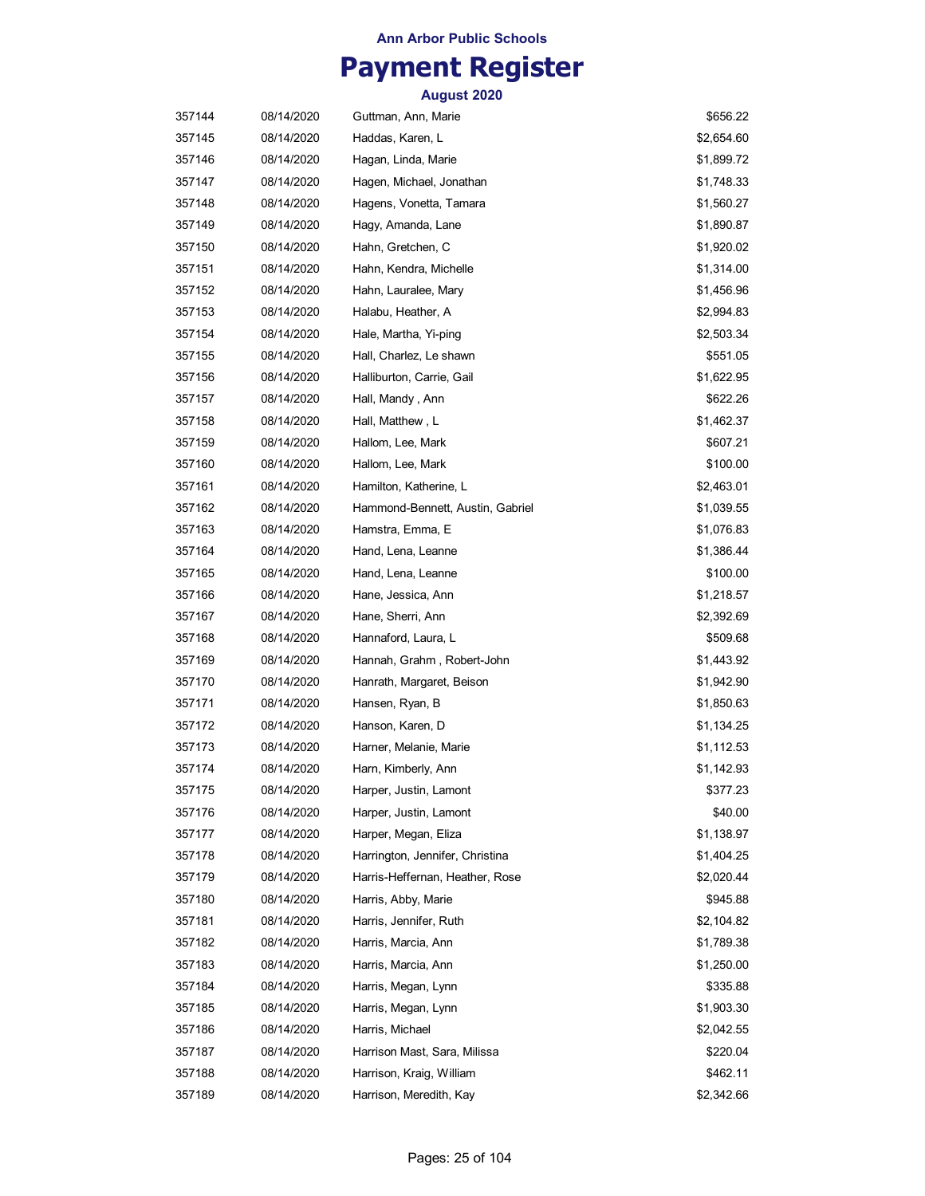**Ann Arbor Public Schools**

# Payment Register

**August 2020**

| | | | |
|---|---|---|---|
| 357144 | 08/14/2020 | Guttman, Ann, Marie | $656.22 |
| 357145 | 08/14/2020 | Haddas, Karen, L | $2,654.60 |
| 357146 | 08/14/2020 | Hagan, Linda, Marie | $1,899.72 |
| 357147 | 08/14/2020 | Hagen, Michael, Jonathan | $1,748.33 |
| 357148 | 08/14/2020 | Hagens, Vonetta, Tamara | $1,560.27 |
| 357149 | 08/14/2020 | Hagy, Amanda, Lane | $1,890.87 |
| 357150 | 08/14/2020 | Hahn, Gretchen, C | $1,920.02 |
| 357151 | 08/14/2020 | Hahn, Kendra, Michelle | $1,314.00 |
| 357152 | 08/14/2020 | Hahn, Lauralee, Mary | $1,456.96 |
| 357153 | 08/14/2020 | Halabu, Heather, A | $2,994.83 |
| 357154 | 08/14/2020 | Hale, Martha, Yi-ping | $2,503.34 |
| 357155 | 08/14/2020 | Hall, Charlez, Le shawn | $551.05 |
| 357156 | 08/14/2020 | Halliburton, Carrie, Gail | $1,622.95 |
| 357157 | 08/14/2020 | Hall, Mandy , Ann | $622.26 |
| 357158 | 08/14/2020 | Hall, Matthew , L | $1,462.37 |
| 357159 | 08/14/2020 | Hallom, Lee, Mark | $607.21 |
| 357160 | 08/14/2020 | Hallom, Lee, Mark | $100.00 |
| 357161 | 08/14/2020 | Hamilton, Katherine, L | $2,463.01 |
| 357162 | 08/14/2020 | Hammond-Bennett, Austin, Gabriel | $1,039.55 |
| 357163 | 08/14/2020 | Hamstra, Emma, E | $1,076.83 |
| 357164 | 08/14/2020 | Hand, Lena, Leanne | $1,386.44 |
| 357165 | 08/14/2020 | Hand, Lena, Leanne | $100.00 |
| 357166 | 08/14/2020 | Hane, Jessica, Ann | $1,218.57 |
| 357167 | 08/14/2020 | Hane, Sherri, Ann | $2,392.69 |
| 357168 | 08/14/2020 | Hannaford, Laura, L | $509.68 |
| 357169 | 08/14/2020 | Hannah, Grahm , Robert-John | $1,443.92 |
| 357170 | 08/14/2020 | Hanrath, Margaret, Beison | $1,942.90 |
| 357171 | 08/14/2020 | Hansen, Ryan, B | $1,850.63 |
| 357172 | 08/14/2020 | Hanson, Karen, D | $1,134.25 |
| 357173 | 08/14/2020 | Harner, Melanie, Marie | $1,112.53 |
| 357174 | 08/14/2020 | Harn, Kimberly, Ann | $1,142.93 |
| 357175 | 08/14/2020 | Harper, Justin, Lamont | $377.23 |
| 357176 | 08/14/2020 | Harper, Justin, Lamont | $40.00 |
| 357177 | 08/14/2020 | Harper, Megan, Eliza | $1,138.97 |
| 357178 | 08/14/2020 | Harrington, Jennifer, Christina | $1,404.25 |
| 357179 | 08/14/2020 | Harris-Heffernan, Heather, Rose | $2,020.44 |
| 357180 | 08/14/2020 | Harris, Abby, Marie | $945.88 |
| 357181 | 08/14/2020 | Harris, Jennifer, Ruth | $2,104.82 |
| 357182 | 08/14/2020 | Harris, Marcia, Ann | $1,789.38 |
| 357183 | 08/14/2020 | Harris, Marcia, Ann | $1,250.00 |
| 357184 | 08/14/2020 | Harris, Megan, Lynn | $335.88 |
| 357185 | 08/14/2020 | Harris, Megan, Lynn | $1,903.30 |
| 357186 | 08/14/2020 | Harris, Michael | $2,042.55 |
| 357187 | 08/14/2020 | Harrison Mast, Sara, Milissa | $220.04 |
| 357188 | 08/14/2020 | Harrison, Kraig, William | $462.11 |
| 357189 | 08/14/2020 | Harrison, Meredith, Kay | $2,342.66 |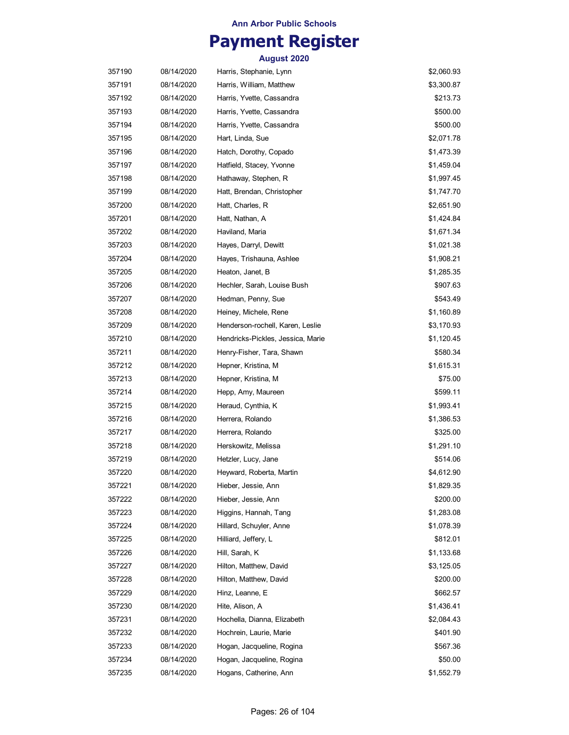Ann Arbor Public Schools

# Payment Register

**August 2020**

| | | | |
|---|---|---|---|
| 357190 | 08/14/2020 | Harris, Stephanie, Lynn | $2,060.93 |
| 357191 | 08/14/2020 | Harris, William, Matthew | $3,300.87 |
| 357192 | 08/14/2020 | Harris, Yvette, Cassandra | $213.73 |
| 357193 | 08/14/2020 | Harris, Yvette, Cassandra | $500.00 |
| 357194 | 08/14/2020 | Harris, Yvette, Cassandra | $500.00 |
| 357195 | 08/14/2020 | Hart, Linda, Sue | $2,071.78 |
| 357196 | 08/14/2020 | Hatch, Dorothy, Copado | $1,473.39 |
| 357197 | 08/14/2020 | Hatfield, Stacey, Yvonne | $1,459.04 |
| 357198 | 08/14/2020 | Hathaway, Stephen, R | $1,997.45 |
| 357199 | 08/14/2020 | Hatt, Brendan, Christopher | $1,747.70 |
| 357200 | 08/14/2020 | Hatt, Charles, R | $2,651.90 |
| 357201 | 08/14/2020 | Hatt, Nathan, A | $1,424.84 |
| 357202 | 08/14/2020 | Haviland, Maria | $1,671.34 |
| 357203 | 08/14/2020 | Hayes, Darryl, Dewitt | $1,021.38 |
| 357204 | 08/14/2020 | Hayes, Trishauna, Ashlee | $1,908.21 |
| 357205 | 08/14/2020 | Heaton, Janet, B | $1,285.35 |
| 357206 | 08/14/2020 | Hechler, Sarah, Louise Bush | $907.63 |
| 357207 | 08/14/2020 | Hedman, Penny, Sue | $543.49 |
| 357208 | 08/14/2020 | Heiney, Michele, Rene | $1,160.89 |
| 357209 | 08/14/2020 | Henderson-rochell, Karen, Leslie | $3,170.93 |
| 357210 | 08/14/2020 | Hendricks-Pickles, Jessica, Marie | $1,120.45 |
| 357211 | 08/14/2020 | Henry-Fisher, Tara, Shawn | $580.34 |
| 357212 | 08/14/2020 | Hepner, Kristina, M | $1,615.31 |
| 357213 | 08/14/2020 | Hepner, Kristina, M | $75.00 |
| 357214 | 08/14/2020 | Hepp, Amy, Maureen | $599.11 |
| 357215 | 08/14/2020 | Heraud, Cynthia, K | $1,993.41 |
| 357216 | 08/14/2020 | Herrera, Rolando | $1,386.53 |
| 357217 | 08/14/2020 | Herrera, Rolando | $325.00 |
| 357218 | 08/14/2020 | Herskowitz, Melissa | $1,291.10 |
| 357219 | 08/14/2020 | Hetzler, Lucy, Jane | $514.06 |
| 357220 | 08/14/2020 | Heyward, Roberta, Martin | $4,612.90 |
| 357221 | 08/14/2020 | Hieber, Jessie, Ann | $1,829.35 |
| 357222 | 08/14/2020 | Hieber, Jessie, Ann | $200.00 |
| 357223 | 08/14/2020 | Higgins, Hannah, Tang | $1,283.08 |
| 357224 | 08/14/2020 | Hillard, Schuyler, Anne | $1,078.39 |
| 357225 | 08/14/2020 | Hilliard, Jeffery, L | $812.01 |
| 357226 | 08/14/2020 | Hill, Sarah, K | $1,133.68 |
| 357227 | 08/14/2020 | Hilton, Matthew, David | $3,125.05 |
| 357228 | 08/14/2020 | Hilton, Matthew, David | $200.00 |
| 357229 | 08/14/2020 | Hinz, Leanne, E | $662.57 |
| 357230 | 08/14/2020 | Hite, Alison, A | $1,436.41 |
| 357231 | 08/14/2020 | Hochella, Dianna, Elizabeth | $2,084.43 |
| 357232 | 08/14/2020 | Hochrein, Laurie, Marie | $401.90 |
| 357233 | 08/14/2020 | Hogan, Jacqueline, Rogina | $567.36 |
| 357234 | 08/14/2020 | Hogan, Jacqueline, Rogina | $50.00 |
| 357235 | 08/14/2020 | Hogans, Catherine, Ann | $1,552.79 |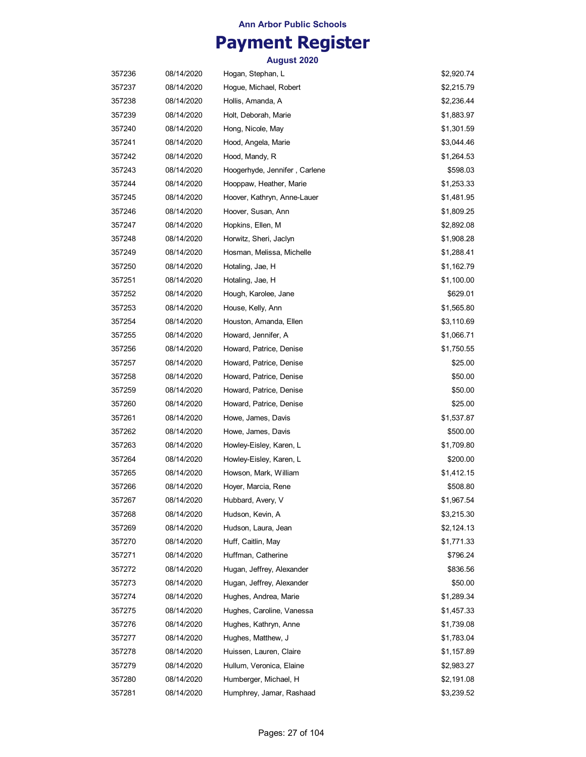Ann Arbor Public Schools

# Payment Register

August 2020

| | | | |
|---|---|---|---|
| 357236 | 08/14/2020 | Hogan, Stephan, L | $2,920.74 |
| 357237 | 08/14/2020 | Hogue, Michael, Robert | $2,215.79 |
| 357238 | 08/14/2020 | Hollis, Amanda, A | $2,236.44 |
| 357239 | 08/14/2020 | Holt, Deborah, Marie | $1,883.97 |
| 357240 | 08/14/2020 | Hong, Nicole, May | $1,301.59 |
| 357241 | 08/14/2020 | Hood, Angela, Marie | $3,044.46 |
| 357242 | 08/14/2020 | Hood, Mandy, R | $1,264.53 |
| 357243 | 08/14/2020 | Hoogerhyde, Jennifer , Carlene | $598.03 |
| 357244 | 08/14/2020 | Hooppaw, Heather, Marie | $1,253.33 |
| 357245 | 08/14/2020 | Hoover, Kathryn, Anne-Lauer | $1,481.95 |
| 357246 | 08/14/2020 | Hoover, Susan, Ann | $1,809.25 |
| 357247 | 08/14/2020 | Hopkins, Ellen, M | $2,892.08 |
| 357248 | 08/14/2020 | Horwitz, Sheri, Jaclyn | $1,908.28 |
| 357249 | 08/14/2020 | Hosman, Melissa, Michelle | $1,288.41 |
| 357250 | 08/14/2020 | Hotaling, Jae, H | $1,162.79 |
| 357251 | 08/14/2020 | Hotaling, Jae, H | $1,100.00 |
| 357252 | 08/14/2020 | Hough, Karolee, Jane | $629.01 |
| 357253 | 08/14/2020 | House, Kelly, Ann | $1,565.80 |
| 357254 | 08/14/2020 | Houston, Amanda, Ellen | $3,110.69 |
| 357255 | 08/14/2020 | Howard, Jennifer, A | $1,066.71 |
| 357256 | 08/14/2020 | Howard, Patrice, Denise | $1,750.55 |
| 357257 | 08/14/2020 | Howard, Patrice, Denise | $25.00 |
| 357258 | 08/14/2020 | Howard, Patrice, Denise | $50.00 |
| 357259 | 08/14/2020 | Howard, Patrice, Denise | $50.00 |
| 357260 | 08/14/2020 | Howard, Patrice, Denise | $25.00 |
| 357261 | 08/14/2020 | Howe, James, Davis | $1,537.87 |
| 357262 | 08/14/2020 | Howe, James, Davis | $500.00 |
| 357263 | 08/14/2020 | Howley-Eisley, Karen, L | $1,709.80 |
| 357264 | 08/14/2020 | Howley-Eisley, Karen, L | $200.00 |
| 357265 | 08/14/2020 | Howson, Mark, William | $1,412.15 |
| 357266 | 08/14/2020 | Hoyer, Marcia, Rene | $508.80 |
| 357267 | 08/14/2020 | Hubbard, Avery, V | $1,967.54 |
| 357268 | 08/14/2020 | Hudson, Kevin, A | $3,215.30 |
| 357269 | 08/14/2020 | Hudson, Laura, Jean | $2,124.13 |
| 357270 | 08/14/2020 | Huff, Caitlin, May | $1,771.33 |
| 357271 | 08/14/2020 | Huffman, Catherine | $796.24 |
| 357272 | 08/14/2020 | Hugan, Jeffrey, Alexander | $836.56 |
| 357273 | 08/14/2020 | Hugan, Jeffrey, Alexander | $50.00 |
| 357274 | 08/14/2020 | Hughes, Andrea, Marie | $1,289.34 |
| 357275 | 08/14/2020 | Hughes, Caroline, Vanessa | $1,457.33 |
| 357276 | 08/14/2020 | Hughes, Kathryn, Anne | $1,739.08 |
| 357277 | 08/14/2020 | Hughes, Matthew, J | $1,783.04 |
| 357278 | 08/14/2020 | Huissen, Lauren, Claire | $1,157.89 |
| 357279 | 08/14/2020 | Hullum, Veronica, Elaine | $2,983.27 |
| 357280 | 08/14/2020 | Humberger, Michael, H | $2,191.08 |
| 357281 | 08/14/2020 | Humphrey, Jamar, Rashaad | $3,239.52 |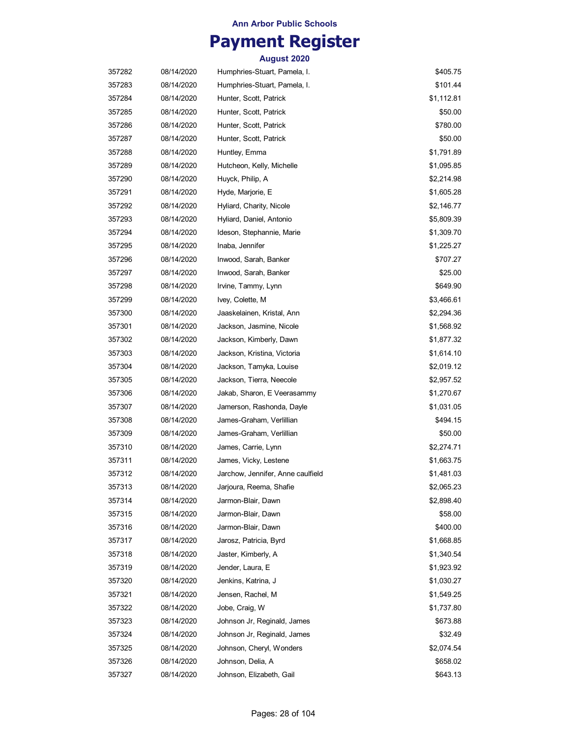**Ann Arbor Public Schools**

# Payment Register

**August 2020**

| | | | |
|---|---|---|---|
| 357282 | 08/14/2020 | Humphries-Stuart, Pamela, I. | $405.75 |
| 357283 | 08/14/2020 | Humphries-Stuart, Pamela, I. | $101.44 |
| 357284 | 08/14/2020 | Hunter, Scott, Patrick | $1,112.81 |
| 357285 | 08/14/2020 | Hunter, Scott, Patrick | $50.00 |
| 357286 | 08/14/2020 | Hunter, Scott, Patrick | $780.00 |
| 357287 | 08/14/2020 | Hunter, Scott, Patrick | $50.00 |
| 357288 | 08/14/2020 | Huntley, Emma | $1,791.89 |
| 357289 | 08/14/2020 | Hutcheon, Kelly, Michelle | $1,095.85 |
| 357290 | 08/14/2020 | Huyck, Philip, A | $2,214.98 |
| 357291 | 08/14/2020 | Hyde, Marjorie, E | $1,605.28 |
| 357292 | 08/14/2020 | Hyliard, Charity, Nicole | $2,146.77 |
| 357293 | 08/14/2020 | Hyliard, Daniel, Antonio | $5,809.39 |
| 357294 | 08/14/2020 | Ideson, Stephannie, Marie | $1,309.70 |
| 357295 | 08/14/2020 | Inaba, Jennifer | $1,225.27 |
| 357296 | 08/14/2020 | Inwood, Sarah, Banker | $707.27 |
| 357297 | 08/14/2020 | Inwood, Sarah, Banker | $25.00 |
| 357298 | 08/14/2020 | Irvine, Tammy, Lynn | $649.90 |
| 357299 | 08/14/2020 | Ivey, Colette, M | $3,466.61 |
| 357300 | 08/14/2020 | Jaaskelainen, Kristal, Ann | $2,294.36 |
| 357301 | 08/14/2020 | Jackson, Jasmine, Nicole | $1,568.92 |
| 357302 | 08/14/2020 | Jackson, Kimberly, Dawn | $1,877.32 |
| 357303 | 08/14/2020 | Jackson, Kristina, Victoria | $1,614.10 |
| 357304 | 08/14/2020 | Jackson, Tamyka, Louise | $2,019.12 |
| 357305 | 08/14/2020 | Jackson, Tierra, Neecole | $2,957.52 |
| 357306 | 08/14/2020 | Jakab, Sharon, E Veerasammy | $1,270.67 |
| 357307 | 08/14/2020 | Jamerson, Rashonda, Dayle | $1,031.05 |
| 357308 | 08/14/2020 | James-Graham, Verlillian | $494.15 |
| 357309 | 08/14/2020 | James-Graham, Verlillian | $50.00 |
| 357310 | 08/14/2020 | James, Carrie, Lynn | $2,274.71 |
| 357311 | 08/14/2020 | James, Vicky, Lestene | $1,663.75 |
| 357312 | 08/14/2020 | Jarchow, Jennifer, Anne caulfield | $1,481.03 |
| 357313 | 08/14/2020 | Jarjoura, Reema, Shafie | $2,065.23 |
| 357314 | 08/14/2020 | Jarmon-Blair, Dawn | $2,898.40 |
| 357315 | 08/14/2020 | Jarmon-Blair, Dawn | $58.00 |
| 357316 | 08/14/2020 | Jarmon-Blair, Dawn | $400.00 |
| 357317 | 08/14/2020 | Jarosz, Patricia, Byrd | $1,668.85 |
| 357318 | 08/14/2020 | Jaster, Kimberly, A | $1,340.54 |
| 357319 | 08/14/2020 | Jender, Laura, E | $1,923.92 |
| 357320 | 08/14/2020 | Jenkins, Katrina, J | $1,030.27 |
| 357321 | 08/14/2020 | Jensen, Rachel, M | $1,549.25 |
| 357322 | 08/14/2020 | Jobe, Craig, W | $1,737.80 |
| 357323 | 08/14/2020 | Johnson Jr, Reginald, James | $673.88 |
| 357324 | 08/14/2020 | Johnson Jr, Reginald, James | $32.49 |
| 357325 | 08/14/2020 | Johnson, Cheryl, Wonders | $2,074.54 |
| 357326 | 08/14/2020 | Johnson, Delia, A | $658.02 |
| 357327 | 08/14/2020 | Johnson, Elizabeth, Gail | $643.13 |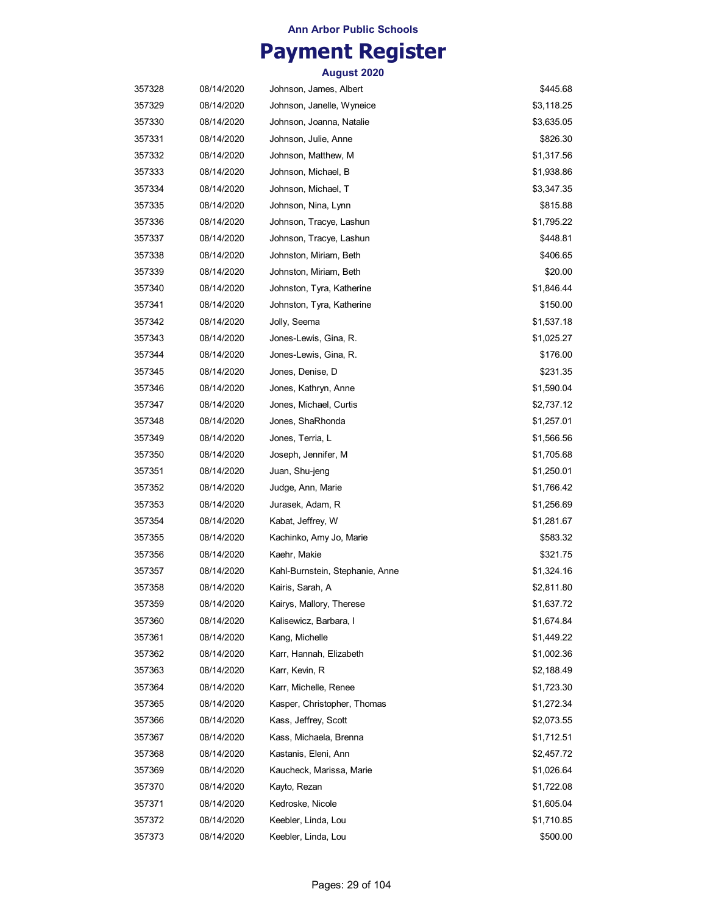Ann Arbor Public Schools

# Payment Register

### August 2020

| | | | |
|---|---|---|---|
| 357328 | 08/14/2020 | Johnson, James, Albert | $445.68 |
| 357329 | 08/14/2020 | Johnson, Janelle, Wyneice | $3,118.25 |
| 357330 | 08/14/2020 | Johnson, Joanna, Natalie | $3,635.05 |
| 357331 | 08/14/2020 | Johnson, Julie, Anne | $826.30 |
| 357332 | 08/14/2020 | Johnson, Matthew, M | $1,317.56 |
| 357333 | 08/14/2020 | Johnson, Michael, B | $1,938.86 |
| 357334 | 08/14/2020 | Johnson, Michael, T | $3,347.35 |
| 357335 | 08/14/2020 | Johnson, Nina, Lynn | $815.88 |
| 357336 | 08/14/2020 | Johnson, Tracye, Lashun | $1,795.22 |
| 357337 | 08/14/2020 | Johnson, Tracye, Lashun | $448.81 |
| 357338 | 08/14/2020 | Johnston, Miriam, Beth | $406.65 |
| 357339 | 08/14/2020 | Johnston, Miriam, Beth | $20.00 |
| 357340 | 08/14/2020 | Johnston, Tyra, Katherine | $1,846.44 |
| 357341 | 08/14/2020 | Johnston, Tyra, Katherine | $150.00 |
| 357342 | 08/14/2020 | Jolly, Seema | $1,537.18 |
| 357343 | 08/14/2020 | Jones-Lewis, Gina, R. | $1,025.27 |
| 357344 | 08/14/2020 | Jones-Lewis, Gina, R. | $176.00 |
| 357345 | 08/14/2020 | Jones, Denise, D | $231.35 |
| 357346 | 08/14/2020 | Jones, Kathryn, Anne | $1,590.04 |
| 357347 | 08/14/2020 | Jones, Michael, Curtis | $2,737.12 |
| 357348 | 08/14/2020 | Jones, ShaRhonda | $1,257.01 |
| 357349 | 08/14/2020 | Jones, Terria, L | $1,566.56 |
| 357350 | 08/14/2020 | Joseph, Jennifer, M | $1,705.68 |
| 357351 | 08/14/2020 | Juan, Shu-jeng | $1,250.01 |
| 357352 | 08/14/2020 | Judge, Ann, Marie | $1,766.42 |
| 357353 | 08/14/2020 | Jurasek, Adam, R | $1,256.69 |
| 357354 | 08/14/2020 | Kabat, Jeffrey, W | $1,281.67 |
| 357355 | 08/14/2020 | Kachinko, Amy Jo, Marie | $583.32 |
| 357356 | 08/14/2020 | Kaehr, Makie | $321.75 |
| 357357 | 08/14/2020 | Kahl-Burnstein, Stephanie, Anne | $1,324.16 |
| 357358 | 08/14/2020 | Kairis, Sarah, A | $2,811.80 |
| 357359 | 08/14/2020 | Kairys, Mallory, Therese | $1,637.72 |
| 357360 | 08/14/2020 | Kalisewicz, Barbara, I | $1,674.84 |
| 357361 | 08/14/2020 | Kang, Michelle | $1,449.22 |
| 357362 | 08/14/2020 | Karr, Hannah, Elizabeth | $1,002.36 |
| 357363 | 08/14/2020 | Karr, Kevin, R | $2,188.49 |
| 357364 | 08/14/2020 | Karr, Michelle, Renee | $1,723.30 |
| 357365 | 08/14/2020 | Kasper, Christopher, Thomas | $1,272.34 |
| 357366 | 08/14/2020 | Kass, Jeffrey, Scott | $2,073.55 |
| 357367 | 08/14/2020 | Kass, Michaela, Brenna | $1,712.51 |
| 357368 | 08/14/2020 | Kastanis, Eleni, Ann | $2,457.72 |
| 357369 | 08/14/2020 | Kaucheck, Marissa, Marie | $1,026.64 |
| 357370 | 08/14/2020 | Kayto, Rezan | $1,722.08 |
| 357371 | 08/14/2020 | Kedroske, Nicole | $1,605.04 |
| 357372 | 08/14/2020 | Keebler, Linda, Lou | $1,710.85 |
| 357373 | 08/14/2020 | Keebler, Linda, Lou | $500.00 |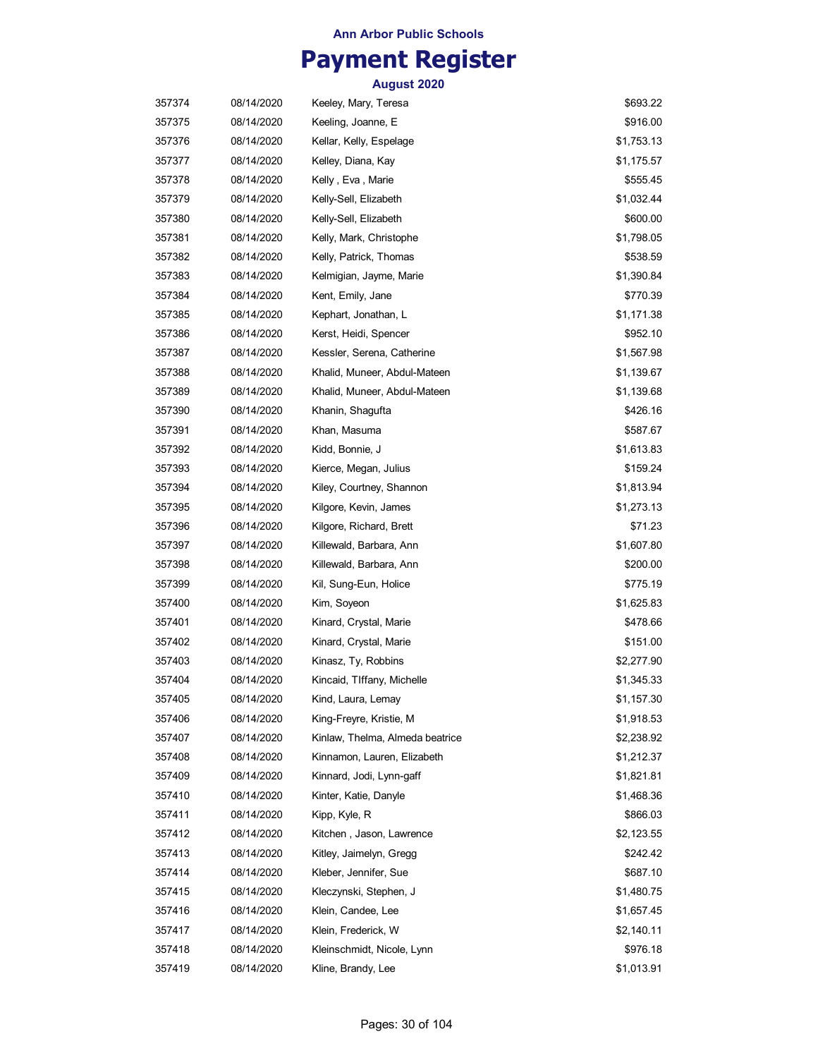Ann Arbor Public Schools

# Payment Register

August 2020

| | | | |
|---|---|---|---|
| 357374 | 08/14/2020 | Keeley, Mary, Teresa | $693.22 |
| 357375 | 08/14/2020 | Keeling, Joanne, E | $916.00 |
| 357376 | 08/14/2020 | Kellar, Kelly, Espelage | $1,753.13 |
| 357377 | 08/14/2020 | Kelley, Diana, Kay | $1,175.57 |
| 357378 | 08/14/2020 | Kelly , Eva , Marie | $555.45 |
| 357379 | 08/14/2020 | Kelly-Sell, Elizabeth | $1,032.44 |
| 357380 | 08/14/2020 | Kelly-Sell, Elizabeth | $600.00 |
| 357381 | 08/14/2020 | Kelly, Mark, Christophe | $1,798.05 |
| 357382 | 08/14/2020 | Kelly, Patrick, Thomas | $538.59 |
| 357383 | 08/14/2020 | Kelmigian, Jayme, Marie | $1,390.84 |
| 357384 | 08/14/2020 | Kent, Emily, Jane | $770.39 |
| 357385 | 08/14/2020 | Kephart, Jonathan, L | $1,171.38 |
| 357386 | 08/14/2020 | Kerst, Heidi, Spencer | $952.10 |
| 357387 | 08/14/2020 | Kessler, Serena, Catherine | $1,567.98 |
| 357388 | 08/14/2020 | Khalid, Muneer, Abdul-Mateen | $1,139.67 |
| 357389 | 08/14/2020 | Khalid, Muneer, Abdul-Mateen | $1,139.68 |
| 357390 | 08/14/2020 | Khanin, Shagufta | $426.16 |
| 357391 | 08/14/2020 | Khan, Masuma | $587.67 |
| 357392 | 08/14/2020 | Kidd, Bonnie, J | $1,613.83 |
| 357393 | 08/14/2020 | Kierce, Megan, Julius | $159.24 |
| 357394 | 08/14/2020 | Kiley, Courtney, Shannon | $1,813.94 |
| 357395 | 08/14/2020 | Kilgore, Kevin, James | $1,273.13 |
| 357396 | 08/14/2020 | Kilgore, Richard, Brett | $71.23 |
| 357397 | 08/14/2020 | Killewald, Barbara, Ann | $1,607.80 |
| 357398 | 08/14/2020 | Killewald, Barbara, Ann | $200.00 |
| 357399 | 08/14/2020 | Kil, Sung-Eun, Holice | $775.19 |
| 357400 | 08/14/2020 | Kim, Soyeon | $1,625.83 |
| 357401 | 08/14/2020 | Kinard, Crystal, Marie | $478.66 |
| 357402 | 08/14/2020 | Kinard, Crystal, Marie | $151.00 |
| 357403 | 08/14/2020 | Kinasz, Ty, Robbins | $2,277.90 |
| 357404 | 08/14/2020 | Kincaid, TIffany, Michelle | $1,345.33 |
| 357405 | 08/14/2020 | Kind, Laura, Lemay | $1,157.30 |
| 357406 | 08/14/2020 | King-Freyre, Kristie, M | $1,918.53 |
| 357407 | 08/14/2020 | Kinlaw, Thelma, Almeda beatrice | $2,238.92 |
| 357408 | 08/14/2020 | Kinnamon, Lauren, Elizabeth | $1,212.37 |
| 357409 | 08/14/2020 | Kinnard, Jodi, Lynn-gaff | $1,821.81 |
| 357410 | 08/14/2020 | Kinter, Katie, Danyle | $1,468.36 |
| 357411 | 08/14/2020 | Kipp, Kyle, R | $866.03 |
| 357412 | 08/14/2020 | Kitchen , Jason, Lawrence | $2,123.55 |
| 357413 | 08/14/2020 | Kitley, Jaimelyn, Gregg | $242.42 |
| 357414 | 08/14/2020 | Kleber, Jennifer, Sue | $687.10 |
| 357415 | 08/14/2020 | Kleczynski, Stephen, J | $1,480.75 |
| 357416 | 08/14/2020 | Klein, Candee, Lee | $1,657.45 |
| 357417 | 08/14/2020 | Klein, Frederick, W | $2,140.11 |
| 357418 | 08/14/2020 | Kleinschmidt, Nicole, Lynn | $976.18 |
| 357419 | 08/14/2020 | Kline, Brandy, Lee | $1,013.91 |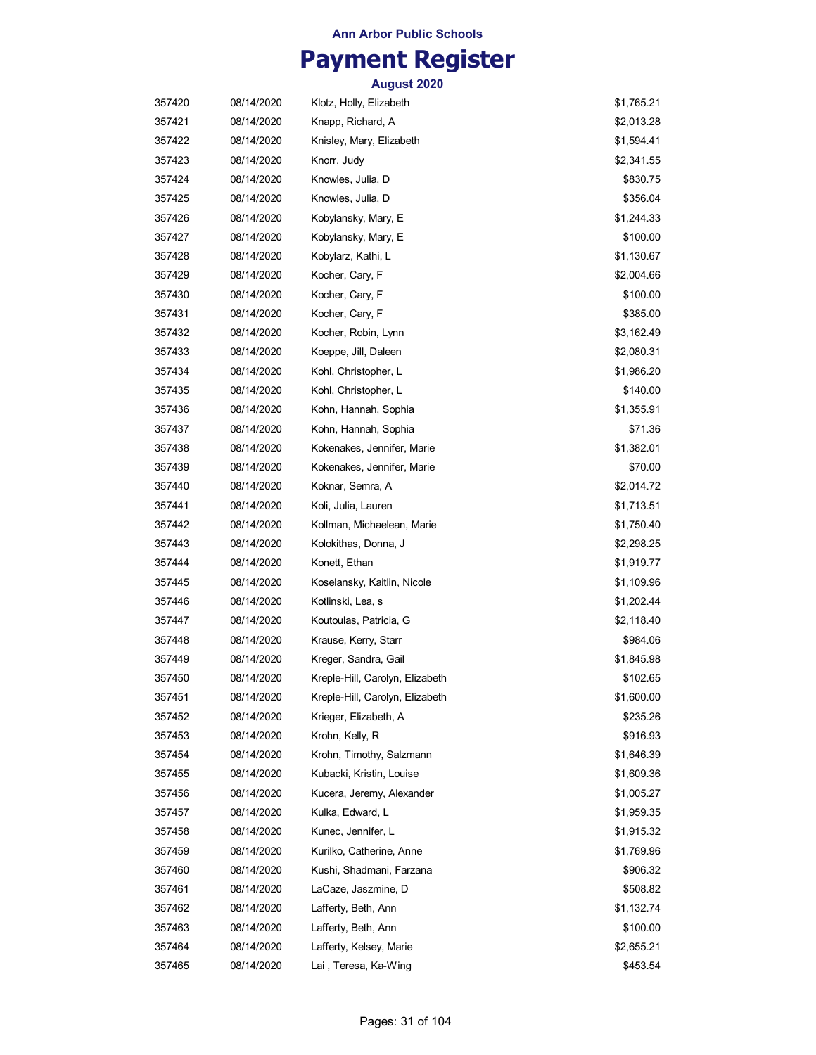Ann Arbor Public Schools

# Payment Register

August 2020

| | | | |
|---|---|---|---|
| 357420 | 08/14/2020 | Klotz, Holly, Elizabeth | $1,765.21 |
| 357421 | 08/14/2020 | Knapp, Richard, A | $2,013.28 |
| 357422 | 08/14/2020 | Knisley, Mary, Elizabeth | $1,594.41 |
| 357423 | 08/14/2020 | Knorr, Judy | $2,341.55 |
| 357424 | 08/14/2020 | Knowles, Julia, D | $830.75 |
| 357425 | 08/14/2020 | Knowles, Julia, D | $356.04 |
| 357426 | 08/14/2020 | Kobylansky, Mary, E | $1,244.33 |
| 357427 | 08/14/2020 | Kobylansky, Mary, E | $100.00 |
| 357428 | 08/14/2020 | Kobylarz, Kathi, L | $1,130.67 |
| 357429 | 08/14/2020 | Kocher, Cary, F | $2,004.66 |
| 357430 | 08/14/2020 | Kocher, Cary, F | $100.00 |
| 357431 | 08/14/2020 | Kocher, Cary, F | $385.00 |
| 357432 | 08/14/2020 | Kocher, Robin, Lynn | $3,162.49 |
| 357433 | 08/14/2020 | Koeppe, Jill, Daleen | $2,080.31 |
| 357434 | 08/14/2020 | Kohl, Christopher, L | $1,986.20 |
| 357435 | 08/14/2020 | Kohl, Christopher, L | $140.00 |
| 357436 | 08/14/2020 | Kohn, Hannah, Sophia | $1,355.91 |
| 357437 | 08/14/2020 | Kohn, Hannah, Sophia | $71.36 |
| 357438 | 08/14/2020 | Kokenakes, Jennifer, Marie | $1,382.01 |
| 357439 | 08/14/2020 | Kokenakes, Jennifer, Marie | $70.00 |
| 357440 | 08/14/2020 | Koknar, Semra, A | $2,014.72 |
| 357441 | 08/14/2020 | Koli, Julia, Lauren | $1,713.51 |
| 357442 | 08/14/2020 | Kollman, Michaelean, Marie | $1,750.40 |
| 357443 | 08/14/2020 | Kolokithas, Donna, J | $2,298.25 |
| 357444 | 08/14/2020 | Konett, Ethan | $1,919.77 |
| 357445 | 08/14/2020 | Koselansky, Kaitlin, Nicole | $1,109.96 |
| 357446 | 08/14/2020 | Kotlinski, Lea, s | $1,202.44 |
| 357447 | 08/14/2020 | Koutoulas, Patricia, G | $2,118.40 |
| 357448 | 08/14/2020 | Krause, Kerry, Starr | $984.06 |
| 357449 | 08/14/2020 | Kreger, Sandra, Gail | $1,845.98 |
| 357450 | 08/14/2020 | Kreple-Hill, Carolyn, Elizabeth | $102.65 |
| 357451 | 08/14/2020 | Kreple-Hill, Carolyn, Elizabeth | $1,600.00 |
| 357452 | 08/14/2020 | Krieger, Elizabeth, A | $235.26 |
| 357453 | 08/14/2020 | Krohn, Kelly, R | $916.93 |
| 357454 | 08/14/2020 | Krohn, Timothy, Salzmann | $1,646.39 |
| 357455 | 08/14/2020 | Kubacki, Kristin, Louise | $1,609.36 |
| 357456 | 08/14/2020 | Kucera, Jeremy, Alexander | $1,005.27 |
| 357457 | 08/14/2020 | Kulka, Edward, L | $1,959.35 |
| 357458 | 08/14/2020 | Kunec, Jennifer, L | $1,915.32 |
| 357459 | 08/14/2020 | Kurilko, Catherine, Anne | $1,769.96 |
| 357460 | 08/14/2020 | Kushi, Shadmani, Farzana | $906.32 |
| 357461 | 08/14/2020 | LaCaze, Jaszmine, D | $508.82 |
| 357462 | 08/14/2020 | Lafferty, Beth, Ann | $1,132.74 |
| 357463 | 08/14/2020 | Lafferty, Beth, Ann | $100.00 |
| 357464 | 08/14/2020 | Lafferty, Kelsey, Marie | $2,655.21 |
| 357465 | 08/14/2020 | Lai , Teresa, Ka-Wing | $453.54 |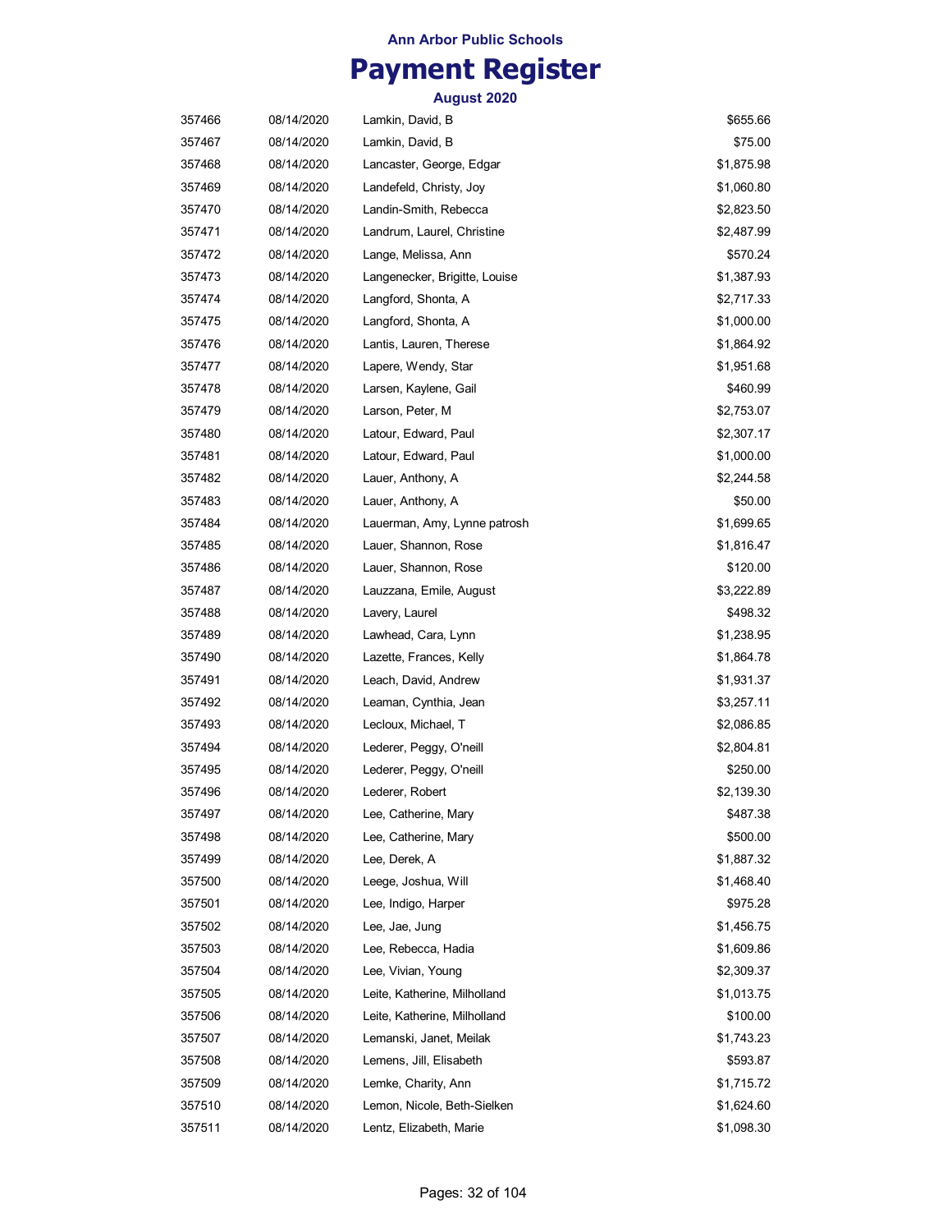Ann Arbor Public Schools

# Payment Register

### August 2020

| | | | |
|---|---|---|---|
| 357466 | 08/14/2020 | Lamkin, David, B | $655.66 |
| 357467 | 08/14/2020 | Lamkin, David, B | $75.00 |
| 357468 | 08/14/2020 | Lancaster, George, Edgar | $1,875.98 |
| 357469 | 08/14/2020 | Landefeld, Christy, Joy | $1,060.80 |
| 357470 | 08/14/2020 | Landin-Smith, Rebecca | $2,823.50 |
| 357471 | 08/14/2020 | Landrum, Laurel, Christine | $2,487.99 |
| 357472 | 08/14/2020 | Lange, Melissa, Ann | $570.24 |
| 357473 | 08/14/2020 | Langenecker, Brigitte, Louise | $1,387.93 |
| 357474 | 08/14/2020 | Langford, Shonta, A | $2,717.33 |
| 357475 | 08/14/2020 | Langford, Shonta, A | $1,000.00 |
| 357476 | 08/14/2020 | Lantis, Lauren, Therese | $1,864.92 |
| 357477 | 08/14/2020 | Lapere, Wendy, Star | $1,951.68 |
| 357478 | 08/14/2020 | Larsen, Kaylene, Gail | $460.99 |
| 357479 | 08/14/2020 | Larson, Peter, M | $2,753.07 |
| 357480 | 08/14/2020 | Latour, Edward, Paul | $2,307.17 |
| 357481 | 08/14/2020 | Latour, Edward, Paul | $1,000.00 |
| 357482 | 08/14/2020 | Lauer, Anthony, A | $2,244.58 |
| 357483 | 08/14/2020 | Lauer, Anthony, A | $50.00 |
| 357484 | 08/14/2020 | Lauerman, Amy, Lynne patrosh | $1,699.65 |
| 357485 | 08/14/2020 | Lauer, Shannon, Rose | $1,816.47 |
| 357486 | 08/14/2020 | Lauer, Shannon, Rose | $120.00 |
| 357487 | 08/14/2020 | Lauzzana, Emile, August | $3,222.89 |
| 357488 | 08/14/2020 | Lavery, Laurel | $498.32 |
| 357489 | 08/14/2020 | Lawhead, Cara, Lynn | $1,238.95 |
| 357490 | 08/14/2020 | Lazette, Frances, Kelly | $1,864.78 |
| 357491 | 08/14/2020 | Leach, David, Andrew | $1,931.37 |
| 357492 | 08/14/2020 | Leaman, Cynthia, Jean | $3,257.11 |
| 357493 | 08/14/2020 | Lecloux, Michael, T | $2,086.85 |
| 357494 | 08/14/2020 | Lederer, Peggy, O'neill | $2,804.81 |
| 357495 | 08/14/2020 | Lederer, Peggy, O'neill | $250.00 |
| 357496 | 08/14/2020 | Lederer, Robert | $2,139.30 |
| 357497 | 08/14/2020 | Lee, Catherine, Mary | $487.38 |
| 357498 | 08/14/2020 | Lee, Catherine, Mary | $500.00 |
| 357499 | 08/14/2020 | Lee, Derek, A | $1,887.32 |
| 357500 | 08/14/2020 | Leege, Joshua, Will | $1,468.40 |
| 357501 | 08/14/2020 | Lee, Indigo, Harper | $975.28 |
| 357502 | 08/14/2020 | Lee, Jae, Jung | $1,456.75 |
| 357503 | 08/14/2020 | Lee, Rebecca, Hadia | $1,609.86 |
| 357504 | 08/14/2020 | Lee, Vivian, Young | $2,309.37 |
| 357505 | 08/14/2020 | Leite, Katherine, Milholland | $1,013.75 |
| 357506 | 08/14/2020 | Leite, Katherine, Milholland | $100.00 |
| 357507 | 08/14/2020 | Lemanski, Janet, Meilak | $1,743.23 |
| 357508 | 08/14/2020 | Lemens, Jill, Elisabeth | $593.87 |
| 357509 | 08/14/2020 | Lemke, Charity, Ann | $1,715.72 |
| 357510 | 08/14/2020 | Lemon, Nicole, Beth-Sielken | $1,624.60 |
| 357511 | 08/14/2020 | Lentz, Elizabeth, Marie | $1,098.30 |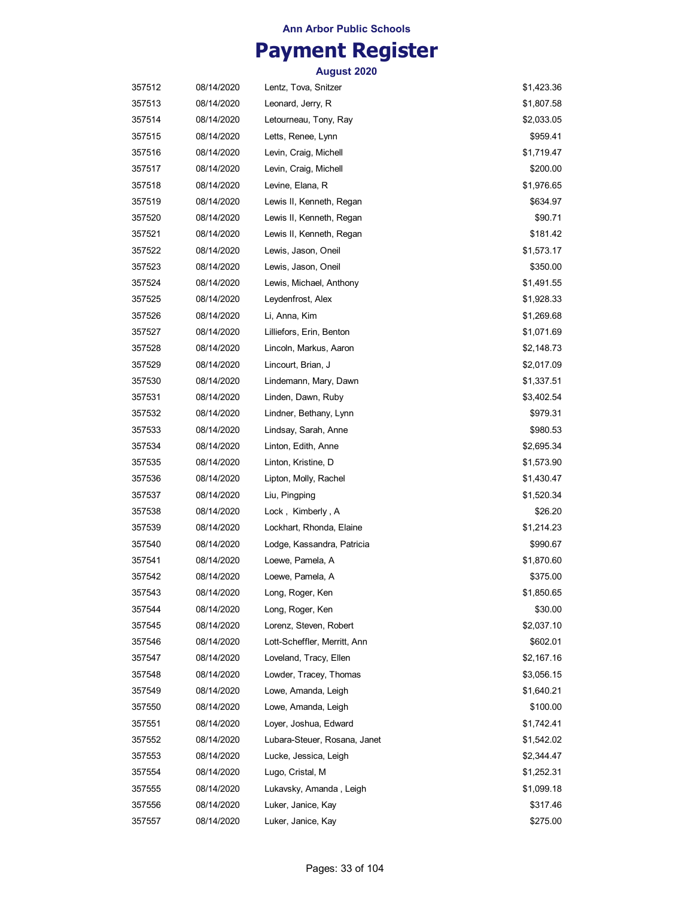**Ann Arbor Public Schools**

# Payment Register

**August 2020**

| | | | |
|---|---|---|---|
| 357512 | 08/14/2020 | Lentz, Tova, Snitzer | $1,423.36 |
| 357513 | 08/14/2020 | Leonard, Jerry, R | $1,807.58 |
| 357514 | 08/14/2020 | Letourneau, Tony, Ray | $2,033.05 |
| 357515 | 08/14/2020 | Letts, Renee, Lynn | $959.41 |
| 357516 | 08/14/2020 | Levin, Craig, Michell | $1,719.47 |
| 357517 | 08/14/2020 | Levin, Craig, Michell | $200.00 |
| 357518 | 08/14/2020 | Levine, Elana, R | $1,976.65 |
| 357519 | 08/14/2020 | Lewis II, Kenneth, Regan | $634.97 |
| 357520 | 08/14/2020 | Lewis II, Kenneth, Regan | $90.71 |
| 357521 | 08/14/2020 | Lewis II, Kenneth, Regan | $181.42 |
| 357522 | 08/14/2020 | Lewis, Jason, Oneil | $1,573.17 |
| 357523 | 08/14/2020 | Lewis, Jason, Oneil | $350.00 |
| 357524 | 08/14/2020 | Lewis, Michael, Anthony | $1,491.55 |
| 357525 | 08/14/2020 | Leydenfrost, Alex | $1,928.33 |
| 357526 | 08/14/2020 | Li, Anna, Kim | $1,269.68 |
| 357527 | 08/14/2020 | Lilliefors, Erin, Benton | $1,071.69 |
| 357528 | 08/14/2020 | Lincoln, Markus, Aaron | $2,148.73 |
| 357529 | 08/14/2020 | Lincourt, Brian, J | $2,017.09 |
| 357530 | 08/14/2020 | Lindemann, Mary, Dawn | $1,337.51 |
| 357531 | 08/14/2020 | Linden, Dawn, Ruby | $3,402.54 |
| 357532 | 08/14/2020 | Lindner, Bethany, Lynn | $979.31 |
| 357533 | 08/14/2020 | Lindsay, Sarah, Anne | $980.53 |
| 357534 | 08/14/2020 | Linton, Edith, Anne | $2,695.34 |
| 357535 | 08/14/2020 | Linton, Kristine, D | $1,573.90 |
| 357536 | 08/14/2020 | Lipton, Molly, Rachel | $1,430.47 |
| 357537 | 08/14/2020 | Liu, Pingping | $1,520.34 |
| 357538 | 08/14/2020 | Lock , Kimberly , A | $26.20 |
| 357539 | 08/14/2020 | Lockhart, Rhonda, Elaine | $1,214.23 |
| 357540 | 08/14/2020 | Lodge, Kassandra, Patricia | $990.67 |
| 357541 | 08/14/2020 | Loewe, Pamela, A | $1,870.60 |
| 357542 | 08/14/2020 | Loewe, Pamela, A | $375.00 |
| 357543 | 08/14/2020 | Long, Roger, Ken | $1,850.65 |
| 357544 | 08/14/2020 | Long, Roger, Ken | $30.00 |
| 357545 | 08/14/2020 | Lorenz, Steven, Robert | $2,037.10 |
| 357546 | 08/14/2020 | Lott-Scheffler, Merritt, Ann | $602.01 |
| 357547 | 08/14/2020 | Loveland, Tracy, Ellen | $2,167.16 |
| 357548 | 08/14/2020 | Lowder, Tracey, Thomas | $3,056.15 |
| 357549 | 08/14/2020 | Lowe, Amanda, Leigh | $1,640.21 |
| 357550 | 08/14/2020 | Lowe, Amanda, Leigh | $100.00 |
| 357551 | 08/14/2020 | Loyer, Joshua, Edward | $1,742.41 |
| 357552 | 08/14/2020 | Lubara-Steuer, Rosana, Janet | $1,542.02 |
| 357553 | 08/14/2020 | Lucke, Jessica, Leigh | $2,344.47 |
| 357554 | 08/14/2020 | Lugo, Cristal, M | $1,252.31 |
| 357555 | 08/14/2020 | Lukavsky, Amanda , Leigh | $1,099.18 |
| 357556 | 08/14/2020 | Luker, Janice, Kay | $317.46 |
| 357557 | 08/14/2020 | Luker, Janice, Kay | $275.00 |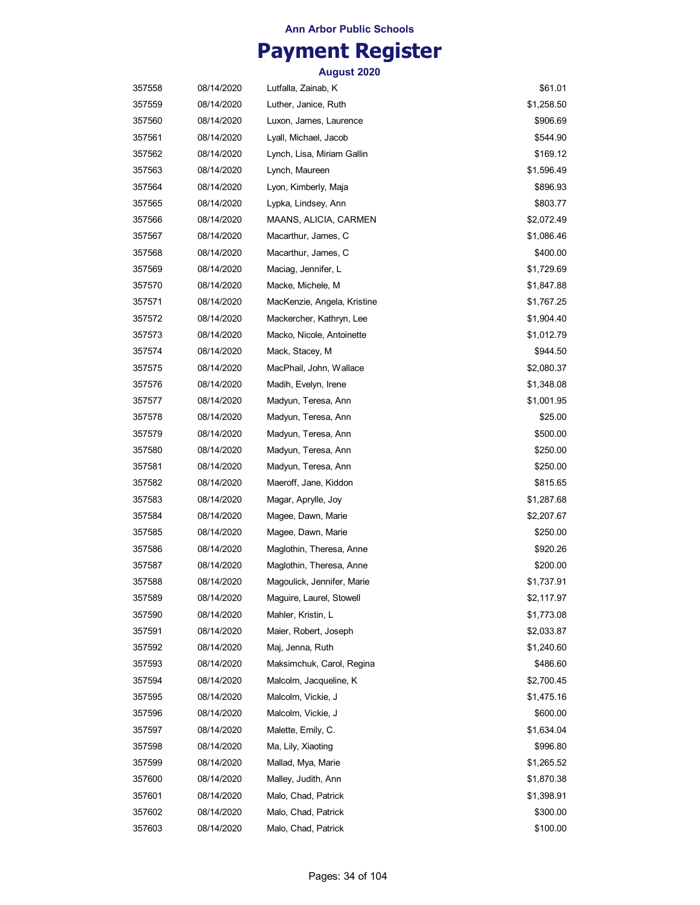Ann Arbor Public Schools

# Payment Register

### August 2020

| | | | |
|---|---|---|---|
| 357558 | 08/14/2020 | Lutfalla, Zainab, K | $61.01 |
| 357559 | 08/14/2020 | Luther, Janice, Ruth | $1,258.50 |
| 357560 | 08/14/2020 | Luxon, James, Laurence | $906.69 |
| 357561 | 08/14/2020 | Lyall, Michael, Jacob | $544.90 |
| 357562 | 08/14/2020 | Lynch, Lisa, Miriam Gallin | $169.12 |
| 357563 | 08/14/2020 | Lynch, Maureen | $1,596.49 |
| 357564 | 08/14/2020 | Lyon, Kimberly, Maja | $896.93 |
| 357565 | 08/14/2020 | Lypka, Lindsey, Ann | $803.77 |
| 357566 | 08/14/2020 | MAANS, ALICIA, CARMEN | $2,072.49 |
| 357567 | 08/14/2020 | Macarthur, James, C | $1,086.46 |
| 357568 | 08/14/2020 | Macarthur, James, C | $400.00 |
| 357569 | 08/14/2020 | Maciag, Jennifer, L | $1,729.69 |
| 357570 | 08/14/2020 | Macke, Michele, M | $1,847.88 |
| 357571 | 08/14/2020 | MacKenzie, Angela, Kristine | $1,767.25 |
| 357572 | 08/14/2020 | Mackercher, Kathryn, Lee | $1,904.40 |
| 357573 | 08/14/2020 | Macko, Nicole, Antoinette | $1,012.79 |
| 357574 | 08/14/2020 | Mack, Stacey, M | $944.50 |
| 357575 | 08/14/2020 | MacPhail, John, Wallace | $2,080.37 |
| 357576 | 08/14/2020 | Madih, Evelyn, Irene | $1,348.08 |
| 357577 | 08/14/2020 | Madyun, Teresa, Ann | $1,001.95 |
| 357578 | 08/14/2020 | Madyun, Teresa, Ann | $25.00 |
| 357579 | 08/14/2020 | Madyun, Teresa, Ann | $500.00 |
| 357580 | 08/14/2020 | Madyun, Teresa, Ann | $250.00 |
| 357581 | 08/14/2020 | Madyun, Teresa, Ann | $250.00 |
| 357582 | 08/14/2020 | Maeroff, Jane, Kiddon | $815.65 |
| 357583 | 08/14/2020 | Magar, Aprylle, Joy | $1,287.68 |
| 357584 | 08/14/2020 | Magee, Dawn, Marie | $2,207.67 |
| 357585 | 08/14/2020 | Magee, Dawn, Marie | $250.00 |
| 357586 | 08/14/2020 | Maglothin, Theresa, Anne | $920.26 |
| 357587 | 08/14/2020 | Maglothin, Theresa, Anne | $200.00 |
| 357588 | 08/14/2020 | Magoulick, Jennifer, Marie | $1,737.91 |
| 357589 | 08/14/2020 | Maguire, Laurel, Stowell | $2,117.97 |
| 357590 | 08/14/2020 | Mahler, Kristin, L | $1,773.08 |
| 357591 | 08/14/2020 | Maier, Robert, Joseph | $2,033.87 |
| 357592 | 08/14/2020 | Maj, Jenna, Ruth | $1,240.60 |
| 357593 | 08/14/2020 | Maksimchuk, Carol, Regina | $486.60 |
| 357594 | 08/14/2020 | Malcolm, Jacqueline, K | $2,700.45 |
| 357595 | 08/14/2020 | Malcolm, Vickie, J | $1,475.16 |
| 357596 | 08/14/2020 | Malcolm, Vickie, J | $600.00 |
| 357597 | 08/14/2020 | Malette, Emily, C. | $1,634.04 |
| 357598 | 08/14/2020 | Ma, Lily, Xiaoting | $996.80 |
| 357599 | 08/14/2020 | Mallad, Mya, Marie | $1,265.52 |
| 357600 | 08/14/2020 | Malley, Judith, Ann | $1,870.38 |
| 357601 | 08/14/2020 | Malo, Chad, Patrick | $1,398.91 |
| 357602 | 08/14/2020 | Malo, Chad, Patrick | $300.00 |
| 357603 | 08/14/2020 | Malo, Chad, Patrick | $100.00 |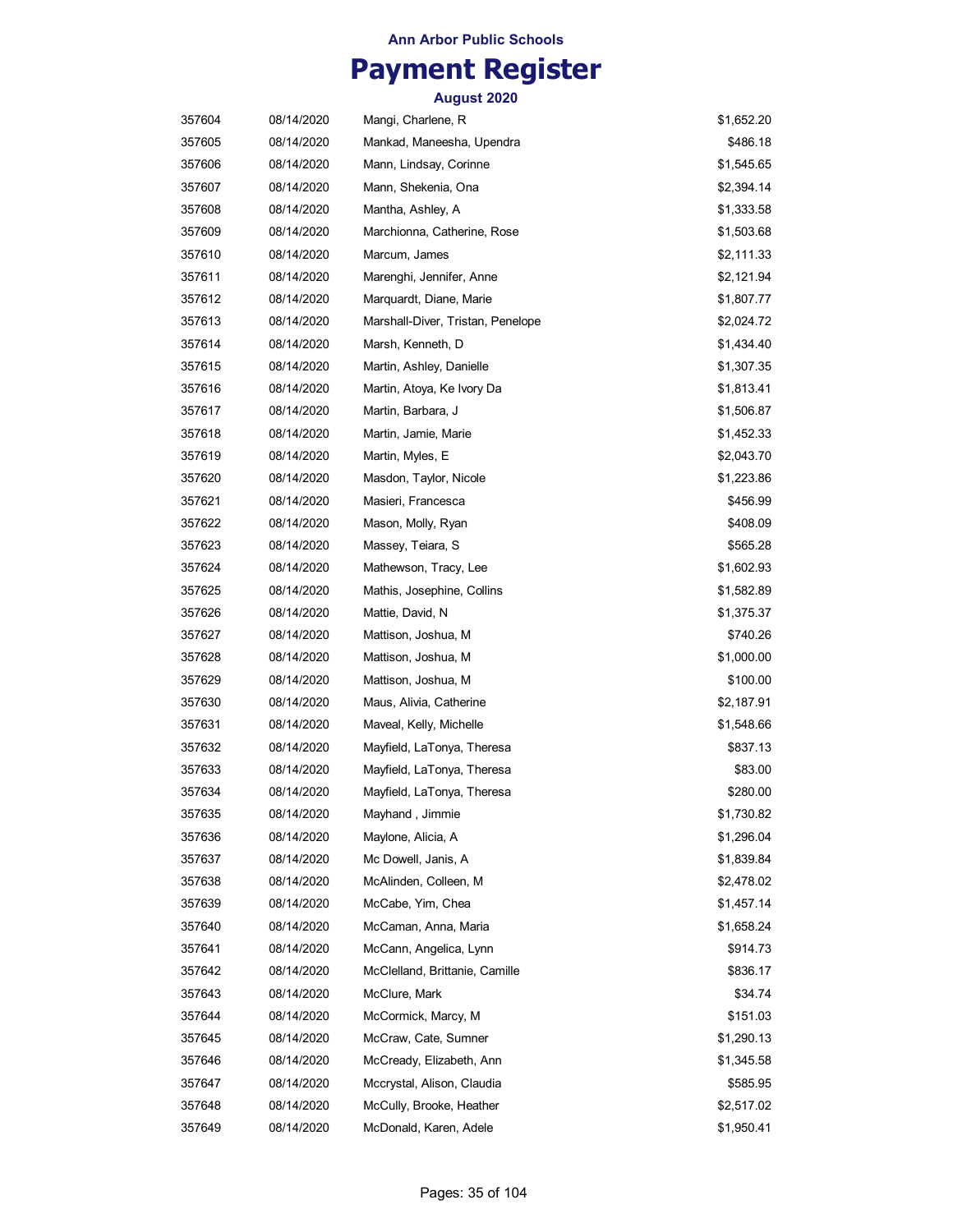Ann Arbor Public Schools

# Payment Register

### August 2020

| | | | |
|---|---|---|---|
| 357604 | 08/14/2020 | Mangi, Charlene, R | $1,652.20 |
| 357605 | 08/14/2020 | Mankad, Maneesha, Upendra | $486.18 |
| 357606 | 08/14/2020 | Mann, Lindsay, Corinne | $1,545.65 |
| 357607 | 08/14/2020 | Mann, Shekenia, Ona | $2,394.14 |
| 357608 | 08/14/2020 | Mantha, Ashley, A | $1,333.58 |
| 357609 | 08/14/2020 | Marchionna, Catherine, Rose | $1,503.68 |
| 357610 | 08/14/2020 | Marcum, James | $2,111.33 |
| 357611 | 08/14/2020 | Marenghi, Jennifer, Anne | $2,121.94 |
| 357612 | 08/14/2020 | Marquardt, Diane, Marie | $1,807.77 |
| 357613 | 08/14/2020 | Marshall-Diver, Tristan, Penelope | $2,024.72 |
| 357614 | 08/14/2020 | Marsh, Kenneth, D | $1,434.40 |
| 357615 | 08/14/2020 | Martin, Ashley, Danielle | $1,307.35 |
| 357616 | 08/14/2020 | Martin, Atoya, Ke Ivory Da | $1,813.41 |
| 357617 | 08/14/2020 | Martin, Barbara, J | $1,506.87 |
| 357618 | 08/14/2020 | Martin, Jamie, Marie | $1,452.33 |
| 357619 | 08/14/2020 | Martin, Myles, E | $2,043.70 |
| 357620 | 08/14/2020 | Masdon, Taylor, Nicole | $1,223.86 |
| 357621 | 08/14/2020 | Masieri, Francesca | $456.99 |
| 357622 | 08/14/2020 | Mason, Molly, Ryan | $408.09 |
| 357623 | 08/14/2020 | Massey, Teiara, S | $565.28 |
| 357624 | 08/14/2020 | Mathewson, Tracy, Lee | $1,602.93 |
| 357625 | 08/14/2020 | Mathis, Josephine, Collins | $1,582.89 |
| 357626 | 08/14/2020 | Mattie, David, N | $1,375.37 |
| 357627 | 08/14/2020 | Mattison, Joshua, M | $740.26 |
| 357628 | 08/14/2020 | Mattison, Joshua, M | $1,000.00 |
| 357629 | 08/14/2020 | Mattison, Joshua, M | $100.00 |
| 357630 | 08/14/2020 | Maus, Alivia, Catherine | $2,187.91 |
| 357631 | 08/14/2020 | Maveal, Kelly, Michelle | $1,548.66 |
| 357632 | 08/14/2020 | Mayfield, LaTonya, Theresa | $837.13 |
| 357633 | 08/14/2020 | Mayfield, LaTonya, Theresa | $83.00 |
| 357634 | 08/14/2020 | Mayfield, LaTonya, Theresa | $280.00 |
| 357635 | 08/14/2020 | Mayhand , Jimmie | $1,730.82 |
| 357636 | 08/14/2020 | Maylone, Alicia, A | $1,296.04 |
| 357637 | 08/14/2020 | Mc Dowell, Janis, A | $1,839.84 |
| 357638 | 08/14/2020 | McAlinden, Colleen, M | $2,478.02 |
| 357639 | 08/14/2020 | McCabe, Yim, Chea | $1,457.14 |
| 357640 | 08/14/2020 | McCaman, Anna, Maria | $1,658.24 |
| 357641 | 08/14/2020 | McCann, Angelica, Lynn | $914.73 |
| 357642 | 08/14/2020 | McClelland, Brittanie, Camille | $836.17 |
| 357643 | 08/14/2020 | McClure, Mark | $34.74 |
| 357644 | 08/14/2020 | McCormick, Marcy, M | $151.03 |
| 357645 | 08/14/2020 | McCraw, Cate, Sumner | $1,290.13 |
| 357646 | 08/14/2020 | McCready, Elizabeth, Ann | $1,345.58 |
| 357647 | 08/14/2020 | Mccrystal, Alison, Claudia | $585.95 |
| 357648 | 08/14/2020 | McCully, Brooke, Heather | $2,517.02 |
| 357649 | 08/14/2020 | McDonald, Karen, Adele | $1,950.41 |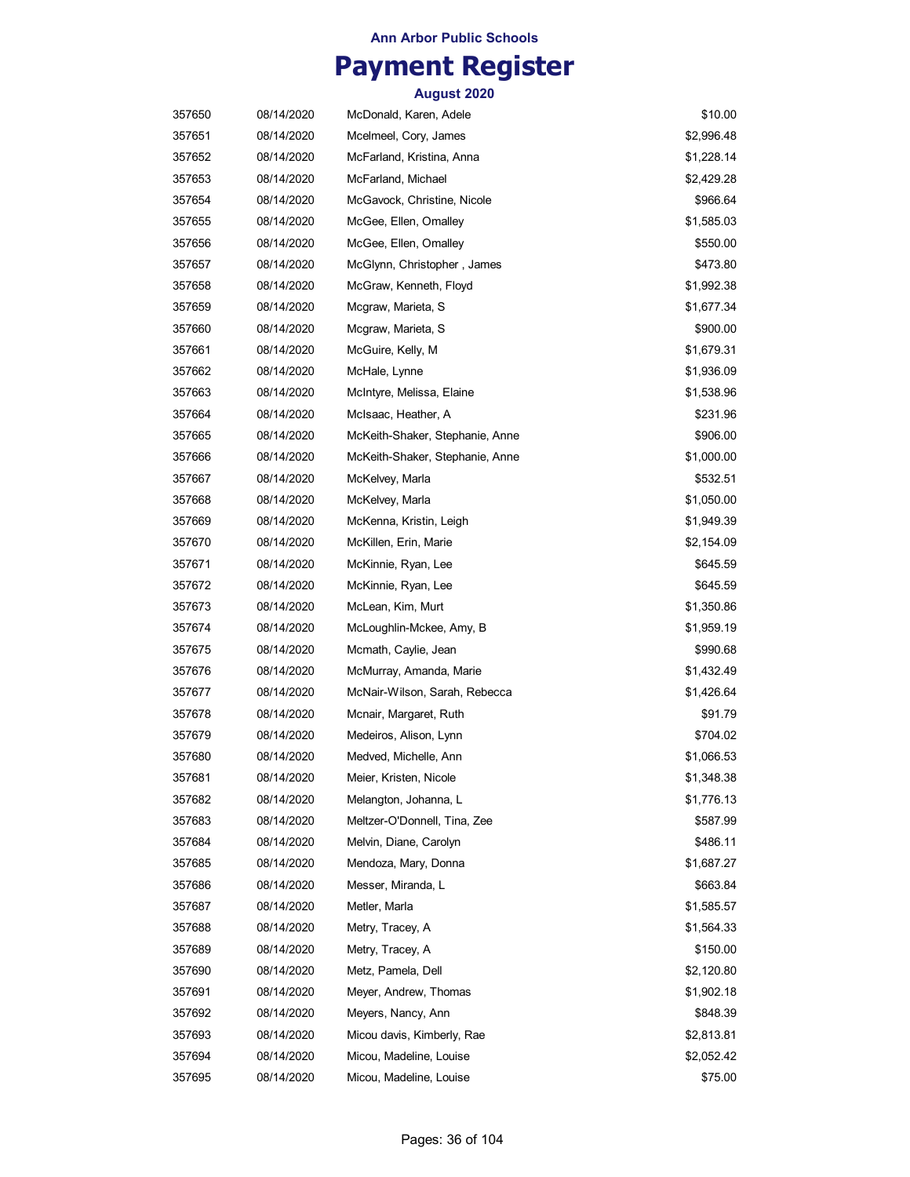Ann Arbor Public Schools

# Payment Register

August 2020

| | | | |
|---|---|---|---|
| 357650 | 08/14/2020 | McDonald, Karen, Adele | $10.00 |
| 357651 | 08/14/2020 | Mcelmeel, Cory, James | $2,996.48 |
| 357652 | 08/14/2020 | McFarland, Kristina, Anna | $1,228.14 |
| 357653 | 08/14/2020 | McFarland, Michael | $2,429.28 |
| 357654 | 08/14/2020 | McGavock, Christine, Nicole | $966.64 |
| 357655 | 08/14/2020 | McGee, Ellen, Omalley | $1,585.03 |
| 357656 | 08/14/2020 | McGee, Ellen, Omalley | $550.00 |
| 357657 | 08/14/2020 | McGlynn, Christopher , James | $473.80 |
| 357658 | 08/14/2020 | McGraw, Kenneth, Floyd | $1,992.38 |
| 357659 | 08/14/2020 | Mcgraw, Marieta, S | $1,677.34 |
| 357660 | 08/14/2020 | Mcgraw, Marieta, S | $900.00 |
| 357661 | 08/14/2020 | McGuire, Kelly, M | $1,679.31 |
| 357662 | 08/14/2020 | McHale, Lynne | $1,936.09 |
| 357663 | 08/14/2020 | McIntyre, Melissa, Elaine | $1,538.96 |
| 357664 | 08/14/2020 | McIsaac, Heather, A | $231.96 |
| 357665 | 08/14/2020 | McKeith-Shaker, Stephanie, Anne | $906.00 |
| 357666 | 08/14/2020 | McKeith-Shaker, Stephanie, Anne | $1,000.00 |
| 357667 | 08/14/2020 | McKelvey, Marla | $532.51 |
| 357668 | 08/14/2020 | McKelvey, Marla | $1,050.00 |
| 357669 | 08/14/2020 | McKenna, Kristin, Leigh | $1,949.39 |
| 357670 | 08/14/2020 | McKillen, Erin, Marie | $2,154.09 |
| 357671 | 08/14/2020 | McKinnie, Ryan, Lee | $645.59 |
| 357672 | 08/14/2020 | McKinnie, Ryan, Lee | $645.59 |
| 357673 | 08/14/2020 | McLean, Kim, Murt | $1,350.86 |
| 357674 | 08/14/2020 | McLoughlin-Mckee, Amy, B | $1,959.19 |
| 357675 | 08/14/2020 | Mcmath, Caylie, Jean | $990.68 |
| 357676 | 08/14/2020 | McMurray, Amanda, Marie | $1,432.49 |
| 357677 | 08/14/2020 | McNair-Wilson, Sarah, Rebecca | $1,426.64 |
| 357678 | 08/14/2020 | Mcnair, Margaret, Ruth | $91.79 |
| 357679 | 08/14/2020 | Medeiros, Alison, Lynn | $704.02 |
| 357680 | 08/14/2020 | Medved, Michelle, Ann | $1,066.53 |
| 357681 | 08/14/2020 | Meier, Kristen, Nicole | $1,348.38 |
| 357682 | 08/14/2020 | Melangton, Johanna, L | $1,776.13 |
| 357683 | 08/14/2020 | Meltzer-O'Donnell, Tina, Zee | $587.99 |
| 357684 | 08/14/2020 | Melvin, Diane, Carolyn | $486.11 |
| 357685 | 08/14/2020 | Mendoza, Mary, Donna | $1,687.27 |
| 357686 | 08/14/2020 | Messer, Miranda, L | $663.84 |
| 357687 | 08/14/2020 | Metler, Marla | $1,585.57 |
| 357688 | 08/14/2020 | Metry, Tracey, A | $1,564.33 |
| 357689 | 08/14/2020 | Metry, Tracey, A | $150.00 |
| 357690 | 08/14/2020 | Metz, Pamela, Dell | $2,120.80 |
| 357691 | 08/14/2020 | Meyer, Andrew, Thomas | $1,902.18 |
| 357692 | 08/14/2020 | Meyers, Nancy, Ann | $848.39 |
| 357693 | 08/14/2020 | Micou davis, Kimberly, Rae | $2,813.81 |
| 357694 | 08/14/2020 | Micou, Madeline, Louise | $2,052.42 |
| 357695 | 08/14/2020 | Micou, Madeline, Louise | $75.00 |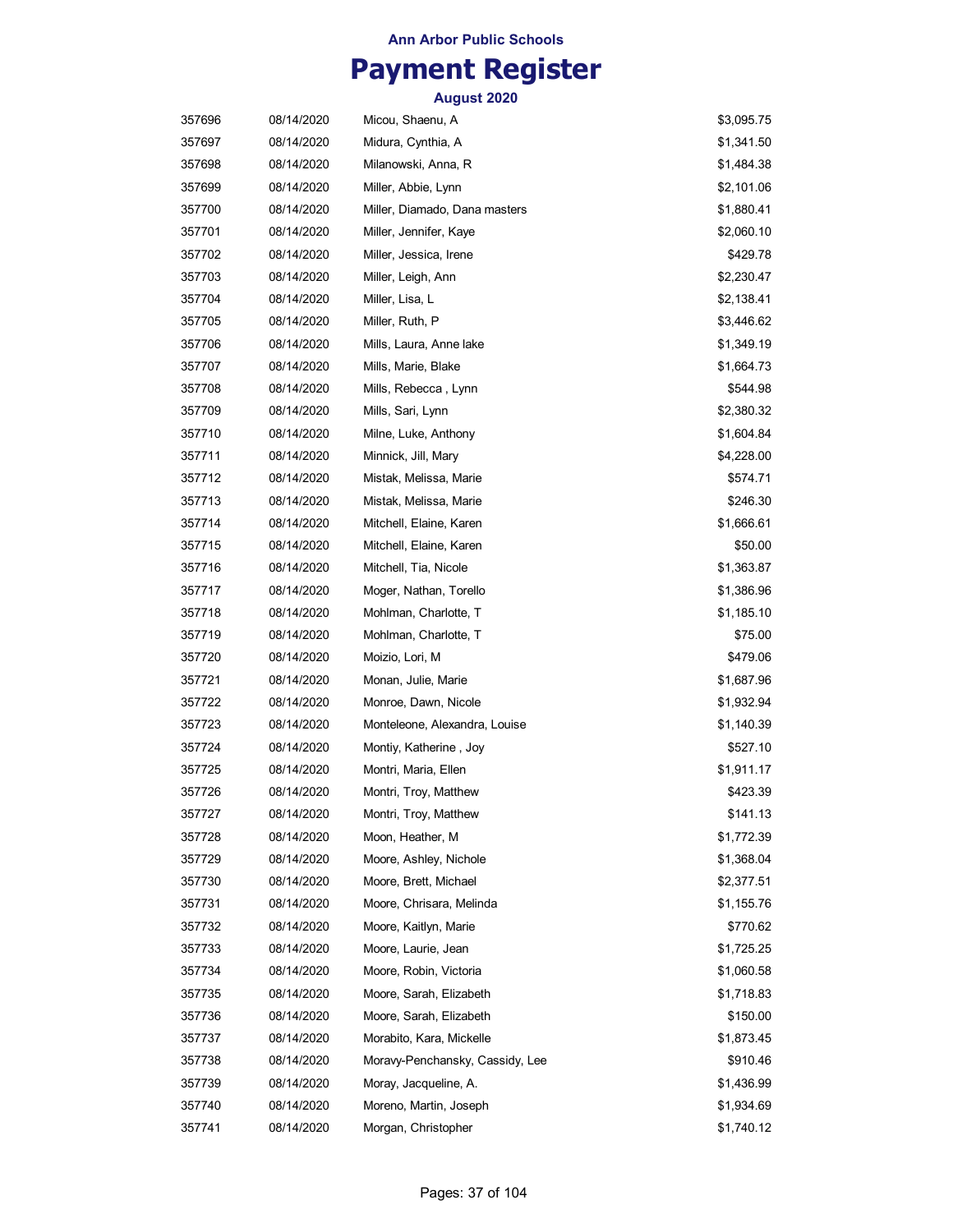**Ann Arbor Public Schools**

# Payment Register

**August 2020**

| | | | |
|---|---|---|---|
| 357696 | 08/14/2020 | Micou, Shaenu, A | $3,095.75 |
| 357697 | 08/14/2020 | Midura, Cynthia, A | $1,341.50 |
| 357698 | 08/14/2020 | Milanowski, Anna, R | $1,484.38 |
| 357699 | 08/14/2020 | Miller, Abbie, Lynn | $2,101.06 |
| 357700 | 08/14/2020 | Miller, Diamado, Dana masters | $1,880.41 |
| 357701 | 08/14/2020 | Miller, Jennifer, Kaye | $2,060.10 |
| 357702 | 08/14/2020 | Miller, Jessica, Irene | $429.78 |
| 357703 | 08/14/2020 | Miller, Leigh, Ann | $2,230.47 |
| 357704 | 08/14/2020 | Miller, Lisa, L | $2,138.41 |
| 357705 | 08/14/2020 | Miller, Ruth, P | $3,446.62 |
| 357706 | 08/14/2020 | Mills, Laura, Anne lake | $1,349.19 |
| 357707 | 08/14/2020 | Mills, Marie, Blake | $1,664.73 |
| 357708 | 08/14/2020 | Mills, Rebecca , Lynn | $544.98 |
| 357709 | 08/14/2020 | Mills, Sari, Lynn | $2,380.32 |
| 357710 | 08/14/2020 | Milne, Luke, Anthony | $1,604.84 |
| 357711 | 08/14/2020 | Minnick, Jill, Mary | $4,228.00 |
| 357712 | 08/14/2020 | Mistak, Melissa, Marie | $574.71 |
| 357713 | 08/14/2020 | Mistak, Melissa, Marie | $246.30 |
| 357714 | 08/14/2020 | Mitchell, Elaine, Karen | $1,666.61 |
| 357715 | 08/14/2020 | Mitchell, Elaine, Karen | $50.00 |
| 357716 | 08/14/2020 | Mitchell, Tia, Nicole | $1,363.87 |
| 357717 | 08/14/2020 | Moger, Nathan, Torello | $1,386.96 |
| 357718 | 08/14/2020 | Mohlman, Charlotte, T | $1,185.10 |
| 357719 | 08/14/2020 | Mohlman, Charlotte, T | $75.00 |
| 357720 | 08/14/2020 | Moizio, Lori, M | $479.06 |
| 357721 | 08/14/2020 | Monan, Julie, Marie | $1,687.96 |
| 357722 | 08/14/2020 | Monroe, Dawn, Nicole | $1,932.94 |
| 357723 | 08/14/2020 | Monteleone, Alexandra, Louise | $1,140.39 |
| 357724 | 08/14/2020 | Montiy, Katherine , Joy | $527.10 |
| 357725 | 08/14/2020 | Montri, Maria, Ellen | $1,911.17 |
| 357726 | 08/14/2020 | Montri, Troy, Matthew | $423.39 |
| 357727 | 08/14/2020 | Montri, Troy, Matthew | $141.13 |
| 357728 | 08/14/2020 | Moon, Heather, M | $1,772.39 |
| 357729 | 08/14/2020 | Moore, Ashley, Nichole | $1,368.04 |
| 357730 | 08/14/2020 | Moore, Brett, Michael | $2,377.51 |
| 357731 | 08/14/2020 | Moore, Chrisara, Melinda | $1,155.76 |
| 357732 | 08/14/2020 | Moore, Kaitlyn, Marie | $770.62 |
| 357733 | 08/14/2020 | Moore, Laurie, Jean | $1,725.25 |
| 357734 | 08/14/2020 | Moore, Robin, Victoria | $1,060.58 |
| 357735 | 08/14/2020 | Moore, Sarah, Elizabeth | $1,718.83 |
| 357736 | 08/14/2020 | Moore, Sarah, Elizabeth | $150.00 |
| 357737 | 08/14/2020 | Morabito, Kara, Mickelle | $1,873.45 |
| 357738 | 08/14/2020 | Moravy-Penchansky, Cassidy, Lee | $910.46 |
| 357739 | 08/14/2020 | Moray, Jacqueline, A. | $1,436.99 |
| 357740 | 08/14/2020 | Moreno, Martin, Joseph | $1,934.69 |
| 357741 | 08/14/2020 | Morgan, Christopher | $1,740.12 |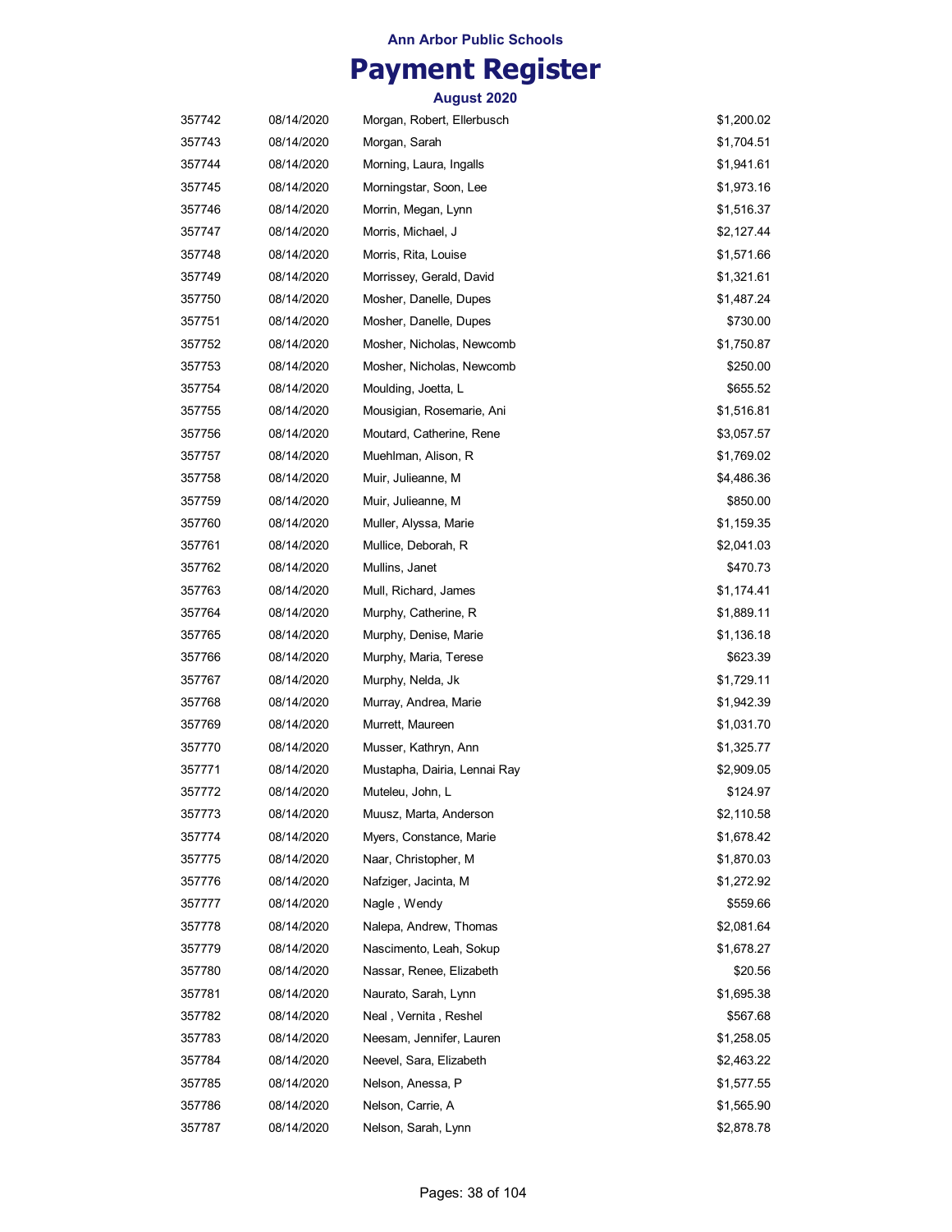# Ann Arbor Public Schools

# Payment Register

## August 2020

| | | | |
|---|---|---|---|
| 357742 | 08/14/2020 | Morgan, Robert, Ellerbusch | $1,200.02 |
| 357743 | 08/14/2020 | Morgan, Sarah | $1,704.51 |
| 357744 | 08/14/2020 | Morning, Laura, Ingalls | $1,941.61 |
| 357745 | 08/14/2020 | Morningstar, Soon, Lee | $1,973.16 |
| 357746 | 08/14/2020 | Morrin, Megan, Lynn | $1,516.37 |
| 357747 | 08/14/2020 | Morris, Michael, J | $2,127.44 |
| 357748 | 08/14/2020 | Morris, Rita, Louise | $1,571.66 |
| 357749 | 08/14/2020 | Morrissey, Gerald, David | $1,321.61 |
| 357750 | 08/14/2020 | Mosher, Danelle, Dupes | $1,487.24 |
| 357751 | 08/14/2020 | Mosher, Danelle, Dupes | $730.00 |
| 357752 | 08/14/2020 | Mosher, Nicholas, Newcomb | $1,750.87 |
| 357753 | 08/14/2020 | Mosher, Nicholas, Newcomb | $250.00 |
| 357754 | 08/14/2020 | Moulding, Joetta, L | $655.52 |
| 357755 | 08/14/2020 | Mousigian, Rosemarie, Ani | $1,516.81 |
| 357756 | 08/14/2020 | Moutard, Catherine, Rene | $3,057.57 |
| 357757 | 08/14/2020 | Muehlman, Alison, R | $1,769.02 |
| 357758 | 08/14/2020 | Muir, Julieanne, M | $4,486.36 |
| 357759 | 08/14/2020 | Muir, Julieanne, M | $850.00 |
| 357760 | 08/14/2020 | Muller, Alyssa, Marie | $1,159.35 |
| 357761 | 08/14/2020 | Mullice, Deborah, R | $2,041.03 |
| 357762 | 08/14/2020 | Mullins, Janet | $470.73 |
| 357763 | 08/14/2020 | Mull, Richard, James | $1,174.41 |
| 357764 | 08/14/2020 | Murphy, Catherine, R | $1,889.11 |
| 357765 | 08/14/2020 | Murphy, Denise, Marie | $1,136.18 |
| 357766 | 08/14/2020 | Murphy, Maria, Terese | $623.39 |
| 357767 | 08/14/2020 | Murphy, Nelda, Jk | $1,729.11 |
| 357768 | 08/14/2020 | Murray, Andrea, Marie | $1,942.39 |
| 357769 | 08/14/2020 | Murrett, Maureen | $1,031.70 |
| 357770 | 08/14/2020 | Musser, Kathryn, Ann | $1,325.77 |
| 357771 | 08/14/2020 | Mustapha, Dairia, Lennai Ray | $2,909.05 |
| 357772 | 08/14/2020 | Muteleu, John, L | $124.97 |
| 357773 | 08/14/2020 | Muusz, Marta, Anderson | $2,110.58 |
| 357774 | 08/14/2020 | Myers, Constance, Marie | $1,678.42 |
| 357775 | 08/14/2020 | Naar, Christopher, M | $1,870.03 |
| 357776 | 08/14/2020 | Nafziger, Jacinta, M | $1,272.92 |
| 357777 | 08/14/2020 | Nagle , Wendy | $559.66 |
| 357778 | 08/14/2020 | Nalepa, Andrew, Thomas | $2,081.64 |
| 357779 | 08/14/2020 | Nascimento, Leah, Sokup | $1,678.27 |
| 357780 | 08/14/2020 | Nassar, Renee, Elizabeth | $20.56 |
| 357781 | 08/14/2020 | Naurato, Sarah, Lynn | $1,695.38 |
| 357782 | 08/14/2020 | Neal , Vernita , Reshel | $567.68 |
| 357783 | 08/14/2020 | Neesam, Jennifer, Lauren | $1,258.05 |
| 357784 | 08/14/2020 | Neevel, Sara, Elizabeth | $2,463.22 |
| 357785 | 08/14/2020 | Nelson, Anessa, P | $1,577.55 |
| 357786 | 08/14/2020 | Nelson, Carrie, A | $1,565.90 |
| 357787 | 08/14/2020 | Nelson, Sarah, Lynn | $2,878.78 |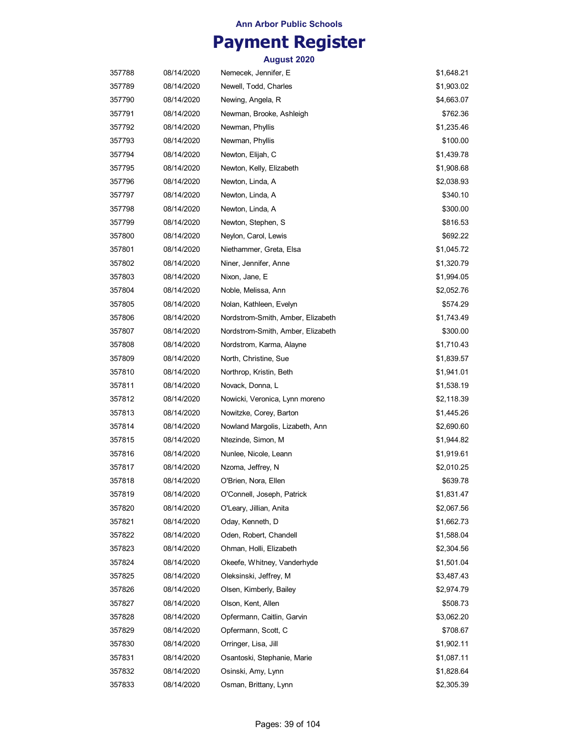**Ann Arbor Public Schools**

# Payment Register

**August 2020**

| | | | |
|---|---|---|---|
| 357788 | 08/14/2020 | Nemecek, Jennifer, E | $1,648.21 |
| 357789 | 08/14/2020 | Newell, Todd, Charles | $1,903.02 |
| 357790 | 08/14/2020 | Newing, Angela, R | $4,663.07 |
| 357791 | 08/14/2020 | Newman, Brooke, Ashleigh | $762.36 |
| 357792 | 08/14/2020 | Newman, Phyllis | $1,235.46 |
| 357793 | 08/14/2020 | Newman, Phyllis | $100.00 |
| 357794 | 08/14/2020 | Newton, Elijah, C | $1,439.78 |
| 357795 | 08/14/2020 | Newton, Kelly, Elizabeth | $1,908.68 |
| 357796 | 08/14/2020 | Newton, Linda, A | $2,038.93 |
| 357797 | 08/14/2020 | Newton, Linda, A | $340.10 |
| 357798 | 08/14/2020 | Newton, Linda, A | $300.00 |
| 357799 | 08/14/2020 | Newton, Stephen, S | $816.53 |
| 357800 | 08/14/2020 | Neylon, Carol, Lewis | $692.22 |
| 357801 | 08/14/2020 | Niethammer, Greta, Elsa | $1,045.72 |
| 357802 | 08/14/2020 | Niner, Jennifer, Anne | $1,320.79 |
| 357803 | 08/14/2020 | Nixon, Jane, E | $1,994.05 |
| 357804 | 08/14/2020 | Noble, Melissa, Ann | $2,052.76 |
| 357805 | 08/14/2020 | Nolan, Kathleen, Evelyn | $574.29 |
| 357806 | 08/14/2020 | Nordstrom-Smith, Amber, Elizabeth | $1,743.49 |
| 357807 | 08/14/2020 | Nordstrom-Smith, Amber, Elizabeth | $300.00 |
| 357808 | 08/14/2020 | Nordstrom, Karma, Alayne | $1,710.43 |
| 357809 | 08/14/2020 | North, Christine, Sue | $1,839.57 |
| 357810 | 08/14/2020 | Northrop, Kristin, Beth | $1,941.01 |
| 357811 | 08/14/2020 | Novack, Donna, L | $1,538.19 |
| 357812 | 08/14/2020 | Nowicki, Veronica, Lynn moreno | $2,118.39 |
| 357813 | 08/14/2020 | Nowitzke, Corey, Barton | $1,445.26 |
| 357814 | 08/14/2020 | Nowland Margolis, Lizabeth, Ann | $2,690.60 |
| 357815 | 08/14/2020 | Ntezinde, Simon, M | $1,944.82 |
| 357816 | 08/14/2020 | Nunlee, Nicole, Leann | $1,919.61 |
| 357817 | 08/14/2020 | Nzoma, Jeffrey, N | $2,010.25 |
| 357818 | 08/14/2020 | O'Brien, Nora, Ellen | $639.78 |
| 357819 | 08/14/2020 | O'Connell, Joseph, Patrick | $1,831.47 |
| 357820 | 08/14/2020 | O'Leary, Jillian, Anita | $2,067.56 |
| 357821 | 08/14/2020 | Oday, Kenneth, D | $1,662.73 |
| 357822 | 08/14/2020 | Oden, Robert, Chandell | $1,588.04 |
| 357823 | 08/14/2020 | Ohman, Holli, Elizabeth | $2,304.56 |
| 357824 | 08/14/2020 | Okeefe, Whitney, Vanderhyde | $1,501.04 |
| 357825 | 08/14/2020 | Oleksinski, Jeffrey, M | $3,487.43 |
| 357826 | 08/14/2020 | Olsen, Kimberly, Bailey | $2,974.79 |
| 357827 | 08/14/2020 | Olson, Kent, Allen | $508.73 |
| 357828 | 08/14/2020 | Opfermann, Caitlin, Garvin | $3,062.20 |
| 357829 | 08/14/2020 | Opfermann, Scott, C | $708.67 |
| 357830 | 08/14/2020 | Orringer, Lisa, Jill | $1,902.11 |
| 357831 | 08/14/2020 | Osantoski, Stephanie, Marie | $1,087.11 |
| 357832 | 08/14/2020 | Osinski, Amy, Lynn | $1,828.64 |
| 357833 | 08/14/2020 | Osman, Brittany, Lynn | $2,305.39 |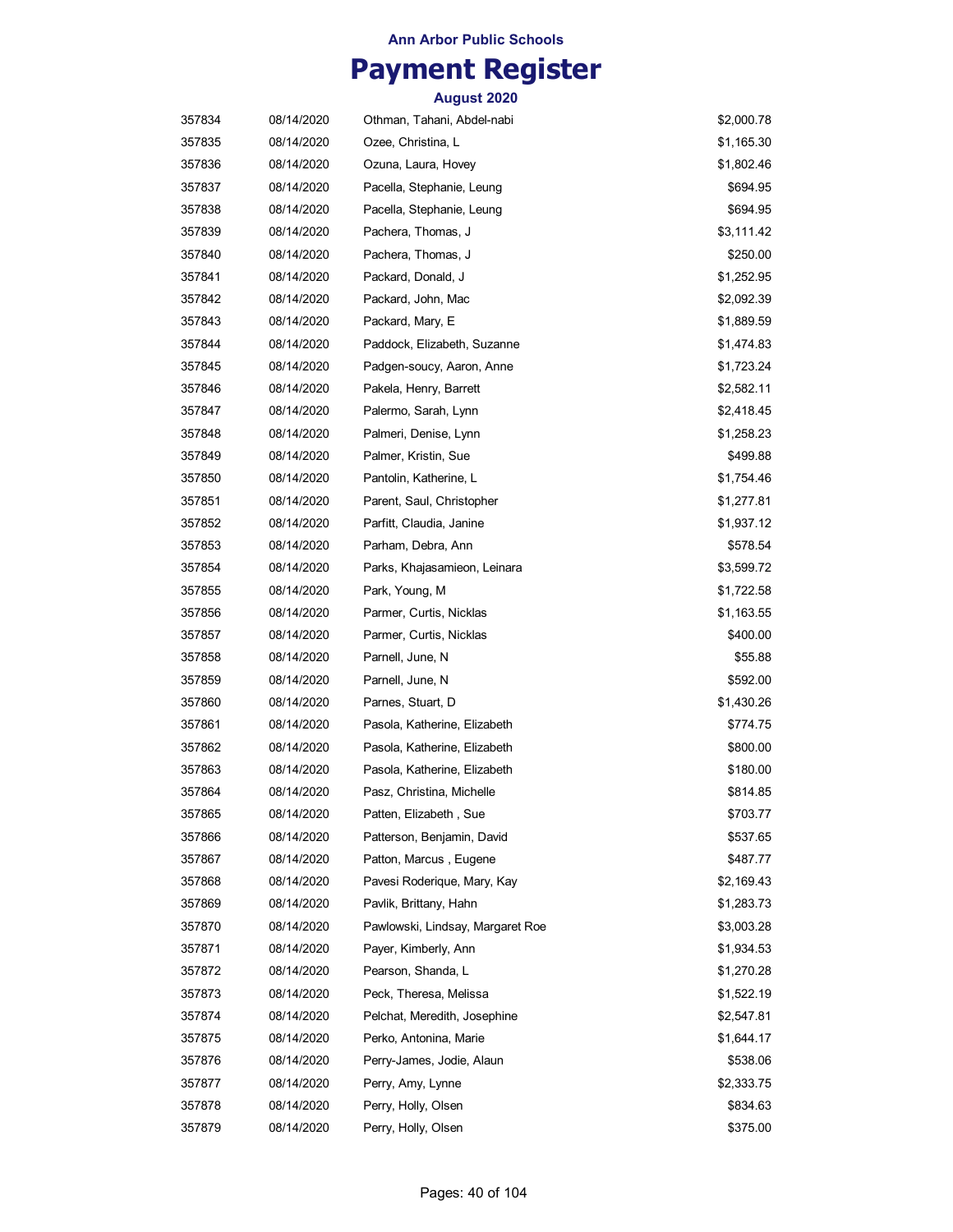Ann Arbor Public Schools

# Payment Register

### August 2020

| | | | |
|---|---|---|---:|
| 357834 | 08/14/2020 | Othman, Tahani, Abdel-nabi | $2,000.78 |
| 357835 | 08/14/2020 | Ozee, Christina, L | $1,165.30 |
| 357836 | 08/14/2020 | Ozuna, Laura, Hovey | $1,802.46 |
| 357837 | 08/14/2020 | Pacella, Stephanie, Leung | $694.95 |
| 357838 | 08/14/2020 | Pacella, Stephanie, Leung | $694.95 |
| 357839 | 08/14/2020 | Pachera, Thomas, J | $3,111.42 |
| 357840 | 08/14/2020 | Pachera, Thomas, J | $250.00 |
| 357841 | 08/14/2020 | Packard, Donald, J | $1,252.95 |
| 357842 | 08/14/2020 | Packard, John, Mac | $2,092.39 |
| 357843 | 08/14/2020 | Packard, Mary, E | $1,889.59 |
| 357844 | 08/14/2020 | Paddock, Elizabeth, Suzanne | $1,474.83 |
| 357845 | 08/14/2020 | Padgen-soucy, Aaron, Anne | $1,723.24 |
| 357846 | 08/14/2020 | Pakela, Henry, Barrett | $2,582.11 |
| 357847 | 08/14/2020 | Palermo, Sarah, Lynn | $2,418.45 |
| 357848 | 08/14/2020 | Palmeri, Denise, Lynn | $1,258.23 |
| 357849 | 08/14/2020 | Palmer, Kristin, Sue | $499.88 |
| 357850 | 08/14/2020 | Pantolin, Katherine, L | $1,754.46 |
| 357851 | 08/14/2020 | Parent, Saul, Christopher | $1,277.81 |
| 357852 | 08/14/2020 | Parfitt, Claudia, Janine | $1,937.12 |
| 357853 | 08/14/2020 | Parham, Debra, Ann | $578.54 |
| 357854 | 08/14/2020 | Parks, Khajasamieon, Leinara | $3,599.72 |
| 357855 | 08/14/2020 | Park, Young, M | $1,722.58 |
| 357856 | 08/14/2020 | Parmer, Curtis, Nicklas | $1,163.55 |
| 357857 | 08/14/2020 | Parmer, Curtis, Nicklas | $400.00 |
| 357858 | 08/14/2020 | Parnell, June, N | $55.88 |
| 357859 | 08/14/2020 | Parnell, June, N | $592.00 |
| 357860 | 08/14/2020 | Parnes, Stuart, D | $1,430.26 |
| 357861 | 08/14/2020 | Pasola, Katherine, Elizabeth | $774.75 |
| 357862 | 08/14/2020 | Pasola, Katherine, Elizabeth | $800.00 |
| 357863 | 08/14/2020 | Pasola, Katherine, Elizabeth | $180.00 |
| 357864 | 08/14/2020 | Pasz, Christina, Michelle | $814.85 |
| 357865 | 08/14/2020 | Patten, Elizabeth , Sue | $703.77 |
| 357866 | 08/14/2020 | Patterson, Benjamin, David | $537.65 |
| 357867 | 08/14/2020 | Patton, Marcus , Eugene | $487.77 |
| 357868 | 08/14/2020 | Pavesi Roderique, Mary, Kay | $2,169.43 |
| 357869 | 08/14/2020 | Pavlik, Brittany, Hahn | $1,283.73 |
| 357870 | 08/14/2020 | Pawlowski, Lindsay, Margaret Roe | $3,003.28 |
| 357871 | 08/14/2020 | Payer, Kimberly, Ann | $1,934.53 |
| 357872 | 08/14/2020 | Pearson, Shanda, L | $1,270.28 |
| 357873 | 08/14/2020 | Peck, Theresa, Melissa | $1,522.19 |
| 357874 | 08/14/2020 | Pelchat, Meredith, Josephine | $2,547.81 |
| 357875 | 08/14/2020 | Perko, Antonina, Marie | $1,644.17 |
| 357876 | 08/14/2020 | Perry-James, Jodie, Alaun | $538.06 |
| 357877 | 08/14/2020 | Perry, Amy, Lynne | $2,333.75 |
| 357878 | 08/14/2020 | Perry, Holly, Olsen | $834.63 |
| 357879 | 08/14/2020 | Perry, Holly, Olsen | $375.00 |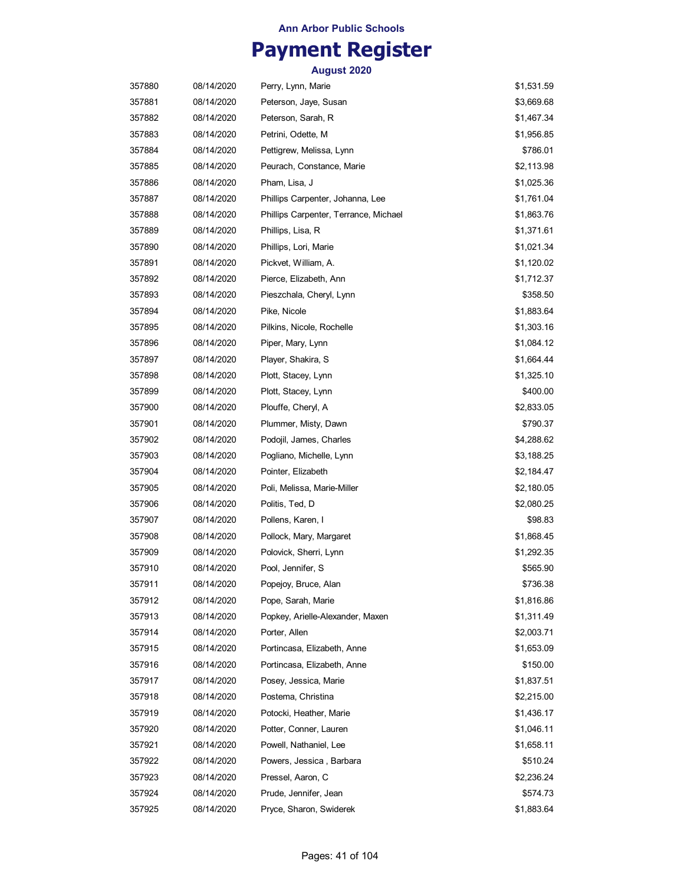Ann Arbor Public Schools

# Payment Register

August 2020

| | | | |
|---|---|---|---|
| 357880 | 08/14/2020 | Perry, Lynn, Marie | $1,531.59 |
| 357881 | 08/14/2020 | Peterson, Jaye, Susan | $3,669.68 |
| 357882 | 08/14/2020 | Peterson, Sarah, R | $1,467.34 |
| 357883 | 08/14/2020 | Petrini, Odette, M | $1,956.85 |
| 357884 | 08/14/2020 | Pettigrew, Melissa, Lynn | $786.01 |
| 357885 | 08/14/2020 | Peurach, Constance, Marie | $2,113.98 |
| 357886 | 08/14/2020 | Pham, Lisa, J | $1,025.36 |
| 357887 | 08/14/2020 | Phillips Carpenter, Johanna, Lee | $1,761.04 |
| 357888 | 08/14/2020 | Phillips Carpenter, Terrance, Michael | $1,863.76 |
| 357889 | 08/14/2020 | Phillips, Lisa, R | $1,371.61 |
| 357890 | 08/14/2020 | Phillips, Lori, Marie | $1,021.34 |
| 357891 | 08/14/2020 | Pickvet, William, A. | $1,120.02 |
| 357892 | 08/14/2020 | Pierce, Elizabeth, Ann | $1,712.37 |
| 357893 | 08/14/2020 | Pieszchala, Cheryl, Lynn | $358.50 |
| 357894 | 08/14/2020 | Pike, Nicole | $1,883.64 |
| 357895 | 08/14/2020 | Pilkins, Nicole, Rochelle | $1,303.16 |
| 357896 | 08/14/2020 | Piper, Mary, Lynn | $1,084.12 |
| 357897 | 08/14/2020 | Player, Shakira, S | $1,664.44 |
| 357898 | 08/14/2020 | Plott, Stacey, Lynn | $1,325.10 |
| 357899 | 08/14/2020 | Plott, Stacey, Lynn | $400.00 |
| 357900 | 08/14/2020 | Plouffe, Cheryl, A | $2,833.05 |
| 357901 | 08/14/2020 | Plummer, Misty, Dawn | $790.37 |
| 357902 | 08/14/2020 | Podojil, James, Charles | $4,288.62 |
| 357903 | 08/14/2020 | Pogliano, Michelle, Lynn | $3,188.25 |
| 357904 | 08/14/2020 | Pointer, Elizabeth | $2,184.47 |
| 357905 | 08/14/2020 | Poli, Melissa, Marie-Miller | $2,180.05 |
| 357906 | 08/14/2020 | Politis, Ted, D | $2,080.25 |
| 357907 | 08/14/2020 | Pollens, Karen, I | $98.83 |
| 357908 | 08/14/2020 | Pollock, Mary, Margaret | $1,868.45 |
| 357909 | 08/14/2020 | Polovick, Sherri, Lynn | $1,292.35 |
| 357910 | 08/14/2020 | Pool, Jennifer, S | $565.90 |
| 357911 | 08/14/2020 | Popejoy, Bruce, Alan | $736.38 |
| 357912 | 08/14/2020 | Pope, Sarah, Marie | $1,816.86 |
| 357913 | 08/14/2020 | Popkey, Arielle-Alexander, Maxen | $1,311.49 |
| 357914 | 08/14/2020 | Porter, Allen | $2,003.71 |
| 357915 | 08/14/2020 | Portincasa, Elizabeth, Anne | $1,653.09 |
| 357916 | 08/14/2020 | Portincasa, Elizabeth, Anne | $150.00 |
| 357917 | 08/14/2020 | Posey, Jessica, Marie | $1,837.51 |
| 357918 | 08/14/2020 | Postema, Christina | $2,215.00 |
| 357919 | 08/14/2020 | Potocki, Heather, Marie | $1,436.17 |
| 357920 | 08/14/2020 | Potter, Conner, Lauren | $1,046.11 |
| 357921 | 08/14/2020 | Powell, Nathaniel, Lee | $1,658.11 |
| 357922 | 08/14/2020 | Powers, Jessica , Barbara | $510.24 |
| 357923 | 08/14/2020 | Pressel, Aaron, C | $2,236.24 |
| 357924 | 08/14/2020 | Prude, Jennifer, Jean | $574.73 |
| 357925 | 08/14/2020 | Pryce, Sharon, Swiderek | $1,883.64 |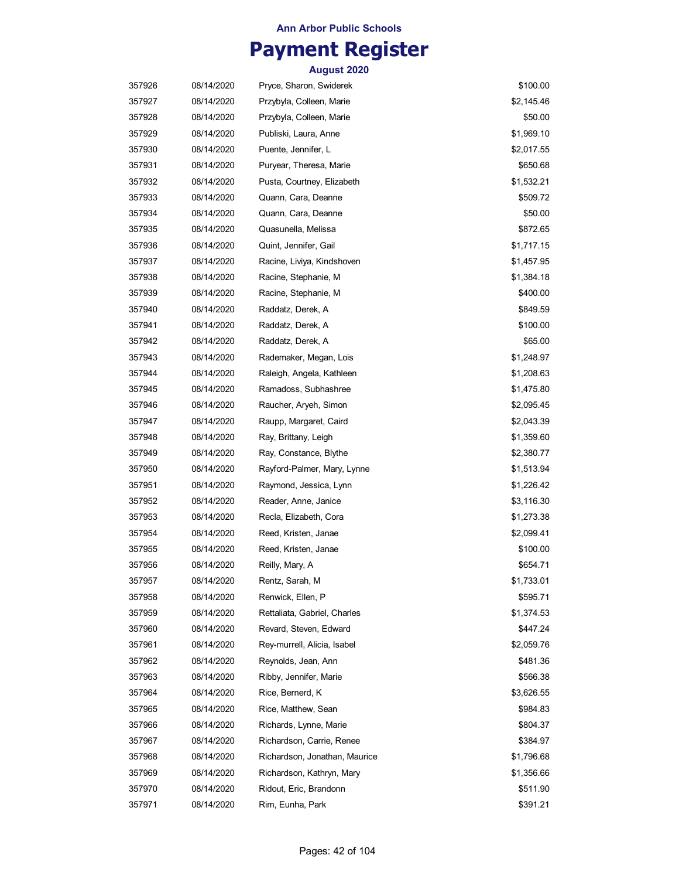## Ann Arbor Public Schools

# Payment Register

### August 2020

| | | | |
|---|---|---|---|
| 357926 | 08/14/2020 | Pryce, Sharon, Swiderek | $100.00 |
| 357927 | 08/14/2020 | Przybyla, Colleen, Marie | $2,145.46 |
| 357928 | 08/14/2020 | Przybyla, Colleen, Marie | $50.00 |
| 357929 | 08/14/2020 | Publiski, Laura, Anne | $1,969.10 |
| 357930 | 08/14/2020 | Puente, Jennifer, L | $2,017.55 |
| 357931 | 08/14/2020 | Puryear, Theresa, Marie | $650.68 |
| 357932 | 08/14/2020 | Pusta, Courtney, Elizabeth | $1,532.21 |
| 357933 | 08/14/2020 | Quann, Cara, Deanne | $509.72 |
| 357934 | 08/14/2020 | Quann, Cara, Deanne | $50.00 |
| 357935 | 08/14/2020 | Quasunella, Melissa | $872.65 |
| 357936 | 08/14/2020 | Quint, Jennifer, Gail | $1,717.15 |
| 357937 | 08/14/2020 | Racine, Liviya, Kindshoven | $1,457.95 |
| 357938 | 08/14/2020 | Racine, Stephanie, M | $1,384.18 |
| 357939 | 08/14/2020 | Racine, Stephanie, M | $400.00 |
| 357940 | 08/14/2020 | Raddatz, Derek, A | $849.59 |
| 357941 | 08/14/2020 | Raddatz, Derek, A | $100.00 |
| 357942 | 08/14/2020 | Raddatz, Derek, A | $65.00 |
| 357943 | 08/14/2020 | Rademaker, Megan, Lois | $1,248.97 |
| 357944 | 08/14/2020 | Raleigh, Angela, Kathleen | $1,208.63 |
| 357945 | 08/14/2020 | Ramadoss, Subhashree | $1,475.80 |
| 357946 | 08/14/2020 | Raucher, Aryeh, Simon | $2,095.45 |
| 357947 | 08/14/2020 | Raupp, Margaret, Caird | $2,043.39 |
| 357948 | 08/14/2020 | Ray, Brittany, Leigh | $1,359.60 |
| 357949 | 08/14/2020 | Ray, Constance, Blythe | $2,380.77 |
| 357950 | 08/14/2020 | Rayford-Palmer, Mary, Lynne | $1,513.94 |
| 357951 | 08/14/2020 | Raymond, Jessica, Lynn | $1,226.42 |
| 357952 | 08/14/2020 | Reader, Anne, Janice | $3,116.30 |
| 357953 | 08/14/2020 | Recla, Elizabeth, Cora | $1,273.38 |
| 357954 | 08/14/2020 | Reed, Kristen, Janae | $2,099.41 |
| 357955 | 08/14/2020 | Reed, Kristen, Janae | $100.00 |
| 357956 | 08/14/2020 | Reilly, Mary, A | $654.71 |
| 357957 | 08/14/2020 | Rentz, Sarah, M | $1,733.01 |
| 357958 | 08/14/2020 | Renwick, Ellen, P | $595.71 |
| 357959 | 08/14/2020 | Rettaliata, Gabriel, Charles | $1,374.53 |
| 357960 | 08/14/2020 | Revard, Steven, Edward | $447.24 |
| 357961 | 08/14/2020 | Rey-murrell, Alicia, Isabel | $2,059.76 |
| 357962 | 08/14/2020 | Reynolds, Jean, Ann | $481.36 |
| 357963 | 08/14/2020 | Ribby, Jennifer, Marie | $566.38 |
| 357964 | 08/14/2020 | Rice, Bernerd, K | $3,626.55 |
| 357965 | 08/14/2020 | Rice, Matthew, Sean | $984.83 |
| 357966 | 08/14/2020 | Richards, Lynne, Marie | $804.37 |
| 357967 | 08/14/2020 | Richardson, Carrie, Renee | $384.97 |
| 357968 | 08/14/2020 | Richardson, Jonathan, Maurice | $1,796.68 |
| 357969 | 08/14/2020 | Richardson, Kathryn, Mary | $1,356.66 |
| 357970 | 08/14/2020 | Ridout, Eric, Brandonn | $511.90 |
| 357971 | 08/14/2020 | Rim, Eunha, Park | $391.21 |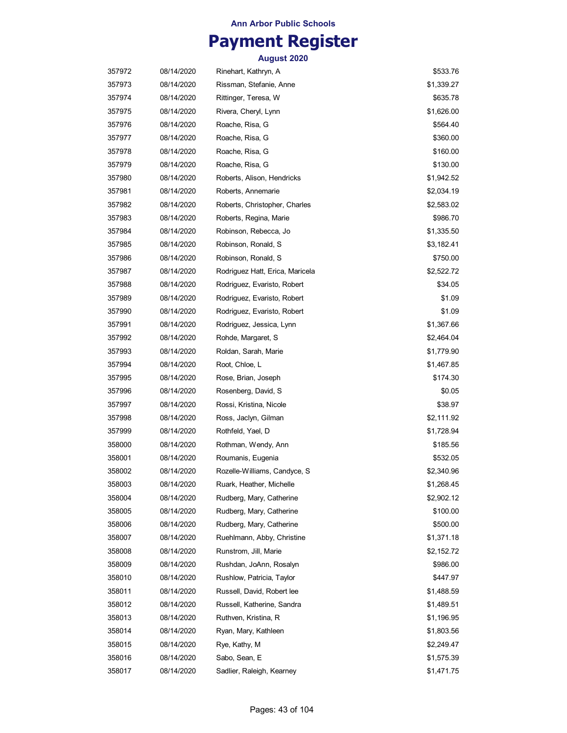# Ann Arbor Public Schools

# Payment Register

### August 2020

| | | | |
|---|---|---|---|
| 357972 | 08/14/2020 | Rinehart, Kathryn, A | $533.76 |
| 357973 | 08/14/2020 | Rissman, Stefanie, Anne | $1,339.27 |
| 357974 | 08/14/2020 | Rittinger, Teresa, W | $635.78 |
| 357975 | 08/14/2020 | Rivera, Cheryl, Lynn | $1,626.00 |
| 357976 | 08/14/2020 | Roache, Risa, G | $564.40 |
| 357977 | 08/14/2020 | Roache, Risa, G | $360.00 |
| 357978 | 08/14/2020 | Roache, Risa, G | $160.00 |
| 357979 | 08/14/2020 | Roache, Risa, G | $130.00 |
| 357980 | 08/14/2020 | Roberts, Alison, Hendricks | $1,942.52 |
| 357981 | 08/14/2020 | Roberts, Annemarie | $2,034.19 |
| 357982 | 08/14/2020 | Roberts, Christopher, Charles | $2,583.02 |
| 357983 | 08/14/2020 | Roberts, Regina, Marie | $986.70 |
| 357984 | 08/14/2020 | Robinson, Rebecca, Jo | $1,335.50 |
| 357985 | 08/14/2020 | Robinson, Ronald, S | $3,182.41 |
| 357986 | 08/14/2020 | Robinson, Ronald, S | $750.00 |
| 357987 | 08/14/2020 | Rodriguez Hatt, Erica, Maricela | $2,522.72 |
| 357988 | 08/14/2020 | Rodriguez, Evaristo, Robert | $34.05 |
| 357989 | 08/14/2020 | Rodriguez, Evaristo, Robert | $1.09 |
| 357990 | 08/14/2020 | Rodriguez, Evaristo, Robert | $1.09 |
| 357991 | 08/14/2020 | Rodriguez, Jessica, Lynn | $1,367.66 |
| 357992 | 08/14/2020 | Rohde, Margaret, S | $2,464.04 |
| 357993 | 08/14/2020 | Roldan, Sarah, Marie | $1,779.90 |
| 357994 | 08/14/2020 | Root, Chloe, L | $1,467.85 |
| 357995 | 08/14/2020 | Rose, Brian, Joseph | $174.30 |
| 357996 | 08/14/2020 | Rosenberg, David, S | $0.05 |
| 357997 | 08/14/2020 | Rossi, Kristina, Nicole | $38.97 |
| 357998 | 08/14/2020 | Ross, Jaclyn, Gilman | $2,111.92 |
| 357999 | 08/14/2020 | Rothfeld, Yael, D | $1,728.94 |
| 358000 | 08/14/2020 | Rothman, Wendy, Ann | $185.56 |
| 358001 | 08/14/2020 | Roumanis, Eugenia | $532.05 |
| 358002 | 08/14/2020 | Rozelle-Williams, Candyce, S | $2,340.96 |
| 358003 | 08/14/2020 | Ruark, Heather, Michelle | $1,268.45 |
| 358004 | 08/14/2020 | Rudberg, Mary, Catherine | $2,902.12 |
| 358005 | 08/14/2020 | Rudberg, Mary, Catherine | $100.00 |
| 358006 | 08/14/2020 | Rudberg, Mary, Catherine | $500.00 |
| 358007 | 08/14/2020 | Ruehlmann, Abby, Christine | $1,371.18 |
| 358008 | 08/14/2020 | Runstrom, Jill, Marie | $2,152.72 |
| 358009 | 08/14/2020 | Rushdan, JoAnn, Rosalyn | $986.00 |
| 358010 | 08/14/2020 | Rushlow, Patricia, Taylor | $447.97 |
| 358011 | 08/14/2020 | Russell, David, Robert lee | $1,488.59 |
| 358012 | 08/14/2020 | Russell, Katherine, Sandra | $1,489.51 |
| 358013 | 08/14/2020 | Ruthven, Kristina, R | $1,196.95 |
| 358014 | 08/14/2020 | Ryan, Mary, Kathleen | $1,803.56 |
| 358015 | 08/14/2020 | Rye, Kathy, M | $2,249.47 |
| 358016 | 08/14/2020 | Sabo, Sean, E | $1,575.39 |
| 358017 | 08/14/2020 | Sadlier, Raleigh, Kearney | $1,471.75 |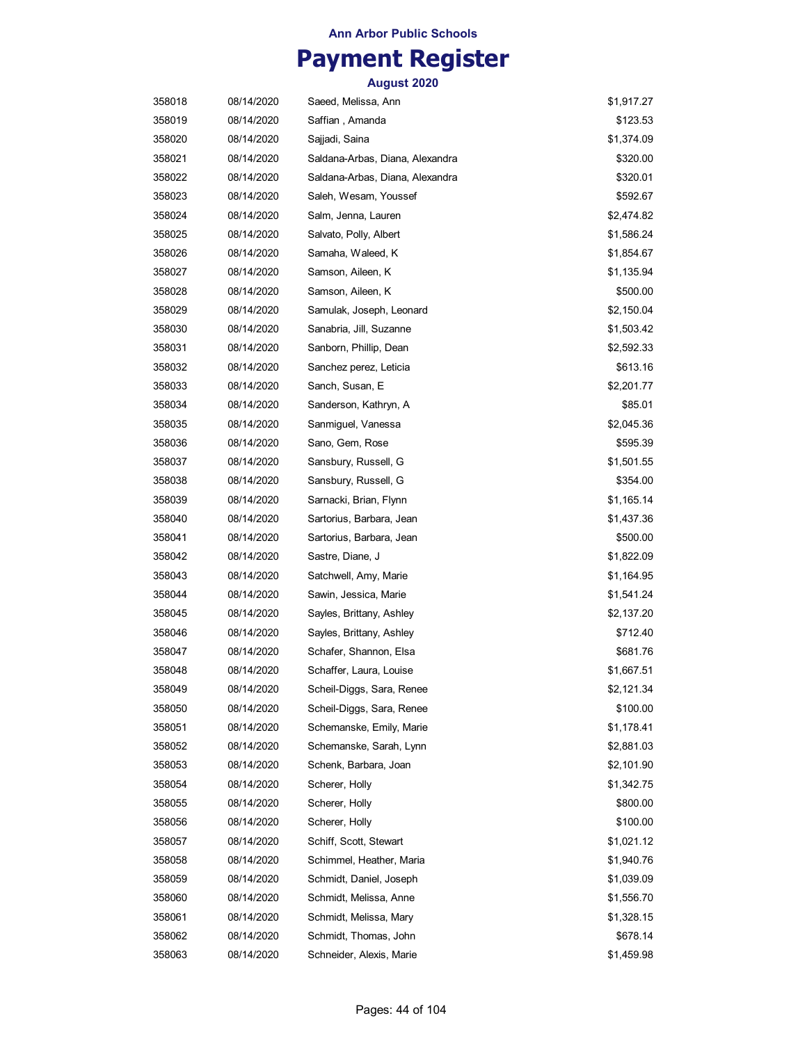**Ann Arbor Public Schools**

# Payment Register

**August 2020**

| | | | |
|---|---|---|---|
| 358018 | 08/14/2020 | Saeed, Melissa, Ann | $1,917.27 |
| 358019 | 08/14/2020 | Saffian , Amanda | $123.53 |
| 358020 | 08/14/2020 | Sajjadi, Saina | $1,374.09 |
| 358021 | 08/14/2020 | Saldana-Arbas, Diana, Alexandra | $320.00 |
| 358022 | 08/14/2020 | Saldana-Arbas, Diana, Alexandra | $320.01 |
| 358023 | 08/14/2020 | Saleh, Wesam, Youssef | $592.67 |
| 358024 | 08/14/2020 | Salm, Jenna, Lauren | $2,474.82 |
| 358025 | 08/14/2020 | Salvato, Polly, Albert | $1,586.24 |
| 358026 | 08/14/2020 | Samaha, Waleed, K | $1,854.67 |
| 358027 | 08/14/2020 | Samson, Aileen, K | $1,135.94 |
| 358028 | 08/14/2020 | Samson, Aileen, K | $500.00 |
| 358029 | 08/14/2020 | Samulak, Joseph, Leonard | $2,150.04 |
| 358030 | 08/14/2020 | Sanabria, Jill, Suzanne | $1,503.42 |
| 358031 | 08/14/2020 | Sanborn, Phillip, Dean | $2,592.33 |
| 358032 | 08/14/2020 | Sanchez perez, Leticia | $613.16 |
| 358033 | 08/14/2020 | Sanch, Susan, E | $2,201.77 |
| 358034 | 08/14/2020 | Sanderson, Kathryn, A | $85.01 |
| 358035 | 08/14/2020 | Sanmiguel, Vanessa | $2,045.36 |
| 358036 | 08/14/2020 | Sano, Gem, Rose | $595.39 |
| 358037 | 08/14/2020 | Sansbury, Russell, G | $1,501.55 |
| 358038 | 08/14/2020 | Sansbury, Russell, G | $354.00 |
| 358039 | 08/14/2020 | Sarnacki, Brian, Flynn | $1,165.14 |
| 358040 | 08/14/2020 | Sartorius, Barbara, Jean | $1,437.36 |
| 358041 | 08/14/2020 | Sartorius, Barbara, Jean | $500.00 |
| 358042 | 08/14/2020 | Sastre, Diane, J | $1,822.09 |
| 358043 | 08/14/2020 | Satchwell, Amy, Marie | $1,164.95 |
| 358044 | 08/14/2020 | Sawin, Jessica, Marie | $1,541.24 |
| 358045 | 08/14/2020 | Sayles, Brittany, Ashley | $2,137.20 |
| 358046 | 08/14/2020 | Sayles, Brittany, Ashley | $712.40 |
| 358047 | 08/14/2020 | Schafer, Shannon, Elsa | $681.76 |
| 358048 | 08/14/2020 | Schaffer, Laura, Louise | $1,667.51 |
| 358049 | 08/14/2020 | Scheil-Diggs, Sara, Renee | $2,121.34 |
| 358050 | 08/14/2020 | Scheil-Diggs, Sara, Renee | $100.00 |
| 358051 | 08/14/2020 | Schemanske, Emily, Marie | $1,178.41 |
| 358052 | 08/14/2020 | Schemanske, Sarah, Lynn | $2,881.03 |
| 358053 | 08/14/2020 | Schenk, Barbara, Joan | $2,101.90 |
| 358054 | 08/14/2020 | Scherer, Holly | $1,342.75 |
| 358055 | 08/14/2020 | Scherer, Holly | $800.00 |
| 358056 | 08/14/2020 | Scherer, Holly | $100.00 |
| 358057 | 08/14/2020 | Schiff, Scott, Stewart | $1,021.12 |
| 358058 | 08/14/2020 | Schimmel, Heather, Maria | $1,940.76 |
| 358059 | 08/14/2020 | Schmidt, Daniel, Joseph | $1,039.09 |
| 358060 | 08/14/2020 | Schmidt, Melissa, Anne | $1,556.70 |
| 358061 | 08/14/2020 | Schmidt, Melissa, Mary | $1,328.15 |
| 358062 | 08/14/2020 | Schmidt, Thomas, John | $678.14 |
| 358063 | 08/14/2020 | Schneider, Alexis, Marie | $1,459.98 |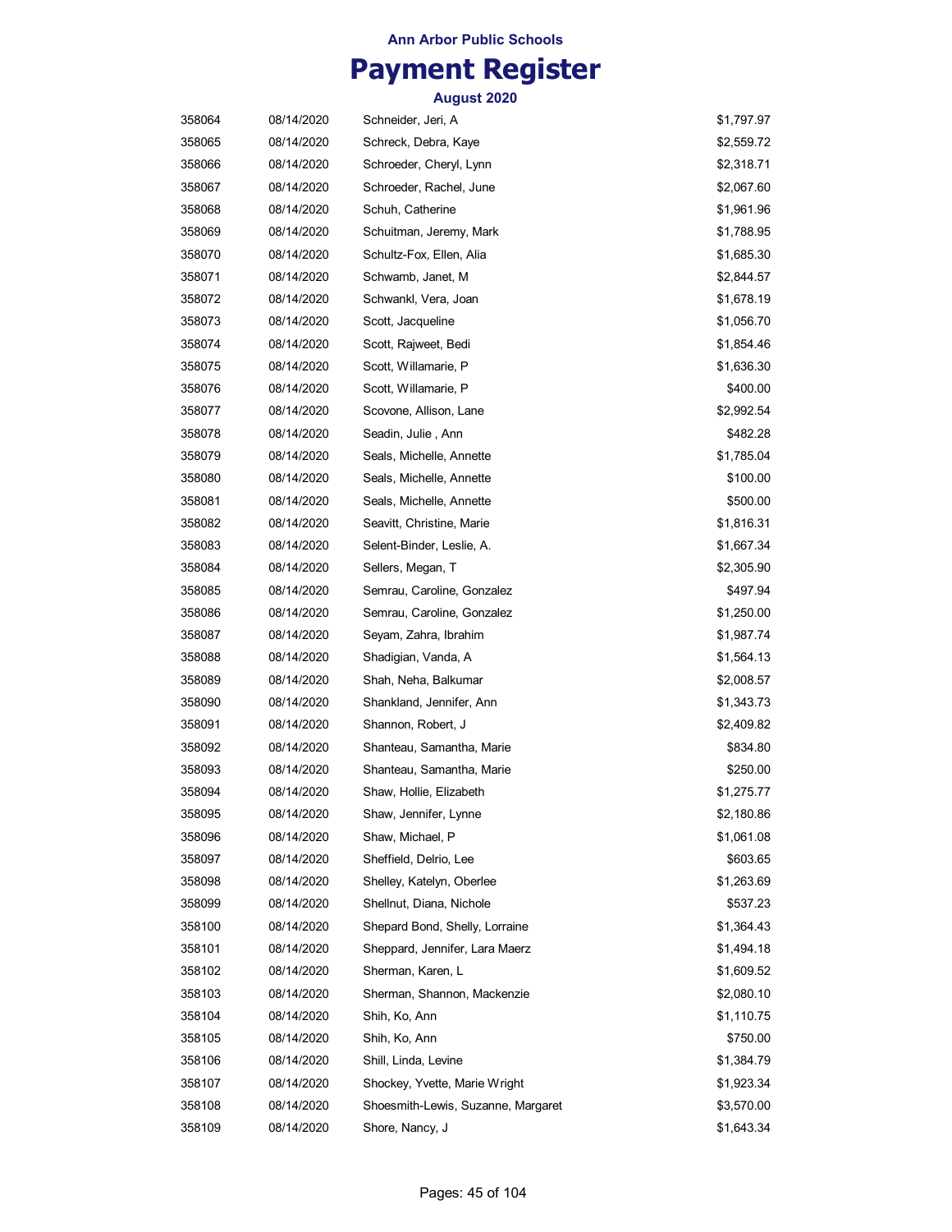**Ann Arbor Public Schools**

# Payment Register

**August 2020**

| | | | |
|---|---|---|---|
| 358064 | 08/14/2020 | Schneider, Jeri, A | $1,797.97 |
| 358065 | 08/14/2020 | Schreck, Debra, Kaye | $2,559.72 |
| 358066 | 08/14/2020 | Schroeder, Cheryl, Lynn | $2,318.71 |
| 358067 | 08/14/2020 | Schroeder, Rachel, June | $2,067.60 |
| 358068 | 08/14/2020 | Schuh, Catherine | $1,961.96 |
| 358069 | 08/14/2020 | Schuitman, Jeremy, Mark | $1,788.95 |
| 358070 | 08/14/2020 | Schultz-Fox, Ellen, Alia | $1,685.30 |
| 358071 | 08/14/2020 | Schwamb, Janet, M | $2,844.57 |
| 358072 | 08/14/2020 | Schwankl, Vera, Joan | $1,678.19 |
| 358073 | 08/14/2020 | Scott, Jacqueline | $1,056.70 |
| 358074 | 08/14/2020 | Scott, Rajweet, Bedi | $1,854.46 |
| 358075 | 08/14/2020 | Scott, Willamarie, P | $1,636.30 |
| 358076 | 08/14/2020 | Scott, Willamarie, P | $400.00 |
| 358077 | 08/14/2020 | Scovone, Allison, Lane | $2,992.54 |
| 358078 | 08/14/2020 | Seadin, Julie , Ann | $482.28 |
| 358079 | 08/14/2020 | Seals, Michelle, Annette | $1,785.04 |
| 358080 | 08/14/2020 | Seals, Michelle, Annette | $100.00 |
| 358081 | 08/14/2020 | Seals, Michelle, Annette | $500.00 |
| 358082 | 08/14/2020 | Seavitt, Christine, Marie | $1,816.31 |
| 358083 | 08/14/2020 | Selent-Binder, Leslie, A. | $1,667.34 |
| 358084 | 08/14/2020 | Sellers, Megan, T | $2,305.90 |
| 358085 | 08/14/2020 | Semrau, Caroline, Gonzalez | $497.94 |
| 358086 | 08/14/2020 | Semrau, Caroline, Gonzalez | $1,250.00 |
| 358087 | 08/14/2020 | Seyam, Zahra, Ibrahim | $1,987.74 |
| 358088 | 08/14/2020 | Shadigian, Vanda, A | $1,564.13 |
| 358089 | 08/14/2020 | Shah, Neha, Balkumar | $2,008.57 |
| 358090 | 08/14/2020 | Shankland, Jennifer, Ann | $1,343.73 |
| 358091 | 08/14/2020 | Shannon, Robert, J | $2,409.82 |
| 358092 | 08/14/2020 | Shanteau, Samantha, Marie | $834.80 |
| 358093 | 08/14/2020 | Shanteau, Samantha, Marie | $250.00 |
| 358094 | 08/14/2020 | Shaw, Hollie, Elizabeth | $1,275.77 |
| 358095 | 08/14/2020 | Shaw, Jennifer, Lynne | $2,180.86 |
| 358096 | 08/14/2020 | Shaw, Michael, P | $1,061.08 |
| 358097 | 08/14/2020 | Sheffield, Delrio, Lee | $603.65 |
| 358098 | 08/14/2020 | Shelley, Katelyn, Oberlee | $1,263.69 |
| 358099 | 08/14/2020 | Shellnut, Diana, Nichole | $537.23 |
| 358100 | 08/14/2020 | Shepard Bond, Shelly, Lorraine | $1,364.43 |
| 358101 | 08/14/2020 | Sheppard, Jennifer, Lara Maerz | $1,494.18 |
| 358102 | 08/14/2020 | Sherman, Karen, L | $1,609.52 |
| 358103 | 08/14/2020 | Sherman, Shannon, Mackenzie | $2,080.10 |
| 358104 | 08/14/2020 | Shih, Ko, Ann | $1,110.75 |
| 358105 | 08/14/2020 | Shih, Ko, Ann | $750.00 |
| 358106 | 08/14/2020 | Shill, Linda, Levine | $1,384.79 |
| 358107 | 08/14/2020 | Shockey, Yvette, Marie Wright | $1,923.34 |
| 358108 | 08/14/2020 | Shoesmith-Lewis, Suzanne, Margaret | $3,570.00 |
| 358109 | 08/14/2020 | Shore, Nancy, J | $1,643.34 |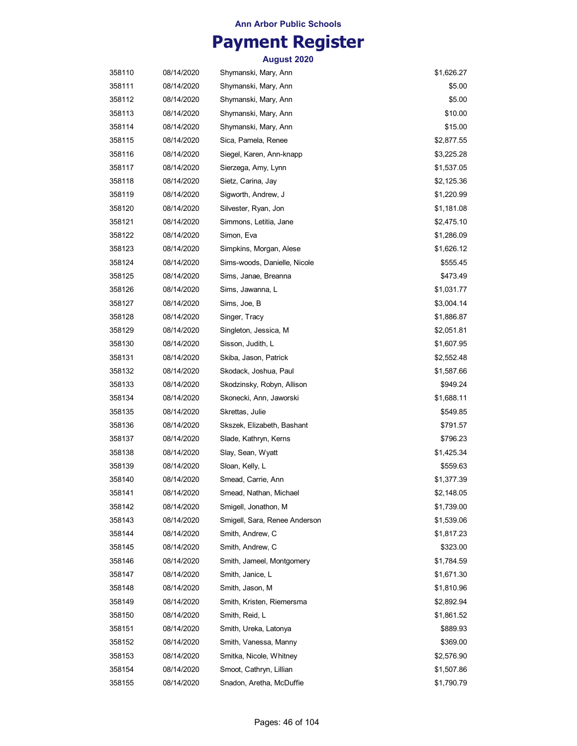Ann Arbor Public Schools

# Payment Register

August 2020

| | | | |
|---|---|---|---|
| 358110 | 08/14/2020 | Shymanski, Mary, Ann | $1,626.27 |
| 358111 | 08/14/2020 | Shymanski, Mary, Ann | $5.00 |
| 358112 | 08/14/2020 | Shymanski, Mary, Ann | $5.00 |
| 358113 | 08/14/2020 | Shymanski, Mary, Ann | $10.00 |
| 358114 | 08/14/2020 | Shymanski, Mary, Ann | $15.00 |
| 358115 | 08/14/2020 | Sica, Pamela, Renee | $2,877.55 |
| 358116 | 08/14/2020 | Siegel, Karen, Ann-knapp | $3,225.28 |
| 358117 | 08/14/2020 | Sierzega, Amy, Lynn | $1,537.05 |
| 358118 | 08/14/2020 | Sietz, Carina, Jay | $2,125.36 |
| 358119 | 08/14/2020 | Sigworth, Andrew, J | $1,220.99 |
| 358120 | 08/14/2020 | Silvester, Ryan, Jon | $1,181.08 |
| 358121 | 08/14/2020 | Simmons, Letitia, Jane | $2,475.10 |
| 358122 | 08/14/2020 | Simon, Eva | $1,286.09 |
| 358123 | 08/14/2020 | Simpkins, Morgan, Alese | $1,626.12 |
| 358124 | 08/14/2020 | Sims-woods, Danielle, Nicole | $555.45 |
| 358125 | 08/14/2020 | Sims, Janae, Breanna | $473.49 |
| 358126 | 08/14/2020 | Sims, Jawanna, L | $1,031.77 |
| 358127 | 08/14/2020 | Sims, Joe, B | $3,004.14 |
| 358128 | 08/14/2020 | Singer, Tracy | $1,886.87 |
| 358129 | 08/14/2020 | Singleton, Jessica, M | $2,051.81 |
| 358130 | 08/14/2020 | Sisson, Judith, L | $1,607.95 |
| 358131 | 08/14/2020 | Skiba, Jason, Patrick | $2,552.48 |
| 358132 | 08/14/2020 | Skodack, Joshua, Paul | $1,587.66 |
| 358133 | 08/14/2020 | Skodzinsky, Robyn, Allison | $949.24 |
| 358134 | 08/14/2020 | Skonecki, Ann, Jaworski | $1,688.11 |
| 358135 | 08/14/2020 | Skrettas, Julie | $549.85 |
| 358136 | 08/14/2020 | Skszek, Elizabeth, Bashant | $791.57 |
| 358137 | 08/14/2020 | Slade, Kathryn, Kerns | $796.23 |
| 358138 | 08/14/2020 | Slay, Sean, Wyatt | $1,425.34 |
| 358139 | 08/14/2020 | Sloan, Kelly, L | $559.63 |
| 358140 | 08/14/2020 | Smead, Carrie, Ann | $1,377.39 |
| 358141 | 08/14/2020 | Smead, Nathan, Michael | $2,148.05 |
| 358142 | 08/14/2020 | Smigell, Jonathon, M | $1,739.00 |
| 358143 | 08/14/2020 | Smigell, Sara, Renee Anderson | $1,539.06 |
| 358144 | 08/14/2020 | Smith, Andrew, C | $1,817.23 |
| 358145 | 08/14/2020 | Smith, Andrew, C | $323.00 |
| 358146 | 08/14/2020 | Smith, Jameel, Montgomery | $1,784.59 |
| 358147 | 08/14/2020 | Smith, Janice, L | $1,671.30 |
| 358148 | 08/14/2020 | Smith, Jason, M | $1,810.96 |
| 358149 | 08/14/2020 | Smith, Kristen, Riemersma | $2,892.94 |
| 358150 | 08/14/2020 | Smith, Reid, L | $1,861.52 |
| 358151 | 08/14/2020 | Smith, Ureka, Latonya | $889.93 |
| 358152 | 08/14/2020 | Smith, Vanessa, Manny | $369.00 |
| 358153 | 08/14/2020 | Smitka, Nicole, Whitney | $2,576.90 |
| 358154 | 08/14/2020 | Smoot, Cathryn, Lillian | $1,507.86 |
| 358155 | 08/14/2020 | Snadon, Aretha, McDuffie | $1,790.79 |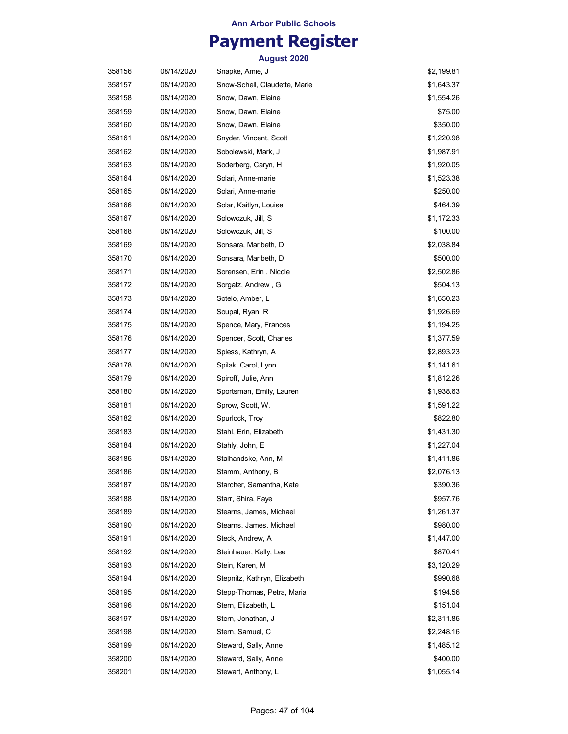Ann Arbor Public Schools

# Payment Register

**August 2020**

| | | | |
|---|---|---|---|
| 358156 | 08/14/2020 | Snapke, Amie, J | $2,199.81 |
| 358157 | 08/14/2020 | Snow-Schell, Claudette, Marie | $1,643.37 |
| 358158 | 08/14/2020 | Snow, Dawn, Elaine | $1,554.26 |
| 358159 | 08/14/2020 | Snow, Dawn, Elaine | $75.00 |
| 358160 | 08/14/2020 | Snow, Dawn, Elaine | $350.00 |
| 358161 | 08/14/2020 | Snyder, Vincent, Scott | $1,220.98 |
| 358162 | 08/14/2020 | Sobolewski, Mark, J | $1,987.91 |
| 358163 | 08/14/2020 | Soderberg, Caryn, H | $1,920.05 |
| 358164 | 08/14/2020 | Solari, Anne-marie | $1,523.38 |
| 358165 | 08/14/2020 | Solari, Anne-marie | $250.00 |
| 358166 | 08/14/2020 | Solar, Kaitlyn, Louise | $464.39 |
| 358167 | 08/14/2020 | Solowczuk, Jill, S | $1,172.33 |
| 358168 | 08/14/2020 | Solowczuk, Jill, S | $100.00 |
| 358169 | 08/14/2020 | Sonsara, Maribeth, D | $2,038.84 |
| 358170 | 08/14/2020 | Sonsara, Maribeth, D | $500.00 |
| 358171 | 08/14/2020 | Sorensen, Erin , Nicole | $2,502.86 |
| 358172 | 08/14/2020 | Sorgatz, Andrew , G | $504.13 |
| 358173 | 08/14/2020 | Sotelo, Amber, L | $1,650.23 |
| 358174 | 08/14/2020 | Soupal, Ryan, R | $1,926.69 |
| 358175 | 08/14/2020 | Spence, Mary, Frances | $1,194.25 |
| 358176 | 08/14/2020 | Spencer, Scott, Charles | $1,377.59 |
| 358177 | 08/14/2020 | Spiess, Kathryn, A | $2,893.23 |
| 358178 | 08/14/2020 | Spilak, Carol, Lynn | $1,141.61 |
| 358179 | 08/14/2020 | Spiroff, Julie, Ann | $1,812.26 |
| 358180 | 08/14/2020 | Sportsman, Emily, Lauren | $1,938.63 |
| 358181 | 08/14/2020 | Sprow, Scott, W. | $1,591.22 |
| 358182 | 08/14/2020 | Spurlock, Troy | $822.80 |
| 358183 | 08/14/2020 | Stahl, Erin, Elizabeth | $1,431.30 |
| 358184 | 08/14/2020 | Stahly, John, E | $1,227.04 |
| 358185 | 08/14/2020 | Stalhandske, Ann, M | $1,411.86 |
| 358186 | 08/14/2020 | Stamm, Anthony, B | $2,076.13 |
| 358187 | 08/14/2020 | Starcher, Samantha, Kate | $390.36 |
| 358188 | 08/14/2020 | Starr, Shira, Faye | $957.76 |
| 358189 | 08/14/2020 | Stearns, James, Michael | $1,261.37 |
| 358190 | 08/14/2020 | Stearns, James, Michael | $980.00 |
| 358191 | 08/14/2020 | Steck, Andrew, A | $1,447.00 |
| 358192 | 08/14/2020 | Steinhauer, Kelly, Lee | $870.41 |
| 358193 | 08/14/2020 | Stein, Karen, M | $3,120.29 |
| 358194 | 08/14/2020 | Stepnitz, Kathryn, Elizabeth | $990.68 |
| 358195 | 08/14/2020 | Stepp-Thomas, Petra, Maria | $194.56 |
| 358196 | 08/14/2020 | Stern, Elizabeth, L | $151.04 |
| 358197 | 08/14/2020 | Stern, Jonathan, J | $2,311.85 |
| 358198 | 08/14/2020 | Stern, Samuel, C | $2,248.16 |
| 358199 | 08/14/2020 | Steward, Sally, Anne | $1,485.12 |
| 358200 | 08/14/2020 | Steward, Sally, Anne | $400.00 |
| 358201 | 08/14/2020 | Stewart, Anthony, L | $1,055.14 |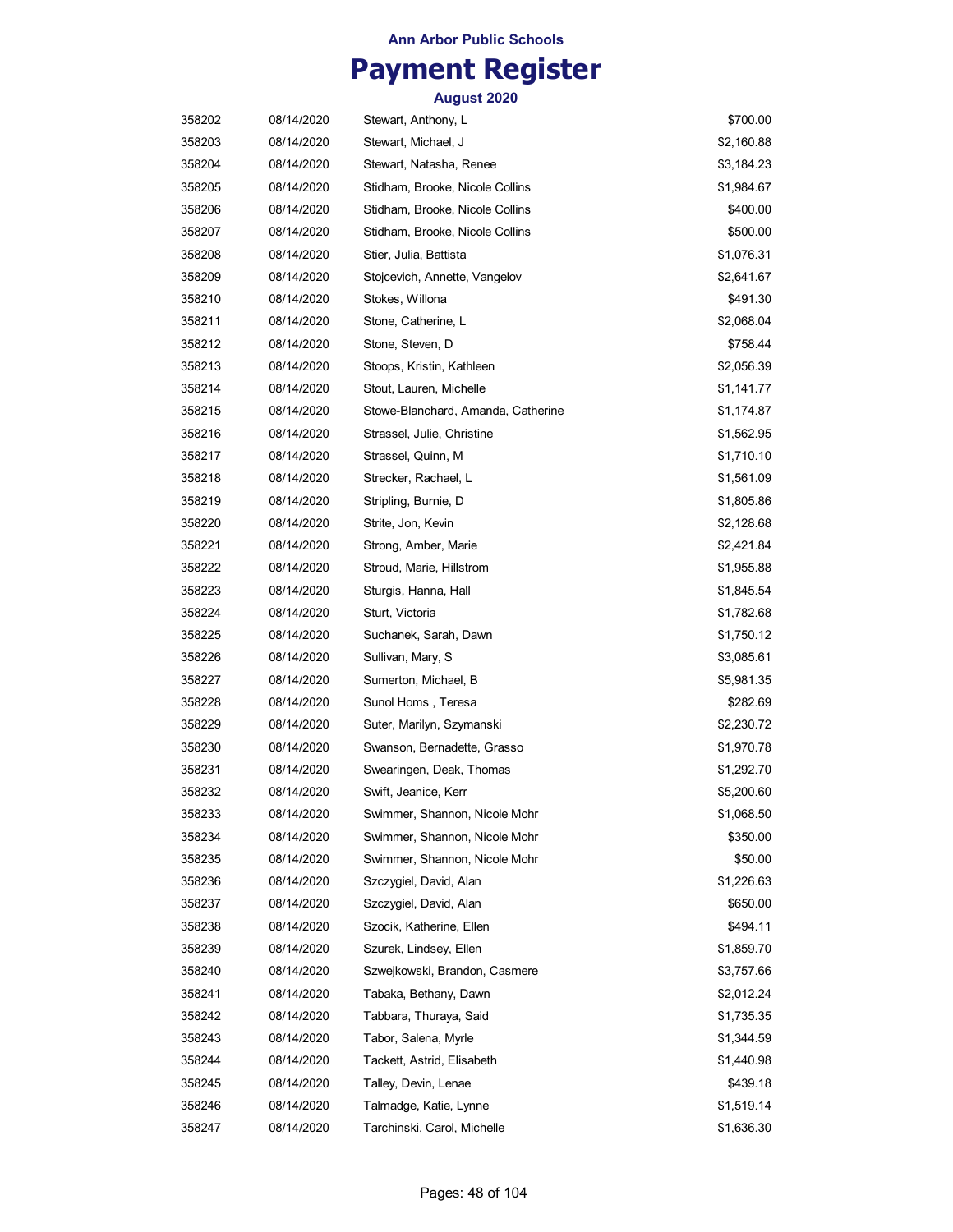Ann Arbor Public Schools

# Payment Register

August 2020

| | | | |
|---|---|---|---|
| 358202 | 08/14/2020 | Stewart, Anthony, L | $700.00 |
| 358203 | 08/14/2020 | Stewart, Michael, J | $2,160.88 |
| 358204 | 08/14/2020 | Stewart, Natasha, Renee | $3,184.23 |
| 358205 | 08/14/2020 | Stidham, Brooke, Nicole Collins | $1,984.67 |
| 358206 | 08/14/2020 | Stidham, Brooke, Nicole Collins | $400.00 |
| 358207 | 08/14/2020 | Stidham, Brooke, Nicole Collins | $500.00 |
| 358208 | 08/14/2020 | Stier, Julia, Battista | $1,076.31 |
| 358209 | 08/14/2020 | Stojcevich, Annette, Vangelov | $2,641.67 |
| 358210 | 08/14/2020 | Stokes, Willona | $491.30 |
| 358211 | 08/14/2020 | Stone, Catherine, L | $2,068.04 |
| 358212 | 08/14/2020 | Stone, Steven, D | $758.44 |
| 358213 | 08/14/2020 | Stoops, Kristin, Kathleen | $2,056.39 |
| 358214 | 08/14/2020 | Stout, Lauren, Michelle | $1,141.77 |
| 358215 | 08/14/2020 | Stowe-Blanchard, Amanda, Catherine | $1,174.87 |
| 358216 | 08/14/2020 | Strassel, Julie, Christine | $1,562.95 |
| 358217 | 08/14/2020 | Strassel, Quinn, M | $1,710.10 |
| 358218 | 08/14/2020 | Strecker, Rachael, L | $1,561.09 |
| 358219 | 08/14/2020 | Stripling, Burnie, D | $1,805.86 |
| 358220 | 08/14/2020 | Strite, Jon, Kevin | $2,128.68 |
| 358221 | 08/14/2020 | Strong, Amber, Marie | $2,421.84 |
| 358222 | 08/14/2020 | Stroud, Marie, Hillstrom | $1,955.88 |
| 358223 | 08/14/2020 | Sturgis, Hanna, Hall | $1,845.54 |
| 358224 | 08/14/2020 | Sturt, Victoria | $1,782.68 |
| 358225 | 08/14/2020 | Suchanek, Sarah, Dawn | $1,750.12 |
| 358226 | 08/14/2020 | Sullivan, Mary, S | $3,085.61 |
| 358227 | 08/14/2020 | Sumerton, Michael, B | $5,981.35 |
| 358228 | 08/14/2020 | Sunol Homs , Teresa | $282.69 |
| 358229 | 08/14/2020 | Suter, Marilyn, Szymanski | $2,230.72 |
| 358230 | 08/14/2020 | Swanson, Bernadette, Grasso | $1,970.78 |
| 358231 | 08/14/2020 | Swearingen, Deak, Thomas | $1,292.70 |
| 358232 | 08/14/2020 | Swift, Jeanice, Kerr | $5,200.60 |
| 358233 | 08/14/2020 | Swimmer, Shannon, Nicole Mohr | $1,068.50 |
| 358234 | 08/14/2020 | Swimmer, Shannon, Nicole Mohr | $350.00 |
| 358235 | 08/14/2020 | Swimmer, Shannon, Nicole Mohr | $50.00 |
| 358236 | 08/14/2020 | Szczygiel, David, Alan | $1,226.63 |
| 358237 | 08/14/2020 | Szczygiel, David, Alan | $650.00 |
| 358238 | 08/14/2020 | Szocik, Katherine, Ellen | $494.11 |
| 358239 | 08/14/2020 | Szurek, Lindsey, Ellen | $1,859.70 |
| 358240 | 08/14/2020 | Szwejkowski, Brandon, Casmere | $3,757.66 |
| 358241 | 08/14/2020 | Tabaka, Bethany, Dawn | $2,012.24 |
| 358242 | 08/14/2020 | Tabbara, Thuraya, Said | $1,735.35 |
| 358243 | 08/14/2020 | Tabor, Salena, Myrle | $1,344.59 |
| 358244 | 08/14/2020 | Tackett, Astrid, Elisabeth | $1,440.98 |
| 358245 | 08/14/2020 | Talley, Devin, Lenae | $439.18 |
| 358246 | 08/14/2020 | Talmadge, Katie, Lynne | $1,519.14 |
| 358247 | 08/14/2020 | Tarchinski, Carol, Michelle | $1,636.30 |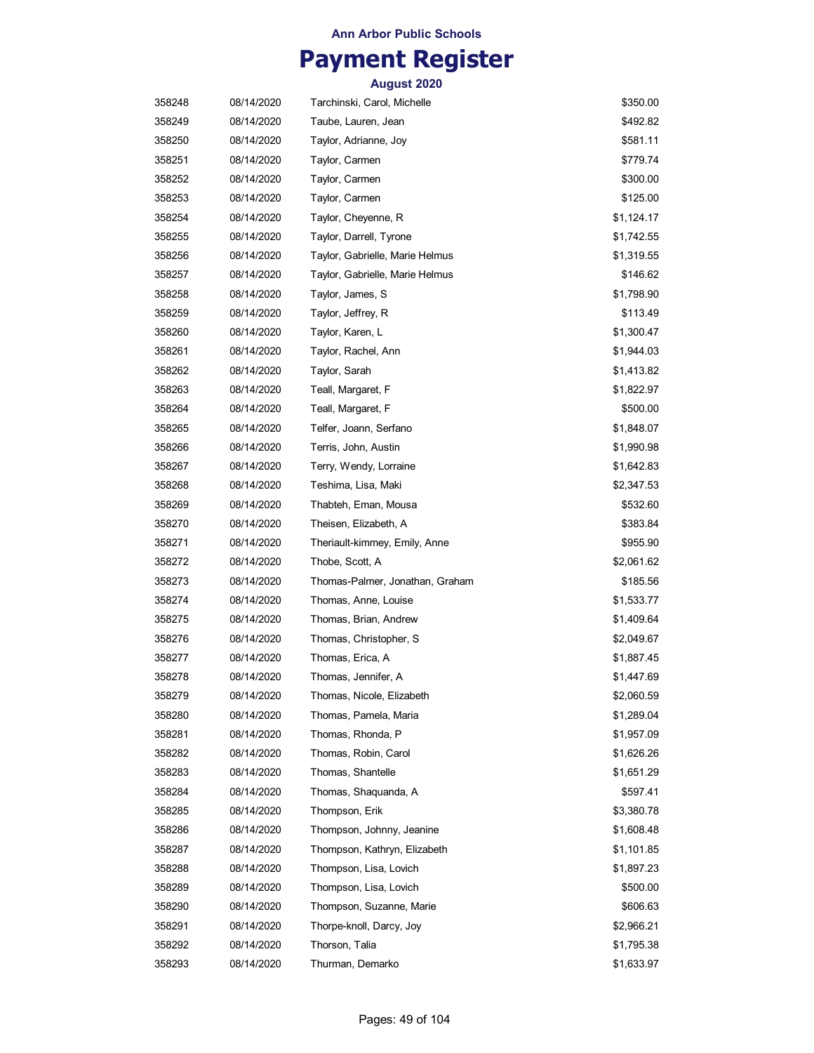Ann Arbor Public Schools

# Payment Register

August 2020

| | | | |
|---|---|---|---|
| 358248 | 08/14/2020 | Tarchinski, Carol, Michelle | $350.00 |
| 358249 | 08/14/2020 | Taube, Lauren, Jean | $492.82 |
| 358250 | 08/14/2020 | Taylor, Adrianne, Joy | $581.11 |
| 358251 | 08/14/2020 | Taylor, Carmen | $779.74 |
| 358252 | 08/14/2020 | Taylor, Carmen | $300.00 |
| 358253 | 08/14/2020 | Taylor, Carmen | $125.00 |
| 358254 | 08/14/2020 | Taylor, Cheyenne, R | $1,124.17 |
| 358255 | 08/14/2020 | Taylor, Darrell, Tyrone | $1,742.55 |
| 358256 | 08/14/2020 | Taylor, Gabrielle, Marie Helmus | $1,319.55 |
| 358257 | 08/14/2020 | Taylor, Gabrielle, Marie Helmus | $146.62 |
| 358258 | 08/14/2020 | Taylor, James, S | $1,798.90 |
| 358259 | 08/14/2020 | Taylor, Jeffrey, R | $113.49 |
| 358260 | 08/14/2020 | Taylor, Karen, L | $1,300.47 |
| 358261 | 08/14/2020 | Taylor, Rachel, Ann | $1,944.03 |
| 358262 | 08/14/2020 | Taylor, Sarah | $1,413.82 |
| 358263 | 08/14/2020 | Teall, Margaret, F | $1,822.97 |
| 358264 | 08/14/2020 | Teall, Margaret, F | $500.00 |
| 358265 | 08/14/2020 | Telfer, Joann, Serfano | $1,848.07 |
| 358266 | 08/14/2020 | Terris, John, Austin | $1,990.98 |
| 358267 | 08/14/2020 | Terry, Wendy, Lorraine | $1,642.83 |
| 358268 | 08/14/2020 | Teshima, Lisa, Maki | $2,347.53 |
| 358269 | 08/14/2020 | Thabteh, Eman, Mousa | $532.60 |
| 358270 | 08/14/2020 | Theisen, Elizabeth, A | $383.84 |
| 358271 | 08/14/2020 | Theriault-kimmey, Emily, Anne | $955.90 |
| 358272 | 08/14/2020 | Thobe, Scott, A | $2,061.62 |
| 358273 | 08/14/2020 | Thomas-Palmer, Jonathan, Graham | $185.56 |
| 358274 | 08/14/2020 | Thomas, Anne, Louise | $1,533.77 |
| 358275 | 08/14/2020 | Thomas, Brian, Andrew | $1,409.64 |
| 358276 | 08/14/2020 | Thomas, Christopher, S | $2,049.67 |
| 358277 | 08/14/2020 | Thomas, Erica, A | $1,887.45 |
| 358278 | 08/14/2020 | Thomas, Jennifer, A | $1,447.69 |
| 358279 | 08/14/2020 | Thomas, Nicole, Elizabeth | $2,060.59 |
| 358280 | 08/14/2020 | Thomas, Pamela, Maria | $1,289.04 |
| 358281 | 08/14/2020 | Thomas, Rhonda, P | $1,957.09 |
| 358282 | 08/14/2020 | Thomas, Robin, Carol | $1,626.26 |
| 358283 | 08/14/2020 | Thomas, Shantelle | $1,651.29 |
| 358284 | 08/14/2020 | Thomas, Shaquanda, A | $597.41 |
| 358285 | 08/14/2020 | Thompson, Erik | $3,380.78 |
| 358286 | 08/14/2020 | Thompson, Johnny, Jeanine | $1,608.48 |
| 358287 | 08/14/2020 | Thompson, Kathryn, Elizabeth | $1,101.85 |
| 358288 | 08/14/2020 | Thompson, Lisa, Lovich | $1,897.23 |
| 358289 | 08/14/2020 | Thompson, Lisa, Lovich | $500.00 |
| 358290 | 08/14/2020 | Thompson, Suzanne, Marie | $606.63 |
| 358291 | 08/14/2020 | Thorpe-knoll, Darcy, Joy | $2,966.21 |
| 358292 | 08/14/2020 | Thorson, Talia | $1,795.38 |
| 358293 | 08/14/2020 | Thurman, Demarko | $1,633.97 |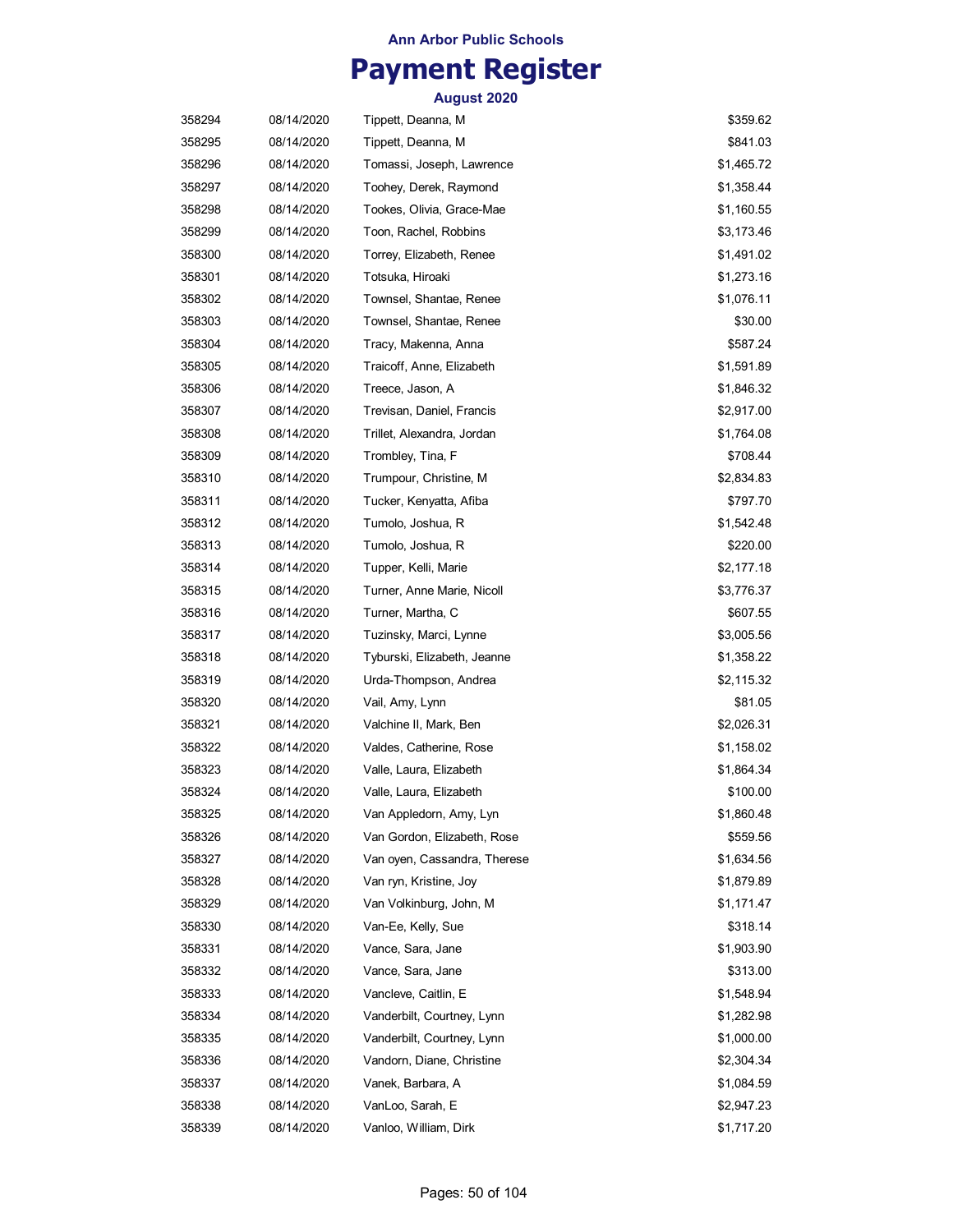Ann Arbor Public Schools

# Payment Register

## August 2020

| | | | |
|---|---|---|---|
| 358294 | 08/14/2020 | Tippett, Deanna, M | $359.62 |
| 358295 | 08/14/2020 | Tippett, Deanna, M | $841.03 |
| 358296 | 08/14/2020 | Tomassi, Joseph, Lawrence | $1,465.72 |
| 358297 | 08/14/2020 | Toohey, Derek, Raymond | $1,358.44 |
| 358298 | 08/14/2020 | Tookes, Olivia, Grace-Mae | $1,160.55 |
| 358299 | 08/14/2020 | Toon, Rachel, Robbins | $3,173.46 |
| 358300 | 08/14/2020 | Torrey, Elizabeth, Renee | $1,491.02 |
| 358301 | 08/14/2020 | Totsuka, Hiroaki | $1,273.16 |
| 358302 | 08/14/2020 | Townsel, Shantae, Renee | $1,076.11 |
| 358303 | 08/14/2020 | Townsel, Shantae, Renee | $30.00 |
| 358304 | 08/14/2020 | Tracy, Makenna, Anna | $587.24 |
| 358305 | 08/14/2020 | Traicoff, Anne, Elizabeth | $1,591.89 |
| 358306 | 08/14/2020 | Treece, Jason, A | $1,846.32 |
| 358307 | 08/14/2020 | Trevisan, Daniel, Francis | $2,917.00 |
| 358308 | 08/14/2020 | Trillet, Alexandra, Jordan | $1,764.08 |
| 358309 | 08/14/2020 | Trombley, Tina, F | $708.44 |
| 358310 | 08/14/2020 | Trumpour, Christine, M | $2,834.83 |
| 358311 | 08/14/2020 | Tucker, Kenyatta, Afiba | $797.70 |
| 358312 | 08/14/2020 | Tumolo, Joshua, R | $1,542.48 |
| 358313 | 08/14/2020 | Tumolo, Joshua, R | $220.00 |
| 358314 | 08/14/2020 | Tupper, Kelli, Marie | $2,177.18 |
| 358315 | 08/14/2020 | Turner, Anne Marie, Nicoll | $3,776.37 |
| 358316 | 08/14/2020 | Turner, Martha, C | $607.55 |
| 358317 | 08/14/2020 | Tuzinsky, Marci, Lynne | $3,005.56 |
| 358318 | 08/14/2020 | Tyburski, Elizabeth, Jeanne | $1,358.22 |
| 358319 | 08/14/2020 | Urda-Thompson, Andrea | $2,115.32 |
| 358320 | 08/14/2020 | Vail, Amy, Lynn | $81.05 |
| 358321 | 08/14/2020 | Valchine II, Mark, Ben | $2,026.31 |
| 358322 | 08/14/2020 | Valdes, Catherine, Rose | $1,158.02 |
| 358323 | 08/14/2020 | Valle, Laura, Elizabeth | $1,864.34 |
| 358324 | 08/14/2020 | Valle, Laura, Elizabeth | $100.00 |
| 358325 | 08/14/2020 | Van Appledorn, Amy, Lyn | $1,860.48 |
| 358326 | 08/14/2020 | Van Gordon, Elizabeth, Rose | $559.56 |
| 358327 | 08/14/2020 | Van oyen, Cassandra, Therese | $1,634.56 |
| 358328 | 08/14/2020 | Van ryn, Kristine, Joy | $1,879.89 |
| 358329 | 08/14/2020 | Van Volkinburg, John, M | $1,171.47 |
| 358330 | 08/14/2020 | Van-Ee, Kelly, Sue | $318.14 |
| 358331 | 08/14/2020 | Vance, Sara, Jane | $1,903.90 |
| 358332 | 08/14/2020 | Vance, Sara, Jane | $313.00 |
| 358333 | 08/14/2020 | Vancleve, Caitlin, E | $1,548.94 |
| 358334 | 08/14/2020 | Vanderbilt, Courtney, Lynn | $1,282.98 |
| 358335 | 08/14/2020 | Vanderbilt, Courtney, Lynn | $1,000.00 |
| 358336 | 08/14/2020 | Vandorn, Diane, Christine | $2,304.34 |
| 358337 | 08/14/2020 | Vanek, Barbara, A | $1,084.59 |
| 358338 | 08/14/2020 | VanLoo, Sarah, E | $2,947.23 |
| 358339 | 08/14/2020 | Vanloo, William, Dirk | $1,717.20 |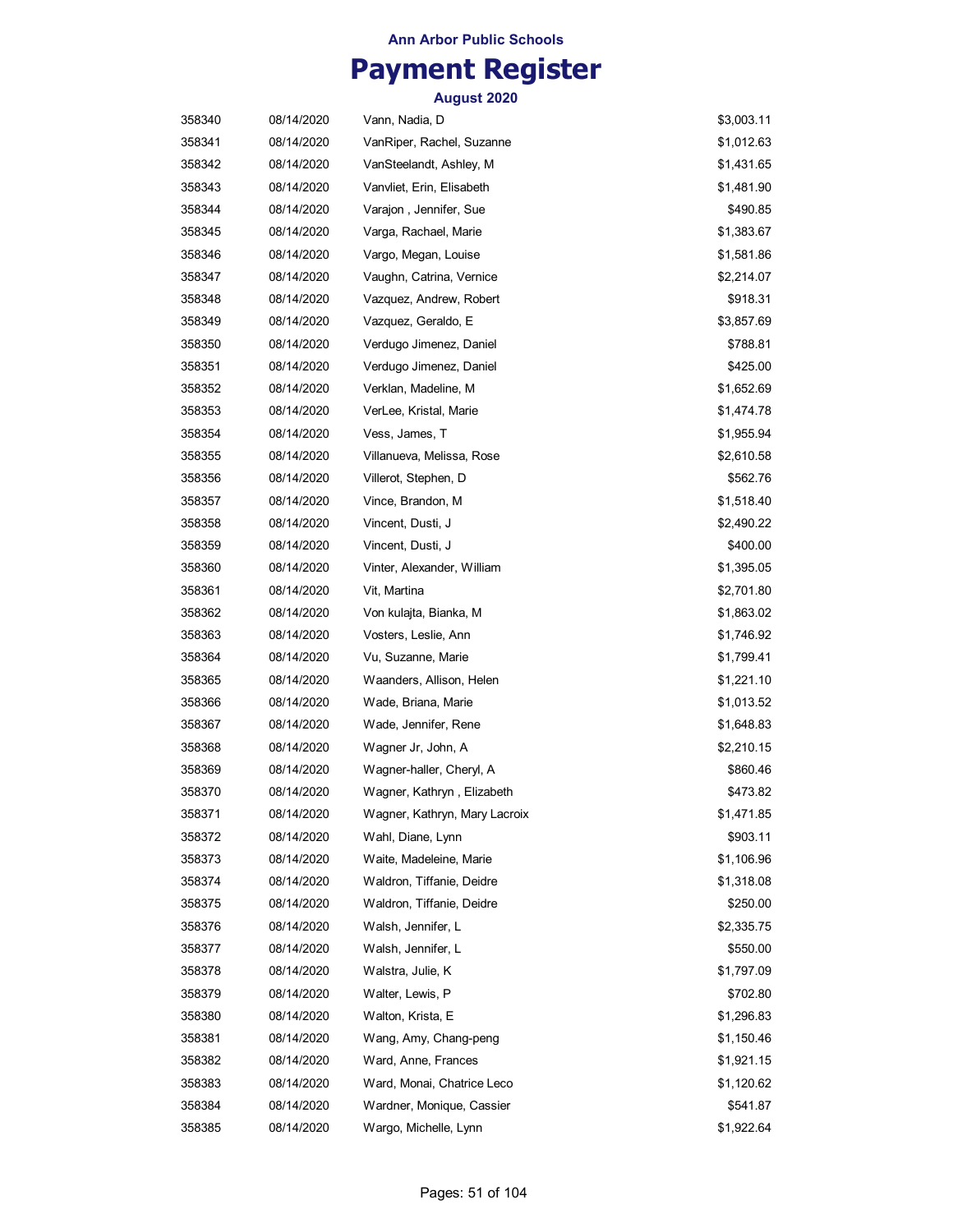# Ann Arbor Public Schools

# Payment Register

### August 2020

| | | | |
|---|---|---|---|
| 358340 | 08/14/2020 | Vann, Nadia, D | $3,003.11 |
| 358341 | 08/14/2020 | VanRiper, Rachel, Suzanne | $1,012.63 |
| 358342 | 08/14/2020 | VanSteelandt, Ashley, M | $1,431.65 |
| 358343 | 08/14/2020 | Vanvliet, Erin, Elisabeth | $1,481.90 |
| 358344 | 08/14/2020 | Varajon , Jennifer, Sue | $490.85 |
| 358345 | 08/14/2020 | Varga, Rachael, Marie | $1,383.67 |
| 358346 | 08/14/2020 | Vargo, Megan, Louise | $1,581.86 |
| 358347 | 08/14/2020 | Vaughn, Catrina, Vernice | $2,214.07 |
| 358348 | 08/14/2020 | Vazquez, Andrew, Robert | $918.31 |
| 358349 | 08/14/2020 | Vazquez, Geraldo, E | $3,857.69 |
| 358350 | 08/14/2020 | Verdugo Jimenez, Daniel | $788.81 |
| 358351 | 08/14/2020 | Verdugo Jimenez, Daniel | $425.00 |
| 358352 | 08/14/2020 | Verklan, Madeline, M | $1,652.69 |
| 358353 | 08/14/2020 | VerLee, Kristal, Marie | $1,474.78 |
| 358354 | 08/14/2020 | Vess, James, T | $1,955.94 |
| 358355 | 08/14/2020 | Villanueva, Melissa, Rose | $2,610.58 |
| 358356 | 08/14/2020 | Villerot, Stephen, D | $562.76 |
| 358357 | 08/14/2020 | Vince, Brandon, M | $1,518.40 |
| 358358 | 08/14/2020 | Vincent, Dusti, J | $2,490.22 |
| 358359 | 08/14/2020 | Vincent, Dusti, J | $400.00 |
| 358360 | 08/14/2020 | Vinter, Alexander, William | $1,395.05 |
| 358361 | 08/14/2020 | Vit, Martina | $2,701.80 |
| 358362 | 08/14/2020 | Von kulajta, Bianka, M | $1,863.02 |
| 358363 | 08/14/2020 | Vosters, Leslie, Ann | $1,746.92 |
| 358364 | 08/14/2020 | Vu, Suzanne, Marie | $1,799.41 |
| 358365 | 08/14/2020 | Waanders, Allison, Helen | $1,221.10 |
| 358366 | 08/14/2020 | Wade, Briana, Marie | $1,013.52 |
| 358367 | 08/14/2020 | Wade, Jennifer, Rene | $1,648.83 |
| 358368 | 08/14/2020 | Wagner Jr, John, A | $2,210.15 |
| 358369 | 08/14/2020 | Wagner-haller, Cheryl, A | $860.46 |
| 358370 | 08/14/2020 | Wagner, Kathryn , Elizabeth | $473.82 |
| 358371 | 08/14/2020 | Wagner, Kathryn, Mary Lacroix | $1,471.85 |
| 358372 | 08/14/2020 | Wahl, Diane, Lynn | $903.11 |
| 358373 | 08/14/2020 | Waite, Madeleine, Marie | $1,106.96 |
| 358374 | 08/14/2020 | Waldron, Tiffanie, Deidre | $1,318.08 |
| 358375 | 08/14/2020 | Waldron, Tiffanie, Deidre | $250.00 |
| 358376 | 08/14/2020 | Walsh, Jennifer, L | $2,335.75 |
| 358377 | 08/14/2020 | Walsh, Jennifer, L | $550.00 |
| 358378 | 08/14/2020 | Walstra, Julie, K | $1,797.09 |
| 358379 | 08/14/2020 | Walter, Lewis, P | $702.80 |
| 358380 | 08/14/2020 | Walton, Krista, E | $1,296.83 |
| 358381 | 08/14/2020 | Wang, Amy, Chang-peng | $1,150.46 |
| 358382 | 08/14/2020 | Ward, Anne, Frances | $1,921.15 |
| 358383 | 08/14/2020 | Ward, Monai, Chatrice Leco | $1,120.62 |
| 358384 | 08/14/2020 | Wardner, Monique, Cassier | $541.87 |
| 358385 | 08/14/2020 | Wargo, Michelle, Lynn | $1,922.64 |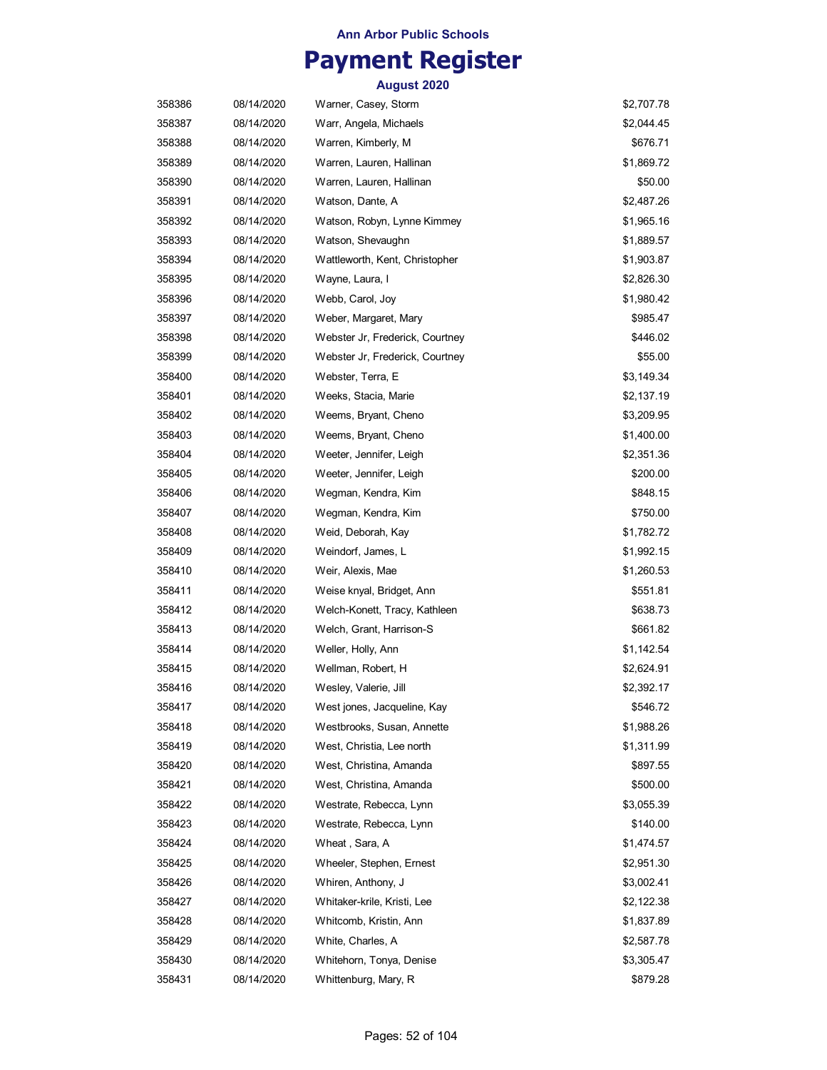**Ann Arbor Public Schools**

# Payment Register

**August 2020**

| | | | |
|---|---|---|---|
| 358386 | 08/14/2020 | Warner, Casey, Storm | $2,707.78 |
| 358387 | 08/14/2020 | Warr, Angela, Michaels | $2,044.45 |
| 358388 | 08/14/2020 | Warren, Kimberly, M | $676.71 |
| 358389 | 08/14/2020 | Warren, Lauren, Hallinan | $1,869.72 |
| 358390 | 08/14/2020 | Warren, Lauren, Hallinan | $50.00 |
| 358391 | 08/14/2020 | Watson, Dante, A | $2,487.26 |
| 358392 | 08/14/2020 | Watson, Robyn, Lynne Kimmey | $1,965.16 |
| 358393 | 08/14/2020 | Watson, Shevaughn | $1,889.57 |
| 358394 | 08/14/2020 | Wattleworth, Kent, Christopher | $1,903.87 |
| 358395 | 08/14/2020 | Wayne, Laura, I | $2,826.30 |
| 358396 | 08/14/2020 | Webb, Carol, Joy | $1,980.42 |
| 358397 | 08/14/2020 | Weber, Margaret, Mary | $985.47 |
| 358398 | 08/14/2020 | Webster Jr, Frederick, Courtney | $446.02 |
| 358399 | 08/14/2020 | Webster Jr, Frederick, Courtney | $55.00 |
| 358400 | 08/14/2020 | Webster, Terra, E | $3,149.34 |
| 358401 | 08/14/2020 | Weeks, Stacia, Marie | $2,137.19 |
| 358402 | 08/14/2020 | Weems, Bryant, Cheno | $3,209.95 |
| 358403 | 08/14/2020 | Weems, Bryant, Cheno | $1,400.00 |
| 358404 | 08/14/2020 | Weeter, Jennifer, Leigh | $2,351.36 |
| 358405 | 08/14/2020 | Weeter, Jennifer, Leigh | $200.00 |
| 358406 | 08/14/2020 | Wegman, Kendra, Kim | $848.15 |
| 358407 | 08/14/2020 | Wegman, Kendra, Kim | $750.00 |
| 358408 | 08/14/2020 | Weid, Deborah, Kay | $1,782.72 |
| 358409 | 08/14/2020 | Weindorf, James, L | $1,992.15 |
| 358410 | 08/14/2020 | Weir, Alexis, Mae | $1,260.53 |
| 358411 | 08/14/2020 | Weise knyal, Bridget, Ann | $551.81 |
| 358412 | 08/14/2020 | Welch-Konett, Tracy, Kathleen | $638.73 |
| 358413 | 08/14/2020 | Welch, Grant, Harrison-S | $661.82 |
| 358414 | 08/14/2020 | Weller, Holly, Ann | $1,142.54 |
| 358415 | 08/14/2020 | Wellman, Robert, H | $2,624.91 |
| 358416 | 08/14/2020 | Wesley, Valerie, Jill | $2,392.17 |
| 358417 | 08/14/2020 | West jones, Jacqueline, Kay | $546.72 |
| 358418 | 08/14/2020 | Westbrooks, Susan, Annette | $1,988.26 |
| 358419 | 08/14/2020 | West, Christia, Lee north | $1,311.99 |
| 358420 | 08/14/2020 | West, Christina, Amanda | $897.55 |
| 358421 | 08/14/2020 | West, Christina, Amanda | $500.00 |
| 358422 | 08/14/2020 | Westrate, Rebecca, Lynn | $3,055.39 |
| 358423 | 08/14/2020 | Westrate, Rebecca, Lynn | $140.00 |
| 358424 | 08/14/2020 | Wheat , Sara, A | $1,474.57 |
| 358425 | 08/14/2020 | Wheeler, Stephen, Ernest | $2,951.30 |
| 358426 | 08/14/2020 | Whiren, Anthony, J | $3,002.41 |
| 358427 | 08/14/2020 | Whitaker-krile, Kristi, Lee | $2,122.38 |
| 358428 | 08/14/2020 | Whitcomb, Kristin, Ann | $1,837.89 |
| 358429 | 08/14/2020 | White, Charles, A | $2,587.78 |
| 358430 | 08/14/2020 | Whitehorn, Tonya, Denise | $3,305.47 |
| 358431 | 08/14/2020 | Whittenburg, Mary, R | $879.28 |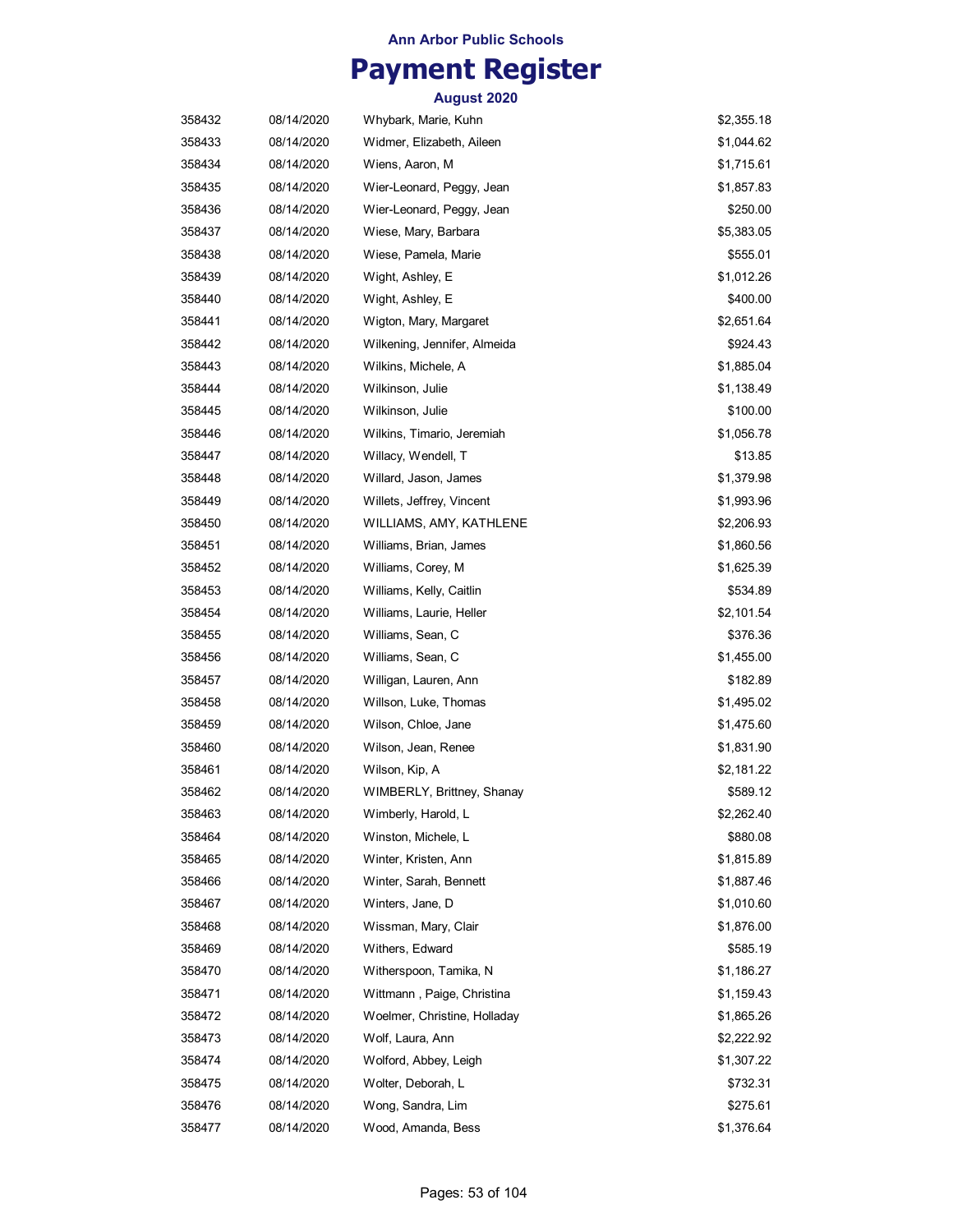**Ann Arbor Public Schools**

# Payment Register

**August 2020**

| | | | |
|---|---|---|---|
| 358432 | 08/14/2020 | Whybark, Marie, Kuhn | $2,355.18 |
| 358433 | 08/14/2020 | Widmer, Elizabeth, Aileen | $1,044.62 |
| 358434 | 08/14/2020 | Wiens, Aaron, M | $1,715.61 |
| 358435 | 08/14/2020 | Wier-Leonard, Peggy, Jean | $1,857.83 |
| 358436 | 08/14/2020 | Wier-Leonard, Peggy, Jean | $250.00 |
| 358437 | 08/14/2020 | Wiese, Mary, Barbara | $5,383.05 |
| 358438 | 08/14/2020 | Wiese, Pamela, Marie | $555.01 |
| 358439 | 08/14/2020 | Wight, Ashley, E | $1,012.26 |
| 358440 | 08/14/2020 | Wight, Ashley, E | $400.00 |
| 358441 | 08/14/2020 | Wigton, Mary, Margaret | $2,651.64 |
| 358442 | 08/14/2020 | Wilkening, Jennifer, Almeida | $924.43 |
| 358443 | 08/14/2020 | Wilkins, Michele, A | $1,885.04 |
| 358444 | 08/14/2020 | Wilkinson, Julie | $1,138.49 |
| 358445 | 08/14/2020 | Wilkinson, Julie | $100.00 |
| 358446 | 08/14/2020 | Wilkins, Timario, Jeremiah | $1,056.78 |
| 358447 | 08/14/2020 | Willacy, Wendell, T | $13.85 |
| 358448 | 08/14/2020 | Willard, Jason, James | $1,379.98 |
| 358449 | 08/14/2020 | Willets, Jeffrey, Vincent | $1,993.96 |
| 358450 | 08/14/2020 | WILLIAMS, AMY, KATHLENE | $2,206.93 |
| 358451 | 08/14/2020 | Williams, Brian, James | $1,860.56 |
| 358452 | 08/14/2020 | Williams, Corey, M | $1,625.39 |
| 358453 | 08/14/2020 | Williams, Kelly, Caitlin | $534.89 |
| 358454 | 08/14/2020 | Williams, Laurie, Heller | $2,101.54 |
| 358455 | 08/14/2020 | Williams, Sean, C | $376.36 |
| 358456 | 08/14/2020 | Williams, Sean, C | $1,455.00 |
| 358457 | 08/14/2020 | Willigan, Lauren, Ann | $182.89 |
| 358458 | 08/14/2020 | Willson, Luke, Thomas | $1,495.02 |
| 358459 | 08/14/2020 | Wilson, Chloe, Jane | $1,475.60 |
| 358460 | 08/14/2020 | Wilson, Jean, Renee | $1,831.90 |
| 358461 | 08/14/2020 | Wilson, Kip, A | $2,181.22 |
| 358462 | 08/14/2020 | WIMBERLY, Brittney, Shanay | $589.12 |
| 358463 | 08/14/2020 | Wimberly, Harold, L | $2,262.40 |
| 358464 | 08/14/2020 | Winston, Michele, L | $880.08 |
| 358465 | 08/14/2020 | Winter, Kristen, Ann | $1,815.89 |
| 358466 | 08/14/2020 | Winter, Sarah, Bennett | $1,887.46 |
| 358467 | 08/14/2020 | Winters, Jane, D | $1,010.60 |
| 358468 | 08/14/2020 | Wissman, Mary, Clair | $1,876.00 |
| 358469 | 08/14/2020 | Withers, Edward | $585.19 |
| 358470 | 08/14/2020 | Witherspoon, Tamika, N | $1,186.27 |
| 358471 | 08/14/2020 | Wittmann , Paige, Christina | $1,159.43 |
| 358472 | 08/14/2020 | Woelmer, Christine, Holladay | $1,865.26 |
| 358473 | 08/14/2020 | Wolf, Laura, Ann | $2,222.92 |
| 358474 | 08/14/2020 | Wolford, Abbey, Leigh | $1,307.22 |
| 358475 | 08/14/2020 | Wolter, Deborah, L | $732.31 |
| 358476 | 08/14/2020 | Wong, Sandra, Lim | $275.61 |
| 358477 | 08/14/2020 | Wood, Amanda, Bess | $1,376.64 |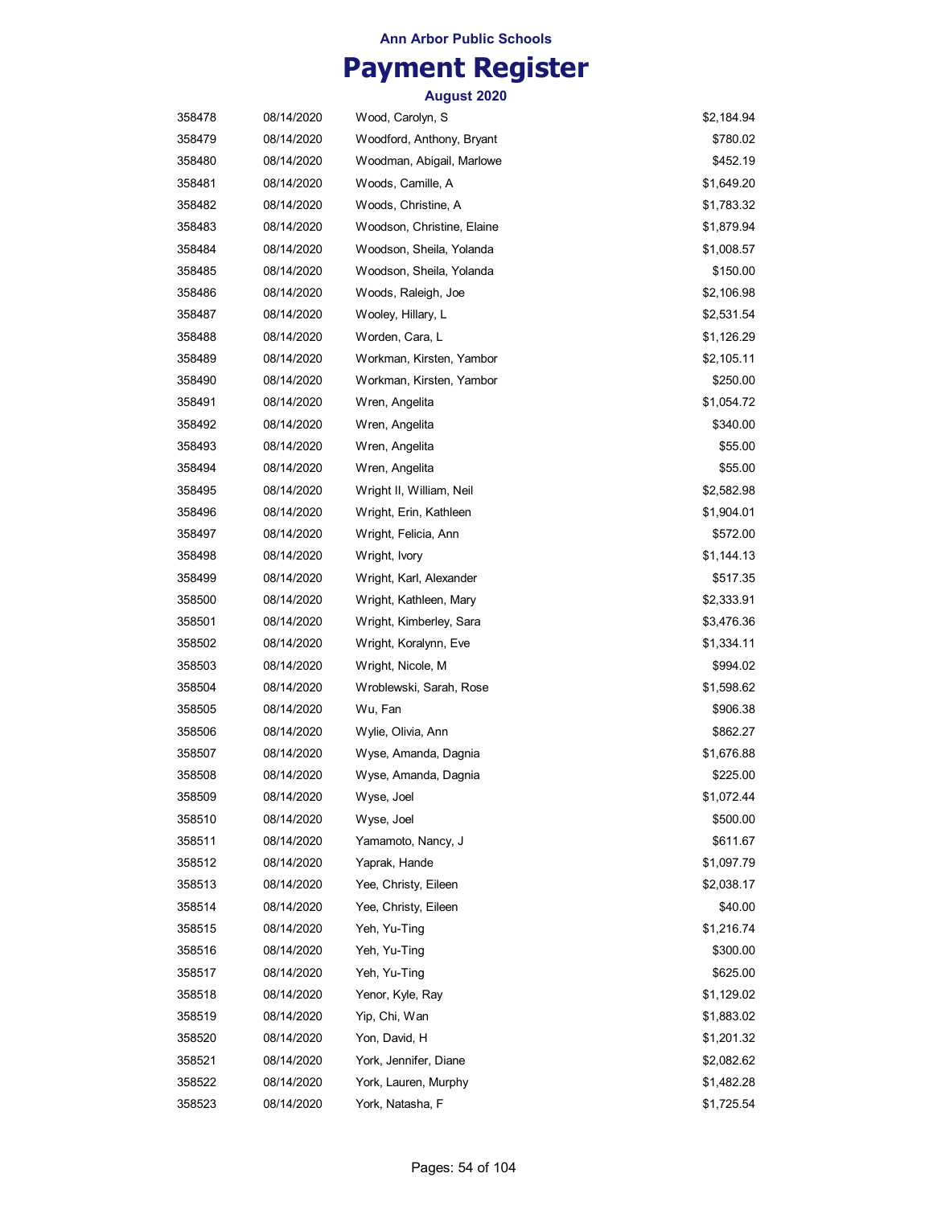Ann Arbor Public Schools

# Payment Register

August 2020

| | | | |
|---|---|---|---|
| 358478 | 08/14/2020 | Wood, Carolyn, S | $2,184.94 |
| 358479 | 08/14/2020 | Woodford, Anthony, Bryant | $780.02 |
| 358480 | 08/14/2020 | Woodman, Abigail, Marlowe | $452.19 |
| 358481 | 08/14/2020 | Woods, Camille, A | $1,649.20 |
| 358482 | 08/14/2020 | Woods, Christine, A | $1,783.32 |
| 358483 | 08/14/2020 | Woodson, Christine, Elaine | $1,879.94 |
| 358484 | 08/14/2020 | Woodson, Sheila, Yolanda | $1,008.57 |
| 358485 | 08/14/2020 | Woodson, Sheila, Yolanda | $150.00 |
| 358486 | 08/14/2020 | Woods, Raleigh, Joe | $2,106.98 |
| 358487 | 08/14/2020 | Wooley, Hillary, L | $2,531.54 |
| 358488 | 08/14/2020 | Worden, Cara, L | $1,126.29 |
| 358489 | 08/14/2020 | Workman, Kirsten, Yambor | $2,105.11 |
| 358490 | 08/14/2020 | Workman, Kirsten, Yambor | $250.00 |
| 358491 | 08/14/2020 | Wren, Angelita | $1,054.72 |
| 358492 | 08/14/2020 | Wren, Angelita | $340.00 |
| 358493 | 08/14/2020 | Wren, Angelita | $55.00 |
| 358494 | 08/14/2020 | Wren, Angelita | $55.00 |
| 358495 | 08/14/2020 | Wright II, William, Neil | $2,582.98 |
| 358496 | 08/14/2020 | Wright, Erin, Kathleen | $1,904.01 |
| 358497 | 08/14/2020 | Wright, Felicia, Ann | $572.00 |
| 358498 | 08/14/2020 | Wright, Ivory | $1,144.13 |
| 358499 | 08/14/2020 | Wright, Karl, Alexander | $517.35 |
| 358500 | 08/14/2020 | Wright, Kathleen, Mary | $2,333.91 |
| 358501 | 08/14/2020 | Wright, Kimberley, Sara | $3,476.36 |
| 358502 | 08/14/2020 | Wright, Koralynn, Eve | $1,334.11 |
| 358503 | 08/14/2020 | Wright, Nicole, M | $994.02 |
| 358504 | 08/14/2020 | Wroblewski, Sarah, Rose | $1,598.62 |
| 358505 | 08/14/2020 | Wu, Fan | $906.38 |
| 358506 | 08/14/2020 | Wylie, Olivia, Ann | $862.27 |
| 358507 | 08/14/2020 | Wyse, Amanda, Dagnia | $1,676.88 |
| 358508 | 08/14/2020 | Wyse, Amanda, Dagnia | $225.00 |
| 358509 | 08/14/2020 | Wyse, Joel | $1,072.44 |
| 358510 | 08/14/2020 | Wyse, Joel | $500.00 |
| 358511 | 08/14/2020 | Yamamoto, Nancy, J | $611.67 |
| 358512 | 08/14/2020 | Yaprak, Hande | $1,097.79 |
| 358513 | 08/14/2020 | Yee, Christy, Eileen | $2,038.17 |
| 358514 | 08/14/2020 | Yee, Christy, Eileen | $40.00 |
| 358515 | 08/14/2020 | Yeh, Yu-Ting | $1,216.74 |
| 358516 | 08/14/2020 | Yeh, Yu-Ting | $300.00 |
| 358517 | 08/14/2020 | Yeh, Yu-Ting | $625.00 |
| 358518 | 08/14/2020 | Yenor, Kyle, Ray | $1,129.02 |
| 358519 | 08/14/2020 | Yip, Chi, Wan | $1,883.02 |
| 358520 | 08/14/2020 | Yon, David, H | $1,201.32 |
| 358521 | 08/14/2020 | York, Jennifer, Diane | $2,082.62 |
| 358522 | 08/14/2020 | York, Lauren, Murphy | $1,482.28 |
| 358523 | 08/14/2020 | York, Natasha, F | $1,725.54 |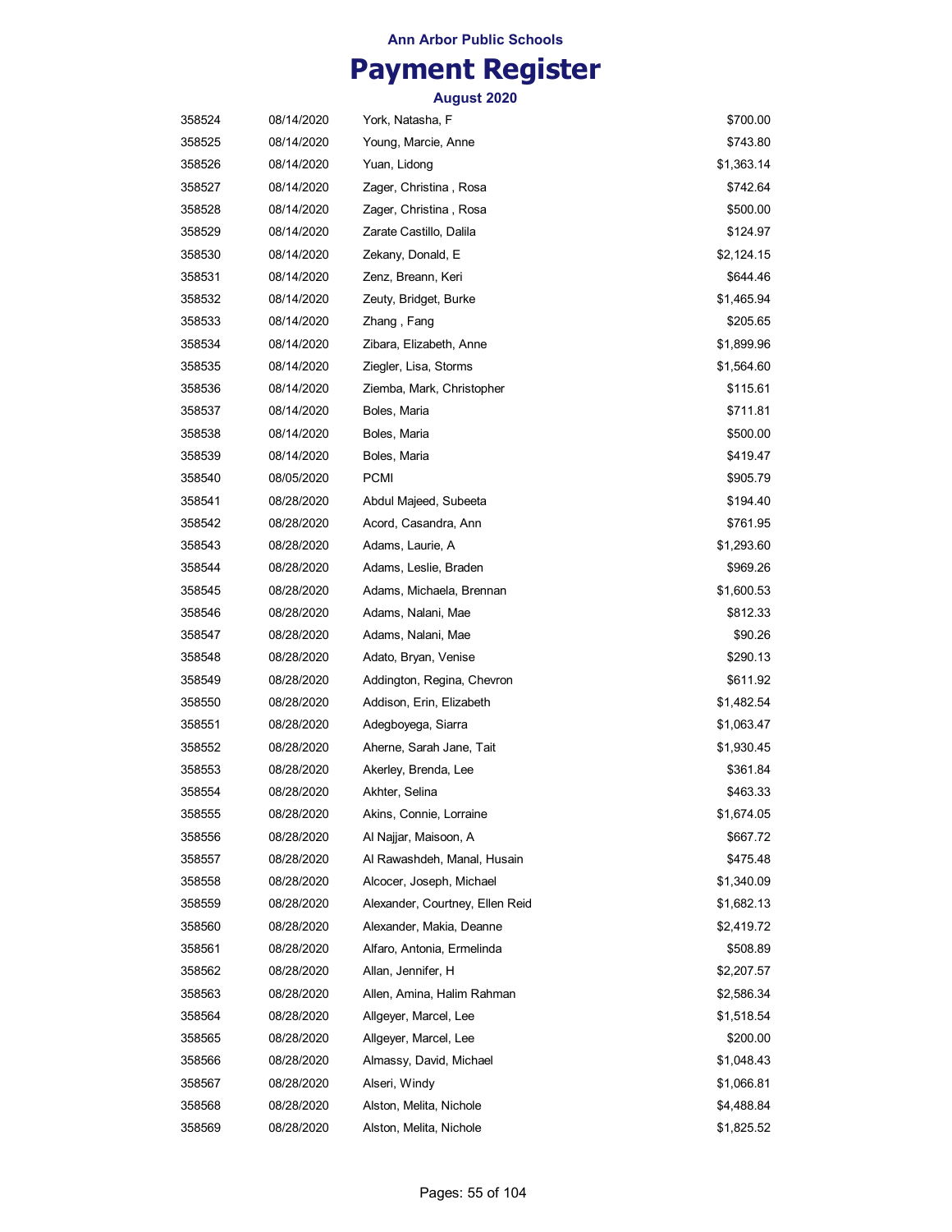Ann Arbor Public Schools

# Payment Register

**August 2020**

| | | | |
|---|---|---|---|
| 358524 | 08/14/2020 | York, Natasha, F | $700.00 |
| 358525 | 08/14/2020 | Young, Marcie, Anne | $743.80 |
| 358526 | 08/14/2020 | Yuan, Lidong | $1,363.14 |
| 358527 | 08/14/2020 | Zager, Christina , Rosa | $742.64 |
| 358528 | 08/14/2020 | Zager, Christina , Rosa | $500.00 |
| 358529 | 08/14/2020 | Zarate Castillo, Dalila | $124.97 |
| 358530 | 08/14/2020 | Zekany, Donald, E | $2,124.15 |
| 358531 | 08/14/2020 | Zenz, Breann, Keri | $644.46 |
| 358532 | 08/14/2020 | Zeuty, Bridget, Burke | $1,465.94 |
| 358533 | 08/14/2020 | Zhang , Fang | $205.65 |
| 358534 | 08/14/2020 | Zibara, Elizabeth, Anne | $1,899.96 |
| 358535 | 08/14/2020 | Ziegler, Lisa, Storms | $1,564.60 |
| 358536 | 08/14/2020 | Ziemba, Mark, Christopher | $115.61 |
| 358537 | 08/14/2020 | Boles, Maria | $711.81 |
| 358538 | 08/14/2020 | Boles, Maria | $500.00 |
| 358539 | 08/14/2020 | Boles, Maria | $419.47 |
| 358540 | 08/05/2020 | PCMI | $905.79 |
| 358541 | 08/28/2020 | Abdul Majeed, Subeeta | $194.40 |
| 358542 | 08/28/2020 | Acord, Casandra, Ann | $761.95 |
| 358543 | 08/28/2020 | Adams, Laurie, A | $1,293.60 |
| 358544 | 08/28/2020 | Adams, Leslie, Braden | $969.26 |
| 358545 | 08/28/2020 | Adams, Michaela, Brennan | $1,600.53 |
| 358546 | 08/28/2020 | Adams, Nalani, Mae | $812.33 |
| 358547 | 08/28/2020 | Adams, Nalani, Mae | $90.26 |
| 358548 | 08/28/2020 | Adato, Bryan, Venise | $290.13 |
| 358549 | 08/28/2020 | Addington, Regina, Chevron | $611.92 |
| 358550 | 08/28/2020 | Addison, Erin, Elizabeth | $1,482.54 |
| 358551 | 08/28/2020 | Adegboyega, Siarra | $1,063.47 |
| 358552 | 08/28/2020 | Aherne, Sarah Jane, Tait | $1,930.45 |
| 358553 | 08/28/2020 | Akerley, Brenda, Lee | $361.84 |
| 358554 | 08/28/2020 | Akhter, Selina | $463.33 |
| 358555 | 08/28/2020 | Akins, Connie, Lorraine | $1,674.05 |
| 358556 | 08/28/2020 | Al Najjar, Maisoon, A | $667.72 |
| 358557 | 08/28/2020 | Al Rawashdeh, Manal, Husain | $475.48 |
| 358558 | 08/28/2020 | Alcocer, Joseph, Michael | $1,340.09 |
| 358559 | 08/28/2020 | Alexander, Courtney, Ellen Reid | $1,682.13 |
| 358560 | 08/28/2020 | Alexander, Makia, Deanne | $2,419.72 |
| 358561 | 08/28/2020 | Alfaro, Antonia, Ermelinda | $508.89 |
| 358562 | 08/28/2020 | Allan, Jennifer, H | $2,207.57 |
| 358563 | 08/28/2020 | Allen, Amina, Halim Rahman | $2,586.34 |
| 358564 | 08/28/2020 | Allgeyer, Marcel, Lee | $1,518.54 |
| 358565 | 08/28/2020 | Allgeyer, Marcel, Lee | $200.00 |
| 358566 | 08/28/2020 | Almassy, David, Michael | $1,048.43 |
| 358567 | 08/28/2020 | Alseri, Windy | $1,066.81 |
| 358568 | 08/28/2020 | Alston, Melita, Nichole | $4,488.84 |
| 358569 | 08/28/2020 | Alston, Melita, Nichole | $1,825.52 |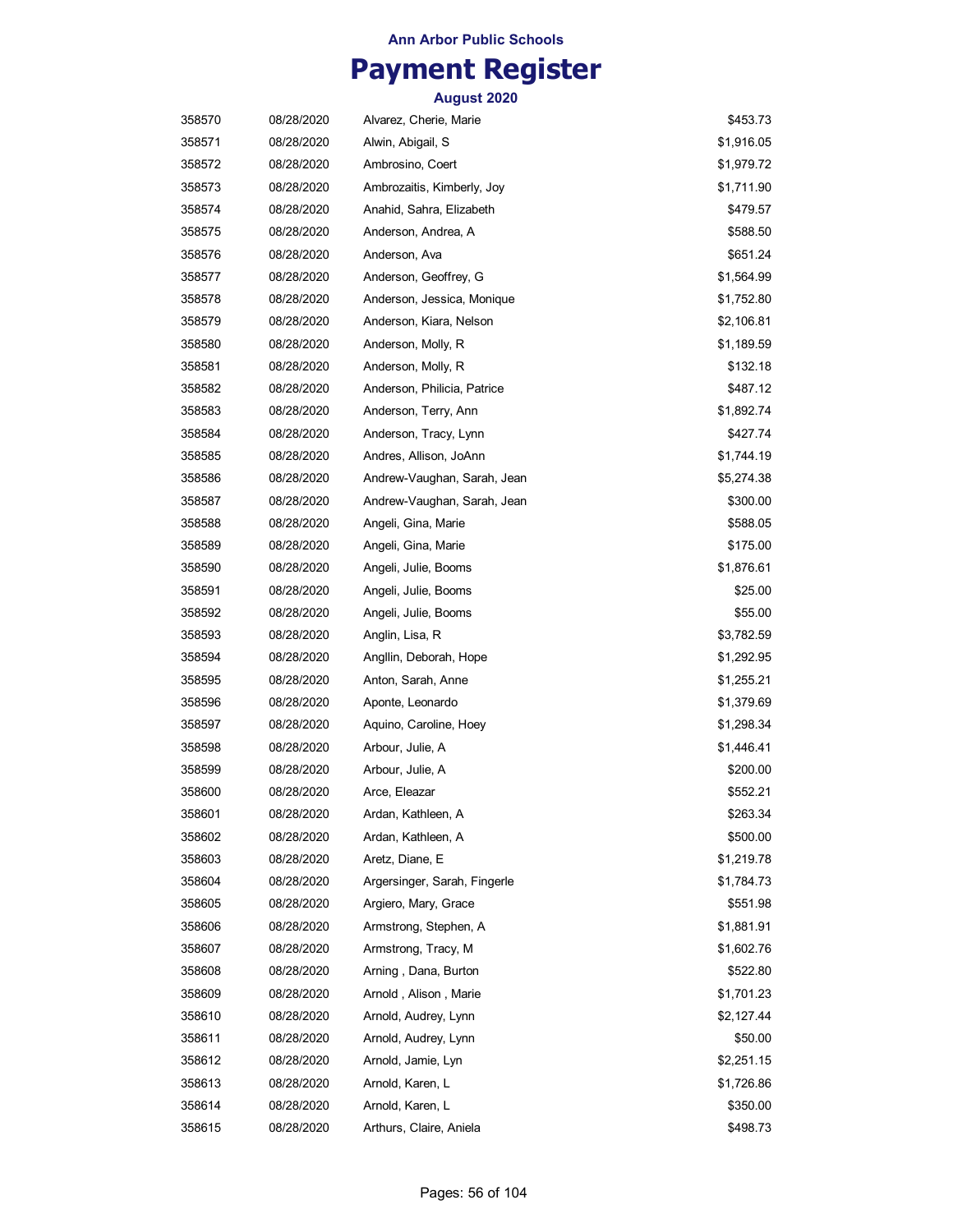**Ann Arbor Public Schools**

# Payment Register

**August 2020**

| | | | |
|---|---|---|---|
| 358570 | 08/28/2020 | Alvarez, Cherie, Marie | $453.73 |
| 358571 | 08/28/2020 | Alwin, Abigail, S | $1,916.05 |
| 358572 | 08/28/2020 | Ambrosino, Coert | $1,979.72 |
| 358573 | 08/28/2020 | Ambrozaitis, Kimberly, Joy | $1,711.90 |
| 358574 | 08/28/2020 | Anahid, Sahra, Elizabeth | $479.57 |
| 358575 | 08/28/2020 | Anderson, Andrea, A | $588.50 |
| 358576 | 08/28/2020 | Anderson, Ava | $651.24 |
| 358577 | 08/28/2020 | Anderson, Geoffrey, G | $1,564.99 |
| 358578 | 08/28/2020 | Anderson, Jessica, Monique | $1,752.80 |
| 358579 | 08/28/2020 | Anderson, Kiara, Nelson | $2,106.81 |
| 358580 | 08/28/2020 | Anderson, Molly, R | $1,189.59 |
| 358581 | 08/28/2020 | Anderson, Molly, R | $132.18 |
| 358582 | 08/28/2020 | Anderson, Philicia, Patrice | $487.12 |
| 358583 | 08/28/2020 | Anderson, Terry, Ann | $1,892.74 |
| 358584 | 08/28/2020 | Anderson, Tracy, Lynn | $427.74 |
| 358585 | 08/28/2020 | Andres, Allison, JoAnn | $1,744.19 |
| 358586 | 08/28/2020 | Andrew-Vaughan, Sarah, Jean | $5,274.38 |
| 358587 | 08/28/2020 | Andrew-Vaughan, Sarah, Jean | $300.00 |
| 358588 | 08/28/2020 | Angeli, Gina, Marie | $588.05 |
| 358589 | 08/28/2020 | Angeli, Gina, Marie | $175.00 |
| 358590 | 08/28/2020 | Angeli, Julie, Booms | $1,876.61 |
| 358591 | 08/28/2020 | Angeli, Julie, Booms | $25.00 |
| 358592 | 08/28/2020 | Angeli, Julie, Booms | $55.00 |
| 358593 | 08/28/2020 | Anglin, Lisa, R | $3,782.59 |
| 358594 | 08/28/2020 | Angllin, Deborah, Hope | $1,292.95 |
| 358595 | 08/28/2020 | Anton, Sarah, Anne | $1,255.21 |
| 358596 | 08/28/2020 | Aponte, Leonardo | $1,379.69 |
| 358597 | 08/28/2020 | Aquino, Caroline, Hoey | $1,298.34 |
| 358598 | 08/28/2020 | Arbour, Julie, A | $1,446.41 |
| 358599 | 08/28/2020 | Arbour, Julie, A | $200.00 |
| 358600 | 08/28/2020 | Arce, Eleazar | $552.21 |
| 358601 | 08/28/2020 | Ardan, Kathleen, A | $263.34 |
| 358602 | 08/28/2020 | Ardan, Kathleen, A | $500.00 |
| 358603 | 08/28/2020 | Aretz, Diane, E | $1,219.78 |
| 358604 | 08/28/2020 | Argersinger, Sarah, Fingerle | $1,784.73 |
| 358605 | 08/28/2020 | Argiero, Mary, Grace | $551.98 |
| 358606 | 08/28/2020 | Armstrong, Stephen, A | $1,881.91 |
| 358607 | 08/28/2020 | Armstrong, Tracy, M | $1,602.76 |
| 358608 | 08/28/2020 | Arning , Dana, Burton | $522.80 |
| 358609 | 08/28/2020 | Arnold , Alison , Marie | $1,701.23 |
| 358610 | 08/28/2020 | Arnold, Audrey, Lynn | $2,127.44 |
| 358611 | 08/28/2020 | Arnold, Audrey, Lynn | $50.00 |
| 358612 | 08/28/2020 | Arnold, Jamie, Lyn | $2,251.15 |
| 358613 | 08/28/2020 | Arnold, Karen, L | $1,726.86 |
| 358614 | 08/28/2020 | Arnold, Karen, L | $350.00 |
| 358615 | 08/28/2020 | Arthurs, Claire, Aniela | $498.73 |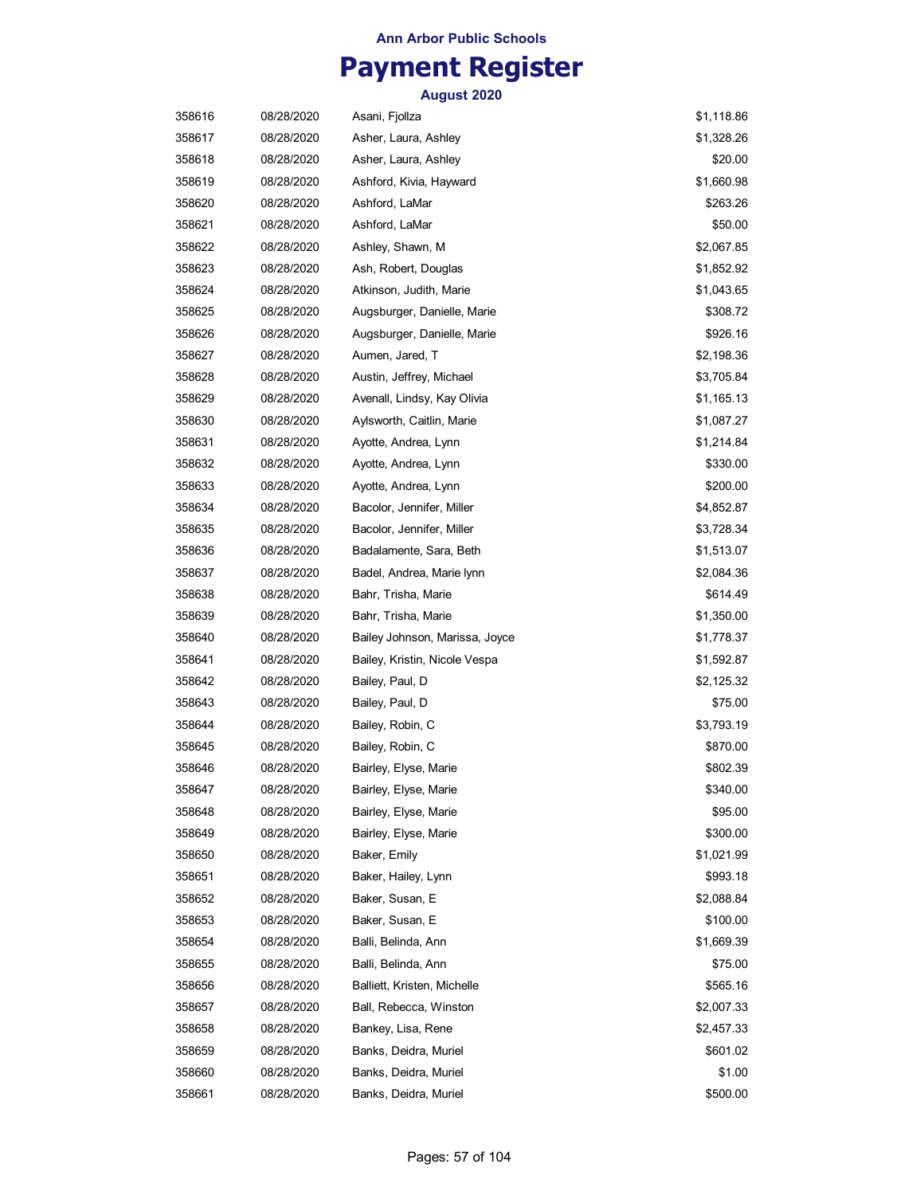**Ann Arbor Public Schools**

# Payment Register

**August 2020**

| | | | |
|---|---|---|---|
| 358616 | 08/28/2020 | Asani, Fjollza | $1,118.86 |
| 358617 | 08/28/2020 | Asher, Laura, Ashley | $1,328.26 |
| 358618 | 08/28/2020 | Asher, Laura, Ashley | $20.00 |
| 358619 | 08/28/2020 | Ashford, Kivia, Hayward | $1,660.98 |
| 358620 | 08/28/2020 | Ashford, LaMar | $263.26 |
| 358621 | 08/28/2020 | Ashford, LaMar | $50.00 |
| 358622 | 08/28/2020 | Ashley, Shawn, M | $2,067.85 |
| 358623 | 08/28/2020 | Ash, Robert, Douglas | $1,852.92 |
| 358624 | 08/28/2020 | Atkinson, Judith, Marie | $1,043.65 |
| 358625 | 08/28/2020 | Augsburger, Danielle, Marie | $308.72 |
| 358626 | 08/28/2020 | Augsburger, Danielle, Marie | $926.16 |
| 358627 | 08/28/2020 | Aumen, Jared, T | $2,198.36 |
| 358628 | 08/28/2020 | Austin, Jeffrey, Michael | $3,705.84 |
| 358629 | 08/28/2020 | Avenall, Lindsy, Kay Olivia | $1,165.13 |
| 358630 | 08/28/2020 | Aylsworth, Caitlin, Marie | $1,087.27 |
| 358631 | 08/28/2020 | Ayotte, Andrea, Lynn | $1,214.84 |
| 358632 | 08/28/2020 | Ayotte, Andrea, Lynn | $330.00 |
| 358633 | 08/28/2020 | Ayotte, Andrea, Lynn | $200.00 |
| 358634 | 08/28/2020 | Bacolor, Jennifer, Miller | $4,852.87 |
| 358635 | 08/28/2020 | Bacolor, Jennifer, Miller | $3,728.34 |
| 358636 | 08/28/2020 | Badalamente, Sara, Beth | $1,513.07 |
| 358637 | 08/28/2020 | Badel, Andrea, Marie lynn | $2,084.36 |
| 358638 | 08/28/2020 | Bahr, Trisha, Marie | $614.49 |
| 358639 | 08/28/2020 | Bahr, Trisha, Marie | $1,350.00 |
| 358640 | 08/28/2020 | Bailey Johnson, Marissa, Joyce | $1,778.37 |
| 358641 | 08/28/2020 | Bailey, Kristin, Nicole Vespa | $1,592.87 |
| 358642 | 08/28/2020 | Bailey, Paul, D | $2,125.32 |
| 358643 | 08/28/2020 | Bailey, Paul, D | $75.00 |
| 358644 | 08/28/2020 | Bailey, Robin, C | $3,793.19 |
| 358645 | 08/28/2020 | Bailey, Robin, C | $870.00 |
| 358646 | 08/28/2020 | Bairley, Elyse, Marie | $802.39 |
| 358647 | 08/28/2020 | Bairley, Elyse, Marie | $340.00 |
| 358648 | 08/28/2020 | Bairley, Elyse, Marie | $95.00 |
| 358649 | 08/28/2020 | Bairley, Elyse, Marie | $300.00 |
| 358650 | 08/28/2020 | Baker, Emily | $1,021.99 |
| 358651 | 08/28/2020 | Baker, Hailey, Lynn | $993.18 |
| 358652 | 08/28/2020 | Baker, Susan, E | $2,088.84 |
| 358653 | 08/28/2020 | Baker, Susan, E | $100.00 |
| 358654 | 08/28/2020 | Balli, Belinda, Ann | $1,669.39 |
| 358655 | 08/28/2020 | Balli, Belinda, Ann | $75.00 |
| 358656 | 08/28/2020 | Balliett, Kristen, Michelle | $565.16 |
| 358657 | 08/28/2020 | Ball, Rebecca, Winston | $2,007.33 |
| 358658 | 08/28/2020 | Bankey, Lisa, Rene | $2,457.33 |
| 358659 | 08/28/2020 | Banks, Deidra, Muriel | $601.02 |
| 358660 | 08/28/2020 | Banks, Deidra, Muriel | $1.00 |
| 358661 | 08/28/2020 | Banks, Deidra, Muriel | $500.00 |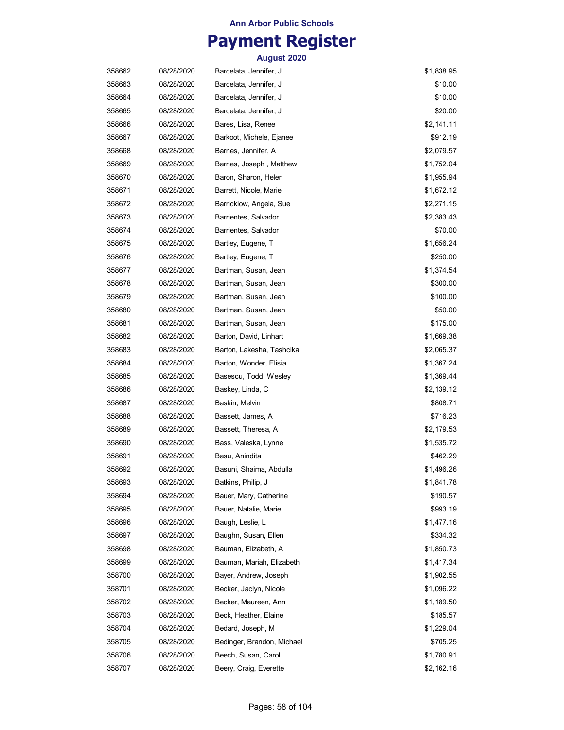**Ann Arbor Public Schools**

# Payment Register

**August 2020**

| | | | |
|---|---|---|---|
| 358662 | 08/28/2020 | Barcelata, Jennifer, J | $1,838.95 |
| 358663 | 08/28/2020 | Barcelata, Jennifer, J | $10.00 |
| 358664 | 08/28/2020 | Barcelata, Jennifer, J | $10.00 |
| 358665 | 08/28/2020 | Barcelata, Jennifer, J | $20.00 |
| 358666 | 08/28/2020 | Bares, Lisa, Renee | $2,141.11 |
| 358667 | 08/28/2020 | Barkoot, Michele, Ejanee | $912.19 |
| 358668 | 08/28/2020 | Barnes, Jennifer, A | $2,079.57 |
| 358669 | 08/28/2020 | Barnes, Joseph , Matthew | $1,752.04 |
| 358670 | 08/28/2020 | Baron, Sharon, Helen | $1,955.94 |
| 358671 | 08/28/2020 | Barrett, Nicole, Marie | $1,672.12 |
| 358672 | 08/28/2020 | Barricklow, Angela, Sue | $2,271.15 |
| 358673 | 08/28/2020 | Barrientes, Salvador | $2,383.43 |
| 358674 | 08/28/2020 | Barrientes, Salvador | $70.00 |
| 358675 | 08/28/2020 | Bartley, Eugene, T | $1,656.24 |
| 358676 | 08/28/2020 | Bartley, Eugene, T | $250.00 |
| 358677 | 08/28/2020 | Bartman, Susan, Jean | $1,374.54 |
| 358678 | 08/28/2020 | Bartman, Susan, Jean | $300.00 |
| 358679 | 08/28/2020 | Bartman, Susan, Jean | $100.00 |
| 358680 | 08/28/2020 | Bartman, Susan, Jean | $50.00 |
| 358681 | 08/28/2020 | Bartman, Susan, Jean | $175.00 |
| 358682 | 08/28/2020 | Barton, David, Linhart | $1,669.38 |
| 358683 | 08/28/2020 | Barton, Lakesha, Tashcika | $2,065.37 |
| 358684 | 08/28/2020 | Barton, Wonder, Elisia | $1,367.24 |
| 358685 | 08/28/2020 | Basescu, Todd, Wesley | $1,369.44 |
| 358686 | 08/28/2020 | Baskey, Linda, C | $2,139.12 |
| 358687 | 08/28/2020 | Baskin, Melvin | $808.71 |
| 358688 | 08/28/2020 | Bassett, James, A | $716.23 |
| 358689 | 08/28/2020 | Bassett, Theresa, A | $2,179.53 |
| 358690 | 08/28/2020 | Bass, Valeska, Lynne | $1,535.72 |
| 358691 | 08/28/2020 | Basu, Anindita | $462.29 |
| 358692 | 08/28/2020 | Basuni, Shaima, Abdulla | $1,496.26 |
| 358693 | 08/28/2020 | Batkins, Philip, J | $1,841.78 |
| 358694 | 08/28/2020 | Bauer, Mary, Catherine | $190.57 |
| 358695 | 08/28/2020 | Bauer, Natalie, Marie | $993.19 |
| 358696 | 08/28/2020 | Baugh, Leslie, L | $1,477.16 |
| 358697 | 08/28/2020 | Baughn, Susan, Ellen | $334.32 |
| 358698 | 08/28/2020 | Bauman, Elizabeth, A | $1,850.73 |
| 358699 | 08/28/2020 | Bauman, Mariah, Elizabeth | $1,417.34 |
| 358700 | 08/28/2020 | Bayer, Andrew, Joseph | $1,902.55 |
| 358701 | 08/28/2020 | Becker, Jaclyn, Nicole | $1,096.22 |
| 358702 | 08/28/2020 | Becker, Maureen, Ann | $1,189.50 |
| 358703 | 08/28/2020 | Beck, Heather, Elaine | $185.57 |
| 358704 | 08/28/2020 | Bedard, Joseph, M | $1,229.04 |
| 358705 | 08/28/2020 | Bedinger, Brandon, Michael | $705.25 |
| 358706 | 08/28/2020 | Beech, Susan, Carol | $1,780.91 |
| 358707 | 08/28/2020 | Beery, Craig, Everette | $2,162.16 |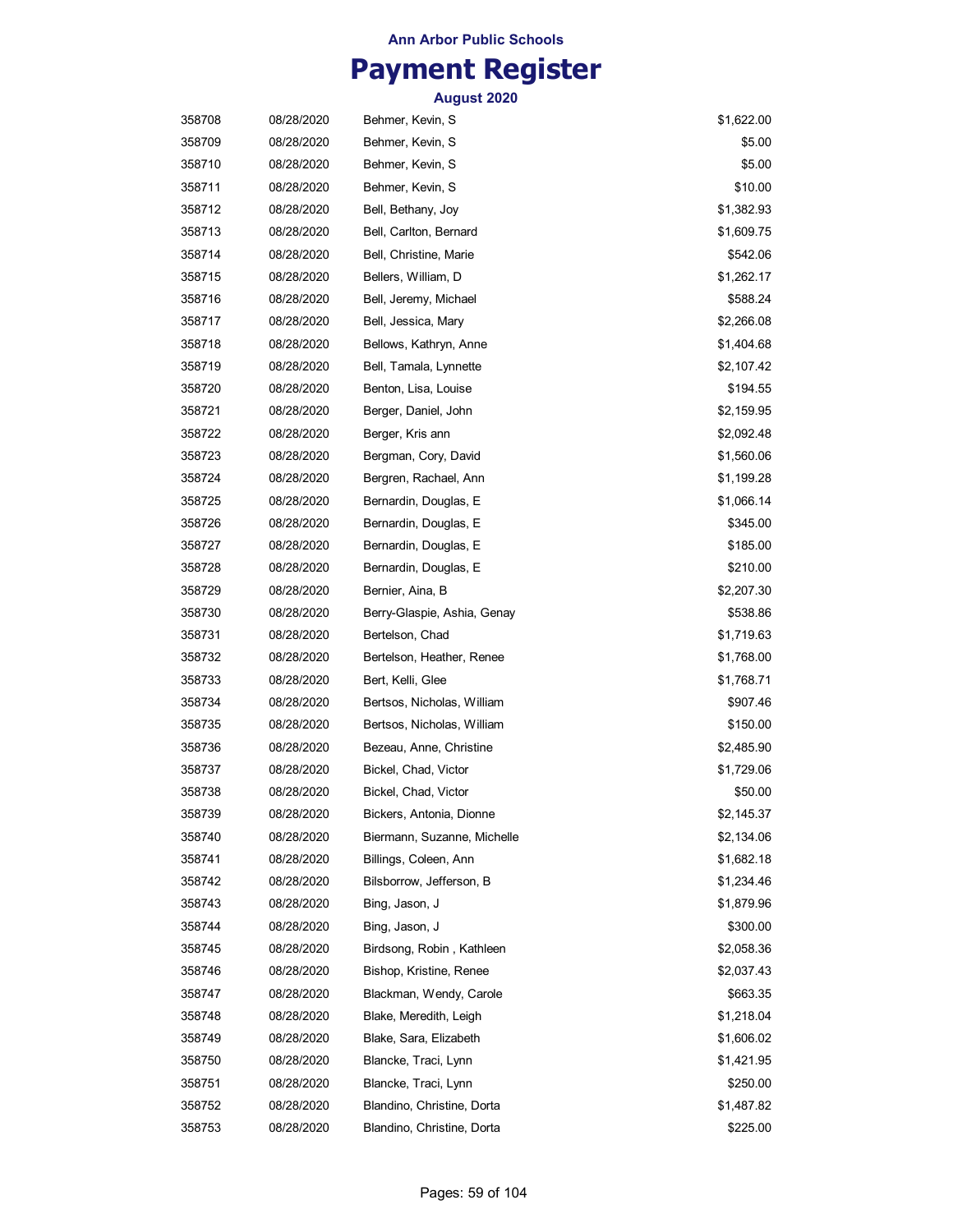Ann Arbor Public Schools

# Payment Register

August 2020

| | | | |
|---|---|---|---|
| 358708 | 08/28/2020 | Behmer, Kevin, S | $1,622.00 |
| 358709 | 08/28/2020 | Behmer, Kevin, S | $5.00 |
| 358710 | 08/28/2020 | Behmer, Kevin, S | $5.00 |
| 358711 | 08/28/2020 | Behmer, Kevin, S | $10.00 |
| 358712 | 08/28/2020 | Bell, Bethany, Joy | $1,382.93 |
| 358713 | 08/28/2020 | Bell, Carlton, Bernard | $1,609.75 |
| 358714 | 08/28/2020 | Bell, Christine, Marie | $542.06 |
| 358715 | 08/28/2020 | Bellers, William, D | $1,262.17 |
| 358716 | 08/28/2020 | Bell, Jeremy, Michael | $588.24 |
| 358717 | 08/28/2020 | Bell, Jessica, Mary | $2,266.08 |
| 358718 | 08/28/2020 | Bellows, Kathryn, Anne | $1,404.68 |
| 358719 | 08/28/2020 | Bell, Tamala, Lynnette | $2,107.42 |
| 358720 | 08/28/2020 | Benton, Lisa, Louise | $194.55 |
| 358721 | 08/28/2020 | Berger, Daniel, John | $2,159.95 |
| 358722 | 08/28/2020 | Berger, Kris ann | $2,092.48 |
| 358723 | 08/28/2020 | Bergman, Cory, David | $1,560.06 |
| 358724 | 08/28/2020 | Bergren, Rachael, Ann | $1,199.28 |
| 358725 | 08/28/2020 | Bernardin, Douglas, E | $1,066.14 |
| 358726 | 08/28/2020 | Bernardin, Douglas, E | $345.00 |
| 358727 | 08/28/2020 | Bernardin, Douglas, E | $185.00 |
| 358728 | 08/28/2020 | Bernardin, Douglas, E | $210.00 |
| 358729 | 08/28/2020 | Bernier, Aina, B | $2,207.30 |
| 358730 | 08/28/2020 | Berry-Glaspie, Ashia, Genay | $538.86 |
| 358731 | 08/28/2020 | Bertelson, Chad | $1,719.63 |
| 358732 | 08/28/2020 | Bertelson, Heather, Renee | $1,768.00 |
| 358733 | 08/28/2020 | Bert, Kelli, Glee | $1,768.71 |
| 358734 | 08/28/2020 | Bertsos, Nicholas, William | $907.46 |
| 358735 | 08/28/2020 | Bertsos, Nicholas, William | $150.00 |
| 358736 | 08/28/2020 | Bezeau, Anne, Christine | $2,485.90 |
| 358737 | 08/28/2020 | Bickel, Chad, Victor | $1,729.06 |
| 358738 | 08/28/2020 | Bickel, Chad, Victor | $50.00 |
| 358739 | 08/28/2020 | Bickers, Antonia, Dionne | $2,145.37 |
| 358740 | 08/28/2020 | Biermann, Suzanne, Michelle | $2,134.06 |
| 358741 | 08/28/2020 | Billings, Coleen, Ann | $1,682.18 |
| 358742 | 08/28/2020 | Bilsborrow, Jefferson, B | $1,234.46 |
| 358743 | 08/28/2020 | Bing, Jason, J | $1,879.96 |
| 358744 | 08/28/2020 | Bing, Jason, J | $300.00 |
| 358745 | 08/28/2020 | Birdsong, Robin , Kathleen | $2,058.36 |
| 358746 | 08/28/2020 | Bishop, Kristine, Renee | $2,037.43 |
| 358747 | 08/28/2020 | Blackman, Wendy, Carole | $663.35 |
| 358748 | 08/28/2020 | Blake, Meredith, Leigh | $1,218.04 |
| 358749 | 08/28/2020 | Blake, Sara, Elizabeth | $1,606.02 |
| 358750 | 08/28/2020 | Blancke, Traci, Lynn | $1,421.95 |
| 358751 | 08/28/2020 | Blancke, Traci, Lynn | $250.00 |
| 358752 | 08/28/2020 | Blandino, Christine, Dorta | $1,487.82 |
| 358753 | 08/28/2020 | Blandino, Christine, Dorta | $225.00 |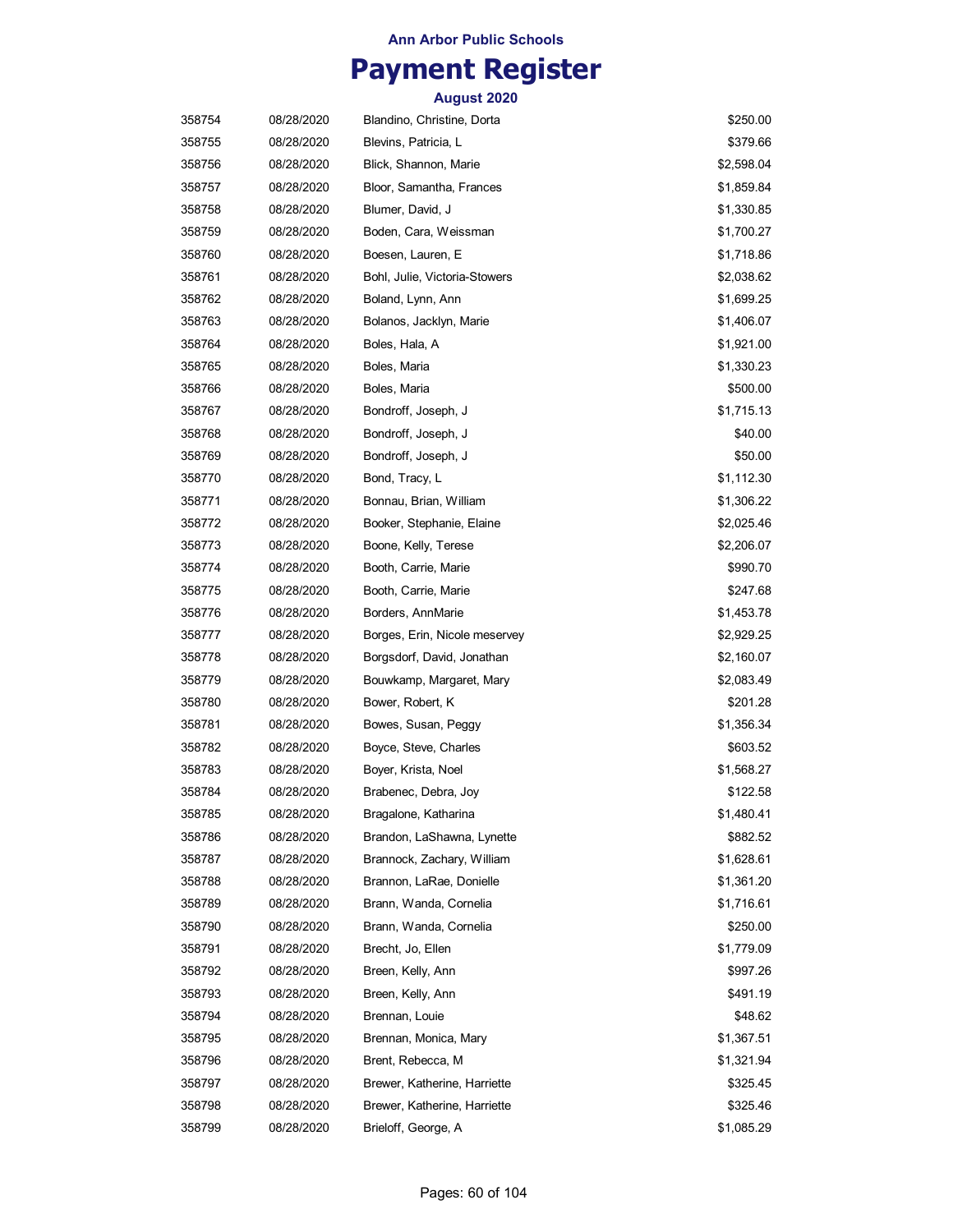Ann Arbor Public Schools

# Payment Register

August 2020

| | | | |
|---|---|---|---|
| 358754 | 08/28/2020 | Blandino, Christine, Dorta | $250.00 |
| 358755 | 08/28/2020 | Blevins, Patricia, L | $379.66 |
| 358756 | 08/28/2020 | Blick, Shannon, Marie | $2,598.04 |
| 358757 | 08/28/2020 | Bloor, Samantha, Frances | $1,859.84 |
| 358758 | 08/28/2020 | Blumer, David, J | $1,330.85 |
| 358759 | 08/28/2020 | Boden, Cara, Weissman | $1,700.27 |
| 358760 | 08/28/2020 | Boesen, Lauren, E | $1,718.86 |
| 358761 | 08/28/2020 | Bohl, Julie, Victoria-Stowers | $2,038.62 |
| 358762 | 08/28/2020 | Boland, Lynn, Ann | $1,699.25 |
| 358763 | 08/28/2020 | Bolanos, Jacklyn, Marie | $1,406.07 |
| 358764 | 08/28/2020 | Boles, Hala, A | $1,921.00 |
| 358765 | 08/28/2020 | Boles, Maria | $1,330.23 |
| 358766 | 08/28/2020 | Boles, Maria | $500.00 |
| 358767 | 08/28/2020 | Bondroff, Joseph, J | $1,715.13 |
| 358768 | 08/28/2020 | Bondroff, Joseph, J | $40.00 |
| 358769 | 08/28/2020 | Bondroff, Joseph, J | $50.00 |
| 358770 | 08/28/2020 | Bond, Tracy, L | $1,112.30 |
| 358771 | 08/28/2020 | Bonnau, Brian, William | $1,306.22 |
| 358772 | 08/28/2020 | Booker, Stephanie, Elaine | $2,025.46 |
| 358773 | 08/28/2020 | Boone, Kelly, Terese | $2,206.07 |
| 358774 | 08/28/2020 | Booth, Carrie, Marie | $990.70 |
| 358775 | 08/28/2020 | Booth, Carrie, Marie | $247.68 |
| 358776 | 08/28/2020 | Borders, AnnMarie | $1,453.78 |
| 358777 | 08/28/2020 | Borges, Erin, Nicole meservey | $2,929.25 |
| 358778 | 08/28/2020 | Borgsdorf, David, Jonathan | $2,160.07 |
| 358779 | 08/28/2020 | Bouwkamp, Margaret, Mary | $2,083.49 |
| 358780 | 08/28/2020 | Bower, Robert, K | $201.28 |
| 358781 | 08/28/2020 | Bowes, Susan, Peggy | $1,356.34 |
| 358782 | 08/28/2020 | Boyce, Steve, Charles | $603.52 |
| 358783 | 08/28/2020 | Boyer, Krista, Noel | $1,568.27 |
| 358784 | 08/28/2020 | Brabenec, Debra, Joy | $122.58 |
| 358785 | 08/28/2020 | Bragalone, Katharina | $1,480.41 |
| 358786 | 08/28/2020 | Brandon, LaShawna, Lynette | $882.52 |
| 358787 | 08/28/2020 | Brannock, Zachary, William | $1,628.61 |
| 358788 | 08/28/2020 | Brannon, LaRae, Donielle | $1,361.20 |
| 358789 | 08/28/2020 | Brann, Wanda, Cornelia | $1,716.61 |
| 358790 | 08/28/2020 | Brann, Wanda, Cornelia | $250.00 |
| 358791 | 08/28/2020 | Brecht, Jo, Ellen | $1,779.09 |
| 358792 | 08/28/2020 | Breen, Kelly, Ann | $997.26 |
| 358793 | 08/28/2020 | Breen, Kelly, Ann | $491.19 |
| 358794 | 08/28/2020 | Brennan, Louie | $48.62 |
| 358795 | 08/28/2020 | Brennan, Monica, Mary | $1,367.51 |
| 358796 | 08/28/2020 | Brent, Rebecca, M | $1,321.94 |
| 358797 | 08/28/2020 | Brewer, Katherine, Harriette | $325.45 |
| 358798 | 08/28/2020 | Brewer, Katherine, Harriette | $325.46 |
| 358799 | 08/28/2020 | Brieloff, George, A | $1,085.29 |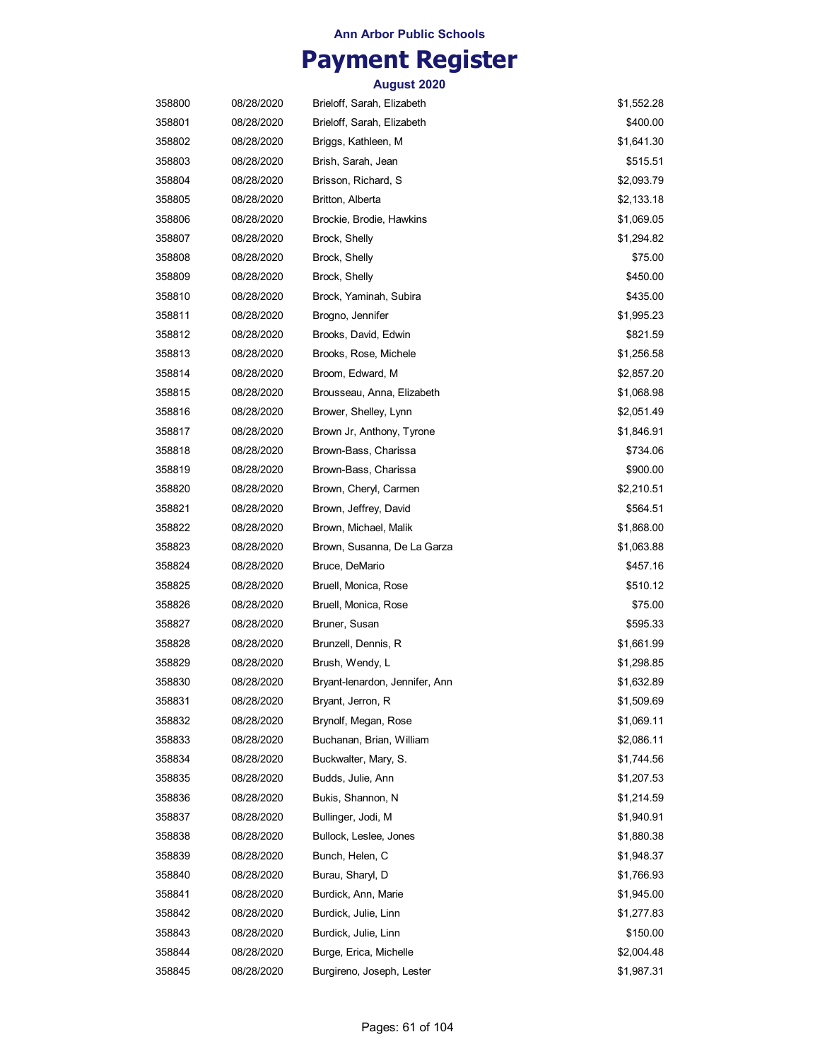**Ann Arbor Public Schools**

# Payment Register

**August 2020**

| | | | |
|---|---|---|---|
| 358800 | 08/28/2020 | Brieloff, Sarah, Elizabeth | $1,552.28 |
| 358801 | 08/28/2020 | Brieloff, Sarah, Elizabeth | $400.00 |
| 358802 | 08/28/2020 | Briggs, Kathleen, M | $1,641.30 |
| 358803 | 08/28/2020 | Brish, Sarah, Jean | $515.51 |
| 358804 | 08/28/2020 | Brisson, Richard, S | $2,093.79 |
| 358805 | 08/28/2020 | Britton, Alberta | $2,133.18 |
| 358806 | 08/28/2020 | Brockie, Brodie, Hawkins | $1,069.05 |
| 358807 | 08/28/2020 | Brock, Shelly | $1,294.82 |
| 358808 | 08/28/2020 | Brock, Shelly | $75.00 |
| 358809 | 08/28/2020 | Brock, Shelly | $450.00 |
| 358810 | 08/28/2020 | Brock, Yaminah, Subira | $435.00 |
| 358811 | 08/28/2020 | Brogno, Jennifer | $1,995.23 |
| 358812 | 08/28/2020 | Brooks, David, Edwin | $821.59 |
| 358813 | 08/28/2020 | Brooks, Rose, Michele | $1,256.58 |
| 358814 | 08/28/2020 | Broom, Edward, M | $2,857.20 |
| 358815 | 08/28/2020 | Brousseau, Anna, Elizabeth | $1,068.98 |
| 358816 | 08/28/2020 | Brower, Shelley, Lynn | $2,051.49 |
| 358817 | 08/28/2020 | Brown Jr, Anthony, Tyrone | $1,846.91 |
| 358818 | 08/28/2020 | Brown-Bass, Charissa | $734.06 |
| 358819 | 08/28/2020 | Brown-Bass, Charissa | $900.00 |
| 358820 | 08/28/2020 | Brown, Cheryl, Carmen | $2,210.51 |
| 358821 | 08/28/2020 | Brown, Jeffrey, David | $564.51 |
| 358822 | 08/28/2020 | Brown, Michael, Malik | $1,868.00 |
| 358823 | 08/28/2020 | Brown, Susanna, De La Garza | $1,063.88 |
| 358824 | 08/28/2020 | Bruce, DeMario | $457.16 |
| 358825 | 08/28/2020 | Bruell, Monica, Rose | $510.12 |
| 358826 | 08/28/2020 | Bruell, Monica, Rose | $75.00 |
| 358827 | 08/28/2020 | Bruner, Susan | $595.33 |
| 358828 | 08/28/2020 | Brunzell, Dennis, R | $1,661.99 |
| 358829 | 08/28/2020 | Brush, Wendy, L | $1,298.85 |
| 358830 | 08/28/2020 | Bryant-lenardon, Jennifer, Ann | $1,632.89 |
| 358831 | 08/28/2020 | Bryant, Jerron, R | $1,509.69 |
| 358832 | 08/28/2020 | Brynolf, Megan, Rose | $1,069.11 |
| 358833 | 08/28/2020 | Buchanan, Brian, William | $2,086.11 |
| 358834 | 08/28/2020 | Buckwalter, Mary, S. | $1,744.56 |
| 358835 | 08/28/2020 | Budds, Julie, Ann | $1,207.53 |
| 358836 | 08/28/2020 | Bukis, Shannon, N | $1,214.59 |
| 358837 | 08/28/2020 | Bullinger, Jodi, M | $1,940.91 |
| 358838 | 08/28/2020 | Bullock, Leslee, Jones | $1,880.38 |
| 358839 | 08/28/2020 | Bunch, Helen, C | $1,948.37 |
| 358840 | 08/28/2020 | Burau, Sharyl, D | $1,766.93 |
| 358841 | 08/28/2020 | Burdick, Ann, Marie | $1,945.00 |
| 358842 | 08/28/2020 | Burdick, Julie, Linn | $1,277.83 |
| 358843 | 08/28/2020 | Burdick, Julie, Linn | $150.00 |
| 358844 | 08/28/2020 | Burge, Erica, Michelle | $2,004.48 |
| 358845 | 08/28/2020 | Burgireno, Joseph, Lester | $1,987.31 |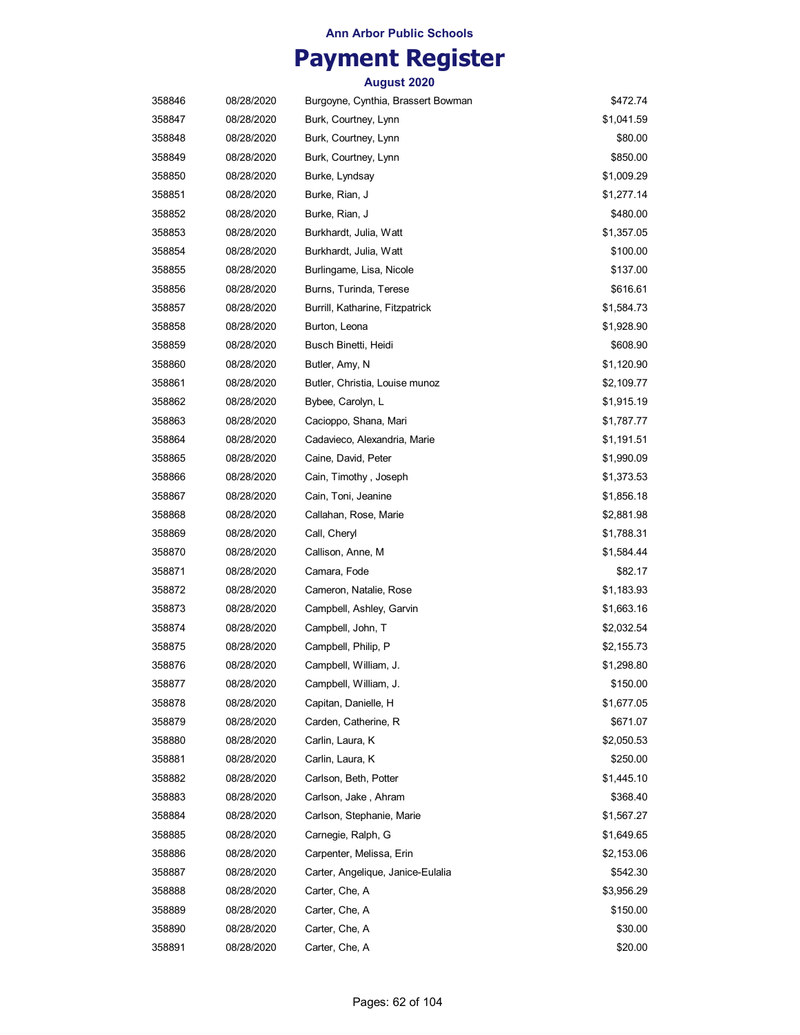**Ann Arbor Public Schools**

# Payment Register

**August 2020**

| | | | |
|---|---|---|---|
| 358846 | 08/28/2020 | Burgoyne, Cynthia, Brassert Bowman | $472.74 |
| 358847 | 08/28/2020 | Burk, Courtney, Lynn | $1,041.59 |
| 358848 | 08/28/2020 | Burk, Courtney, Lynn | $80.00 |
| 358849 | 08/28/2020 | Burk, Courtney, Lynn | $850.00 |
| 358850 | 08/28/2020 | Burke, Lyndsay | $1,009.29 |
| 358851 | 08/28/2020 | Burke, Rian, J | $1,277.14 |
| 358852 | 08/28/2020 | Burke, Rian, J | $480.00 |
| 358853 | 08/28/2020 | Burkhardt, Julia, Watt | $1,357.05 |
| 358854 | 08/28/2020 | Burkhardt, Julia, Watt | $100.00 |
| 358855 | 08/28/2020 | Burlingame, Lisa, Nicole | $137.00 |
| 358856 | 08/28/2020 | Burns, Turinda, Terese | $616.61 |
| 358857 | 08/28/2020 | Burrill, Katharine, Fitzpatrick | $1,584.73 |
| 358858 | 08/28/2020 | Burton, Leona | $1,928.90 |
| 358859 | 08/28/2020 | Busch Binetti, Heidi | $608.90 |
| 358860 | 08/28/2020 | Butler, Amy, N | $1,120.90 |
| 358861 | 08/28/2020 | Butler, Christia, Louise munoz | $2,109.77 |
| 358862 | 08/28/2020 | Bybee, Carolyn, L | $1,915.19 |
| 358863 | 08/28/2020 | Cacioppo, Shana, Mari | $1,787.77 |
| 358864 | 08/28/2020 | Cadavieco, Alexandria, Marie | $1,191.51 |
| 358865 | 08/28/2020 | Caine, David, Peter | $1,990.09 |
| 358866 | 08/28/2020 | Cain, Timothy , Joseph | $1,373.53 |
| 358867 | 08/28/2020 | Cain, Toni, Jeanine | $1,856.18 |
| 358868 | 08/28/2020 | Callahan, Rose, Marie | $2,881.98 |
| 358869 | 08/28/2020 | Call, Cheryl | $1,788.31 |
| 358870 | 08/28/2020 | Callison, Anne, M | $1,584.44 |
| 358871 | 08/28/2020 | Camara, Fode | $82.17 |
| 358872 | 08/28/2020 | Cameron, Natalie, Rose | $1,183.93 |
| 358873 | 08/28/2020 | Campbell, Ashley, Garvin | $1,663.16 |
| 358874 | 08/28/2020 | Campbell, John, T | $2,032.54 |
| 358875 | 08/28/2020 | Campbell, Philip, P | $2,155.73 |
| 358876 | 08/28/2020 | Campbell, William, J. | $1,298.80 |
| 358877 | 08/28/2020 | Campbell, William, J. | $150.00 |
| 358878 | 08/28/2020 | Capitan, Danielle, H | $1,677.05 |
| 358879 | 08/28/2020 | Carden, Catherine, R | $671.07 |
| 358880 | 08/28/2020 | Carlin, Laura, K | $2,050.53 |
| 358881 | 08/28/2020 | Carlin, Laura, K | $250.00 |
| 358882 | 08/28/2020 | Carlson, Beth, Potter | $1,445.10 |
| 358883 | 08/28/2020 | Carlson, Jake , Ahram | $368.40 |
| 358884 | 08/28/2020 | Carlson, Stephanie, Marie | $1,567.27 |
| 358885 | 08/28/2020 | Carnegie, Ralph, G | $1,649.65 |
| 358886 | 08/28/2020 | Carpenter, Melissa, Erin | $2,153.06 |
| 358887 | 08/28/2020 | Carter, Angelique, Janice-Eulalia | $542.30 |
| 358888 | 08/28/2020 | Carter, Che, A | $3,956.29 |
| 358889 | 08/28/2020 | Carter, Che, A | $150.00 |
| 358890 | 08/28/2020 | Carter, Che, A | $30.00 |
| 358891 | 08/28/2020 | Carter, Che, A | $20.00 |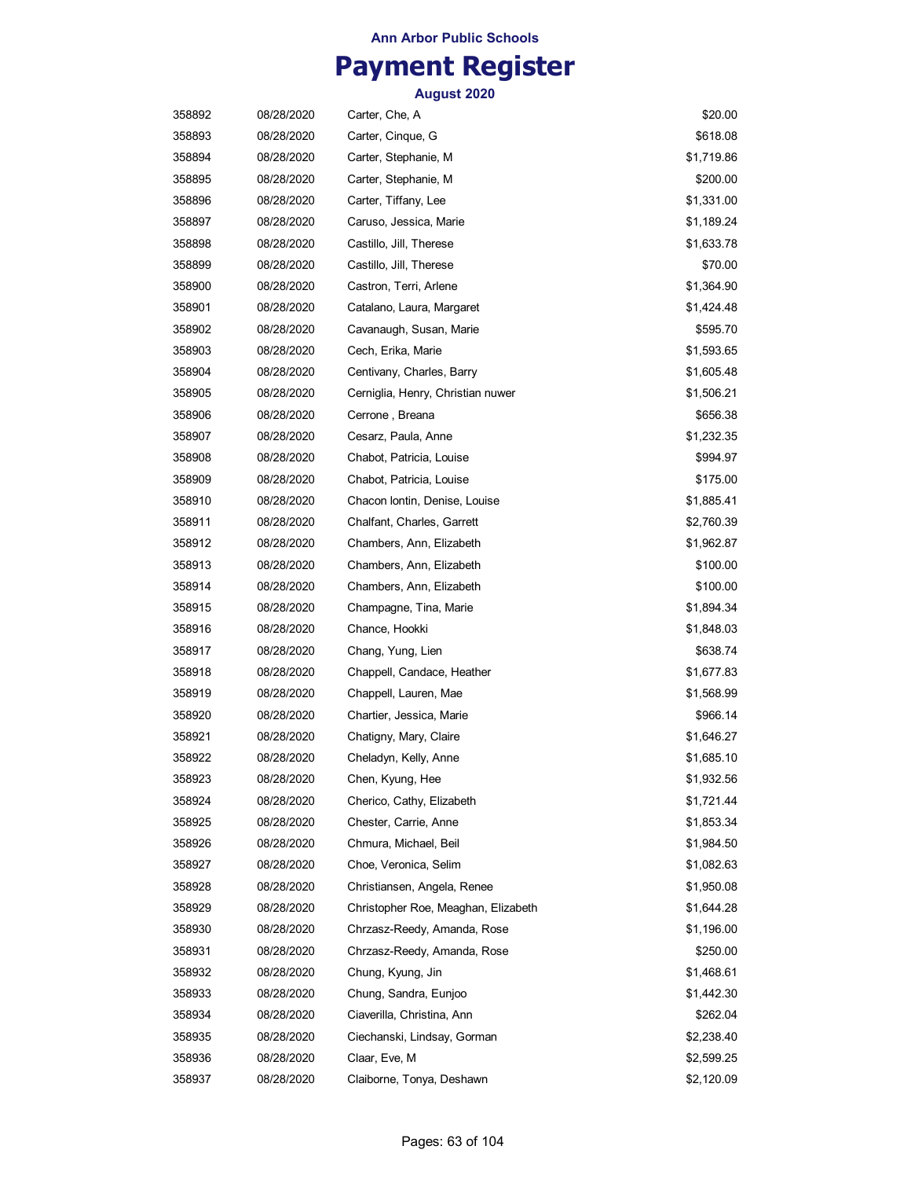**Ann Arbor Public Schools**

# Payment Register

**August 2020**

| | | | |
|---|---|---|---|
| 358892 | 08/28/2020 | Carter, Che, A | $20.00 |
| 358893 | 08/28/2020 | Carter, Cinque, G | $618.08 |
| 358894 | 08/28/2020 | Carter, Stephanie, M | $1,719.86 |
| 358895 | 08/28/2020 | Carter, Stephanie, M | $200.00 |
| 358896 | 08/28/2020 | Carter, Tiffany, Lee | $1,331.00 |
| 358897 | 08/28/2020 | Caruso, Jessica, Marie | $1,189.24 |
| 358898 | 08/28/2020 | Castillo, Jill, Therese | $1,633.78 |
| 358899 | 08/28/2020 | Castillo, Jill, Therese | $70.00 |
| 358900 | 08/28/2020 | Castron, Terri, Arlene | $1,364.90 |
| 358901 | 08/28/2020 | Catalano, Laura, Margaret | $1,424.48 |
| 358902 | 08/28/2020 | Cavanaugh, Susan, Marie | $595.70 |
| 358903 | 08/28/2020 | Cech, Erika, Marie | $1,593.65 |
| 358904 | 08/28/2020 | Centivany, Charles, Barry | $1,605.48 |
| 358905 | 08/28/2020 | Cerniglia, Henry, Christian nuwer | $1,506.21 |
| 358906 | 08/28/2020 | Cerrone , Breana | $656.38 |
| 358907 | 08/28/2020 | Cesarz, Paula, Anne | $1,232.35 |
| 358908 | 08/28/2020 | Chabot, Patricia, Louise | $994.97 |
| 358909 | 08/28/2020 | Chabot, Patricia, Louise | $175.00 |
| 358910 | 08/28/2020 | Chacon lontin, Denise, Louise | $1,885.41 |
| 358911 | 08/28/2020 | Chalfant, Charles, Garrett | $2,760.39 |
| 358912 | 08/28/2020 | Chambers, Ann, Elizabeth | $1,962.87 |
| 358913 | 08/28/2020 | Chambers, Ann, Elizabeth | $100.00 |
| 358914 | 08/28/2020 | Chambers, Ann, Elizabeth | $100.00 |
| 358915 | 08/28/2020 | Champagne, Tina, Marie | $1,894.34 |
| 358916 | 08/28/2020 | Chance, Hookki | $1,848.03 |
| 358917 | 08/28/2020 | Chang, Yung, Lien | $638.74 |
| 358918 | 08/28/2020 | Chappell, Candace, Heather | $1,677.83 |
| 358919 | 08/28/2020 | Chappell, Lauren, Mae | $1,568.99 |
| 358920 | 08/28/2020 | Chartier, Jessica, Marie | $966.14 |
| 358921 | 08/28/2020 | Chatigny, Mary, Claire | $1,646.27 |
| 358922 | 08/28/2020 | Cheladyn, Kelly, Anne | $1,685.10 |
| 358923 | 08/28/2020 | Chen, Kyung, Hee | $1,932.56 |
| 358924 | 08/28/2020 | Cherico, Cathy, Elizabeth | $1,721.44 |
| 358925 | 08/28/2020 | Chester, Carrie, Anne | $1,853.34 |
| 358926 | 08/28/2020 | Chmura, Michael, Beil | $1,984.50 |
| 358927 | 08/28/2020 | Choe, Veronica, Selim | $1,082.63 |
| 358928 | 08/28/2020 | Christiansen, Angela, Renee | $1,950.08 |
| 358929 | 08/28/2020 | Christopher Roe, Meaghan, Elizabeth | $1,644.28 |
| 358930 | 08/28/2020 | Chrzasz-Reedy, Amanda, Rose | $1,196.00 |
| 358931 | 08/28/2020 | Chrzasz-Reedy, Amanda, Rose | $250.00 |
| 358932 | 08/28/2020 | Chung, Kyung, Jin | $1,468.61 |
| 358933 | 08/28/2020 | Chung, Sandra, Eunjoo | $1,442.30 |
| 358934 | 08/28/2020 | Ciaverilla, Christina, Ann | $262.04 |
| 358935 | 08/28/2020 | Ciechanski, Lindsay, Gorman | $2,238.40 |
| 358936 | 08/28/2020 | Claar, Eve, M | $2,599.25 |
| 358937 | 08/28/2020 | Claiborne, Tonya, Deshawn | $2,120.09 |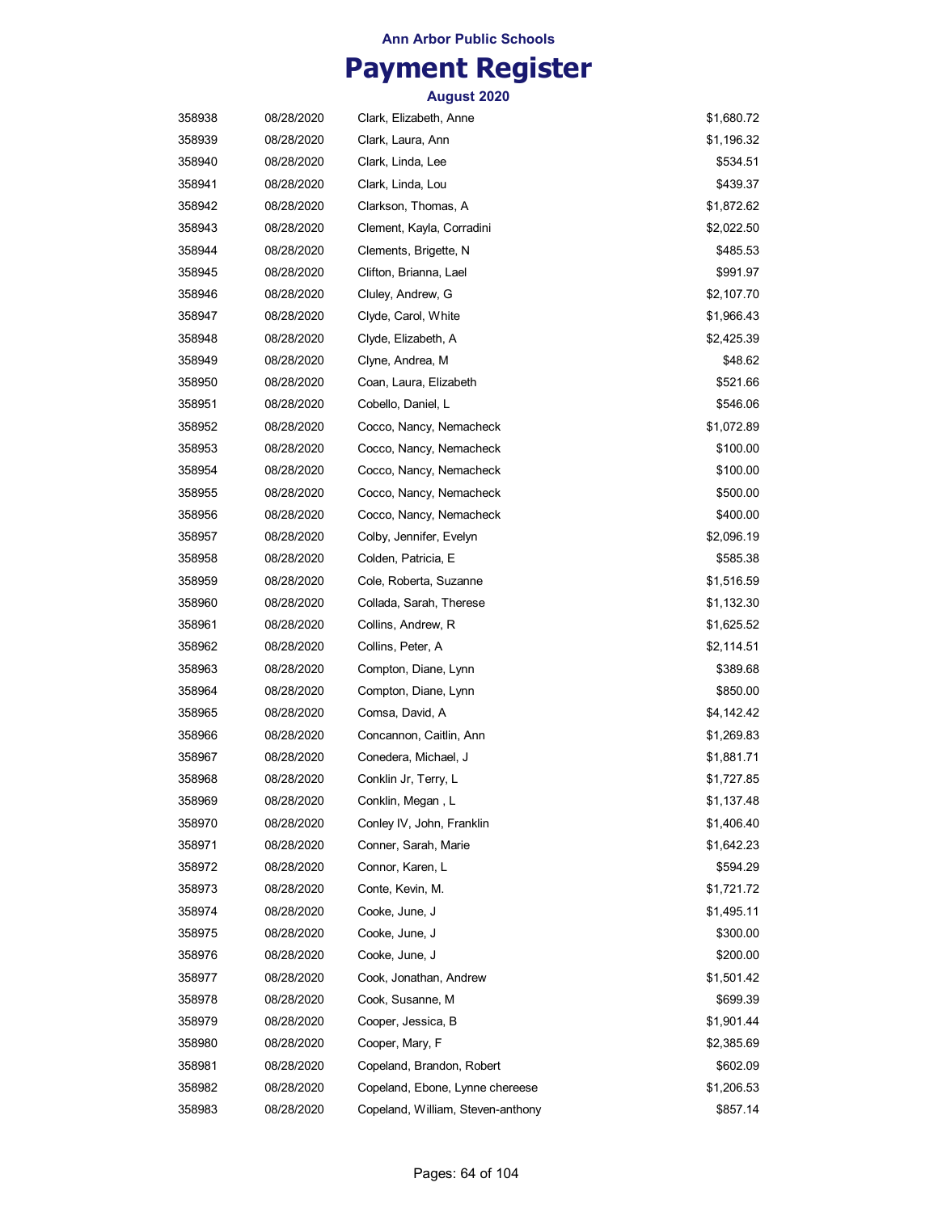**Ann Arbor Public Schools**

# Payment Register

**August 2020**

| | | | |
|---|---|---|---|
| 358938 | 08/28/2020 | Clark, Elizabeth, Anne | $1,680.72 |
| 358939 | 08/28/2020 | Clark, Laura, Ann | $1,196.32 |
| 358940 | 08/28/2020 | Clark, Linda, Lee | $534.51 |
| 358941 | 08/28/2020 | Clark, Linda, Lou | $439.37 |
| 358942 | 08/28/2020 | Clarkson, Thomas, A | $1,872.62 |
| 358943 | 08/28/2020 | Clement, Kayla, Corradini | $2,022.50 |
| 358944 | 08/28/2020 | Clements, Brigette, N | $485.53 |
| 358945 | 08/28/2020 | Clifton, Brianna, Lael | $991.97 |
| 358946 | 08/28/2020 | Cluley, Andrew, G | $2,107.70 |
| 358947 | 08/28/2020 | Clyde, Carol, White | $1,966.43 |
| 358948 | 08/28/2020 | Clyde, Elizabeth, A | $2,425.39 |
| 358949 | 08/28/2020 | Clyne, Andrea, M | $48.62 |
| 358950 | 08/28/2020 | Coan, Laura, Elizabeth | $521.66 |
| 358951 | 08/28/2020 | Cobello, Daniel, L | $546.06 |
| 358952 | 08/28/2020 | Cocco, Nancy, Nemacheck | $1,072.89 |
| 358953 | 08/28/2020 | Cocco, Nancy, Nemacheck | $100.00 |
| 358954 | 08/28/2020 | Cocco, Nancy, Nemacheck | $100.00 |
| 358955 | 08/28/2020 | Cocco, Nancy, Nemacheck | $500.00 |
| 358956 | 08/28/2020 | Cocco, Nancy, Nemacheck | $400.00 |
| 358957 | 08/28/2020 | Colby, Jennifer, Evelyn | $2,096.19 |
| 358958 | 08/28/2020 | Colden, Patricia, E | $585.38 |
| 358959 | 08/28/2020 | Cole, Roberta, Suzanne | $1,516.59 |
| 358960 | 08/28/2020 | Collada, Sarah, Therese | $1,132.30 |
| 358961 | 08/28/2020 | Collins, Andrew, R | $1,625.52 |
| 358962 | 08/28/2020 | Collins, Peter, A | $2,114.51 |
| 358963 | 08/28/2020 | Compton, Diane, Lynn | $389.68 |
| 358964 | 08/28/2020 | Compton, Diane, Lynn | $850.00 |
| 358965 | 08/28/2020 | Comsa, David, A | $4,142.42 |
| 358966 | 08/28/2020 | Concannon, Caitlin, Ann | $1,269.83 |
| 358967 | 08/28/2020 | Conedera, Michael, J | $1,881.71 |
| 358968 | 08/28/2020 | Conklin Jr, Terry, L | $1,727.85 |
| 358969 | 08/28/2020 | Conklin, Megan , L | $1,137.48 |
| 358970 | 08/28/2020 | Conley IV, John, Franklin | $1,406.40 |
| 358971 | 08/28/2020 | Conner, Sarah, Marie | $1,642.23 |
| 358972 | 08/28/2020 | Connor, Karen, L | $594.29 |
| 358973 | 08/28/2020 | Conte, Kevin, M. | $1,721.72 |
| 358974 | 08/28/2020 | Cooke, June, J | $1,495.11 |
| 358975 | 08/28/2020 | Cooke, June, J | $300.00 |
| 358976 | 08/28/2020 | Cooke, June, J | $200.00 |
| 358977 | 08/28/2020 | Cook, Jonathan, Andrew | $1,501.42 |
| 358978 | 08/28/2020 | Cook, Susanne, M | $699.39 |
| 358979 | 08/28/2020 | Cooper, Jessica, B | $1,901.44 |
| 358980 | 08/28/2020 | Cooper, Mary, F | $2,385.69 |
| 358981 | 08/28/2020 | Copeland, Brandon, Robert | $602.09 |
| 358982 | 08/28/2020 | Copeland, Ebone, Lynne chereese | $1,206.53 |
| 358983 | 08/28/2020 | Copeland, William, Steven-anthony | $857.14 |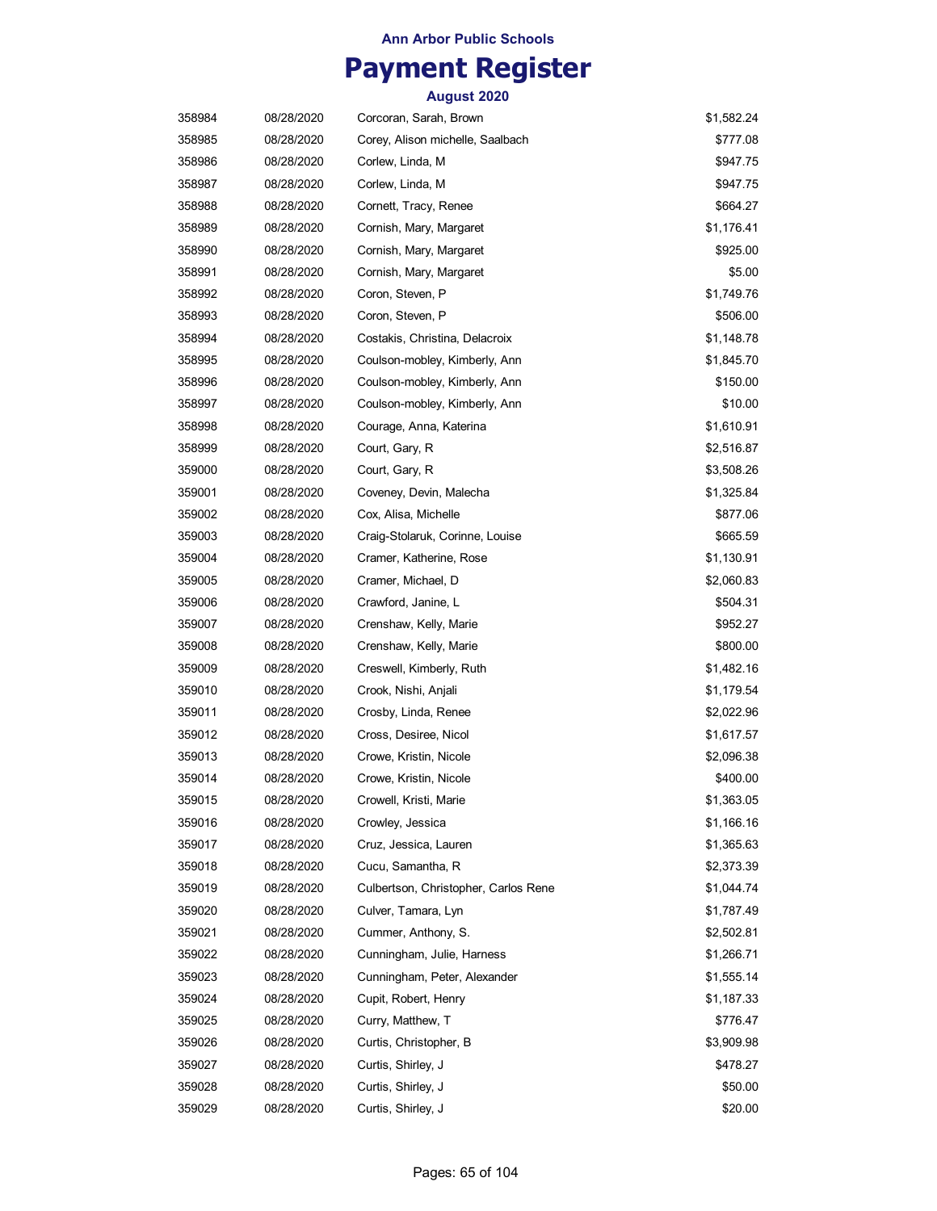**Ann Arbor Public Schools**

# Payment Register

**August 2020**

| | | | |
|---|---|---|---|
| 358984 | 08/28/2020 | Corcoran, Sarah, Brown | $1,582.24 |
| 358985 | 08/28/2020 | Corey, Alison michelle, Saalbach | $777.08 |
| 358986 | 08/28/2020 | Corlew, Linda, M | $947.75 |
| 358987 | 08/28/2020 | Corlew, Linda, M | $947.75 |
| 358988 | 08/28/2020 | Cornett, Tracy, Renee | $664.27 |
| 358989 | 08/28/2020 | Cornish, Mary, Margaret | $1,176.41 |
| 358990 | 08/28/2020 | Cornish, Mary, Margaret | $925.00 |
| 358991 | 08/28/2020 | Cornish, Mary, Margaret | $5.00 |
| 358992 | 08/28/2020 | Coron, Steven, P | $1,749.76 |
| 358993 | 08/28/2020 | Coron, Steven, P | $506.00 |
| 358994 | 08/28/2020 | Costakis, Christina, Delacroix | $1,148.78 |
| 358995 | 08/28/2020 | Coulson-mobley, Kimberly, Ann | $1,845.70 |
| 358996 | 08/28/2020 | Coulson-mobley, Kimberly, Ann | $150.00 |
| 358997 | 08/28/2020 | Coulson-mobley, Kimberly, Ann | $10.00 |
| 358998 | 08/28/2020 | Courage, Anna, Katerina | $1,610.91 |
| 358999 | 08/28/2020 | Court, Gary, R | $2,516.87 |
| 359000 | 08/28/2020 | Court, Gary, R | $3,508.26 |
| 359001 | 08/28/2020 | Coveney, Devin, Malecha | $1,325.84 |
| 359002 | 08/28/2020 | Cox, Alisa, Michelle | $877.06 |
| 359003 | 08/28/2020 | Craig-Stolaruk, Corinne, Louise | $665.59 |
| 359004 | 08/28/2020 | Cramer, Katherine, Rose | $1,130.91 |
| 359005 | 08/28/2020 | Cramer, Michael, D | $2,060.83 |
| 359006 | 08/28/2020 | Crawford, Janine, L | $504.31 |
| 359007 | 08/28/2020 | Crenshaw, Kelly, Marie | $952.27 |
| 359008 | 08/28/2020 | Crenshaw, Kelly, Marie | $800.00 |
| 359009 | 08/28/2020 | Creswell, Kimberly, Ruth | $1,482.16 |
| 359010 | 08/28/2020 | Crook, Nishi, Anjali | $1,179.54 |
| 359011 | 08/28/2020 | Crosby, Linda, Renee | $2,022.96 |
| 359012 | 08/28/2020 | Cross, Desiree, Nicol | $1,617.57 |
| 359013 | 08/28/2020 | Crowe, Kristin, Nicole | $2,096.38 |
| 359014 | 08/28/2020 | Crowe, Kristin, Nicole | $400.00 |
| 359015 | 08/28/2020 | Crowell, Kristi, Marie | $1,363.05 |
| 359016 | 08/28/2020 | Crowley, Jessica | $1,166.16 |
| 359017 | 08/28/2020 | Cruz, Jessica, Lauren | $1,365.63 |
| 359018 | 08/28/2020 | Cucu, Samantha, R | $2,373.39 |
| 359019 | 08/28/2020 | Culbertson, Christopher, Carlos Rene | $1,044.74 |
| 359020 | 08/28/2020 | Culver, Tamara, Lyn | $1,787.49 |
| 359021 | 08/28/2020 | Cummer, Anthony, S. | $2,502.81 |
| 359022 | 08/28/2020 | Cunningham, Julie, Harness | $1,266.71 |
| 359023 | 08/28/2020 | Cunningham, Peter, Alexander | $1,555.14 |
| 359024 | 08/28/2020 | Cupit, Robert, Henry | $1,187.33 |
| 359025 | 08/28/2020 | Curry, Matthew, T | $776.47 |
| 359026 | 08/28/2020 | Curtis, Christopher, B | $3,909.98 |
| 359027 | 08/28/2020 | Curtis, Shirley, J | $478.27 |
| 359028 | 08/28/2020 | Curtis, Shirley, J | $50.00 |
| 359029 | 08/28/2020 | Curtis, Shirley, J | $20.00 |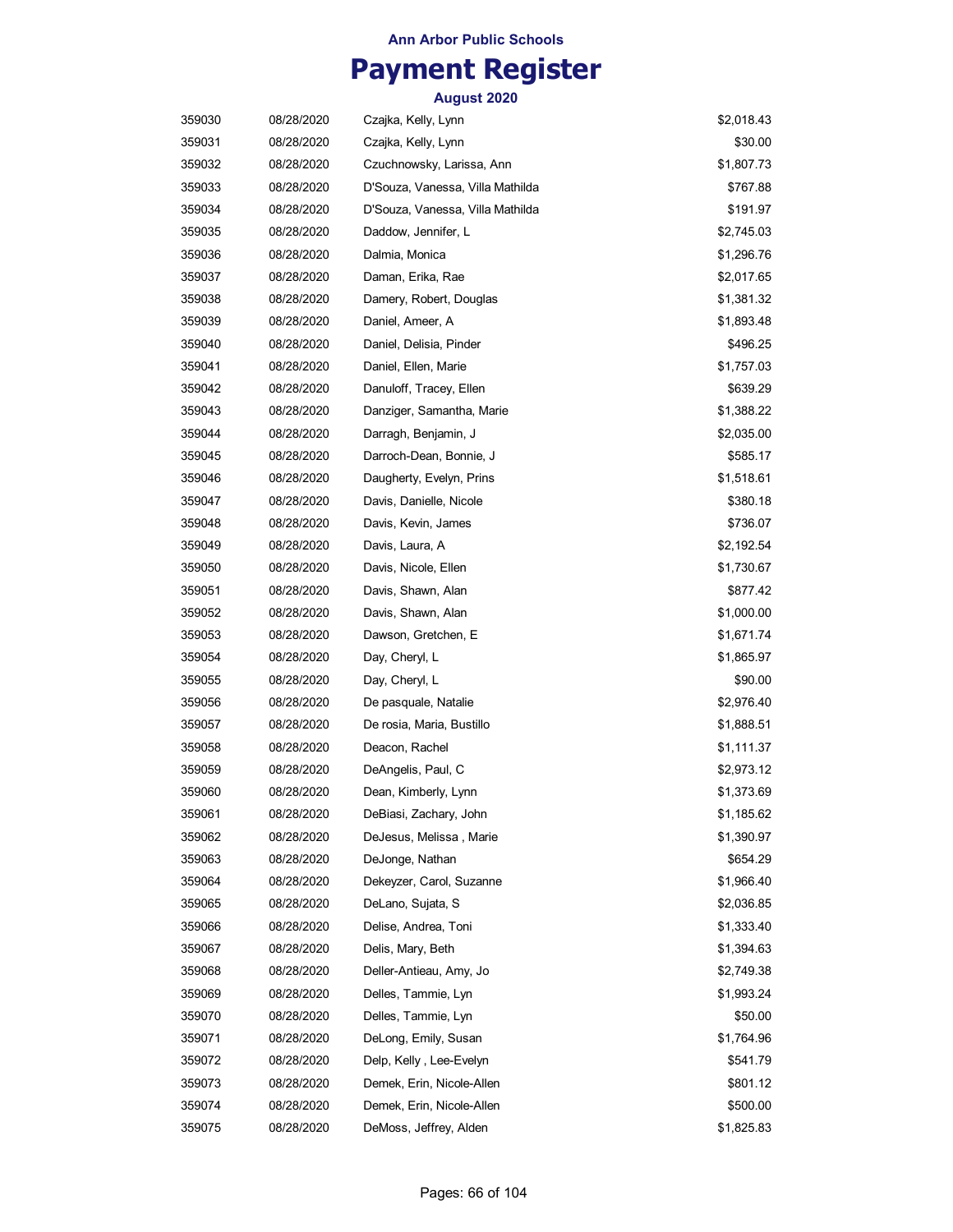**Ann Arbor Public Schools**

# Payment Register

**August 2020**

| | | | |
|---|---|---|---|
| 359030 | 08/28/2020 | Czajka, Kelly, Lynn | $2,018.43 |
| 359031 | 08/28/2020 | Czajka, Kelly, Lynn | $30.00 |
| 359032 | 08/28/2020 | Czuchnowsky, Larissa, Ann | $1,807.73 |
| 359033 | 08/28/2020 | D'Souza, Vanessa, Villa Mathilda | $767.88 |
| 359034 | 08/28/2020 | D'Souza, Vanessa, Villa Mathilda | $191.97 |
| 359035 | 08/28/2020 | Daddow, Jennifer, L | $2,745.03 |
| 359036 | 08/28/2020 | Dalmia, Monica | $1,296.76 |
| 359037 | 08/28/2020 | Daman, Erika, Rae | $2,017.65 |
| 359038 | 08/28/2020 | Damery, Robert, Douglas | $1,381.32 |
| 359039 | 08/28/2020 | Daniel, Ameer, A | $1,893.48 |
| 359040 | 08/28/2020 | Daniel, Delisia, Pinder | $496.25 |
| 359041 | 08/28/2020 | Daniel, Ellen, Marie | $1,757.03 |
| 359042 | 08/28/2020 | Danuloff, Tracey, Ellen | $639.29 |
| 359043 | 08/28/2020 | Danziger, Samantha, Marie | $1,388.22 |
| 359044 | 08/28/2020 | Darragh, Benjamin, J | $2,035.00 |
| 359045 | 08/28/2020 | Darroch-Dean, Bonnie, J | $585.17 |
| 359046 | 08/28/2020 | Daugherty, Evelyn, Prins | $1,518.61 |
| 359047 | 08/28/2020 | Davis, Danielle, Nicole | $380.18 |
| 359048 | 08/28/2020 | Davis, Kevin, James | $736.07 |
| 359049 | 08/28/2020 | Davis, Laura, A | $2,192.54 |
| 359050 | 08/28/2020 | Davis, Nicole, Ellen | $1,730.67 |
| 359051 | 08/28/2020 | Davis, Shawn, Alan | $877.42 |
| 359052 | 08/28/2020 | Davis, Shawn, Alan | $1,000.00 |
| 359053 | 08/28/2020 | Dawson, Gretchen, E | $1,671.74 |
| 359054 | 08/28/2020 | Day, Cheryl, L | $1,865.97 |
| 359055 | 08/28/2020 | Day, Cheryl, L | $90.00 |
| 359056 | 08/28/2020 | De pasquale, Natalie | $2,976.40 |
| 359057 | 08/28/2020 | De rosia, Maria, Bustillo | $1,888.51 |
| 359058 | 08/28/2020 | Deacon, Rachel | $1,111.37 |
| 359059 | 08/28/2020 | DeAngelis, Paul, C | $2,973.12 |
| 359060 | 08/28/2020 | Dean, Kimberly, Lynn | $1,373.69 |
| 359061 | 08/28/2020 | DeBiasi, Zachary, John | $1,185.62 |
| 359062 | 08/28/2020 | DeJesus, Melissa , Marie | $1,390.97 |
| 359063 | 08/28/2020 | DeJonge, Nathan | $654.29 |
| 359064 | 08/28/2020 | Dekeyzer, Carol, Suzanne | $1,966.40 |
| 359065 | 08/28/2020 | DeLano, Sujata, S | $2,036.85 |
| 359066 | 08/28/2020 | Delise, Andrea, Toni | $1,333.40 |
| 359067 | 08/28/2020 | Delis, Mary, Beth | $1,394.63 |
| 359068 | 08/28/2020 | Deller-Antieau, Amy, Jo | $2,749.38 |
| 359069 | 08/28/2020 | Delles, Tammie, Lyn | $1,993.24 |
| 359070 | 08/28/2020 | Delles, Tammie, Lyn | $50.00 |
| 359071 | 08/28/2020 | DeLong, Emily, Susan | $1,764.96 |
| 359072 | 08/28/2020 | Delp, Kelly , Lee-Evelyn | $541.79 |
| 359073 | 08/28/2020 | Demek, Erin, Nicole-Allen | $801.12 |
| 359074 | 08/28/2020 | Demek, Erin, Nicole-Allen | $500.00 |
| 359075 | 08/28/2020 | DeMoss, Jeffrey, Alden | $1,825.83 |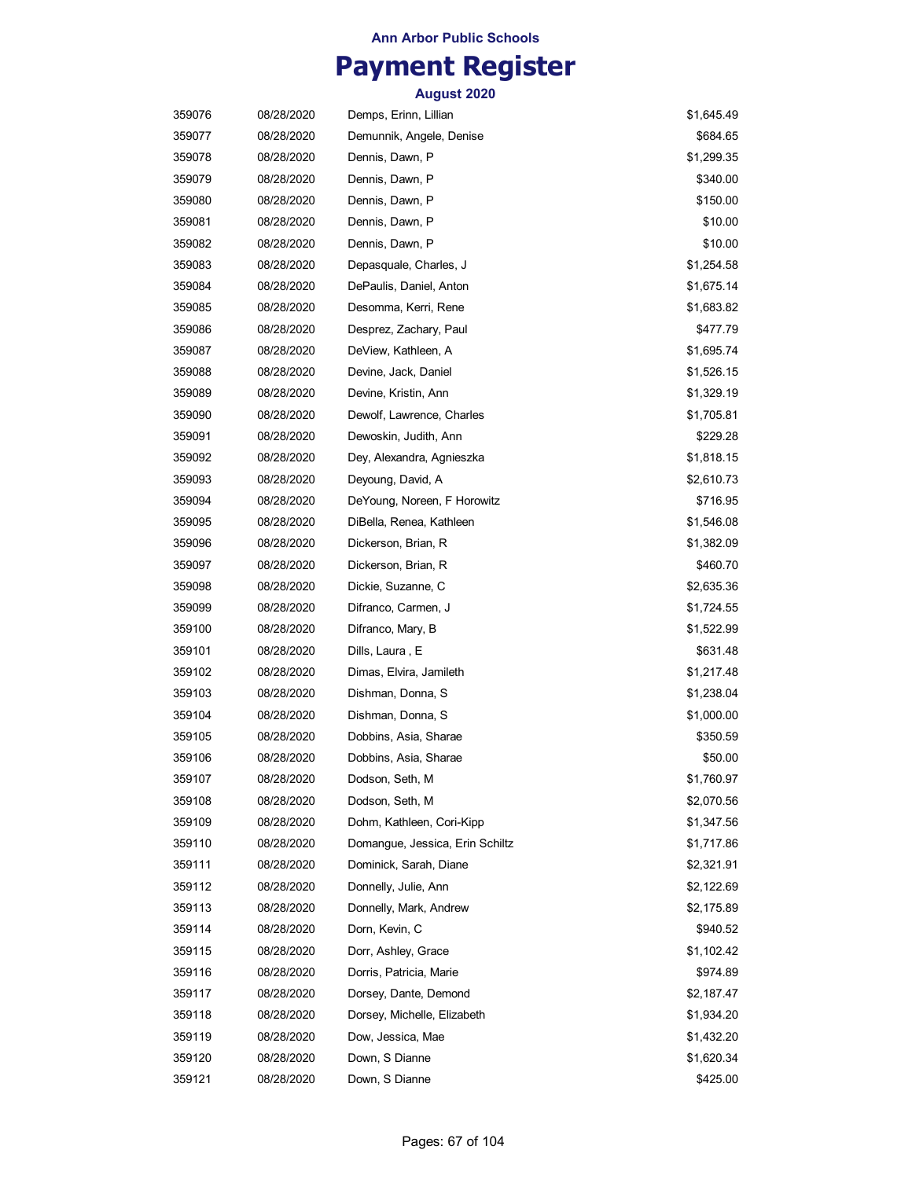**Ann Arbor Public Schools**

# Payment Register

**August 2020**

| | | | |
|---|---|---|---|
| 359076 | 08/28/2020 | Demps, Erinn, Lillian | $1,645.49 |
| 359077 | 08/28/2020 | Demunnik, Angele, Denise | $684.65 |
| 359078 | 08/28/2020 | Dennis, Dawn, P | $1,299.35 |
| 359079 | 08/28/2020 | Dennis, Dawn, P | $340.00 |
| 359080 | 08/28/2020 | Dennis, Dawn, P | $150.00 |
| 359081 | 08/28/2020 | Dennis, Dawn, P | $10.00 |
| 359082 | 08/28/2020 | Dennis, Dawn, P | $10.00 |
| 359083 | 08/28/2020 | Depasquale, Charles, J | $1,254.58 |
| 359084 | 08/28/2020 | DePaulis, Daniel, Anton | $1,675.14 |
| 359085 | 08/28/2020 | Desomma, Kerri, Rene | $1,683.82 |
| 359086 | 08/28/2020 | Desprez, Zachary, Paul | $477.79 |
| 359087 | 08/28/2020 | DeView, Kathleen, A | $1,695.74 |
| 359088 | 08/28/2020 | Devine, Jack, Daniel | $1,526.15 |
| 359089 | 08/28/2020 | Devine, Kristin, Ann | $1,329.19 |
| 359090 | 08/28/2020 | Dewolf, Lawrence, Charles | $1,705.81 |
| 359091 | 08/28/2020 | Dewoskin, Judith, Ann | $229.28 |
| 359092 | 08/28/2020 | Dey, Alexandra, Agnieszka | $1,818.15 |
| 359093 | 08/28/2020 | Deyoung, David, A | $2,610.73 |
| 359094 | 08/28/2020 | DeYoung, Noreen, F Horowitz | $716.95 |
| 359095 | 08/28/2020 | DiBella, Renea, Kathleen | $1,546.08 |
| 359096 | 08/28/2020 | Dickerson, Brian, R | $1,382.09 |
| 359097 | 08/28/2020 | Dickerson, Brian, R | $460.70 |
| 359098 | 08/28/2020 | Dickie, Suzanne, C | $2,635.36 |
| 359099 | 08/28/2020 | Difranco, Carmen, J | $1,724.55 |
| 359100 | 08/28/2020 | Difranco, Mary, B | $1,522.99 |
| 359101 | 08/28/2020 | Dills, Laura , E | $631.48 |
| 359102 | 08/28/2020 | Dimas, Elvira, Jamileth | $1,217.48 |
| 359103 | 08/28/2020 | Dishman, Donna, S | $1,238.04 |
| 359104 | 08/28/2020 | Dishman, Donna, S | $1,000.00 |
| 359105 | 08/28/2020 | Dobbins, Asia, Sharae | $350.59 |
| 359106 | 08/28/2020 | Dobbins, Asia, Sharae | $50.00 |
| 359107 | 08/28/2020 | Dodson, Seth, M | $1,760.97 |
| 359108 | 08/28/2020 | Dodson, Seth, M | $2,070.56 |
| 359109 | 08/28/2020 | Dohm, Kathleen, Cori-Kipp | $1,347.56 |
| 359110 | 08/28/2020 | Domangue, Jessica, Erin Schiltz | $1,717.86 |
| 359111 | 08/28/2020 | Dominick, Sarah, Diane | $2,321.91 |
| 359112 | 08/28/2020 | Donnelly, Julie, Ann | $2,122.69 |
| 359113 | 08/28/2020 | Donnelly, Mark, Andrew | $2,175.89 |
| 359114 | 08/28/2020 | Dorn, Kevin, C | $940.52 |
| 359115 | 08/28/2020 | Dorr, Ashley, Grace | $1,102.42 |
| 359116 | 08/28/2020 | Dorris, Patricia, Marie | $974.89 |
| 359117 | 08/28/2020 | Dorsey, Dante, Demond | $2,187.47 |
| 359118 | 08/28/2020 | Dorsey, Michelle, Elizabeth | $1,934.20 |
| 359119 | 08/28/2020 | Dow, Jessica, Mae | $1,432.20 |
| 359120 | 08/28/2020 | Down, S Dianne | $1,620.34 |
| 359121 | 08/28/2020 | Down, S Dianne | $425.00 |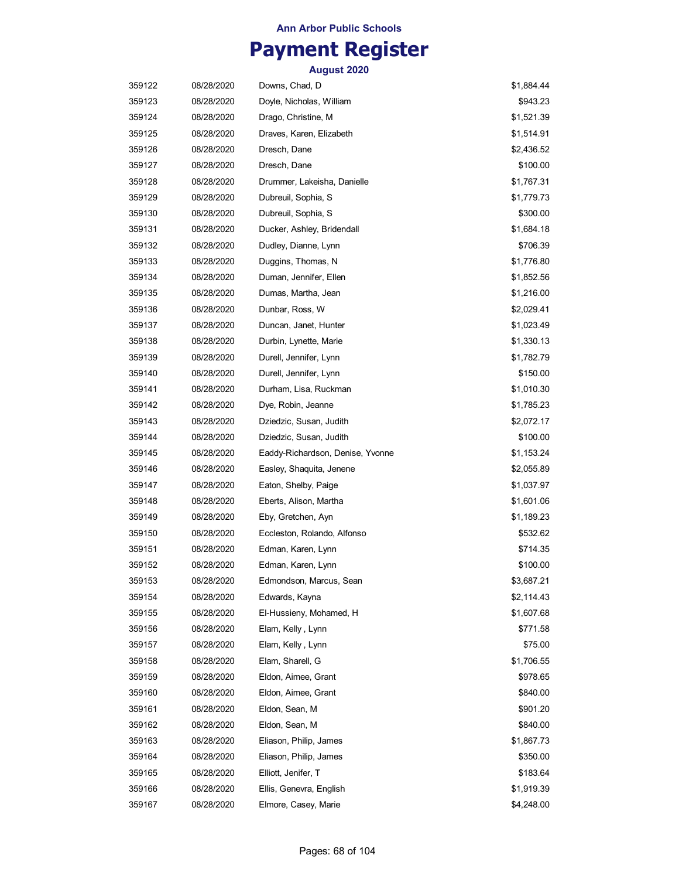# Ann Arbor Public Schools

## Payment Register

### August 2020

| | | | |
|---|---|---|---|
| 359122 | 08/28/2020 | Downs, Chad, D | $1,884.44 |
| 359123 | 08/28/2020 | Doyle, Nicholas, William | $943.23 |
| 359124 | 08/28/2020 | Drago, Christine, M | $1,521.39 |
| 359125 | 08/28/2020 | Draves, Karen, Elizabeth | $1,514.91 |
| 359126 | 08/28/2020 | Dresch, Dane | $2,436.52 |
| 359127 | 08/28/2020 | Dresch, Dane | $100.00 |
| 359128 | 08/28/2020 | Drummer, Lakeisha, Danielle | $1,767.31 |
| 359129 | 08/28/2020 | Dubreuil, Sophia, S | $1,779.73 |
| 359130 | 08/28/2020 | Dubreuil, Sophia, S | $300.00 |
| 359131 | 08/28/2020 | Ducker, Ashley, Bridendall | $1,684.18 |
| 359132 | 08/28/2020 | Dudley, Dianne, Lynn | $706.39 |
| 359133 | 08/28/2020 | Duggins, Thomas, N | $1,776.80 |
| 359134 | 08/28/2020 | Duman, Jennifer, Ellen | $1,852.56 |
| 359135 | 08/28/2020 | Dumas, Martha, Jean | $1,216.00 |
| 359136 | 08/28/2020 | Dunbar, Ross, W | $2,029.41 |
| 359137 | 08/28/2020 | Duncan, Janet, Hunter | $1,023.49 |
| 359138 | 08/28/2020 | Durbin, Lynette, Marie | $1,330.13 |
| 359139 | 08/28/2020 | Durell, Jennifer, Lynn | $1,782.79 |
| 359140 | 08/28/2020 | Durell, Jennifer, Lynn | $150.00 |
| 359141 | 08/28/2020 | Durham, Lisa, Ruckman | $1,010.30 |
| 359142 | 08/28/2020 | Dye, Robin, Jeanne | $1,785.23 |
| 359143 | 08/28/2020 | Dziedzic, Susan, Judith | $2,072.17 |
| 359144 | 08/28/2020 | Dziedzic, Susan, Judith | $100.00 |
| 359145 | 08/28/2020 | Eaddy-Richardson, Denise, Yvonne | $1,153.24 |
| 359146 | 08/28/2020 | Easley, Shaquita, Jenene | $2,055.89 |
| 359147 | 08/28/2020 | Eaton, Shelby, Paige | $1,037.97 |
| 359148 | 08/28/2020 | Eberts, Alison, Martha | $1,601.06 |
| 359149 | 08/28/2020 | Eby, Gretchen, Ayn | $1,189.23 |
| 359150 | 08/28/2020 | Eccleston, Rolando, Alfonso | $532.62 |
| 359151 | 08/28/2020 | Edman, Karen, Lynn | $714.35 |
| 359152 | 08/28/2020 | Edman, Karen, Lynn | $100.00 |
| 359153 | 08/28/2020 | Edmondson, Marcus, Sean | $3,687.21 |
| 359154 | 08/28/2020 | Edwards, Kayna | $2,114.43 |
| 359155 | 08/28/2020 | El-Hussieny, Mohamed, H | $1,607.68 |
| 359156 | 08/28/2020 | Elam, Kelly , Lynn | $771.58 |
| 359157 | 08/28/2020 | Elam, Kelly , Lynn | $75.00 |
| 359158 | 08/28/2020 | Elam, Sharell, G | $1,706.55 |
| 359159 | 08/28/2020 | Eldon, Aimee, Grant | $978.65 |
| 359160 | 08/28/2020 | Eldon, Aimee, Grant | $840.00 |
| 359161 | 08/28/2020 | Eldon, Sean, M | $901.20 |
| 359162 | 08/28/2020 | Eldon, Sean, M | $840.00 |
| 359163 | 08/28/2020 | Eliason, Philip, James | $1,867.73 |
| 359164 | 08/28/2020 | Eliason, Philip, James | $350.00 |
| 359165 | 08/28/2020 | Elliott, Jenifer, T | $183.64 |
| 359166 | 08/28/2020 | Ellis, Genevra, English | $1,919.39 |
| 359167 | 08/28/2020 | Elmore, Casey, Marie | $4,248.00 |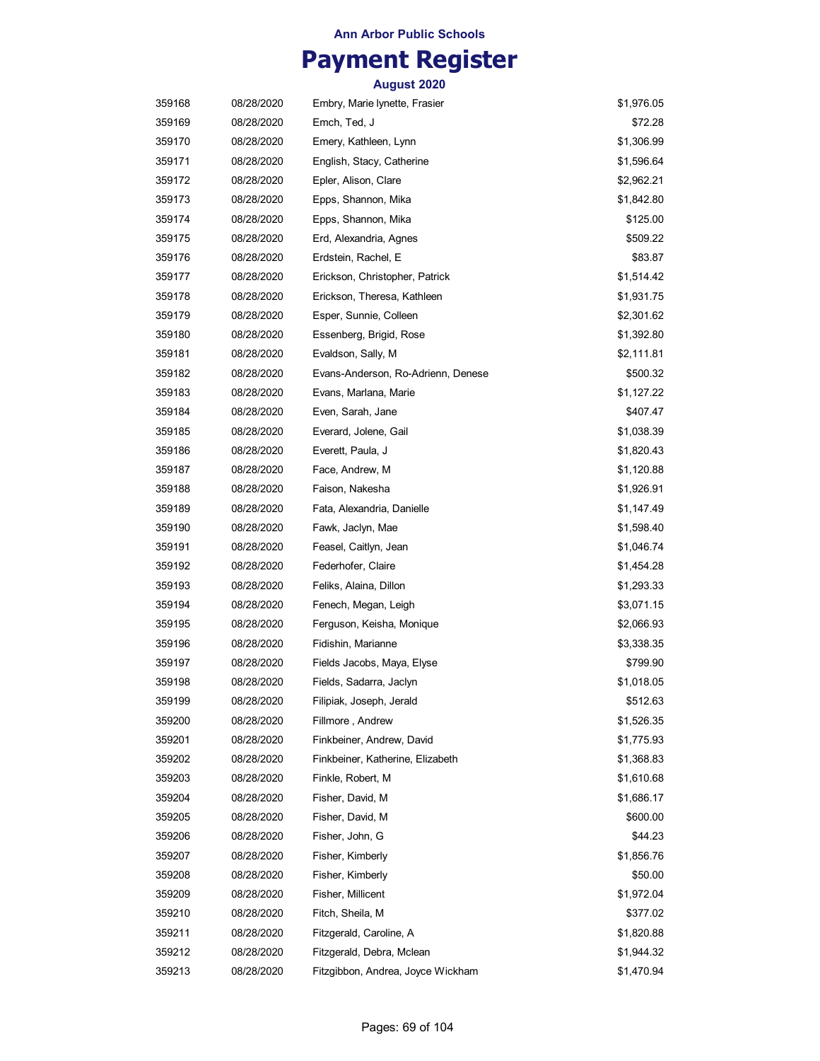**Ann Arbor Public Schools**

# Payment Register

**August 2020**

| | | | |
|---|---|---|---|
| 359168 | 08/28/2020 | Embry, Marie lynette, Frasier | $1,976.05 |
| 359169 | 08/28/2020 | Emch, Ted, J | $72.28 |
| 359170 | 08/28/2020 | Emery, Kathleen, Lynn | $1,306.99 |
| 359171 | 08/28/2020 | English, Stacy, Catherine | $1,596.64 |
| 359172 | 08/28/2020 | Epler, Alison, Clare | $2,962.21 |
| 359173 | 08/28/2020 | Epps, Shannon, Mika | $1,842.80 |
| 359174 | 08/28/2020 | Epps, Shannon, Mika | $125.00 |
| 359175 | 08/28/2020 | Erd, Alexandria, Agnes | $509.22 |
| 359176 | 08/28/2020 | Erdstein, Rachel, E | $83.87 |
| 359177 | 08/28/2020 | Erickson, Christopher, Patrick | $1,514.42 |
| 359178 | 08/28/2020 | Erickson, Theresa, Kathleen | $1,931.75 |
| 359179 | 08/28/2020 | Esper, Sunnie, Colleen | $2,301.62 |
| 359180 | 08/28/2020 | Essenberg, Brigid, Rose | $1,392.80 |
| 359181 | 08/28/2020 | Evaldson, Sally, M | $2,111.81 |
| 359182 | 08/28/2020 | Evans-Anderson, Ro-Adrienn, Denese | $500.32 |
| 359183 | 08/28/2020 | Evans, Marlana, Marie | $1,127.22 |
| 359184 | 08/28/2020 | Even, Sarah, Jane | $407.47 |
| 359185 | 08/28/2020 | Everard, Jolene, Gail | $1,038.39 |
| 359186 | 08/28/2020 | Everett, Paula, J | $1,820.43 |
| 359187 | 08/28/2020 | Face, Andrew, M | $1,120.88 |
| 359188 | 08/28/2020 | Faison, Nakesha | $1,926.91 |
| 359189 | 08/28/2020 | Fata, Alexandria, Danielle | $1,147.49 |
| 359190 | 08/28/2020 | Fawk, Jaclyn, Mae | $1,598.40 |
| 359191 | 08/28/2020 | Feasel, Caitlyn, Jean | $1,046.74 |
| 359192 | 08/28/2020 | Federhofer, Claire | $1,454.28 |
| 359193 | 08/28/2020 | Feliks, Alaina, Dillon | $1,293.33 |
| 359194 | 08/28/2020 | Fenech, Megan, Leigh | $3,071.15 |
| 359195 | 08/28/2020 | Ferguson, Keisha, Monique | $2,066.93 |
| 359196 | 08/28/2020 | Fidishin, Marianne | $3,338.35 |
| 359197 | 08/28/2020 | Fields Jacobs, Maya, Elyse | $799.90 |
| 359198 | 08/28/2020 | Fields, Sadarra, Jaclyn | $1,018.05 |
| 359199 | 08/28/2020 | Filipiak, Joseph, Jerald | $512.63 |
| 359200 | 08/28/2020 | Fillmore , Andrew | $1,526.35 |
| 359201 | 08/28/2020 | Finkbeiner, Andrew, David | $1,775.93 |
| 359202 | 08/28/2020 | Finkbeiner, Katherine, Elizabeth | $1,368.83 |
| 359203 | 08/28/2020 | Finkle, Robert, M | $1,610.68 |
| 359204 | 08/28/2020 | Fisher, David, M | $1,686.17 |
| 359205 | 08/28/2020 | Fisher, David, M | $600.00 |
| 359206 | 08/28/2020 | Fisher, John, G | $44.23 |
| 359207 | 08/28/2020 | Fisher, Kimberly | $1,856.76 |
| 359208 | 08/28/2020 | Fisher, Kimberly | $50.00 |
| 359209 | 08/28/2020 | Fisher, Millicent | $1,972.04 |
| 359210 | 08/28/2020 | Fitch, Sheila, M | $377.02 |
| 359211 | 08/28/2020 | Fitzgerald, Caroline, A | $1,820.88 |
| 359212 | 08/28/2020 | Fitzgerald, Debra, Mclean | $1,944.32 |
| 359213 | 08/28/2020 | Fitzgibbon, Andrea, Joyce Wickham | $1,470.94 |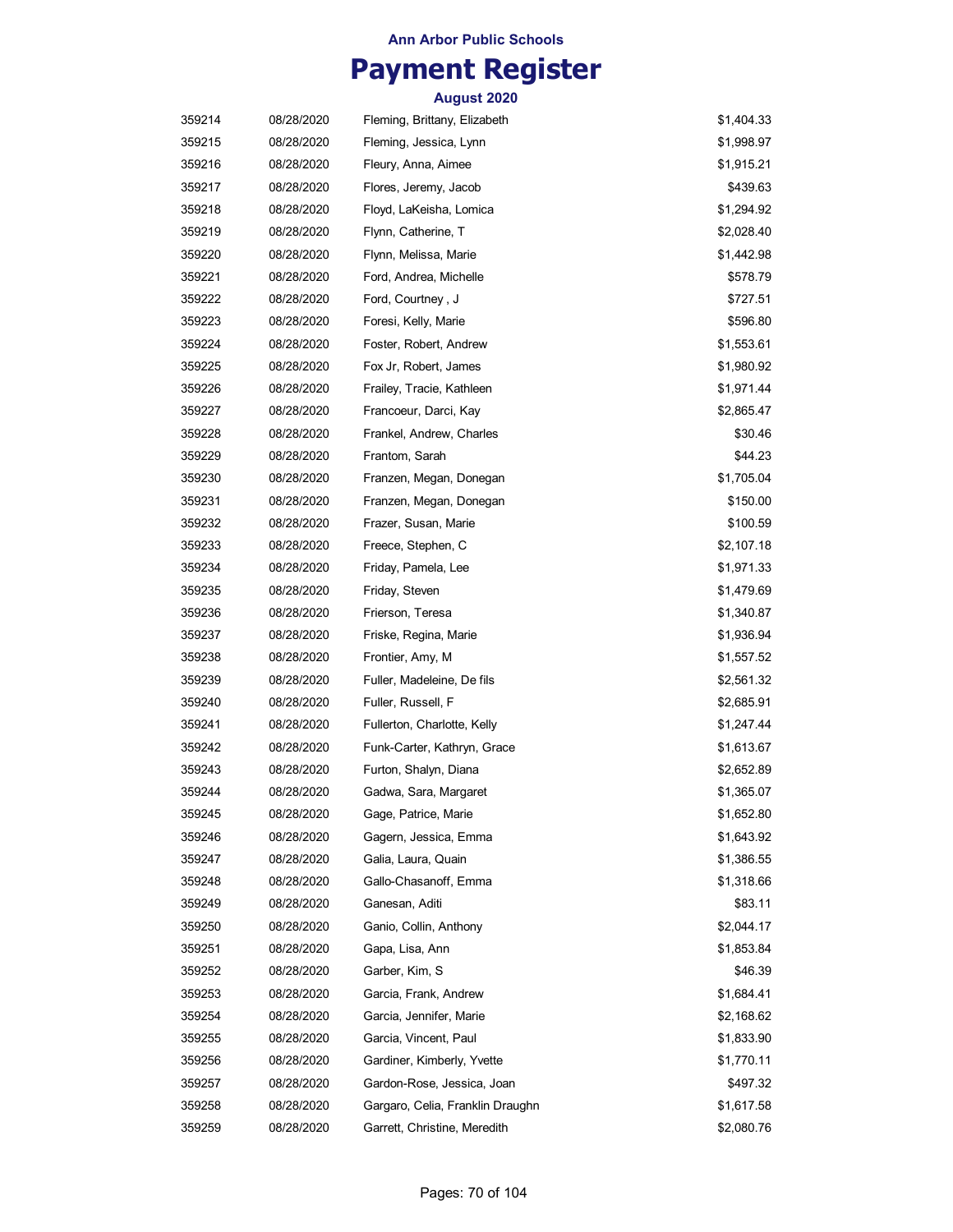Ann Arbor Public Schools

# Payment Register

### August 2020

| | | | |
|---|---|---|---|
| 359214 | 08/28/2020 | Fleming, Brittany, Elizabeth | $1,404.33 |
| 359215 | 08/28/2020 | Fleming, Jessica, Lynn | $1,998.97 |
| 359216 | 08/28/2020 | Fleury, Anna, Aimee | $1,915.21 |
| 359217 | 08/28/2020 | Flores, Jeremy, Jacob | $439.63 |
| 359218 | 08/28/2020 | Floyd, LaKeisha, Lomica | $1,294.92 |
| 359219 | 08/28/2020 | Flynn, Catherine, T | $2,028.40 |
| 359220 | 08/28/2020 | Flynn, Melissa, Marie | $1,442.98 |
| 359221 | 08/28/2020 | Ford, Andrea, Michelle | $578.79 |
| 359222 | 08/28/2020 | Ford, Courtney , J | $727.51 |
| 359223 | 08/28/2020 | Foresi, Kelly, Marie | $596.80 |
| 359224 | 08/28/2020 | Foster, Robert, Andrew | $1,553.61 |
| 359225 | 08/28/2020 | Fox Jr, Robert, James | $1,980.92 |
| 359226 | 08/28/2020 | Frailey, Tracie, Kathleen | $1,971.44 |
| 359227 | 08/28/2020 | Francoeur, Darci, Kay | $2,865.47 |
| 359228 | 08/28/2020 | Frankel, Andrew, Charles | $30.46 |
| 359229 | 08/28/2020 | Frantom, Sarah | $44.23 |
| 359230 | 08/28/2020 | Franzen, Megan, Donegan | $1,705.04 |
| 359231 | 08/28/2020 | Franzen, Megan, Donegan | $150.00 |
| 359232 | 08/28/2020 | Frazer, Susan, Marie | $100.59 |
| 359233 | 08/28/2020 | Freece, Stephen, C | $2,107.18 |
| 359234 | 08/28/2020 | Friday, Pamela, Lee | $1,971.33 |
| 359235 | 08/28/2020 | Friday, Steven | $1,479.69 |
| 359236 | 08/28/2020 | Frierson, Teresa | $1,340.87 |
| 359237 | 08/28/2020 | Friske, Regina, Marie | $1,936.94 |
| 359238 | 08/28/2020 | Frontier, Amy, M | $1,557.52 |
| 359239 | 08/28/2020 | Fuller, Madeleine, De fils | $2,561.32 |
| 359240 | 08/28/2020 | Fuller, Russell, F | $2,685.91 |
| 359241 | 08/28/2020 | Fullerton, Charlotte, Kelly | $1,247.44 |
| 359242 | 08/28/2020 | Funk-Carter, Kathryn, Grace | $1,613.67 |
| 359243 | 08/28/2020 | Furton, Shalyn, Diana | $2,652.89 |
| 359244 | 08/28/2020 | Gadwa, Sara, Margaret | $1,365.07 |
| 359245 | 08/28/2020 | Gage, Patrice, Marie | $1,652.80 |
| 359246 | 08/28/2020 | Gagern, Jessica, Emma | $1,643.92 |
| 359247 | 08/28/2020 | Galia, Laura, Quain | $1,386.55 |
| 359248 | 08/28/2020 | Gallo-Chasanoff, Emma | $1,318.66 |
| 359249 | 08/28/2020 | Ganesan, Aditi | $83.11 |
| 359250 | 08/28/2020 | Ganio, Collin, Anthony | $2,044.17 |
| 359251 | 08/28/2020 | Gapa, Lisa, Ann | $1,853.84 |
| 359252 | 08/28/2020 | Garber, Kim, S | $46.39 |
| 359253 | 08/28/2020 | Garcia, Frank, Andrew | $1,684.41 |
| 359254 | 08/28/2020 | Garcia, Jennifer, Marie | $2,168.62 |
| 359255 | 08/28/2020 | Garcia, Vincent, Paul | $1,833.90 |
| 359256 | 08/28/2020 | Gardiner, Kimberly, Yvette | $1,770.11 |
| 359257 | 08/28/2020 | Gardon-Rose, Jessica, Joan | $497.32 |
| 359258 | 08/28/2020 | Gargaro, Celia, Franklin Draughn | $1,617.58 |
| 359259 | 08/28/2020 | Garrett, Christine, Meredith | $2,080.76 |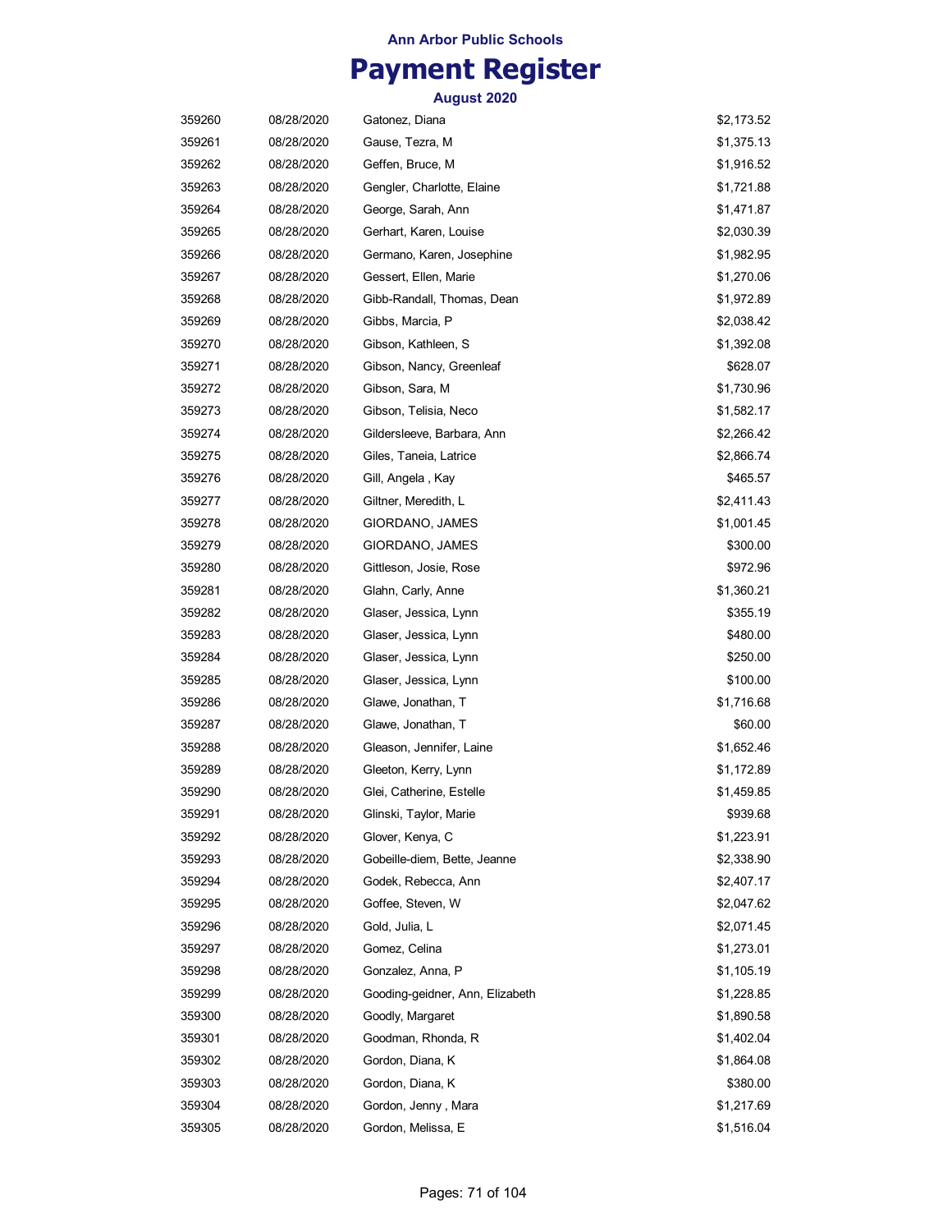## Ann Arbor Public Schools

# Payment Register

### August 2020

| | | | |
|---|---|---|---|
| 359260 | 08/28/2020 | Gatonez, Diana | $2,173.52 |
| 359261 | 08/28/2020 | Gause, Tezra, M | $1,375.13 |
| 359262 | 08/28/2020 | Geffen, Bruce, M | $1,916.52 |
| 359263 | 08/28/2020 | Gengler, Charlotte, Elaine | $1,721.88 |
| 359264 | 08/28/2020 | George, Sarah, Ann | $1,471.87 |
| 359265 | 08/28/2020 | Gerhart, Karen, Louise | $2,030.39 |
| 359266 | 08/28/2020 | Germano, Karen, Josephine | $1,982.95 |
| 359267 | 08/28/2020 | Gessert, Ellen, Marie | $1,270.06 |
| 359268 | 08/28/2020 | Gibb-Randall, Thomas, Dean | $1,972.89 |
| 359269 | 08/28/2020 | Gibbs, Marcia, P | $2,038.42 |
| 359270 | 08/28/2020 | Gibson, Kathleen, S | $1,392.08 |
| 359271 | 08/28/2020 | Gibson, Nancy, Greenleaf | $628.07 |
| 359272 | 08/28/2020 | Gibson, Sara, M | $1,730.96 |
| 359273 | 08/28/2020 | Gibson, Telisia, Neco | $1,582.17 |
| 359274 | 08/28/2020 | Gildersleeve, Barbara, Ann | $2,266.42 |
| 359275 | 08/28/2020 | Giles, Taneia, Latrice | $2,866.74 |
| 359276 | 08/28/2020 | Gill, Angela , Kay | $465.57 |
| 359277 | 08/28/2020 | Giltner, Meredith, L | $2,411.43 |
| 359278 | 08/28/2020 | GIORDANO, JAMES | $1,001.45 |
| 359279 | 08/28/2020 | GIORDANO, JAMES | $300.00 |
| 359280 | 08/28/2020 | Gittleson, Josie, Rose | $972.96 |
| 359281 | 08/28/2020 | Glahn, Carly, Anne | $1,360.21 |
| 359282 | 08/28/2020 | Glaser, Jessica, Lynn | $355.19 |
| 359283 | 08/28/2020 | Glaser, Jessica, Lynn | $480.00 |
| 359284 | 08/28/2020 | Glaser, Jessica, Lynn | $250.00 |
| 359285 | 08/28/2020 | Glaser, Jessica, Lynn | $100.00 |
| 359286 | 08/28/2020 | Glawe, Jonathan, T | $1,716.68 |
| 359287 | 08/28/2020 | Glawe, Jonathan, T | $60.00 |
| 359288 | 08/28/2020 | Gleason, Jennifer, Laine | $1,652.46 |
| 359289 | 08/28/2020 | Gleeton, Kerry, Lynn | $1,172.89 |
| 359290 | 08/28/2020 | Glei, Catherine, Estelle | $1,459.85 |
| 359291 | 08/28/2020 | Glinski, Taylor, Marie | $939.68 |
| 359292 | 08/28/2020 | Glover, Kenya, C | $1,223.91 |
| 359293 | 08/28/2020 | Gobeille-diem, Bette, Jeanne | $2,338.90 |
| 359294 | 08/28/2020 | Godek, Rebecca, Ann | $2,407.17 |
| 359295 | 08/28/2020 | Goffee, Steven, W | $2,047.62 |
| 359296 | 08/28/2020 | Gold, Julia, L | $2,071.45 |
| 359297 | 08/28/2020 | Gomez, Celina | $1,273.01 |
| 359298 | 08/28/2020 | Gonzalez, Anna, P | $1,105.19 |
| 359299 | 08/28/2020 | Gooding-geidner, Ann, Elizabeth | $1,228.85 |
| 359300 | 08/28/2020 | Goodly, Margaret | $1,890.58 |
| 359301 | 08/28/2020 | Goodman, Rhonda, R | $1,402.04 |
| 359302 | 08/28/2020 | Gordon, Diana, K | $1,864.08 |
| 359303 | 08/28/2020 | Gordon, Diana, K | $380.00 |
| 359304 | 08/28/2020 | Gordon, Jenny , Mara | $1,217.69 |
| 359305 | 08/28/2020 | Gordon, Melissa, E | $1,516.04 |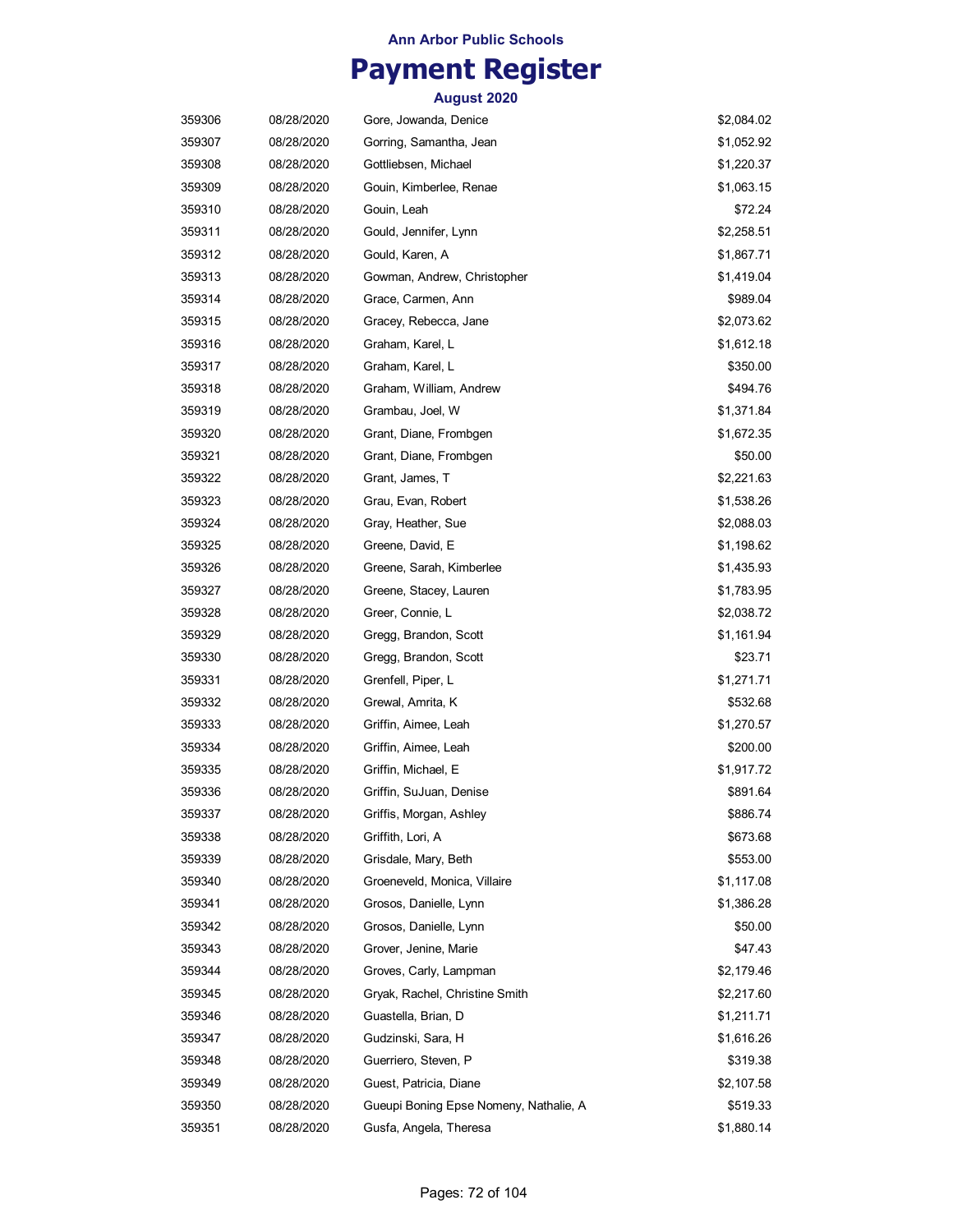Ann Arbor Public Schools

# Payment Register

### August 2020

| | | | |
|---|---|---|---|
| 359306 | 08/28/2020 | Gore, Jowanda, Denice | $2,084.02 |
| 359307 | 08/28/2020 | Gorring, Samantha, Jean | $1,052.92 |
| 359308 | 08/28/2020 | Gottliebsen, Michael | $1,220.37 |
| 359309 | 08/28/2020 | Gouin, Kimberlee, Renae | $1,063.15 |
| 359310 | 08/28/2020 | Gouin, Leah | $72.24 |
| 359311 | 08/28/2020 | Gould, Jennifer, Lynn | $2,258.51 |
| 359312 | 08/28/2020 | Gould, Karen, A | $1,867.71 |
| 359313 | 08/28/2020 | Gowman, Andrew, Christopher | $1,419.04 |
| 359314 | 08/28/2020 | Grace, Carmen, Ann | $989.04 |
| 359315 | 08/28/2020 | Gracey, Rebecca, Jane | $2,073.62 |
| 359316 | 08/28/2020 | Graham, Karel, L | $1,612.18 |
| 359317 | 08/28/2020 | Graham, Karel, L | $350.00 |
| 359318 | 08/28/2020 | Graham, William, Andrew | $494.76 |
| 359319 | 08/28/2020 | Grambau, Joel, W | $1,371.84 |
| 359320 | 08/28/2020 | Grant, Diane, Frombgen | $1,672.35 |
| 359321 | 08/28/2020 | Grant, Diane, Frombgen | $50.00 |
| 359322 | 08/28/2020 | Grant, James, T | $2,221.63 |
| 359323 | 08/28/2020 | Grau, Evan, Robert | $1,538.26 |
| 359324 | 08/28/2020 | Gray, Heather, Sue | $2,088.03 |
| 359325 | 08/28/2020 | Greene, David, E | $1,198.62 |
| 359326 | 08/28/2020 | Greene, Sarah, Kimberlee | $1,435.93 |
| 359327 | 08/28/2020 | Greene, Stacey, Lauren | $1,783.95 |
| 359328 | 08/28/2020 | Greer, Connie, L | $2,038.72 |
| 359329 | 08/28/2020 | Gregg, Brandon, Scott | $1,161.94 |
| 359330 | 08/28/2020 | Gregg, Brandon, Scott | $23.71 |
| 359331 | 08/28/2020 | Grenfell, Piper, L | $1,271.71 |
| 359332 | 08/28/2020 | Grewal, Amrita, K | $532.68 |
| 359333 | 08/28/2020 | Griffin, Aimee, Leah | $1,270.57 |
| 359334 | 08/28/2020 | Griffin, Aimee, Leah | $200.00 |
| 359335 | 08/28/2020 | Griffin, Michael, E | $1,917.72 |
| 359336 | 08/28/2020 | Griffin, SuJuan, Denise | $891.64 |
| 359337 | 08/28/2020 | Griffis, Morgan, Ashley | $886.74 |
| 359338 | 08/28/2020 | Griffith, Lori, A | $673.68 |
| 359339 | 08/28/2020 | Grisdale, Mary, Beth | $553.00 |
| 359340 | 08/28/2020 | Groeneveld, Monica, Villaire | $1,117.08 |
| 359341 | 08/28/2020 | Grosos, Danielle, Lynn | $1,386.28 |
| 359342 | 08/28/2020 | Grosos, Danielle, Lynn | $50.00 |
| 359343 | 08/28/2020 | Grover, Jenine, Marie | $47.43 |
| 359344 | 08/28/2020 | Groves, Carly, Lampman | $2,179.46 |
| 359345 | 08/28/2020 | Gryak, Rachel, Christine Smith | $2,217.60 |
| 359346 | 08/28/2020 | Guastella, Brian, D | $1,211.71 |
| 359347 | 08/28/2020 | Gudzinski, Sara, H | $1,616.26 |
| 359348 | 08/28/2020 | Guerriero, Steven, P | $319.38 |
| 359349 | 08/28/2020 | Guest, Patricia, Diane | $2,107.58 |
| 359350 | 08/28/2020 | Gueupi Boning Epse Nomeny, Nathalie, A | $519.33 |
| 359351 | 08/28/2020 | Gusfa, Angela, Theresa | $1,880.14 |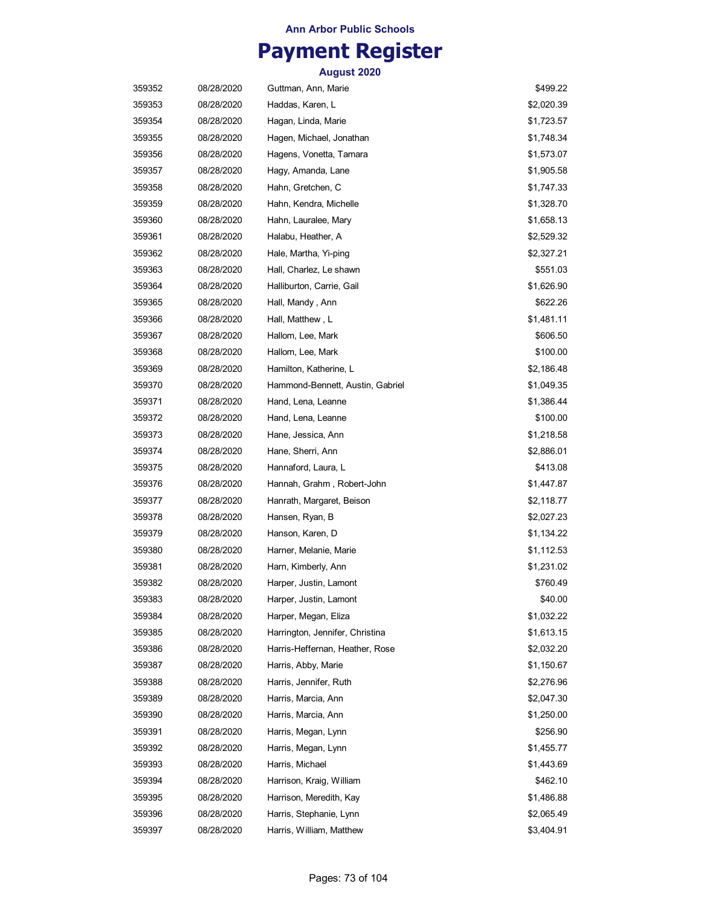Ann Arbor Public Schools

# Payment Register

August 2020

| | | | |
|---|---|---|---|
| 359352 | 08/28/2020 | Guttman, Ann, Marie | $499.22 |
| 359353 | 08/28/2020 | Haddas, Karen, L | $2,020.39 |
| 359354 | 08/28/2020 | Hagan, Linda, Marie | $1,723.57 |
| 359355 | 08/28/2020 | Hagen, Michael, Jonathan | $1,748.34 |
| 359356 | 08/28/2020 | Hagens, Vonetta, Tamara | $1,573.07 |
| 359357 | 08/28/2020 | Hagy, Amanda, Lane | $1,905.58 |
| 359358 | 08/28/2020 | Hahn, Gretchen, C | $1,747.33 |
| 359359 | 08/28/2020 | Hahn, Kendra, Michelle | $1,328.70 |
| 359360 | 08/28/2020 | Hahn, Lauralee, Mary | $1,658.13 |
| 359361 | 08/28/2020 | Halabu, Heather, A | $2,529.32 |
| 359362 | 08/28/2020 | Hale, Martha, Yi-ping | $2,327.21 |
| 359363 | 08/28/2020 | Hall, Charlez, Le shawn | $551.03 |
| 359364 | 08/28/2020 | Halliburton, Carrie, Gail | $1,626.90 |
| 359365 | 08/28/2020 | Hall, Mandy , Ann | $622.26 |
| 359366 | 08/28/2020 | Hall, Matthew , L | $1,481.11 |
| 359367 | 08/28/2020 | Hallom, Lee, Mark | $606.50 |
| 359368 | 08/28/2020 | Hallom, Lee, Mark | $100.00 |
| 359369 | 08/28/2020 | Hamilton, Katherine, L | $2,186.48 |
| 359370 | 08/28/2020 | Hammond-Bennett, Austin, Gabriel | $1,049.35 |
| 359371 | 08/28/2020 | Hand, Lena, Leanne | $1,386.44 |
| 359372 | 08/28/2020 | Hand, Lena, Leanne | $100.00 |
| 359373 | 08/28/2020 | Hane, Jessica, Ann | $1,218.58 |
| 359374 | 08/28/2020 | Hane, Sherri, Ann | $2,886.01 |
| 359375 | 08/28/2020 | Hannaford, Laura, L | $413.08 |
| 359376 | 08/28/2020 | Hannah, Grahm , Robert-John | $1,447.87 |
| 359377 | 08/28/2020 | Hanrath, Margaret, Beison | $2,118.77 |
| 359378 | 08/28/2020 | Hansen, Ryan, B | $2,027.23 |
| 359379 | 08/28/2020 | Hanson, Karen, D | $1,134.22 |
| 359380 | 08/28/2020 | Harner, Melanie, Marie | $1,112.53 |
| 359381 | 08/28/2020 | Harn, Kimberly, Ann | $1,231.02 |
| 359382 | 08/28/2020 | Harper, Justin, Lamont | $760.49 |
| 359383 | 08/28/2020 | Harper, Justin, Lamont | $40.00 |
| 359384 | 08/28/2020 | Harper, Megan, Eliza | $1,032.22 |
| 359385 | 08/28/2020 | Harrington, Jennifer, Christina | $1,613.15 |
| 359386 | 08/28/2020 | Harris-Heffernan, Heather, Rose | $2,032.20 |
| 359387 | 08/28/2020 | Harris, Abby, Marie | $1,150.67 |
| 359388 | 08/28/2020 | Harris, Jennifer, Ruth | $2,276.96 |
| 359389 | 08/28/2020 | Harris, Marcia, Ann | $2,047.30 |
| 359390 | 08/28/2020 | Harris, Marcia, Ann | $1,250.00 |
| 359391 | 08/28/2020 | Harris, Megan, Lynn | $256.90 |
| 359392 | 08/28/2020 | Harris, Megan, Lynn | $1,455.77 |
| 359393 | 08/28/2020 | Harris, Michael | $1,443.69 |
| 359394 | 08/28/2020 | Harrison, Kraig, William | $462.10 |
| 359395 | 08/28/2020 | Harrison, Meredith, Kay | $1,486.88 |
| 359396 | 08/28/2020 | Harris, Stephanie, Lynn | $2,065.49 |
| 359397 | 08/28/2020 | Harris, William, Matthew | $3,404.91 |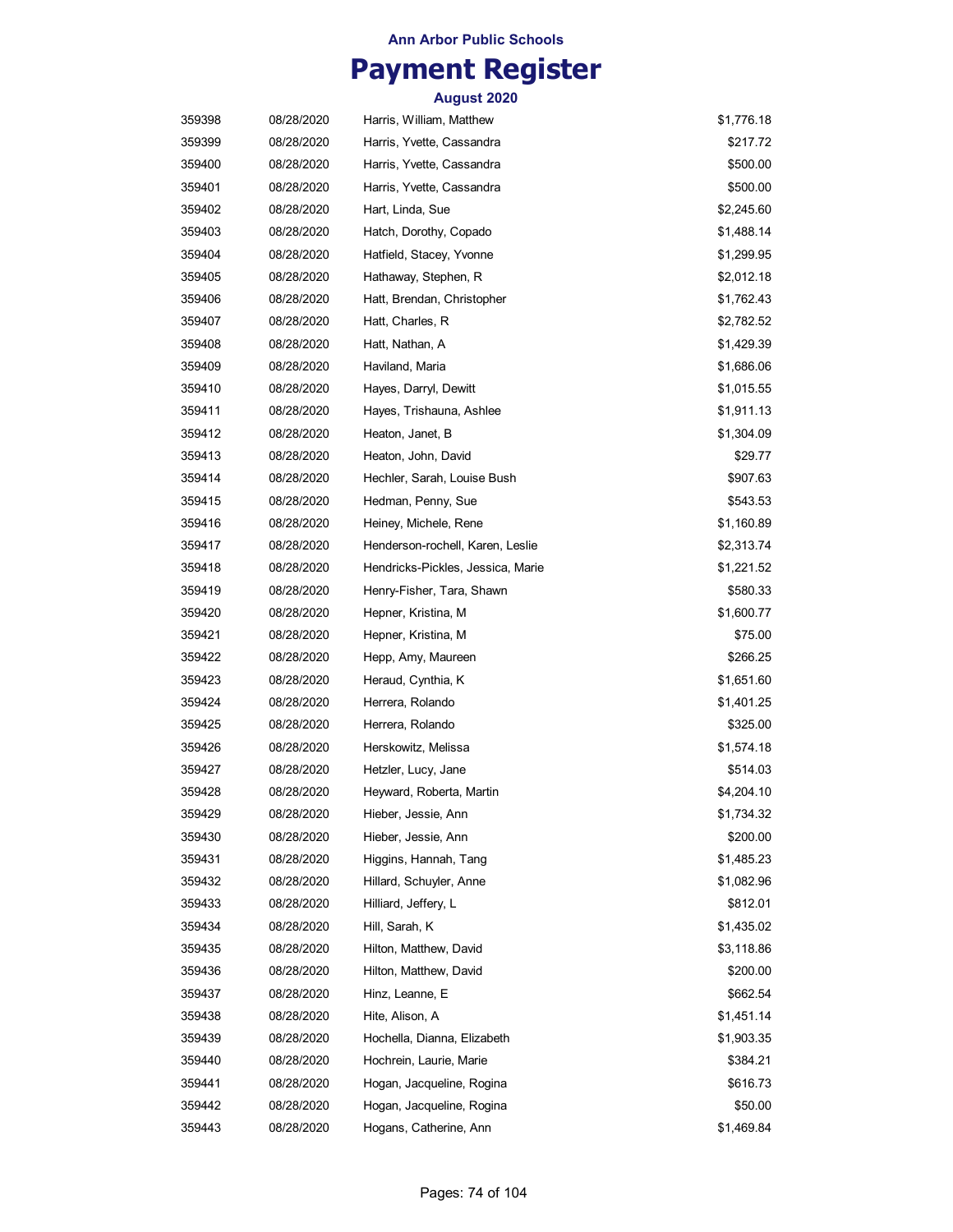Ann Arbor Public Schools

# Payment Register

August 2020

| | | | |
|---|---|---|---|
| 359398 | 08/28/2020 | Harris, William, Matthew | $1,776.18 |
| 359399 | 08/28/2020 | Harris, Yvette, Cassandra | $217.72 |
| 359400 | 08/28/2020 | Harris, Yvette, Cassandra | $500.00 |
| 359401 | 08/28/2020 | Harris, Yvette, Cassandra | $500.00 |
| 359402 | 08/28/2020 | Hart, Linda, Sue | $2,245.60 |
| 359403 | 08/28/2020 | Hatch, Dorothy, Copado | $1,488.14 |
| 359404 | 08/28/2020 | Hatfield, Stacey, Yvonne | $1,299.95 |
| 359405 | 08/28/2020 | Hathaway, Stephen, R | $2,012.18 |
| 359406 | 08/28/2020 | Hatt, Brendan, Christopher | $1,762.43 |
| 359407 | 08/28/2020 | Hatt, Charles, R | $2,782.52 |
| 359408 | 08/28/2020 | Hatt, Nathan, A | $1,429.39 |
| 359409 | 08/28/2020 | Haviland, Maria | $1,686.06 |
| 359410 | 08/28/2020 | Hayes, Darryl, Dewitt | $1,015.55 |
| 359411 | 08/28/2020 | Hayes, Trishauna, Ashlee | $1,911.13 |
| 359412 | 08/28/2020 | Heaton, Janet, B | $1,304.09 |
| 359413 | 08/28/2020 | Heaton, John, David | $29.77 |
| 359414 | 08/28/2020 | Hechler, Sarah, Louise Bush | $907.63 |
| 359415 | 08/28/2020 | Hedman, Penny, Sue | $543.53 |
| 359416 | 08/28/2020 | Heiney, Michele, Rene | $1,160.89 |
| 359417 | 08/28/2020 | Henderson-rochell, Karen, Leslie | $2,313.74 |
| 359418 | 08/28/2020 | Hendricks-Pickles, Jessica, Marie | $1,221.52 |
| 359419 | 08/28/2020 | Henry-Fisher, Tara, Shawn | $580.33 |
| 359420 | 08/28/2020 | Hepner, Kristina, M | $1,600.77 |
| 359421 | 08/28/2020 | Hepner, Kristina, M | $75.00 |
| 359422 | 08/28/2020 | Hepp, Amy, Maureen | $266.25 |
| 359423 | 08/28/2020 | Heraud, Cynthia, K | $1,651.60 |
| 359424 | 08/28/2020 | Herrera, Rolando | $1,401.25 |
| 359425 | 08/28/2020 | Herrera, Rolando | $325.00 |
| 359426 | 08/28/2020 | Herskowitz, Melissa | $1,574.18 |
| 359427 | 08/28/2020 | Hetzler, Lucy, Jane | $514.03 |
| 359428 | 08/28/2020 | Heyward, Roberta, Martin | $4,204.10 |
| 359429 | 08/28/2020 | Hieber, Jessie, Ann | $1,734.32 |
| 359430 | 08/28/2020 | Hieber, Jessie, Ann | $200.00 |
| 359431 | 08/28/2020 | Higgins, Hannah, Tang | $1,485.23 |
| 359432 | 08/28/2020 | Hillard, Schuyler, Anne | $1,082.96 |
| 359433 | 08/28/2020 | Hilliard, Jeffery, L | $812.01 |
| 359434 | 08/28/2020 | Hill, Sarah, K | $1,435.02 |
| 359435 | 08/28/2020 | Hilton, Matthew, David | $3,118.86 |
| 359436 | 08/28/2020 | Hilton, Matthew, David | $200.00 |
| 359437 | 08/28/2020 | Hinz, Leanne, E | $662.54 |
| 359438 | 08/28/2020 | Hite, Alison, A | $1,451.14 |
| 359439 | 08/28/2020 | Hochella, Dianna, Elizabeth | $1,903.35 |
| 359440 | 08/28/2020 | Hochrein, Laurie, Marie | $384.21 |
| 359441 | 08/28/2020 | Hogan, Jacqueline, Rogina | $616.73 |
| 359442 | 08/28/2020 | Hogan, Jacqueline, Rogina | $50.00 |
| 359443 | 08/28/2020 | Hogans, Catherine, Ann | $1,469.84 |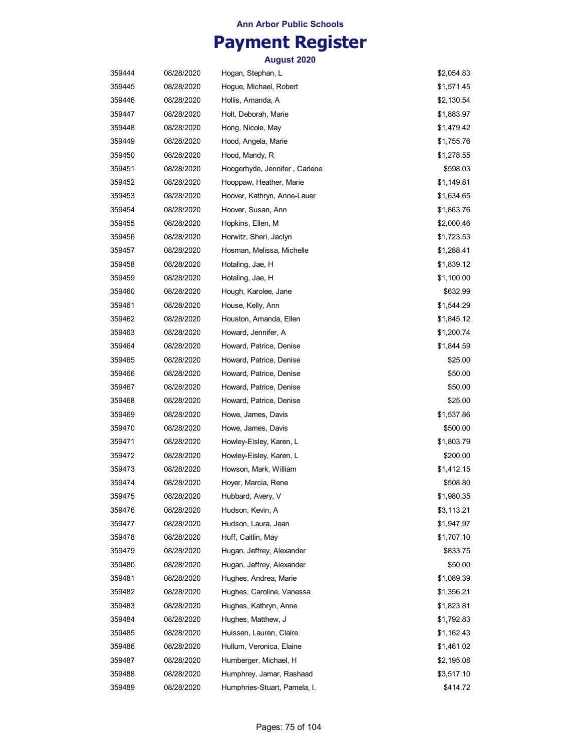**Ann Arbor Public Schools**

# Payment Register

**August 2020**

| | | | |
|---|---|---|---|
| 359444 | 08/28/2020 | Hogan, Stephan, L | $2,054.83 |
| 359445 | 08/28/2020 | Hogue, Michael, Robert | $1,571.45 |
| 359446 | 08/28/2020 | Hollis, Amanda, A | $2,130.54 |
| 359447 | 08/28/2020 | Holt, Deborah, Marie | $1,883.97 |
| 359448 | 08/28/2020 | Hong, Nicole, May | $1,479.42 |
| 359449 | 08/28/2020 | Hood, Angela, Marie | $1,755.76 |
| 359450 | 08/28/2020 | Hood, Mandy, R | $1,278.55 |
| 359451 | 08/28/2020 | Hoogerhyde, Jennifer , Carlene | $598.03 |
| 359452 | 08/28/2020 | Hooppaw, Heather, Marie | $1,149.81 |
| 359453 | 08/28/2020 | Hoover, Kathryn, Anne-Lauer | $1,634.65 |
| 359454 | 08/28/2020 | Hoover, Susan, Ann | $1,863.76 |
| 359455 | 08/28/2020 | Hopkins, Ellen, M | $2,000.46 |
| 359456 | 08/28/2020 | Horwitz, Sheri, Jaclyn | $1,723.53 |
| 359457 | 08/28/2020 | Hosman, Melissa, Michelle | $1,288.41 |
| 359458 | 08/28/2020 | Hotaling, Jae, H | $1,839.12 |
| 359459 | 08/28/2020 | Hotaling, Jae, H | $1,100.00 |
| 359460 | 08/28/2020 | Hough, Karolee, Jane | $632.99 |
| 359461 | 08/28/2020 | House, Kelly, Ann | $1,544.29 |
| 359462 | 08/28/2020 | Houston, Amanda, Ellen | $1,845.12 |
| 359463 | 08/28/2020 | Howard, Jennifer, A | $1,200.74 |
| 359464 | 08/28/2020 | Howard, Patrice, Denise | $1,844.59 |
| 359465 | 08/28/2020 | Howard, Patrice, Denise | $25.00 |
| 359466 | 08/28/2020 | Howard, Patrice, Denise | $50.00 |
| 359467 | 08/28/2020 | Howard, Patrice, Denise | $50.00 |
| 359468 | 08/28/2020 | Howard, Patrice, Denise | $25.00 |
| 359469 | 08/28/2020 | Howe, James, Davis | $1,537.86 |
| 359470 | 08/28/2020 | Howe, James, Davis | $500.00 |
| 359471 | 08/28/2020 | Howley-Eisley, Karen, L | $1,803.79 |
| 359472 | 08/28/2020 | Howley-Eisley, Karen, L | $200.00 |
| 359473 | 08/28/2020 | Howson, Mark, William | $1,412.15 |
| 359474 | 08/28/2020 | Hoyer, Marcia, Rene | $508.80 |
| 359475 | 08/28/2020 | Hubbard, Avery, V | $1,980.35 |
| 359476 | 08/28/2020 | Hudson, Kevin, A | $3,113.21 |
| 359477 | 08/28/2020 | Hudson, Laura, Jean | $1,947.97 |
| 359478 | 08/28/2020 | Huff, Caitlin, May | $1,707.10 |
| 359479 | 08/28/2020 | Hugan, Jeffrey, Alexander | $833.75 |
| 359480 | 08/28/2020 | Hugan, Jeffrey, Alexander | $50.00 |
| 359481 | 08/28/2020 | Hughes, Andrea, Marie | $1,089.39 |
| 359482 | 08/28/2020 | Hughes, Caroline, Vanessa | $1,356.21 |
| 359483 | 08/28/2020 | Hughes, Kathryn, Anne | $1,823.81 |
| 359484 | 08/28/2020 | Hughes, Matthew, J | $1,792.83 |
| 359485 | 08/28/2020 | Huissen, Lauren, Claire | $1,162.43 |
| 359486 | 08/28/2020 | Hullum, Veronica, Elaine | $1,461.02 |
| 359487 | 08/28/2020 | Humberger, Michael, H | $2,195.08 |
| 359488 | 08/28/2020 | Humphrey, Jamar, Rashaad | $3,517.10 |
| 359489 | 08/28/2020 | Humphries-Stuart, Pamela, I. | $414.72 |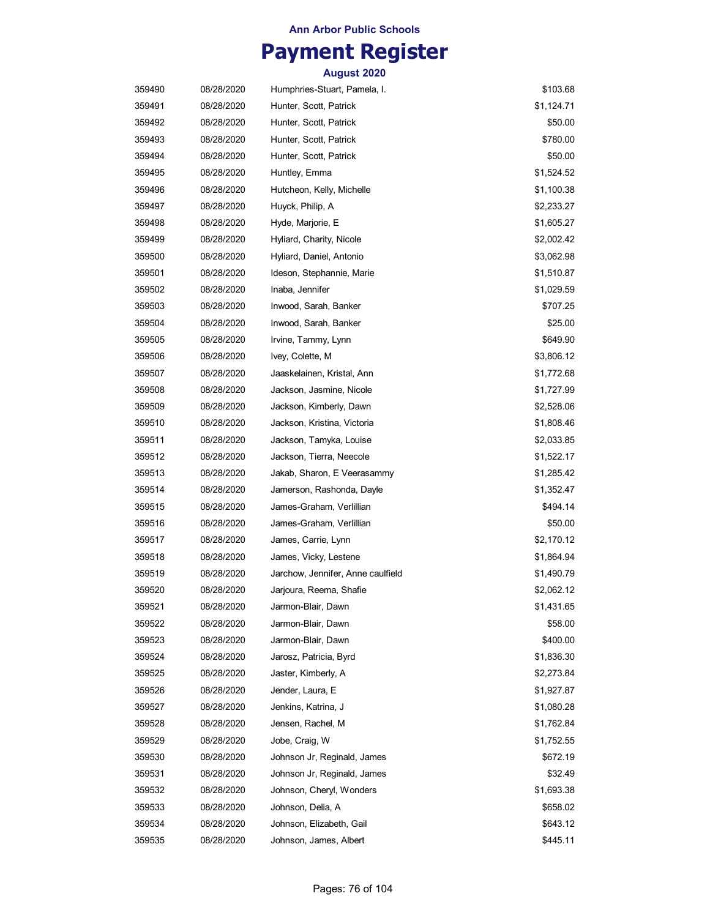Ann Arbor Public Schools

# Payment Register

August 2020

| | | | |
|---|---|---|---|
| 359490 | 08/28/2020 | Humphries-Stuart, Pamela, I. | $103.68 |
| 359491 | 08/28/2020 | Hunter, Scott, Patrick | $1,124.71 |
| 359492 | 08/28/2020 | Hunter, Scott, Patrick | $50.00 |
| 359493 | 08/28/2020 | Hunter, Scott, Patrick | $780.00 |
| 359494 | 08/28/2020 | Hunter, Scott, Patrick | $50.00 |
| 359495 | 08/28/2020 | Huntley, Emma | $1,524.52 |
| 359496 | 08/28/2020 | Hutcheon, Kelly, Michelle | $1,100.38 |
| 359497 | 08/28/2020 | Huyck, Philip, A | $2,233.27 |
| 359498 | 08/28/2020 | Hyde, Marjorie, E | $1,605.27 |
| 359499 | 08/28/2020 | Hyliard, Charity, Nicole | $2,002.42 |
| 359500 | 08/28/2020 | Hyliard, Daniel, Antonio | $3,062.98 |
| 359501 | 08/28/2020 | Ideson, Stephannie, Marie | $1,510.87 |
| 359502 | 08/28/2020 | Inaba, Jennifer | $1,029.59 |
| 359503 | 08/28/2020 | Inwood, Sarah, Banker | $707.25 |
| 359504 | 08/28/2020 | Inwood, Sarah, Banker | $25.00 |
| 359505 | 08/28/2020 | Irvine, Tammy, Lynn | $649.90 |
| 359506 | 08/28/2020 | Ivey, Colette, M | $3,806.12 |
| 359507 | 08/28/2020 | Jaaskelainen, Kristal, Ann | $1,772.68 |
| 359508 | 08/28/2020 | Jackson, Jasmine, Nicole | $1,727.99 |
| 359509 | 08/28/2020 | Jackson, Kimberly, Dawn | $2,528.06 |
| 359510 | 08/28/2020 | Jackson, Kristina, Victoria | $1,808.46 |
| 359511 | 08/28/2020 | Jackson, Tamyka, Louise | $2,033.85 |
| 359512 | 08/28/2020 | Jackson, Tierra, Neecole | $1,522.17 |
| 359513 | 08/28/2020 | Jakab, Sharon, E Veerasammy | $1,285.42 |
| 359514 | 08/28/2020 | Jamerson, Rashonda, Dayle | $1,352.47 |
| 359515 | 08/28/2020 | James-Graham, Verlillian | $494.14 |
| 359516 | 08/28/2020 | James-Graham, Verlillian | $50.00 |
| 359517 | 08/28/2020 | James, Carrie, Lynn | $2,170.12 |
| 359518 | 08/28/2020 | James, Vicky, Lestene | $1,864.94 |
| 359519 | 08/28/2020 | Jarchow, Jennifer, Anne caulfield | $1,490.79 |
| 359520 | 08/28/2020 | Jarjoura, Reema, Shafie | $2,062.12 |
| 359521 | 08/28/2020 | Jarmon-Blair, Dawn | $1,431.65 |
| 359522 | 08/28/2020 | Jarmon-Blair, Dawn | $58.00 |
| 359523 | 08/28/2020 | Jarmon-Blair, Dawn | $400.00 |
| 359524 | 08/28/2020 | Jarosz, Patricia, Byrd | $1,836.30 |
| 359525 | 08/28/2020 | Jaster, Kimberly, A | $2,273.84 |
| 359526 | 08/28/2020 | Jender, Laura, E | $1,927.87 |
| 359527 | 08/28/2020 | Jenkins, Katrina, J | $1,080.28 |
| 359528 | 08/28/2020 | Jensen, Rachel, M | $1,762.84 |
| 359529 | 08/28/2020 | Jobe, Craig, W | $1,752.55 |
| 359530 | 08/28/2020 | Johnson Jr, Reginald, James | $672.19 |
| 359531 | 08/28/2020 | Johnson Jr, Reginald, James | $32.49 |
| 359532 | 08/28/2020 | Johnson, Cheryl, Wonders | $1,693.38 |
| 359533 | 08/28/2020 | Johnson, Delia, A | $658.02 |
| 359534 | 08/28/2020 | Johnson, Elizabeth, Gail | $643.12 |
| 359535 | 08/28/2020 | Johnson, James, Albert | $445.11 |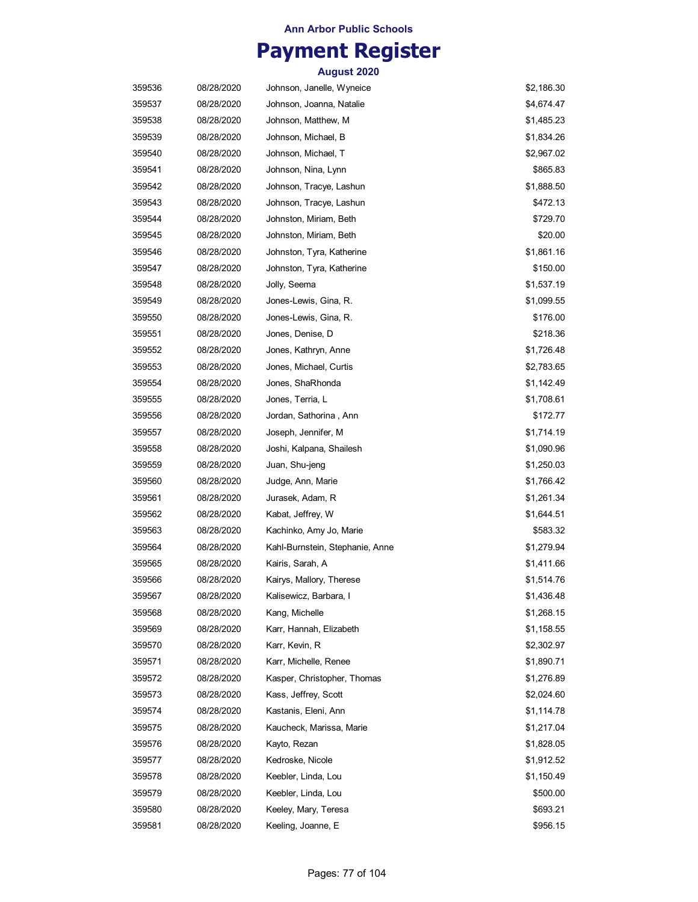Ann Arbor Public Schools

# Payment Register

August 2020

| | | | |
|---|---|---|---|
| 359536 | 08/28/2020 | Johnson, Janelle, Wyneice | $2,186.30 |
| 359537 | 08/28/2020 | Johnson, Joanna, Natalie | $4,674.47 |
| 359538 | 08/28/2020 | Johnson, Matthew, M | $1,485.23 |
| 359539 | 08/28/2020 | Johnson, Michael, B | $1,834.26 |
| 359540 | 08/28/2020 | Johnson, Michael, T | $2,967.02 |
| 359541 | 08/28/2020 | Johnson, Nina, Lynn | $865.83 |
| 359542 | 08/28/2020 | Johnson, Tracye, Lashun | $1,888.50 |
| 359543 | 08/28/2020 | Johnson, Tracye, Lashun | $472.13 |
| 359544 | 08/28/2020 | Johnston, Miriam, Beth | $729.70 |
| 359545 | 08/28/2020 | Johnston, Miriam, Beth | $20.00 |
| 359546 | 08/28/2020 | Johnston, Tyra, Katherine | $1,861.16 |
| 359547 | 08/28/2020 | Johnston, Tyra, Katherine | $150.00 |
| 359548 | 08/28/2020 | Jolly, Seema | $1,537.19 |
| 359549 | 08/28/2020 | Jones-Lewis, Gina, R. | $1,099.55 |
| 359550 | 08/28/2020 | Jones-Lewis, Gina, R. | $176.00 |
| 359551 | 08/28/2020 | Jones, Denise, D | $218.36 |
| 359552 | 08/28/2020 | Jones, Kathryn, Anne | $1,726.48 |
| 359553 | 08/28/2020 | Jones, Michael, Curtis | $2,783.65 |
| 359554 | 08/28/2020 | Jones, ShaRhonda | $1,142.49 |
| 359555 | 08/28/2020 | Jones, Terria, L | $1,708.61 |
| 359556 | 08/28/2020 | Jordan, Sathorina , Ann | $172.77 |
| 359557 | 08/28/2020 | Joseph, Jennifer, M | $1,714.19 |
| 359558 | 08/28/2020 | Joshi, Kalpana, Shailesh | $1,090.96 |
| 359559 | 08/28/2020 | Juan, Shu-jeng | $1,250.03 |
| 359560 | 08/28/2020 | Judge, Ann, Marie | $1,766.42 |
| 359561 | 08/28/2020 | Jurasek, Adam, R | $1,261.34 |
| 359562 | 08/28/2020 | Kabat, Jeffrey, W | $1,644.51 |
| 359563 | 08/28/2020 | Kachinko, Amy Jo, Marie | $583.32 |
| 359564 | 08/28/2020 | Kahl-Burnstein, Stephanie, Anne | $1,279.94 |
| 359565 | 08/28/2020 | Kairis, Sarah, A | $1,411.66 |
| 359566 | 08/28/2020 | Kairys, Mallory, Therese | $1,514.76 |
| 359567 | 08/28/2020 | Kalisewicz, Barbara, I | $1,436.48 |
| 359568 | 08/28/2020 | Kang, Michelle | $1,268.15 |
| 359569 | 08/28/2020 | Karr, Hannah, Elizabeth | $1,158.55 |
| 359570 | 08/28/2020 | Karr, Kevin, R | $2,302.97 |
| 359571 | 08/28/2020 | Karr, Michelle, Renee | $1,890.71 |
| 359572 | 08/28/2020 | Kasper, Christopher, Thomas | $1,276.89 |
| 359573 | 08/28/2020 | Kass, Jeffrey, Scott | $2,024.60 |
| 359574 | 08/28/2020 | Kastanis, Eleni, Ann | $1,114.78 |
| 359575 | 08/28/2020 | Kaucheck, Marissa, Marie | $1,217.04 |
| 359576 | 08/28/2020 | Kayto, Rezan | $1,828.05 |
| 359577 | 08/28/2020 | Kedroske, Nicole | $1,912.52 |
| 359578 | 08/28/2020 | Keebler, Linda, Lou | $1,150.49 |
| 359579 | 08/28/2020 | Keebler, Linda, Lou | $500.00 |
| 359580 | 08/28/2020 | Keeley, Mary, Teresa | $693.21 |
| 359581 | 08/28/2020 | Keeling, Joanne, E | $956.15 |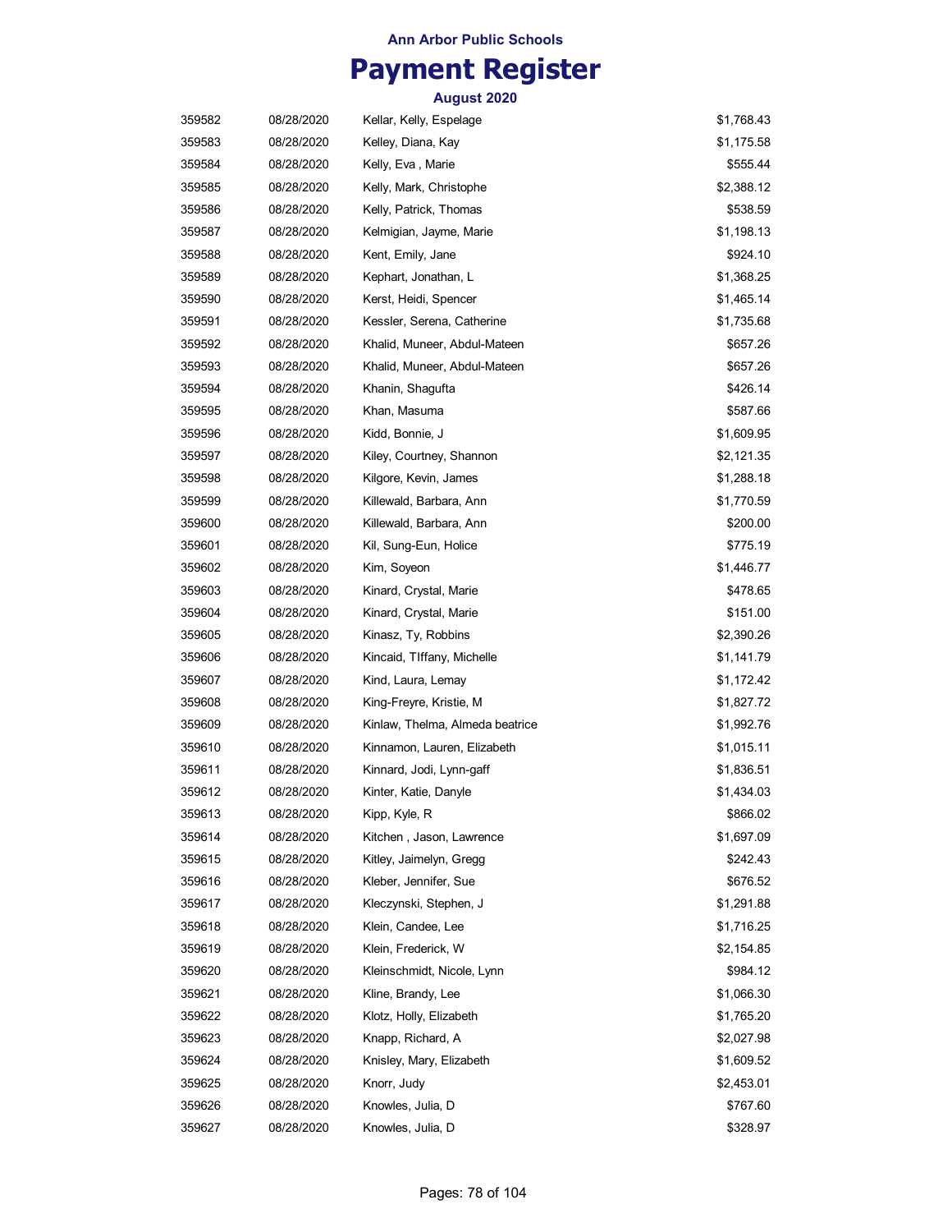Ann Arbor Public Schools

# Payment Register

### August 2020

| | | | |
|---|---|---|---|
| 359582 | 08/28/2020 | Kellar, Kelly, Espelage | $1,768.43 |
| 359583 | 08/28/2020 | Kelley, Diana, Kay | $1,175.58 |
| 359584 | 08/28/2020 | Kelly, Eva , Marie | $555.44 |
| 359585 | 08/28/2020 | Kelly, Mark, Christophe | $2,388.12 |
| 359586 | 08/28/2020 | Kelly, Patrick, Thomas | $538.59 |
| 359587 | 08/28/2020 | Kelmigian, Jayme, Marie | $1,198.13 |
| 359588 | 08/28/2020 | Kent, Emily, Jane | $924.10 |
| 359589 | 08/28/2020 | Kephart, Jonathan, L | $1,368.25 |
| 359590 | 08/28/2020 | Kerst, Heidi, Spencer | $1,465.14 |
| 359591 | 08/28/2020 | Kessler, Serena, Catherine | $1,735.68 |
| 359592 | 08/28/2020 | Khalid, Muneer, Abdul-Mateen | $657.26 |
| 359593 | 08/28/2020 | Khalid, Muneer, Abdul-Mateen | $657.26 |
| 359594 | 08/28/2020 | Khanin, Shagufta | $426.14 |
| 359595 | 08/28/2020 | Khan, Masuma | $587.66 |
| 359596 | 08/28/2020 | Kidd, Bonnie, J | $1,609.95 |
| 359597 | 08/28/2020 | Kiley, Courtney, Shannon | $2,121.35 |
| 359598 | 08/28/2020 | Kilgore, Kevin, James | $1,288.18 |
| 359599 | 08/28/2020 | Killewald, Barbara, Ann | $1,770.59 |
| 359600 | 08/28/2020 | Killewald, Barbara, Ann | $200.00 |
| 359601 | 08/28/2020 | Kil, Sung-Eun, Holice | $775.19 |
| 359602 | 08/28/2020 | Kim, Soyeon | $1,446.77 |
| 359603 | 08/28/2020 | Kinard, Crystal, Marie | $478.65 |
| 359604 | 08/28/2020 | Kinard, Crystal, Marie | $151.00 |
| 359605 | 08/28/2020 | Kinasz, Ty, Robbins | $2,390.26 |
| 359606 | 08/28/2020 | Kincaid, TIffany, Michelle | $1,141.79 |
| 359607 | 08/28/2020 | Kind, Laura, Lemay | $1,172.42 |
| 359608 | 08/28/2020 | King-Freyre, Kristie, M | $1,827.72 |
| 359609 | 08/28/2020 | Kinlaw, Thelma, Almeda beatrice | $1,992.76 |
| 359610 | 08/28/2020 | Kinnamon, Lauren, Elizabeth | $1,015.11 |
| 359611 | 08/28/2020 | Kinnard, Jodi, Lynn-gaff | $1,836.51 |
| 359612 | 08/28/2020 | Kinter, Katie, Danyle | $1,434.03 |
| 359613 | 08/28/2020 | Kipp, Kyle, R | $866.02 |
| 359614 | 08/28/2020 | Kitchen , Jason, Lawrence | $1,697.09 |
| 359615 | 08/28/2020 | Kitley, Jaimelyn, Gregg | $242.43 |
| 359616 | 08/28/2020 | Kleber, Jennifer, Sue | $676.52 |
| 359617 | 08/28/2020 | Kleczynski, Stephen, J | $1,291.88 |
| 359618 | 08/28/2020 | Klein, Candee, Lee | $1,716.25 |
| 359619 | 08/28/2020 | Klein, Frederick, W | $2,154.85 |
| 359620 | 08/28/2020 | Kleinschmidt, Nicole, Lynn | $984.12 |
| 359621 | 08/28/2020 | Kline, Brandy, Lee | $1,066.30 |
| 359622 | 08/28/2020 | Klotz, Holly, Elizabeth | $1,765.20 |
| 359623 | 08/28/2020 | Knapp, Richard, A | $2,027.98 |
| 359624 | 08/28/2020 | Knisley, Mary, Elizabeth | $1,609.52 |
| 359625 | 08/28/2020 | Knorr, Judy | $2,453.01 |
| 359626 | 08/28/2020 | Knowles, Julia, D | $767.60 |
| 359627 | 08/28/2020 | Knowles, Julia, D | $328.97 |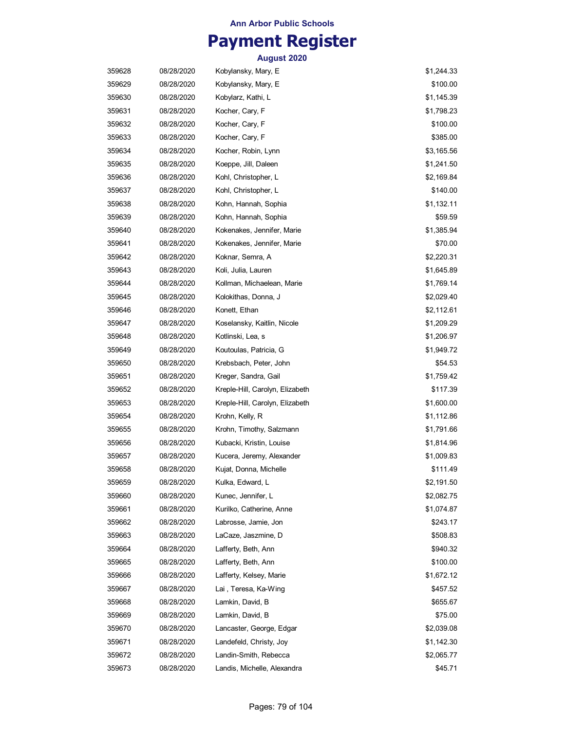Ann Arbor Public Schools

# Payment Register

August 2020

| | | | |
|---|---|---|---|
| 359628 | 08/28/2020 | Kobylansky, Mary, E | $1,244.33 |
| 359629 | 08/28/2020 | Kobylansky, Mary, E | $100.00 |
| 359630 | 08/28/2020 | Kobylarz, Kathi, L | $1,145.39 |
| 359631 | 08/28/2020 | Kocher, Cary, F | $1,798.23 |
| 359632 | 08/28/2020 | Kocher, Cary, F | $100.00 |
| 359633 | 08/28/2020 | Kocher, Cary, F | $385.00 |
| 359634 | 08/28/2020 | Kocher, Robin, Lynn | $3,165.56 |
| 359635 | 08/28/2020 | Koeppe, Jill, Daleen | $1,241.50 |
| 359636 | 08/28/2020 | Kohl, Christopher, L | $2,169.84 |
| 359637 | 08/28/2020 | Kohl, Christopher, L | $140.00 |
| 359638 | 08/28/2020 | Kohn, Hannah, Sophia | $1,132.11 |
| 359639 | 08/28/2020 | Kohn, Hannah, Sophia | $59.59 |
| 359640 | 08/28/2020 | Kokenakes, Jennifer, Marie | $1,385.94 |
| 359641 | 08/28/2020 | Kokenakes, Jennifer, Marie | $70.00 |
| 359642 | 08/28/2020 | Koknar, Semra, A | $2,220.31 |
| 359643 | 08/28/2020 | Koli, Julia, Lauren | $1,645.89 |
| 359644 | 08/28/2020 | Kollman, Michaelean, Marie | $1,769.14 |
| 359645 | 08/28/2020 | Kolokithas, Donna, J | $2,029.40 |
| 359646 | 08/28/2020 | Konett, Ethan | $2,112.61 |
| 359647 | 08/28/2020 | Koselansky, Kaitlin, Nicole | $1,209.29 |
| 359648 | 08/28/2020 | Kotlinski, Lea, s | $1,206.97 |
| 359649 | 08/28/2020 | Koutoulas, Patricia, G | $1,949.72 |
| 359650 | 08/28/2020 | Krebsbach, Peter, John | $54.53 |
| 359651 | 08/28/2020 | Kreger, Sandra, Gail | $1,759.42 |
| 359652 | 08/28/2020 | Kreple-Hill, Carolyn, Elizabeth | $117.39 |
| 359653 | 08/28/2020 | Kreple-Hill, Carolyn, Elizabeth | $1,600.00 |
| 359654 | 08/28/2020 | Krohn, Kelly, R | $1,112.86 |
| 359655 | 08/28/2020 | Krohn, Timothy, Salzmann | $1,791.66 |
| 359656 | 08/28/2020 | Kubacki, Kristin, Louise | $1,814.96 |
| 359657 | 08/28/2020 | Kucera, Jeremy, Alexander | $1,009.83 |
| 359658 | 08/28/2020 | Kujat, Donna, Michelle | $111.49 |
| 359659 | 08/28/2020 | Kulka, Edward, L | $2,191.50 |
| 359660 | 08/28/2020 | Kunec, Jennifer, L | $2,082.75 |
| 359661 | 08/28/2020 | Kurilko, Catherine, Anne | $1,074.87 |
| 359662 | 08/28/2020 | Labrosse, Jamie, Jon | $243.17 |
| 359663 | 08/28/2020 | LaCaze, Jaszmine, D | $508.83 |
| 359664 | 08/28/2020 | Lafferty, Beth, Ann | $940.32 |
| 359665 | 08/28/2020 | Lafferty, Beth, Ann | $100.00 |
| 359666 | 08/28/2020 | Lafferty, Kelsey, Marie | $1,672.12 |
| 359667 | 08/28/2020 | Lai , Teresa, Ka-Wing | $457.52 |
| 359668 | 08/28/2020 | Lamkin, David, B | $655.67 |
| 359669 | 08/28/2020 | Lamkin, David, B | $75.00 |
| 359670 | 08/28/2020 | Lancaster, George, Edgar | $2,039.08 |
| 359671 | 08/28/2020 | Landefeld, Christy, Joy | $1,142.30 |
| 359672 | 08/28/2020 | Landin-Smith, Rebecca | $2,065.77 |
| 359673 | 08/28/2020 | Landis, Michelle, Alexandra | $45.71 |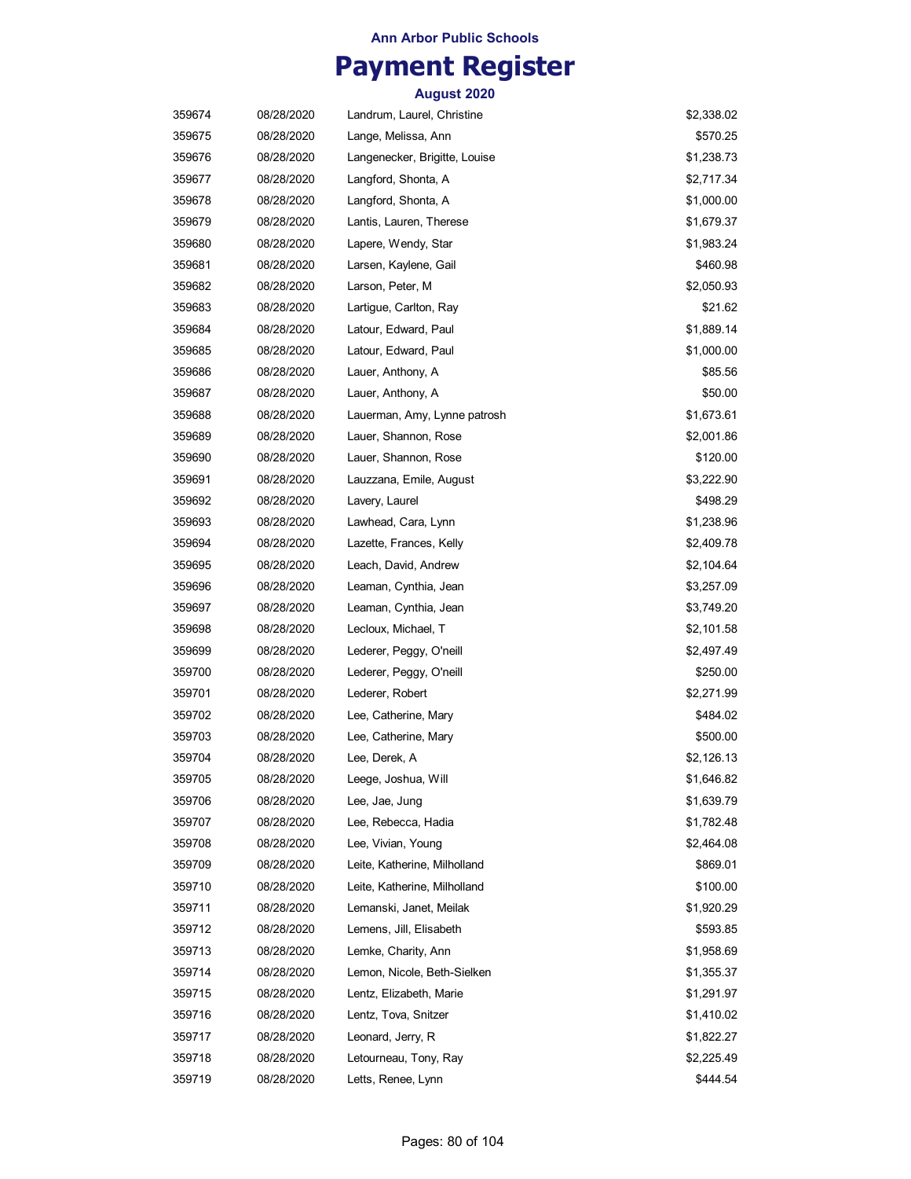Ann Arbor Public Schools

# Payment Register

August 2020

| | | | |
|---|---|---|---|
| 359674 | 08/28/2020 | Landrum, Laurel, Christine | $2,338.02 |
| 359675 | 08/28/2020 | Lange, Melissa, Ann | $570.25 |
| 359676 | 08/28/2020 | Langenecker, Brigitte, Louise | $1,238.73 |
| 359677 | 08/28/2020 | Langford, Shonta, A | $2,717.34 |
| 359678 | 08/28/2020 | Langford, Shonta, A | $1,000.00 |
| 359679 | 08/28/2020 | Lantis, Lauren, Therese | $1,679.37 |
| 359680 | 08/28/2020 | Lapere, Wendy, Star | $1,983.24 |
| 359681 | 08/28/2020 | Larsen, Kaylene, Gail | $460.98 |
| 359682 | 08/28/2020 | Larson, Peter, M | $2,050.93 |
| 359683 | 08/28/2020 | Lartigue, Carlton, Ray | $21.62 |
| 359684 | 08/28/2020 | Latour, Edward, Paul | $1,889.14 |
| 359685 | 08/28/2020 | Latour, Edward, Paul | $1,000.00 |
| 359686 | 08/28/2020 | Lauer, Anthony, A | $85.56 |
| 359687 | 08/28/2020 | Lauer, Anthony, A | $50.00 |
| 359688 | 08/28/2020 | Lauerman, Amy, Lynne patrosh | $1,673.61 |
| 359689 | 08/28/2020 | Lauer, Shannon, Rose | $2,001.86 |
| 359690 | 08/28/2020 | Lauer, Shannon, Rose | $120.00 |
| 359691 | 08/28/2020 | Lauzzana, Emile, August | $3,222.90 |
| 359692 | 08/28/2020 | Lavery, Laurel | $498.29 |
| 359693 | 08/28/2020 | Lawhead, Cara, Lynn | $1,238.96 |
| 359694 | 08/28/2020 | Lazette, Frances, Kelly | $2,409.78 |
| 359695 | 08/28/2020 | Leach, David, Andrew | $2,104.64 |
| 359696 | 08/28/2020 | Leaman, Cynthia, Jean | $3,257.09 |
| 359697 | 08/28/2020 | Leaman, Cynthia, Jean | $3,749.20 |
| 359698 | 08/28/2020 | Lecloux, Michael, T | $2,101.58 |
| 359699 | 08/28/2020 | Lederer, Peggy, O'neill | $2,497.49 |
| 359700 | 08/28/2020 | Lederer, Peggy, O'neill | $250.00 |
| 359701 | 08/28/2020 | Lederer, Robert | $2,271.99 |
| 359702 | 08/28/2020 | Lee, Catherine, Mary | $484.02 |
| 359703 | 08/28/2020 | Lee, Catherine, Mary | $500.00 |
| 359704 | 08/28/2020 | Lee, Derek, A | $2,126.13 |
| 359705 | 08/28/2020 | Leege, Joshua, Will | $1,646.82 |
| 359706 | 08/28/2020 | Lee, Jae, Jung | $1,639.79 |
| 359707 | 08/28/2020 | Lee, Rebecca, Hadia | $1,782.48 |
| 359708 | 08/28/2020 | Lee, Vivian, Young | $2,464.08 |
| 359709 | 08/28/2020 | Leite, Katherine, Milholland | $869.01 |
| 359710 | 08/28/2020 | Leite, Katherine, Milholland | $100.00 |
| 359711 | 08/28/2020 | Lemanski, Janet, Meilak | $1,920.29 |
| 359712 | 08/28/2020 | Lemens, Jill, Elisabeth | $593.85 |
| 359713 | 08/28/2020 | Lemke, Charity, Ann | $1,958.69 |
| 359714 | 08/28/2020 | Lemon, Nicole, Beth-Sielken | $1,355.37 |
| 359715 | 08/28/2020 | Lentz, Elizabeth, Marie | $1,291.97 |
| 359716 | 08/28/2020 | Lentz, Tova, Snitzer | $1,410.02 |
| 359717 | 08/28/2020 | Leonard, Jerry, R | $1,822.27 |
| 359718 | 08/28/2020 | Letourneau, Tony, Ray | $2,225.49 |
| 359719 | 08/28/2020 | Letts, Renee, Lynn | $444.54 |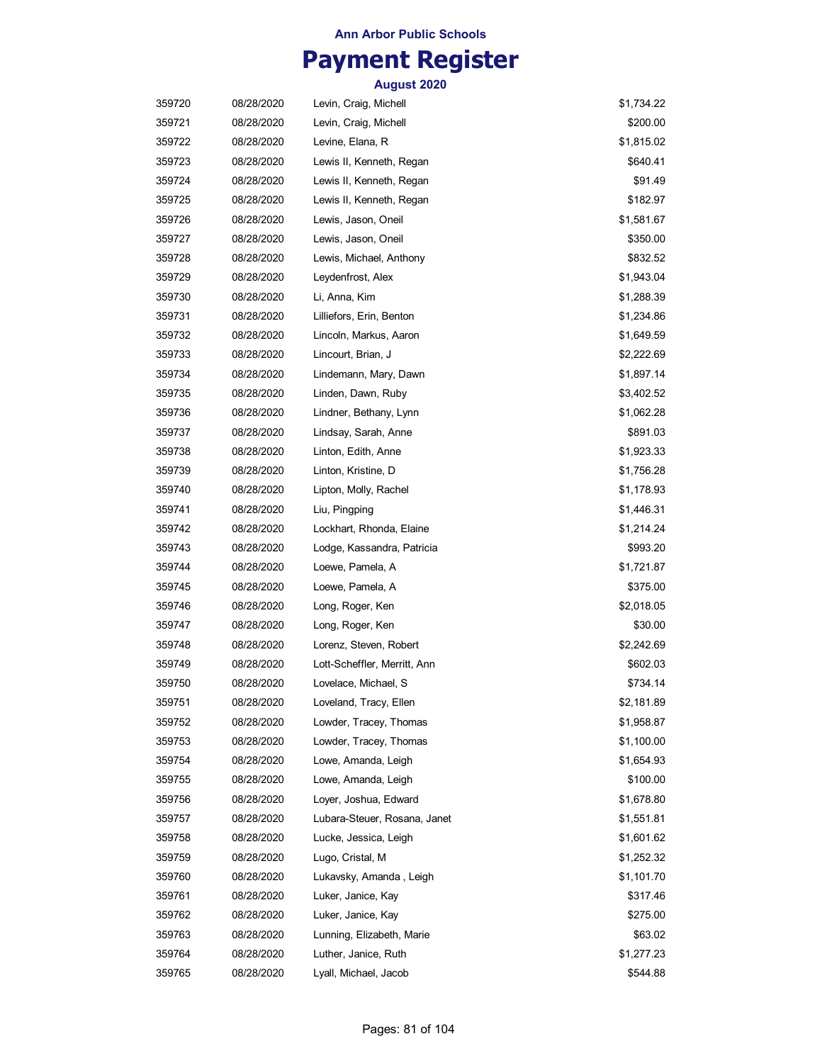**Ann Arbor Public Schools**

# Payment Register

**August 2020**

| | | | |
|---|---|---|---|
| 359720 | 08/28/2020 | Levin, Craig, Michell | $1,734.22 |
| 359721 | 08/28/2020 | Levin, Craig, Michell | $200.00 |
| 359722 | 08/28/2020 | Levine, Elana, R | $1,815.02 |
| 359723 | 08/28/2020 | Lewis II, Kenneth, Regan | $640.41 |
| 359724 | 08/28/2020 | Lewis II, Kenneth, Regan | $91.49 |
| 359725 | 08/28/2020 | Lewis II, Kenneth, Regan | $182.97 |
| 359726 | 08/28/2020 | Lewis, Jason, Oneil | $1,581.67 |
| 359727 | 08/28/2020 | Lewis, Jason, Oneil | $350.00 |
| 359728 | 08/28/2020 | Lewis, Michael, Anthony | $832.52 |
| 359729 | 08/28/2020 | Leydenfrost, Alex | $1,943.04 |
| 359730 | 08/28/2020 | Li, Anna, Kim | $1,288.39 |
| 359731 | 08/28/2020 | Lilliefors, Erin, Benton | $1,234.86 |
| 359732 | 08/28/2020 | Lincoln, Markus, Aaron | $1,649.59 |
| 359733 | 08/28/2020 | Lincourt, Brian, J | $2,222.69 |
| 359734 | 08/28/2020 | Lindemann, Mary, Dawn | $1,897.14 |
| 359735 | 08/28/2020 | Linden, Dawn, Ruby | $3,402.52 |
| 359736 | 08/28/2020 | Lindner, Bethany, Lynn | $1,062.28 |
| 359737 | 08/28/2020 | Lindsay, Sarah, Anne | $891.03 |
| 359738 | 08/28/2020 | Linton, Edith, Anne | $1,923.33 |
| 359739 | 08/28/2020 | Linton, Kristine, D | $1,756.28 |
| 359740 | 08/28/2020 | Lipton, Molly, Rachel | $1,178.93 |
| 359741 | 08/28/2020 | Liu, Pingping | $1,446.31 |
| 359742 | 08/28/2020 | Lockhart, Rhonda, Elaine | $1,214.24 |
| 359743 | 08/28/2020 | Lodge, Kassandra, Patricia | $993.20 |
| 359744 | 08/28/2020 | Loewe, Pamela, A | $1,721.87 |
| 359745 | 08/28/2020 | Loewe, Pamela, A | $375.00 |
| 359746 | 08/28/2020 | Long, Roger, Ken | $2,018.05 |
| 359747 | 08/28/2020 | Long, Roger, Ken | $30.00 |
| 359748 | 08/28/2020 | Lorenz, Steven, Robert | $2,242.69 |
| 359749 | 08/28/2020 | Lott-Scheffler, Merritt, Ann | $602.03 |
| 359750 | 08/28/2020 | Lovelace, Michael, S | $734.14 |
| 359751 | 08/28/2020 | Loveland, Tracy, Ellen | $2,181.89 |
| 359752 | 08/28/2020 | Lowder, Tracey, Thomas | $1,958.87 |
| 359753 | 08/28/2020 | Lowder, Tracey, Thomas | $1,100.00 |
| 359754 | 08/28/2020 | Lowe, Amanda, Leigh | $1,654.93 |
| 359755 | 08/28/2020 | Lowe, Amanda, Leigh | $100.00 |
| 359756 | 08/28/2020 | Loyer, Joshua, Edward | $1,678.80 |
| 359757 | 08/28/2020 | Lubara-Steuer, Rosana, Janet | $1,551.81 |
| 359758 | 08/28/2020 | Lucke, Jessica, Leigh | $1,601.62 |
| 359759 | 08/28/2020 | Lugo, Cristal, M | $1,252.32 |
| 359760 | 08/28/2020 | Lukavsky, Amanda , Leigh | $1,101.70 |
| 359761 | 08/28/2020 | Luker, Janice, Kay | $317.46 |
| 359762 | 08/28/2020 | Luker, Janice, Kay | $275.00 |
| 359763 | 08/28/2020 | Lunning, Elizabeth, Marie | $63.02 |
| 359764 | 08/28/2020 | Luther, Janice, Ruth | $1,277.23 |
| 359765 | 08/28/2020 | Lyall, Michael, Jacob | $544.88 |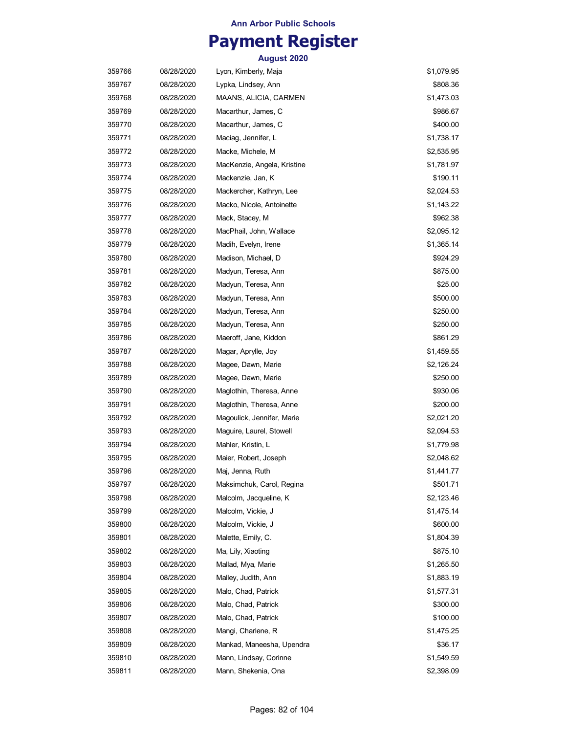Ann Arbor Public Schools

# Payment Register

August 2020

| | | | |
|---|---|---|---|
| 359766 | 08/28/2020 | Lyon, Kimberly, Maja | $1,079.95 |
| 359767 | 08/28/2020 | Lypka, Lindsey, Ann | $808.36 |
| 359768 | 08/28/2020 | MAANS, ALICIA, CARMEN | $1,473.03 |
| 359769 | 08/28/2020 | Macarthur, James, C | $986.67 |
| 359770 | 08/28/2020 | Macarthur, James, C | $400.00 |
| 359771 | 08/28/2020 | Maciag, Jennifer, L | $1,738.17 |
| 359772 | 08/28/2020 | Macke, Michele, M | $2,535.95 |
| 359773 | 08/28/2020 | MacKenzie, Angela, Kristine | $1,781.97 |
| 359774 | 08/28/2020 | Mackenzie, Jan, K | $190.11 |
| 359775 | 08/28/2020 | Mackercher, Kathryn, Lee | $2,024.53 |
| 359776 | 08/28/2020 | Macko, Nicole, Antoinette | $1,143.22 |
| 359777 | 08/28/2020 | Mack, Stacey, M | $962.38 |
| 359778 | 08/28/2020 | MacPhail, John, Wallace | $2,095.12 |
| 359779 | 08/28/2020 | Madih, Evelyn, Irene | $1,365.14 |
| 359780 | 08/28/2020 | Madison, Michael, D | $924.29 |
| 359781 | 08/28/2020 | Madyun, Teresa, Ann | $875.00 |
| 359782 | 08/28/2020 | Madyun, Teresa, Ann | $25.00 |
| 359783 | 08/28/2020 | Madyun, Teresa, Ann | $500.00 |
| 359784 | 08/28/2020 | Madyun, Teresa, Ann | $250.00 |
| 359785 | 08/28/2020 | Madyun, Teresa, Ann | $250.00 |
| 359786 | 08/28/2020 | Maeroff, Jane, Kiddon | $861.29 |
| 359787 | 08/28/2020 | Magar, Aprylle, Joy | $1,459.55 |
| 359788 | 08/28/2020 | Magee, Dawn, Marie | $2,126.24 |
| 359789 | 08/28/2020 | Magee, Dawn, Marie | $250.00 |
| 359790 | 08/28/2020 | Maglothin, Theresa, Anne | $930.06 |
| 359791 | 08/28/2020 | Maglothin, Theresa, Anne | $200.00 |
| 359792 | 08/28/2020 | Magoulick, Jennifer, Marie | $2,021.20 |
| 359793 | 08/28/2020 | Maguire, Laurel, Stowell | $2,094.53 |
| 359794 | 08/28/2020 | Mahler, Kristin, L | $1,779.98 |
| 359795 | 08/28/2020 | Maier, Robert, Joseph | $2,048.62 |
| 359796 | 08/28/2020 | Maj, Jenna, Ruth | $1,441.77 |
| 359797 | 08/28/2020 | Maksimchuk, Carol, Regina | $501.71 |
| 359798 | 08/28/2020 | Malcolm, Jacqueline, K | $2,123.46 |
| 359799 | 08/28/2020 | Malcolm, Vickie, J | $1,475.14 |
| 359800 | 08/28/2020 | Malcolm, Vickie, J | $600.00 |
| 359801 | 08/28/2020 | Malette, Emily, C. | $1,804.39 |
| 359802 | 08/28/2020 | Ma, Lily, Xiaoting | $875.10 |
| 359803 | 08/28/2020 | Mallad, Mya, Marie | $1,265.50 |
| 359804 | 08/28/2020 | Malley, Judith, Ann | $1,883.19 |
| 359805 | 08/28/2020 | Malo, Chad, Patrick | $1,577.31 |
| 359806 | 08/28/2020 | Malo, Chad, Patrick | $300.00 |
| 359807 | 08/28/2020 | Malo, Chad, Patrick | $100.00 |
| 359808 | 08/28/2020 | Mangi, Charlene, R | $1,475.25 |
| 359809 | 08/28/2020 | Mankad, Maneesha, Upendra | $36.17 |
| 359810 | 08/28/2020 | Mann, Lindsay, Corinne | $1,549.59 |
| 359811 | 08/28/2020 | Mann, Shekenia, Ona | $2,398.09 |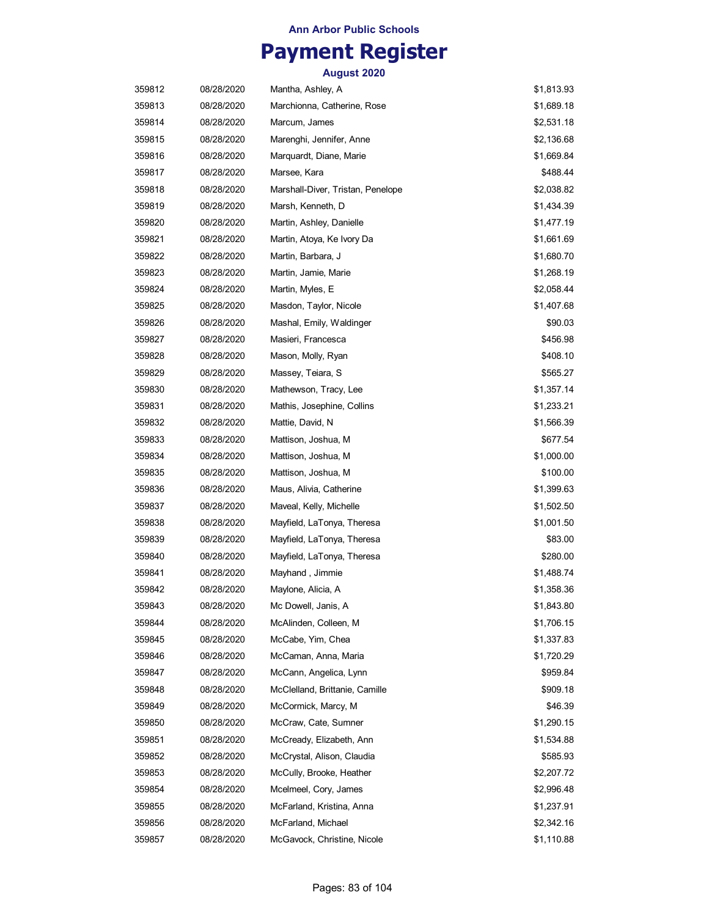**Ann Arbor Public Schools**

# Payment Register

**August 2020**

| | | | |
|---|---|---|---|
| 359812 | 08/28/2020 | Mantha, Ashley, A | $1,813.93 |
| 359813 | 08/28/2020 | Marchionna, Catherine, Rose | $1,689.18 |
| 359814 | 08/28/2020 | Marcum, James | $2,531.18 |
| 359815 | 08/28/2020 | Marenghi, Jennifer, Anne | $2,136.68 |
| 359816 | 08/28/2020 | Marquardt, Diane, Marie | $1,669.84 |
| 359817 | 08/28/2020 | Marsee, Kara | $488.44 |
| 359818 | 08/28/2020 | Marshall-Diver, Tristan, Penelope | $2,038.82 |
| 359819 | 08/28/2020 | Marsh, Kenneth, D | $1,434.39 |
| 359820 | 08/28/2020 | Martin, Ashley, Danielle | $1,477.19 |
| 359821 | 08/28/2020 | Martin, Atoya, Ke Ivory Da | $1,661.69 |
| 359822 | 08/28/2020 | Martin, Barbara, J | $1,680.70 |
| 359823 | 08/28/2020 | Martin, Jamie, Marie | $1,268.19 |
| 359824 | 08/28/2020 | Martin, Myles, E | $2,058.44 |
| 359825 | 08/28/2020 | Masdon, Taylor, Nicole | $1,407.68 |
| 359826 | 08/28/2020 | Mashal, Emily, Waldinger | $90.03 |
| 359827 | 08/28/2020 | Masieri, Francesca | $456.98 |
| 359828 | 08/28/2020 | Mason, Molly, Ryan | $408.10 |
| 359829 | 08/28/2020 | Massey, Teiara, S | $565.27 |
| 359830 | 08/28/2020 | Mathewson, Tracy, Lee | $1,357.14 |
| 359831 | 08/28/2020 | Mathis, Josephine, Collins | $1,233.21 |
| 359832 | 08/28/2020 | Mattie, David, N | $1,566.39 |
| 359833 | 08/28/2020 | Mattison, Joshua, M | $677.54 |
| 359834 | 08/28/2020 | Mattison, Joshua, M | $1,000.00 |
| 359835 | 08/28/2020 | Mattison, Joshua, M | $100.00 |
| 359836 | 08/28/2020 | Maus, Alivia, Catherine | $1,399.63 |
| 359837 | 08/28/2020 | Maveal, Kelly, Michelle | $1,502.50 |
| 359838 | 08/28/2020 | Mayfield, LaTonya, Theresa | $1,001.50 |
| 359839 | 08/28/2020 | Mayfield, LaTonya, Theresa | $83.00 |
| 359840 | 08/28/2020 | Mayfield, LaTonya, Theresa | $280.00 |
| 359841 | 08/28/2020 | Mayhand , Jimmie | $1,488.74 |
| 359842 | 08/28/2020 | Maylone, Alicia, A | $1,358.36 |
| 359843 | 08/28/2020 | Mc Dowell, Janis, A | $1,843.80 |
| 359844 | 08/28/2020 | McAlinden, Colleen, M | $1,706.15 |
| 359845 | 08/28/2020 | McCabe, Yim, Chea | $1,337.83 |
| 359846 | 08/28/2020 | McCaman, Anna, Maria | $1,720.29 |
| 359847 | 08/28/2020 | McCann, Angelica, Lynn | $959.84 |
| 359848 | 08/28/2020 | McClelland, Brittanie, Camille | $909.18 |
| 359849 | 08/28/2020 | McCormick, Marcy, M | $46.39 |
| 359850 | 08/28/2020 | McCraw, Cate, Sumner | $1,290.15 |
| 359851 | 08/28/2020 | McCready, Elizabeth, Ann | $1,534.88 |
| 359852 | 08/28/2020 | McCrystal, Alison, Claudia | $585.93 |
| 359853 | 08/28/2020 | McCully, Brooke, Heather | $2,207.72 |
| 359854 | 08/28/2020 | Mcelmeel, Cory, James | $2,996.48 |
| 359855 | 08/28/2020 | McFarland, Kristina, Anna | $1,237.91 |
| 359856 | 08/28/2020 | McFarland, Michael | $2,342.16 |
| 359857 | 08/28/2020 | McGavock, Christine, Nicole | $1,110.88 |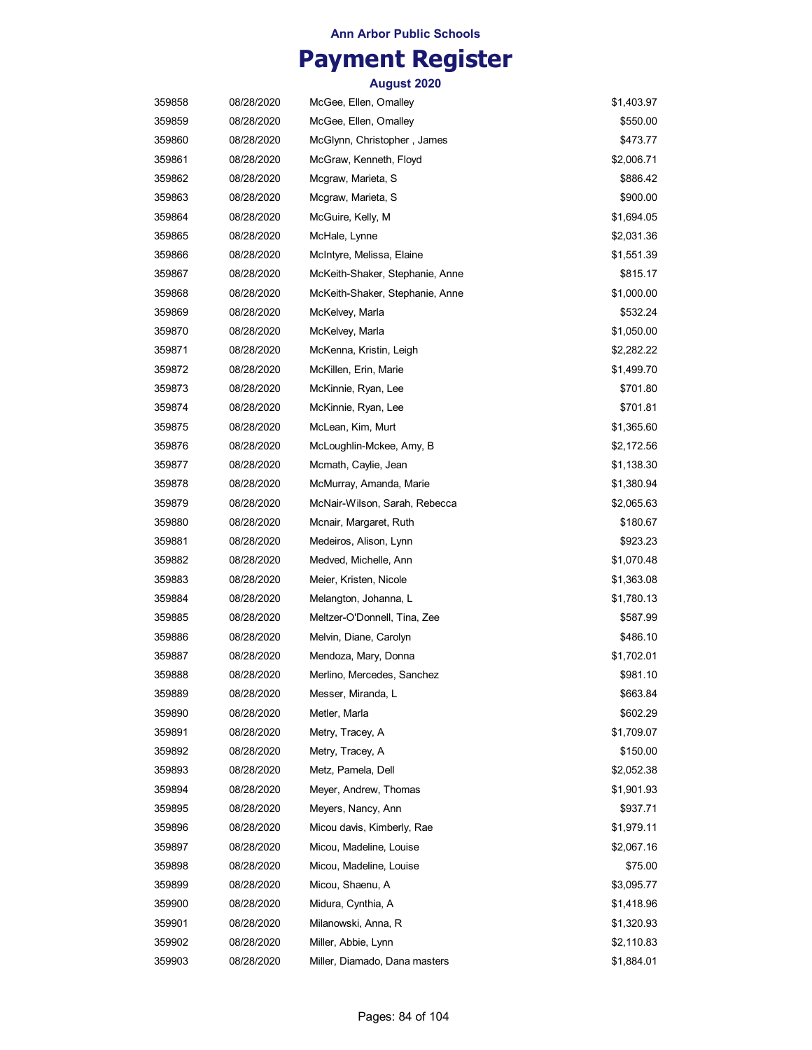Ann Arbor Public Schools

# Payment Register

August 2020

| | | | |
|---|---|---|---|
| 359858 | 08/28/2020 | McGee, Ellen, Omalley | $1,403.97 |
| 359859 | 08/28/2020 | McGee, Ellen, Omalley | $550.00 |
| 359860 | 08/28/2020 | McGlynn, Christopher , James | $473.77 |
| 359861 | 08/28/2020 | McGraw, Kenneth, Floyd | $2,006.71 |
| 359862 | 08/28/2020 | Mcgraw, Marieta, S | $886.42 |
| 359863 | 08/28/2020 | Mcgraw, Marieta, S | $900.00 |
| 359864 | 08/28/2020 | McGuire, Kelly, M | $1,694.05 |
| 359865 | 08/28/2020 | McHale, Lynne | $2,031.36 |
| 359866 | 08/28/2020 | McIntyre, Melissa, Elaine | $1,551.39 |
| 359867 | 08/28/2020 | McKeith-Shaker, Stephanie, Anne | $815.17 |
| 359868 | 08/28/2020 | McKeith-Shaker, Stephanie, Anne | $1,000.00 |
| 359869 | 08/28/2020 | McKelvey, Marla | $532.24 |
| 359870 | 08/28/2020 | McKelvey, Marla | $1,050.00 |
| 359871 | 08/28/2020 | McKenna, Kristin, Leigh | $2,282.22 |
| 359872 | 08/28/2020 | McKillen, Erin, Marie | $1,499.70 |
| 359873 | 08/28/2020 | McKinnie, Ryan, Lee | $701.80 |
| 359874 | 08/28/2020 | McKinnie, Ryan, Lee | $701.81 |
| 359875 | 08/28/2020 | McLean, Kim, Murt | $1,365.60 |
| 359876 | 08/28/2020 | McLoughlin-Mckee, Amy, B | $2,172.56 |
| 359877 | 08/28/2020 | Mcmath, Caylie, Jean | $1,138.30 |
| 359878 | 08/28/2020 | McMurray, Amanda, Marie | $1,380.94 |
| 359879 | 08/28/2020 | McNair-Wilson, Sarah, Rebecca | $2,065.63 |
| 359880 | 08/28/2020 | Mcnair, Margaret, Ruth | $180.67 |
| 359881 | 08/28/2020 | Medeiros, Alison, Lynn | $923.23 |
| 359882 | 08/28/2020 | Medved, Michelle, Ann | $1,070.48 |
| 359883 | 08/28/2020 | Meier, Kristen, Nicole | $1,363.08 |
| 359884 | 08/28/2020 | Melangton, Johanna, L | $1,780.13 |
| 359885 | 08/28/2020 | Meltzer-O'Donnell, Tina, Zee | $587.99 |
| 359886 | 08/28/2020 | Melvin, Diane, Carolyn | $486.10 |
| 359887 | 08/28/2020 | Mendoza, Mary, Donna | $1,702.01 |
| 359888 | 08/28/2020 | Merlino, Mercedes, Sanchez | $981.10 |
| 359889 | 08/28/2020 | Messer, Miranda, L | $663.84 |
| 359890 | 08/28/2020 | Metler, Marla | $602.29 |
| 359891 | 08/28/2020 | Metry, Tracey, A | $1,709.07 |
| 359892 | 08/28/2020 | Metry, Tracey, A | $150.00 |
| 359893 | 08/28/2020 | Metz, Pamela, Dell | $2,052.38 |
| 359894 | 08/28/2020 | Meyer, Andrew, Thomas | $1,901.93 |
| 359895 | 08/28/2020 | Meyers, Nancy, Ann | $937.71 |
| 359896 | 08/28/2020 | Micou davis, Kimberly, Rae | $1,979.11 |
| 359897 | 08/28/2020 | Micou, Madeline, Louise | $2,067.16 |
| 359898 | 08/28/2020 | Micou, Madeline, Louise | $75.00 |
| 359899 | 08/28/2020 | Micou, Shaenu, A | $3,095.77 |
| 359900 | 08/28/2020 | Midura, Cynthia, A | $1,418.96 |
| 359901 | 08/28/2020 | Milanowski, Anna, R | $1,320.93 |
| 359902 | 08/28/2020 | Miller, Abbie, Lynn | $2,110.83 |
| 359903 | 08/28/2020 | Miller, Diamado, Dana masters | $1,884.01 |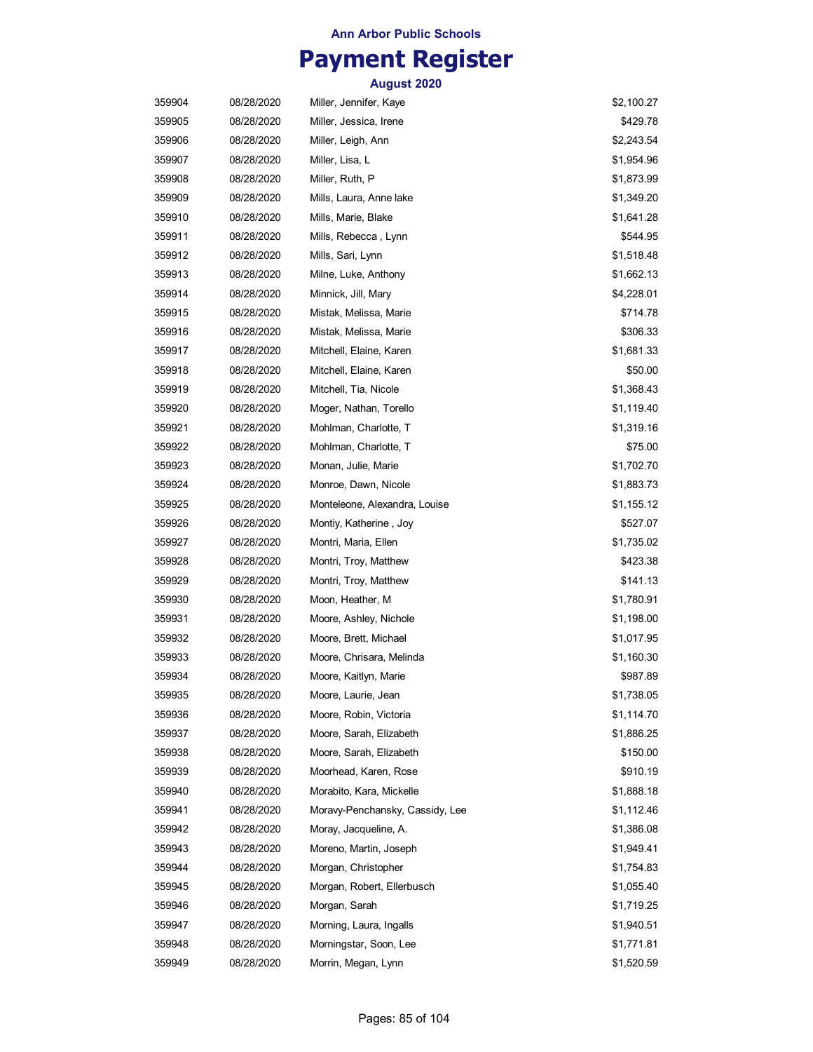Ann Arbor Public Schools

# Payment Register

August 2020

| | | | |
|---|---|---|---|
| 359904 | 08/28/2020 | Miller, Jennifer, Kaye | $2,100.27 |
| 359905 | 08/28/2020 | Miller, Jessica, Irene | $429.78 |
| 359906 | 08/28/2020 | Miller, Leigh, Ann | $2,243.54 |
| 359907 | 08/28/2020 | Miller, Lisa, L | $1,954.96 |
| 359908 | 08/28/2020 | Miller, Ruth, P | $1,873.99 |
| 359909 | 08/28/2020 | Mills, Laura, Anne lake | $1,349.20 |
| 359910 | 08/28/2020 | Mills, Marie, Blake | $1,641.28 |
| 359911 | 08/28/2020 | Mills, Rebecca , Lynn | $544.95 |
| 359912 | 08/28/2020 | Mills, Sari, Lynn | $1,518.48 |
| 359913 | 08/28/2020 | Milne, Luke, Anthony | $1,662.13 |
| 359914 | 08/28/2020 | Minnick, Jill, Mary | $4,228.01 |
| 359915 | 08/28/2020 | Mistak, Melissa, Marie | $714.78 |
| 359916 | 08/28/2020 | Mistak, Melissa, Marie | $306.33 |
| 359917 | 08/28/2020 | Mitchell, Elaine, Karen | $1,681.33 |
| 359918 | 08/28/2020 | Mitchell, Elaine, Karen | $50.00 |
| 359919 | 08/28/2020 | Mitchell, Tia, Nicole | $1,368.43 |
| 359920 | 08/28/2020 | Moger, Nathan, Torello | $1,119.40 |
| 359921 | 08/28/2020 | Mohlman, Charlotte, T | $1,319.16 |
| 359922 | 08/28/2020 | Mohlman, Charlotte, T | $75.00 |
| 359923 | 08/28/2020 | Monan, Julie, Marie | $1,702.70 |
| 359924 | 08/28/2020 | Monroe, Dawn, Nicole | $1,883.73 |
| 359925 | 08/28/2020 | Monteleone, Alexandra, Louise | $1,155.12 |
| 359926 | 08/28/2020 | Montiy, Katherine , Joy | $527.07 |
| 359927 | 08/28/2020 | Montri, Maria, Ellen | $1,735.02 |
| 359928 | 08/28/2020 | Montri, Troy, Matthew | $423.38 |
| 359929 | 08/28/2020 | Montri, Troy, Matthew | $141.13 |
| 359930 | 08/28/2020 | Moon, Heather, M | $1,780.91 |
| 359931 | 08/28/2020 | Moore, Ashley, Nichole | $1,198.00 |
| 359932 | 08/28/2020 | Moore, Brett, Michael | $1,017.95 |
| 359933 | 08/28/2020 | Moore, Chrisara, Melinda | $1,160.30 |
| 359934 | 08/28/2020 | Moore, Kaitlyn, Marie | $987.89 |
| 359935 | 08/28/2020 | Moore, Laurie, Jean | $1,738.05 |
| 359936 | 08/28/2020 | Moore, Robin, Victoria | $1,114.70 |
| 359937 | 08/28/2020 | Moore, Sarah, Elizabeth | $1,886.25 |
| 359938 | 08/28/2020 | Moore, Sarah, Elizabeth | $150.00 |
| 359939 | 08/28/2020 | Moorhead, Karen, Rose | $910.19 |
| 359940 | 08/28/2020 | Morabito, Kara, Mickelle | $1,888.18 |
| 359941 | 08/28/2020 | Moravy-Penchansky, Cassidy, Lee | $1,112.46 |
| 359942 | 08/28/2020 | Moray, Jacqueline, A. | $1,386.08 |
| 359943 | 08/28/2020 | Moreno, Martin, Joseph | $1,949.41 |
| 359944 | 08/28/2020 | Morgan, Christopher | $1,754.83 |
| 359945 | 08/28/2020 | Morgan, Robert, Ellerbusch | $1,055.40 |
| 359946 | 08/28/2020 | Morgan, Sarah | $1,719.25 |
| 359947 | 08/28/2020 | Morning, Laura, Ingalls | $1,940.51 |
| 359948 | 08/28/2020 | Morningstar, Soon, Lee | $1,771.81 |
| 359949 | 08/28/2020 | Morrin, Megan, Lynn | $1,520.59 |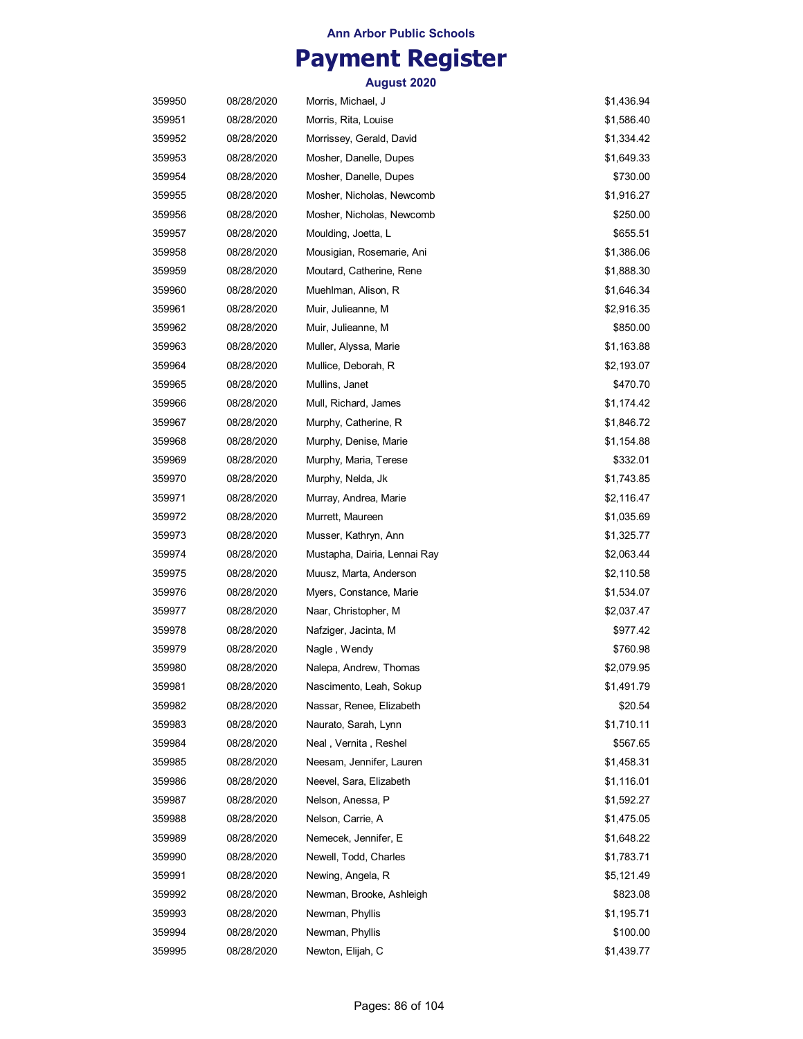**Ann Arbor Public Schools**

# Payment Register

**August 2020**

| | | | |
|---|---|---|---|
| 359950 | 08/28/2020 | Morris, Michael, J | $1,436.94 |
| 359951 | 08/28/2020 | Morris, Rita, Louise | $1,586.40 |
| 359952 | 08/28/2020 | Morrissey, Gerald, David | $1,334.42 |
| 359953 | 08/28/2020 | Mosher, Danelle, Dupes | $1,649.33 |
| 359954 | 08/28/2020 | Mosher, Danelle, Dupes | $730.00 |
| 359955 | 08/28/2020 | Mosher, Nicholas, Newcomb | $1,916.27 |
| 359956 | 08/28/2020 | Mosher, Nicholas, Newcomb | $250.00 |
| 359957 | 08/28/2020 | Moulding, Joetta, L | $655.51 |
| 359958 | 08/28/2020 | Mousigian, Rosemarie, Ani | $1,386.06 |
| 359959 | 08/28/2020 | Moutard, Catherine, Rene | $1,888.30 |
| 359960 | 08/28/2020 | Muehlman, Alison, R | $1,646.34 |
| 359961 | 08/28/2020 | Muir, Julieanne, M | $2,916.35 |
| 359962 | 08/28/2020 | Muir, Julieanne, M | $850.00 |
| 359963 | 08/28/2020 | Muller, Alyssa, Marie | $1,163.88 |
| 359964 | 08/28/2020 | Mullice, Deborah, R | $2,193.07 |
| 359965 | 08/28/2020 | Mullins, Janet | $470.70 |
| 359966 | 08/28/2020 | Mull, Richard, James | $1,174.42 |
| 359967 | 08/28/2020 | Murphy, Catherine, R | $1,846.72 |
| 359968 | 08/28/2020 | Murphy, Denise, Marie | $1,154.88 |
| 359969 | 08/28/2020 | Murphy, Maria, Terese | $332.01 |
| 359970 | 08/28/2020 | Murphy, Nelda, Jk | $1,743.85 |
| 359971 | 08/28/2020 | Murray, Andrea, Marie | $2,116.47 |
| 359972 | 08/28/2020 | Murrett, Maureen | $1,035.69 |
| 359973 | 08/28/2020 | Musser, Kathryn, Ann | $1,325.77 |
| 359974 | 08/28/2020 | Mustapha, Dairia, Lennai Ray | $2,063.44 |
| 359975 | 08/28/2020 | Muusz, Marta, Anderson | $2,110.58 |
| 359976 | 08/28/2020 | Myers, Constance, Marie | $1,534.07 |
| 359977 | 08/28/2020 | Naar, Christopher, M | $2,037.47 |
| 359978 | 08/28/2020 | Nafziger, Jacinta, M | $977.42 |
| 359979 | 08/28/2020 | Nagle , Wendy | $760.98 |
| 359980 | 08/28/2020 | Nalepa, Andrew, Thomas | $2,079.95 |
| 359981 | 08/28/2020 | Nascimento, Leah, Sokup | $1,491.79 |
| 359982 | 08/28/2020 | Nassar, Renee, Elizabeth | $20.54 |
| 359983 | 08/28/2020 | Naurato, Sarah, Lynn | $1,710.11 |
| 359984 | 08/28/2020 | Neal , Vernita , Reshel | $567.65 |
| 359985 | 08/28/2020 | Neesam, Jennifer, Lauren | $1,458.31 |
| 359986 | 08/28/2020 | Neevel, Sara, Elizabeth | $1,116.01 |
| 359987 | 08/28/2020 | Nelson, Anessa, P | $1,592.27 |
| 359988 | 08/28/2020 | Nelson, Carrie, A | $1,475.05 |
| 359989 | 08/28/2020 | Nemecek, Jennifer, E | $1,648.22 |
| 359990 | 08/28/2020 | Newell, Todd, Charles | $1,783.71 |
| 359991 | 08/28/2020 | Newing, Angela, R | $5,121.49 |
| 359992 | 08/28/2020 | Newman, Brooke, Ashleigh | $823.08 |
| 359993 | 08/28/2020 | Newman, Phyllis | $1,195.71 |
| 359994 | 08/28/2020 | Newman, Phyllis | $100.00 |
| 359995 | 08/28/2020 | Newton, Elijah, C | $1,439.77 |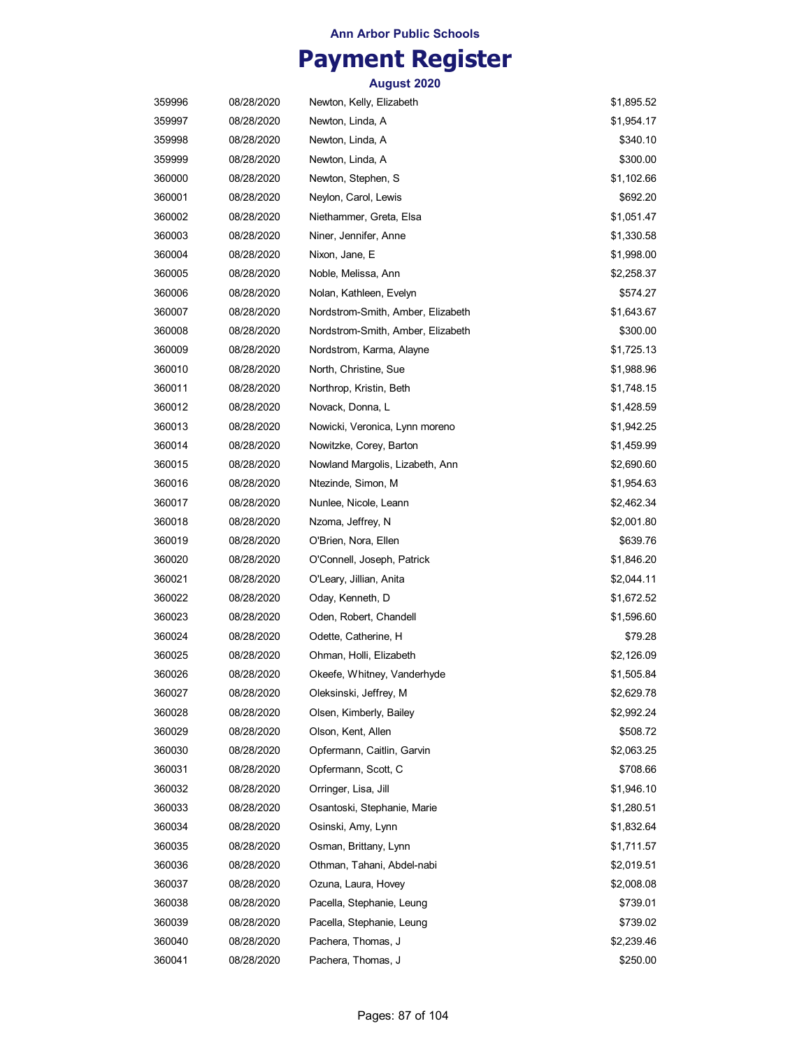**Ann Arbor Public Schools**

# Payment Register

**August 2020**

| | | | |
|---|---|---|---|
| 359996 | 08/28/2020 | Newton, Kelly, Elizabeth | $1,895.52 |
| 359997 | 08/28/2020 | Newton, Linda, A | $1,954.17 |
| 359998 | 08/28/2020 | Newton, Linda, A | $340.10 |
| 359999 | 08/28/2020 | Newton, Linda, A | $300.00 |
| 360000 | 08/28/2020 | Newton, Stephen, S | $1,102.66 |
| 360001 | 08/28/2020 | Neylon, Carol, Lewis | $692.20 |
| 360002 | 08/28/2020 | Niethammer, Greta, Elsa | $1,051.47 |
| 360003 | 08/28/2020 | Niner, Jennifer, Anne | $1,330.58 |
| 360004 | 08/28/2020 | Nixon, Jane, E | $1,998.00 |
| 360005 | 08/28/2020 | Noble, Melissa, Ann | $2,258.37 |
| 360006 | 08/28/2020 | Nolan, Kathleen, Evelyn | $574.27 |
| 360007 | 08/28/2020 | Nordstrom-Smith, Amber, Elizabeth | $1,643.67 |
| 360008 | 08/28/2020 | Nordstrom-Smith, Amber, Elizabeth | $300.00 |
| 360009 | 08/28/2020 | Nordstrom, Karma, Alayne | $1,725.13 |
| 360010 | 08/28/2020 | North, Christine, Sue | $1,988.96 |
| 360011 | 08/28/2020 | Northrop, Kristin, Beth | $1,748.15 |
| 360012 | 08/28/2020 | Novack, Donna, L | $1,428.59 |
| 360013 | 08/28/2020 | Nowicki, Veronica, Lynn moreno | $1,942.25 |
| 360014 | 08/28/2020 | Nowitzke, Corey, Barton | $1,459.99 |
| 360015 | 08/28/2020 | Nowland Margolis, Lizabeth, Ann | $2,690.60 |
| 360016 | 08/28/2020 | Ntezinde, Simon, M | $1,954.63 |
| 360017 | 08/28/2020 | Nunlee, Nicole, Leann | $2,462.34 |
| 360018 | 08/28/2020 | Nzoma, Jeffrey, N | $2,001.80 |
| 360019 | 08/28/2020 | O'Brien, Nora, Ellen | $639.76 |
| 360020 | 08/28/2020 | O'Connell, Joseph, Patrick | $1,846.20 |
| 360021 | 08/28/2020 | O'Leary, Jillian, Anita | $2,044.11 |
| 360022 | 08/28/2020 | Oday, Kenneth, D | $1,672.52 |
| 360023 | 08/28/2020 | Oden, Robert, Chandell | $1,596.60 |
| 360024 | 08/28/2020 | Odette, Catherine, H | $79.28 |
| 360025 | 08/28/2020 | Ohman, Holli, Elizabeth | $2,126.09 |
| 360026 | 08/28/2020 | Okeefe, Whitney, Vanderhyde | $1,505.84 |
| 360027 | 08/28/2020 | Oleksinski, Jeffrey, M | $2,629.78 |
| 360028 | 08/28/2020 | Olsen, Kimberly, Bailey | $2,992.24 |
| 360029 | 08/28/2020 | Olson, Kent, Allen | $508.72 |
| 360030 | 08/28/2020 | Opfermann, Caitlin, Garvin | $2,063.25 |
| 360031 | 08/28/2020 | Opfermann, Scott, C | $708.66 |
| 360032 | 08/28/2020 | Orringer, Lisa, Jill | $1,946.10 |
| 360033 | 08/28/2020 | Osantoski, Stephanie, Marie | $1,280.51 |
| 360034 | 08/28/2020 | Osinski, Amy, Lynn | $1,832.64 |
| 360035 | 08/28/2020 | Osman, Brittany, Lynn | $1,711.57 |
| 360036 | 08/28/2020 | Othman, Tahani, Abdel-nabi | $2,019.51 |
| 360037 | 08/28/2020 | Ozuna, Laura, Hovey | $2,008.08 |
| 360038 | 08/28/2020 | Pacella, Stephanie, Leung | $739.01 |
| 360039 | 08/28/2020 | Pacella, Stephanie, Leung | $739.02 |
| 360040 | 08/28/2020 | Pachera, Thomas, J | $2,239.46 |
| 360041 | 08/28/2020 | Pachera, Thomas, J | $250.00 |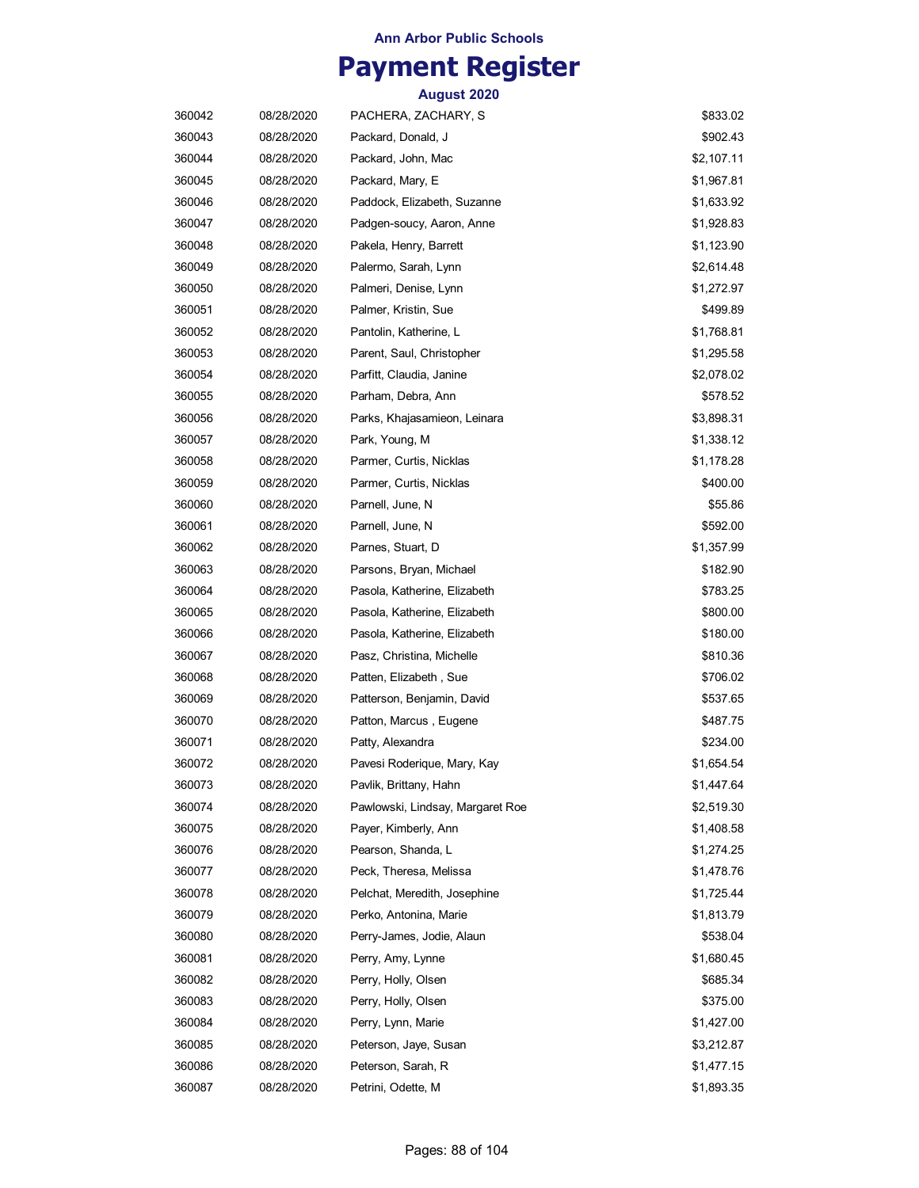Ann Arbor Public Schools

# Payment Register

August 2020

| | | | |
|---|---|---|---|
| 360042 | 08/28/2020 | PACHERA, ZACHARY, S | $833.02 |
| 360043 | 08/28/2020 | Packard, Donald, J | $902.43 |
| 360044 | 08/28/2020 | Packard, John, Mac | $2,107.11 |
| 360045 | 08/28/2020 | Packard, Mary, E | $1,967.81 |
| 360046 | 08/28/2020 | Paddock, Elizabeth, Suzanne | $1,633.92 |
| 360047 | 08/28/2020 | Padgen-soucy, Aaron, Anne | $1,928.83 |
| 360048 | 08/28/2020 | Pakela, Henry, Barrett | $1,123.90 |
| 360049 | 08/28/2020 | Palermo, Sarah, Lynn | $2,614.48 |
| 360050 | 08/28/2020 | Palmeri, Denise, Lynn | $1,272.97 |
| 360051 | 08/28/2020 | Palmer, Kristin, Sue | $499.89 |
| 360052 | 08/28/2020 | Pantolin, Katherine, L | $1,768.81 |
| 360053 | 08/28/2020 | Parent, Saul, Christopher | $1,295.58 |
| 360054 | 08/28/2020 | Parfitt, Claudia, Janine | $2,078.02 |
| 360055 | 08/28/2020 | Parham, Debra, Ann | $578.52 |
| 360056 | 08/28/2020 | Parks, Khajasamieon, Leinara | $3,898.31 |
| 360057 | 08/28/2020 | Park, Young, M | $1,338.12 |
| 360058 | 08/28/2020 | Parmer, Curtis, Nicklas | $1,178.28 |
| 360059 | 08/28/2020 | Parmer, Curtis, Nicklas | $400.00 |
| 360060 | 08/28/2020 | Parnell, June, N | $55.86 |
| 360061 | 08/28/2020 | Parnell, June, N | $592.00 |
| 360062 | 08/28/2020 | Parnes, Stuart, D | $1,357.99 |
| 360063 | 08/28/2020 | Parsons, Bryan, Michael | $182.90 |
| 360064 | 08/28/2020 | Pasola, Katherine, Elizabeth | $783.25 |
| 360065 | 08/28/2020 | Pasola, Katherine, Elizabeth | $800.00 |
| 360066 | 08/28/2020 | Pasola, Katherine, Elizabeth | $180.00 |
| 360067 | 08/28/2020 | Pasz, Christina, Michelle | $810.36 |
| 360068 | 08/28/2020 | Patten, Elizabeth , Sue | $706.02 |
| 360069 | 08/28/2020 | Patterson, Benjamin, David | $537.65 |
| 360070 | 08/28/2020 | Patton, Marcus , Eugene | $487.75 |
| 360071 | 08/28/2020 | Patty, Alexandra | $234.00 |
| 360072 | 08/28/2020 | Pavesi Roderique, Mary, Kay | $1,654.54 |
| 360073 | 08/28/2020 | Pavlik, Brittany, Hahn | $1,447.64 |
| 360074 | 08/28/2020 | Pawlowski, Lindsay, Margaret Roe | $2,519.30 |
| 360075 | 08/28/2020 | Payer, Kimberly, Ann | $1,408.58 |
| 360076 | 08/28/2020 | Pearson, Shanda, L | $1,274.25 |
| 360077 | 08/28/2020 | Peck, Theresa, Melissa | $1,478.76 |
| 360078 | 08/28/2020 | Pelchat, Meredith, Josephine | $1,725.44 |
| 360079 | 08/28/2020 | Perko, Antonina, Marie | $1,813.79 |
| 360080 | 08/28/2020 | Perry-James, Jodie, Alaun | $538.04 |
| 360081 | 08/28/2020 | Perry, Amy, Lynne | $1,680.45 |
| 360082 | 08/28/2020 | Perry, Holly, Olsen | $685.34 |
| 360083 | 08/28/2020 | Perry, Holly, Olsen | $375.00 |
| 360084 | 08/28/2020 | Perry, Lynn, Marie | $1,427.00 |
| 360085 | 08/28/2020 | Peterson, Jaye, Susan | $3,212.87 |
| 360086 | 08/28/2020 | Peterson, Sarah, R | $1,477.15 |
| 360087 | 08/28/2020 | Petrini, Odette, M | $1,893.35 |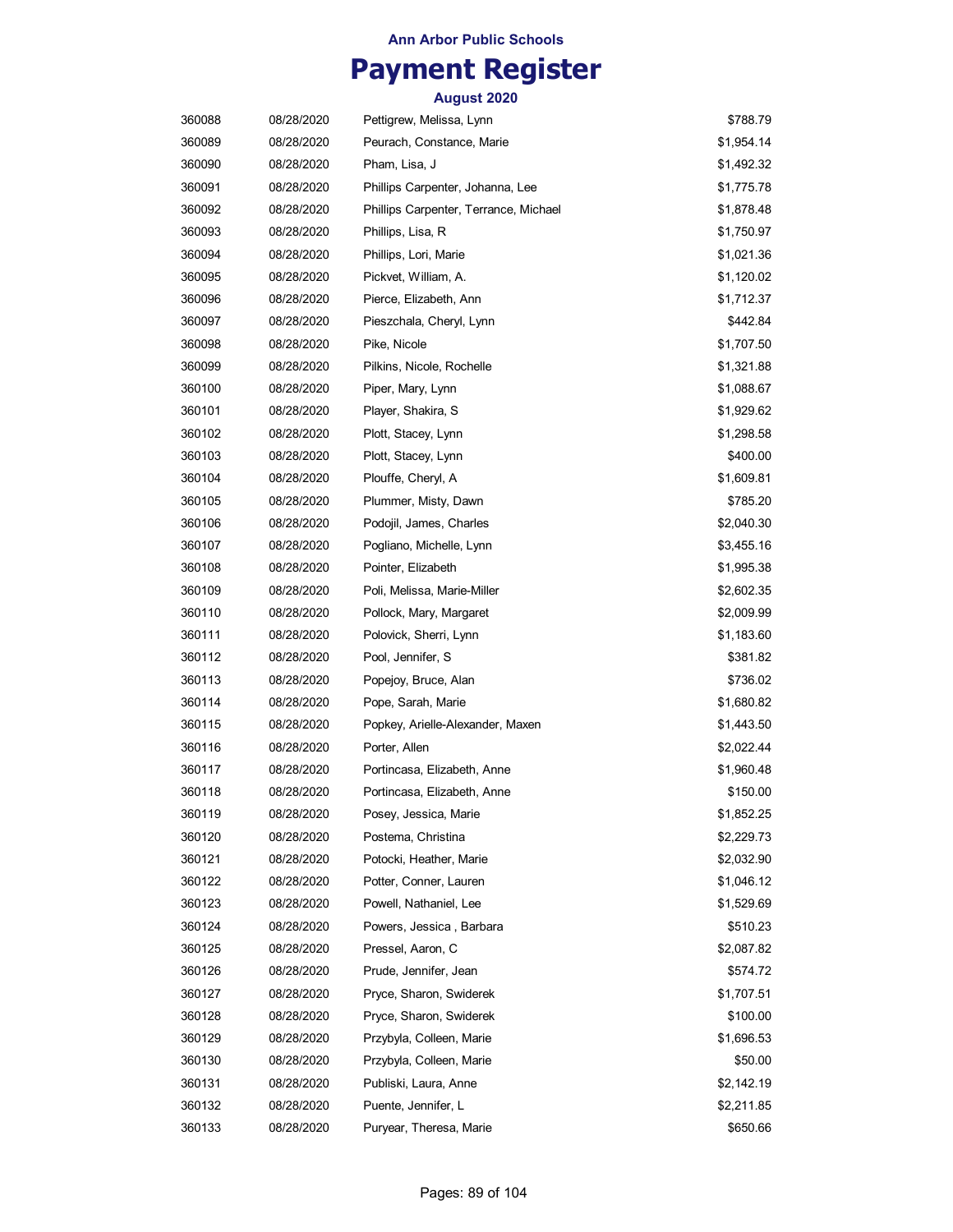**Ann Arbor Public Schools**

# Payment Register

**August 2020**

| | | | |
|---|---|---|---|
| 360088 | 08/28/2020 | Pettigrew, Melissa, Lynn | $788.79 |
| 360089 | 08/28/2020 | Peurach, Constance, Marie | $1,954.14 |
| 360090 | 08/28/2020 | Pham, Lisa, J | $1,492.32 |
| 360091 | 08/28/2020 | Phillips Carpenter, Johanna, Lee | $1,775.78 |
| 360092 | 08/28/2020 | Phillips Carpenter, Terrance, Michael | $1,878.48 |
| 360093 | 08/28/2020 | Phillips, Lisa, R | $1,750.97 |
| 360094 | 08/28/2020 | Phillips, Lori, Marie | $1,021.36 |
| 360095 | 08/28/2020 | Pickvet, William, A. | $1,120.02 |
| 360096 | 08/28/2020 | Pierce, Elizabeth, Ann | $1,712.37 |
| 360097 | 08/28/2020 | Pieszchala, Cheryl, Lynn | $442.84 |
| 360098 | 08/28/2020 | Pike, Nicole | $1,707.50 |
| 360099 | 08/28/2020 | Pilkins, Nicole, Rochelle | $1,321.88 |
| 360100 | 08/28/2020 | Piper, Mary, Lynn | $1,088.67 |
| 360101 | 08/28/2020 | Player, Shakira, S | $1,929.62 |
| 360102 | 08/28/2020 | Plott, Stacey, Lynn | $1,298.58 |
| 360103 | 08/28/2020 | Plott, Stacey, Lynn | $400.00 |
| 360104 | 08/28/2020 | Plouffe, Cheryl, A | $1,609.81 |
| 360105 | 08/28/2020 | Plummer, Misty, Dawn | $785.20 |
| 360106 | 08/28/2020 | Podojil, James, Charles | $2,040.30 |
| 360107 | 08/28/2020 | Pogliano, Michelle, Lynn | $3,455.16 |
| 360108 | 08/28/2020 | Pointer, Elizabeth | $1,995.38 |
| 360109 | 08/28/2020 | Poli, Melissa, Marie-Miller | $2,602.35 |
| 360110 | 08/28/2020 | Pollock, Mary, Margaret | $2,009.99 |
| 360111 | 08/28/2020 | Polovick, Sherri, Lynn | $1,183.60 |
| 360112 | 08/28/2020 | Pool, Jennifer, S | $381.82 |
| 360113 | 08/28/2020 | Popejoy, Bruce, Alan | $736.02 |
| 360114 | 08/28/2020 | Pope, Sarah, Marie | $1,680.82 |
| 360115 | 08/28/2020 | Popkey, Arielle-Alexander, Maxen | $1,443.50 |
| 360116 | 08/28/2020 | Porter, Allen | $2,022.44 |
| 360117 | 08/28/2020 | Portincasa, Elizabeth, Anne | $1,960.48 |
| 360118 | 08/28/2020 | Portincasa, Elizabeth, Anne | $150.00 |
| 360119 | 08/28/2020 | Posey, Jessica, Marie | $1,852.25 |
| 360120 | 08/28/2020 | Postema, Christina | $2,229.73 |
| 360121 | 08/28/2020 | Potocki, Heather, Marie | $2,032.90 |
| 360122 | 08/28/2020 | Potter, Conner, Lauren | $1,046.12 |
| 360123 | 08/28/2020 | Powell, Nathaniel, Lee | $1,529.69 |
| 360124 | 08/28/2020 | Powers, Jessica , Barbara | $510.23 |
| 360125 | 08/28/2020 | Pressel, Aaron, C | $2,087.82 |
| 360126 | 08/28/2020 | Prude, Jennifer, Jean | $574.72 |
| 360127 | 08/28/2020 | Pryce, Sharon, Swiderek | $1,707.51 |
| 360128 | 08/28/2020 | Pryce, Sharon, Swiderek | $100.00 |
| 360129 | 08/28/2020 | Przybyla, Colleen, Marie | $1,696.53 |
| 360130 | 08/28/2020 | Przybyla, Colleen, Marie | $50.00 |
| 360131 | 08/28/2020 | Publiski, Laura, Anne | $2,142.19 |
| 360132 | 08/28/2020 | Puente, Jennifer, L | $2,211.85 |
| 360133 | 08/28/2020 | Puryear, Theresa, Marie | $650.66 |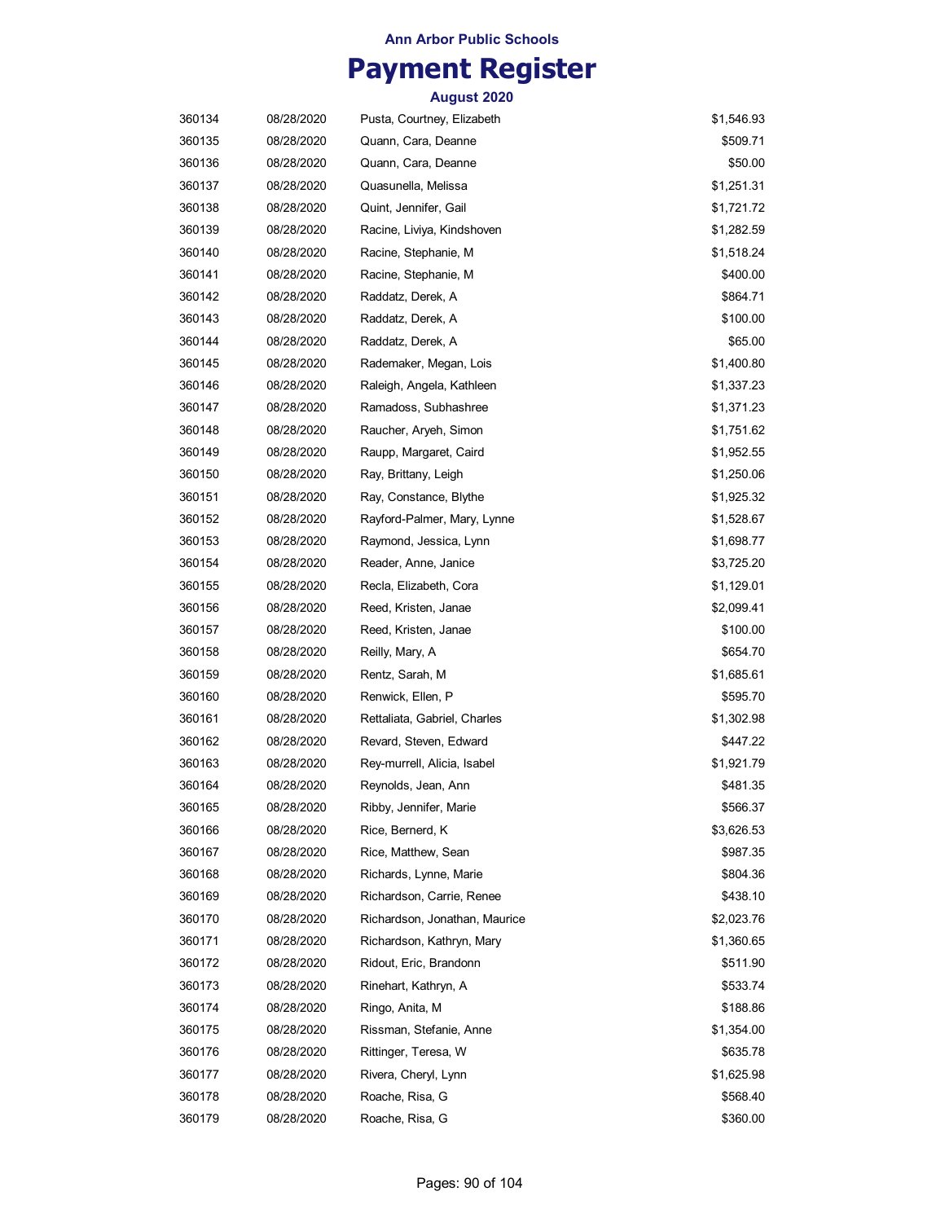# Ann Arbor Public Schools

# Payment Register

### August 2020

| | | | |
|---|---|---|---|
| 360134 | 08/28/2020 | Pusta, Courtney, Elizabeth | $1,546.93 |
| 360135 | 08/28/2020 | Quann, Cara, Deanne | $509.71 |
| 360136 | 08/28/2020 | Quann, Cara, Deanne | $50.00 |
| 360137 | 08/28/2020 | Quasunella, Melissa | $1,251.31 |
| 360138 | 08/28/2020 | Quint, Jennifer, Gail | $1,721.72 |
| 360139 | 08/28/2020 | Racine, Liviya, Kindshoven | $1,282.59 |
| 360140 | 08/28/2020 | Racine, Stephanie, M | $1,518.24 |
| 360141 | 08/28/2020 | Racine, Stephanie, M | $400.00 |
| 360142 | 08/28/2020 | Raddatz, Derek, A | $864.71 |
| 360143 | 08/28/2020 | Raddatz, Derek, A | $100.00 |
| 360144 | 08/28/2020 | Raddatz, Derek, A | $65.00 |
| 360145 | 08/28/2020 | Rademaker, Megan, Lois | $1,400.80 |
| 360146 | 08/28/2020 | Raleigh, Angela, Kathleen | $1,337.23 |
| 360147 | 08/28/2020 | Ramadoss, Subhashree | $1,371.23 |
| 360148 | 08/28/2020 | Raucher, Aryeh, Simon | $1,751.62 |
| 360149 | 08/28/2020 | Raupp, Margaret, Caird | $1,952.55 |
| 360150 | 08/28/2020 | Ray, Brittany, Leigh | $1,250.06 |
| 360151 | 08/28/2020 | Ray, Constance, Blythe | $1,925.32 |
| 360152 | 08/28/2020 | Rayford-Palmer, Mary, Lynne | $1,528.67 |
| 360153 | 08/28/2020 | Raymond, Jessica, Lynn | $1,698.77 |
| 360154 | 08/28/2020 | Reader, Anne, Janice | $3,725.20 |
| 360155 | 08/28/2020 | Recla, Elizabeth, Cora | $1,129.01 |
| 360156 | 08/28/2020 | Reed, Kristen, Janae | $2,099.41 |
| 360157 | 08/28/2020 | Reed, Kristen, Janae | $100.00 |
| 360158 | 08/28/2020 | Reilly, Mary, A | $654.70 |
| 360159 | 08/28/2020 | Rentz, Sarah, M | $1,685.61 |
| 360160 | 08/28/2020 | Renwick, Ellen, P | $595.70 |
| 360161 | 08/28/2020 | Rettaliata, Gabriel, Charles | $1,302.98 |
| 360162 | 08/28/2020 | Revard, Steven, Edward | $447.22 |
| 360163 | 08/28/2020 | Rey-murrell, Alicia, Isabel | $1,921.79 |
| 360164 | 08/28/2020 | Reynolds, Jean, Ann | $481.35 |
| 360165 | 08/28/2020 | Ribby, Jennifer, Marie | $566.37 |
| 360166 | 08/28/2020 | Rice, Bernerd, K | $3,626.53 |
| 360167 | 08/28/2020 | Rice, Matthew, Sean | $987.35 |
| 360168 | 08/28/2020 | Richards, Lynne, Marie | $804.36 |
| 360169 | 08/28/2020 | Richardson, Carrie, Renee | $438.10 |
| 360170 | 08/28/2020 | Richardson, Jonathan, Maurice | $2,023.76 |
| 360171 | 08/28/2020 | Richardson, Kathryn, Mary | $1,360.65 |
| 360172 | 08/28/2020 | Ridout, Eric, Brandonn | $511.90 |
| 360173 | 08/28/2020 | Rinehart, Kathryn, A | $533.74 |
| 360174 | 08/28/2020 | Ringo, Anita, M | $188.86 |
| 360175 | 08/28/2020 | Rissman, Stefanie, Anne | $1,354.00 |
| 360176 | 08/28/2020 | Rittinger, Teresa, W | $635.78 |
| 360177 | 08/28/2020 | Rivera, Cheryl, Lynn | $1,625.98 |
| 360178 | 08/28/2020 | Roache, Risa, G | $568.40 |
| 360179 | 08/28/2020 | Roache, Risa, G | $360.00 |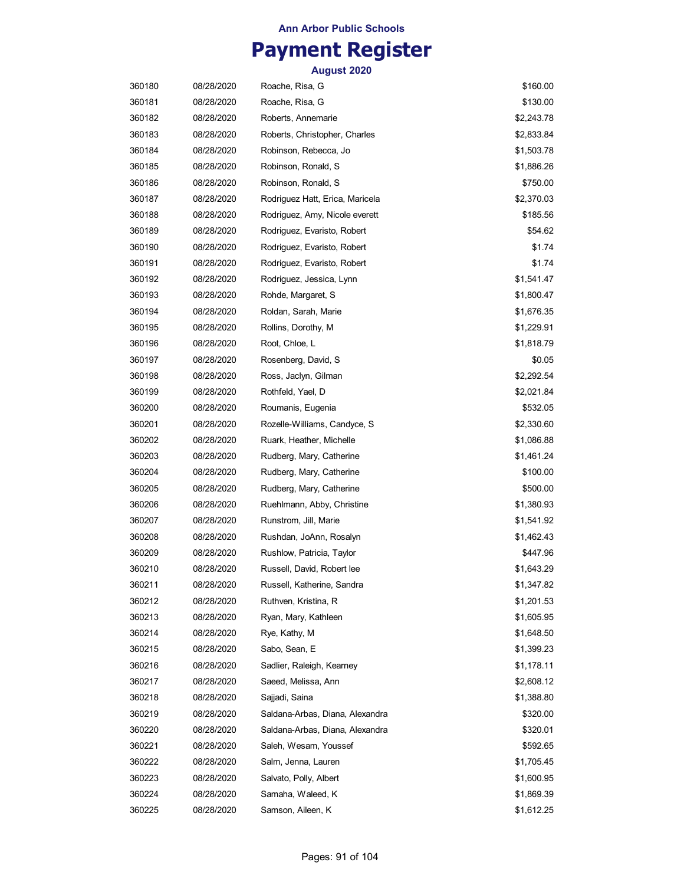# Ann Arbor Public Schools

# Payment Register

## August 2020

| | | | |
|---|---|---|---|
| 360180 | 08/28/2020 | Roache, Risa, G | $160.00 |
| 360181 | 08/28/2020 | Roache, Risa, G | $130.00 |
| 360182 | 08/28/2020 | Roberts, Annemarie | $2,243.78 |
| 360183 | 08/28/2020 | Roberts, Christopher, Charles | $2,833.84 |
| 360184 | 08/28/2020 | Robinson, Rebecca, Jo | $1,503.78 |
| 360185 | 08/28/2020 | Robinson, Ronald, S | $1,886.26 |
| 360186 | 08/28/2020 | Robinson, Ronald, S | $750.00 |
| 360187 | 08/28/2020 | Rodriguez Hatt, Erica, Maricela | $2,370.03 |
| 360188 | 08/28/2020 | Rodriguez, Amy, Nicole everett | $185.56 |
| 360189 | 08/28/2020 | Rodriguez, Evaristo, Robert | $54.62 |
| 360190 | 08/28/2020 | Rodriguez, Evaristo, Robert | $1.74 |
| 360191 | 08/28/2020 | Rodriguez, Evaristo, Robert | $1.74 |
| 360192 | 08/28/2020 | Rodriguez, Jessica, Lynn | $1,541.47 |
| 360193 | 08/28/2020 | Rohde, Margaret, S | $1,800.47 |
| 360194 | 08/28/2020 | Roldan, Sarah, Marie | $1,676.35 |
| 360195 | 08/28/2020 | Rollins, Dorothy, M | $1,229.91 |
| 360196 | 08/28/2020 | Root, Chloe, L | $1,818.79 |
| 360197 | 08/28/2020 | Rosenberg, David, S | $0.05 |
| 360198 | 08/28/2020 | Ross, Jaclyn, Gilman | $2,292.54 |
| 360199 | 08/28/2020 | Rothfeld, Yael, D | $2,021.84 |
| 360200 | 08/28/2020 | Roumanis, Eugenia | $532.05 |
| 360201 | 08/28/2020 | Rozelle-Williams, Candyce, S | $2,330.60 |
| 360202 | 08/28/2020 | Ruark, Heather, Michelle | $1,086.88 |
| 360203 | 08/28/2020 | Rudberg, Mary, Catherine | $1,461.24 |
| 360204 | 08/28/2020 | Rudberg, Mary, Catherine | $100.00 |
| 360205 | 08/28/2020 | Rudberg, Mary, Catherine | $500.00 |
| 360206 | 08/28/2020 | Ruehlmann, Abby, Christine | $1,380.93 |
| 360207 | 08/28/2020 | Runstrom, Jill, Marie | $1,541.92 |
| 360208 | 08/28/2020 | Rushdan, JoAnn, Rosalyn | $1,462.43 |
| 360209 | 08/28/2020 | Rushlow, Patricia, Taylor | $447.96 |
| 360210 | 08/28/2020 | Russell, David, Robert lee | $1,643.29 |
| 360211 | 08/28/2020 | Russell, Katherine, Sandra | $1,347.82 |
| 360212 | 08/28/2020 | Ruthven, Kristina, R | $1,201.53 |
| 360213 | 08/28/2020 | Ryan, Mary, Kathleen | $1,605.95 |
| 360214 | 08/28/2020 | Rye, Kathy, M | $1,648.50 |
| 360215 | 08/28/2020 | Sabo, Sean, E | $1,399.23 |
| 360216 | 08/28/2020 | Sadlier, Raleigh, Kearney | $1,178.11 |
| 360217 | 08/28/2020 | Saeed, Melissa, Ann | $2,608.12 |
| 360218 | 08/28/2020 | Sajjadi, Saina | $1,388.80 |
| 360219 | 08/28/2020 | Saldana-Arbas, Diana, Alexandra | $320.00 |
| 360220 | 08/28/2020 | Saldana-Arbas, Diana, Alexandra | $320.01 |
| 360221 | 08/28/2020 | Saleh, Wesam, Youssef | $592.65 |
| 360222 | 08/28/2020 | Salm, Jenna, Lauren | $1,705.45 |
| 360223 | 08/28/2020 | Salvato, Polly, Albert | $1,600.95 |
| 360224 | 08/28/2020 | Samaha, Waleed, K | $1,869.39 |
| 360225 | 08/28/2020 | Samson, Aileen, K | $1,612.25 |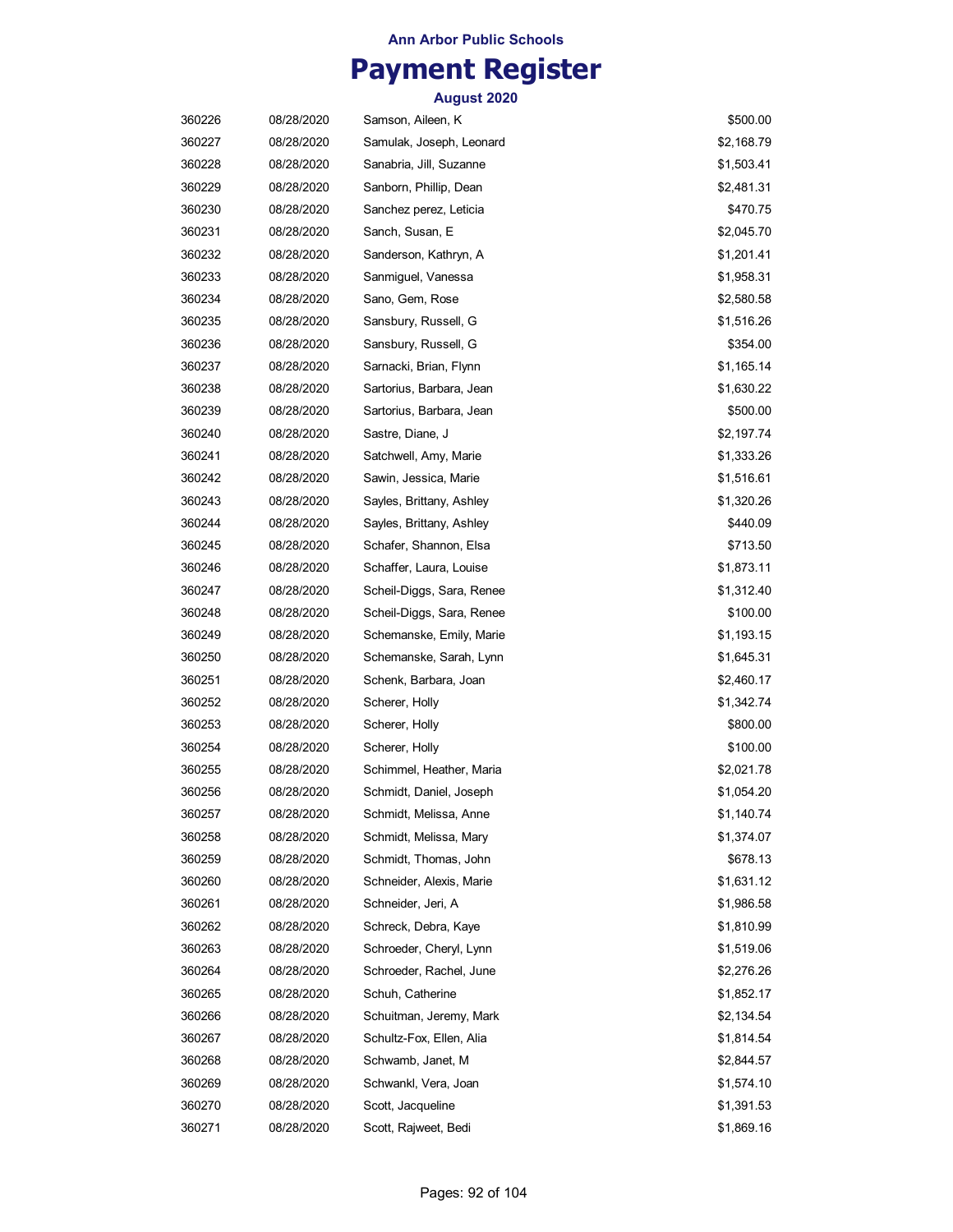**Ann Arbor Public Schools**

# Payment Register

**August 2020**

| | | | |
|---|---|---|---|
| 360226 | 08/28/2020 | Samson, Aileen, K | $500.00 |
| 360227 | 08/28/2020 | Samulak, Joseph, Leonard | $2,168.79 |
| 360228 | 08/28/2020 | Sanabria, Jill, Suzanne | $1,503.41 |
| 360229 | 08/28/2020 | Sanborn, Phillip, Dean | $2,481.31 |
| 360230 | 08/28/2020 | Sanchez perez, Leticia | $470.75 |
| 360231 | 08/28/2020 | Sanch, Susan, E | $2,045.70 |
| 360232 | 08/28/2020 | Sanderson, Kathryn, A | $1,201.41 |
| 360233 | 08/28/2020 | Sanmiguel, Vanessa | $1,958.31 |
| 360234 | 08/28/2020 | Sano, Gem, Rose | $2,580.58 |
| 360235 | 08/28/2020 | Sansbury, Russell, G | $1,516.26 |
| 360236 | 08/28/2020 | Sansbury, Russell, G | $354.00 |
| 360237 | 08/28/2020 | Sarnacki, Brian, Flynn | $1,165.14 |
| 360238 | 08/28/2020 | Sartorius, Barbara, Jean | $1,630.22 |
| 360239 | 08/28/2020 | Sartorius, Barbara, Jean | $500.00 |
| 360240 | 08/28/2020 | Sastre, Diane, J | $2,197.74 |
| 360241 | 08/28/2020 | Satchwell, Amy, Marie | $1,333.26 |
| 360242 | 08/28/2020 | Sawin, Jessica, Marie | $1,516.61 |
| 360243 | 08/28/2020 | Sayles, Brittany, Ashley | $1,320.26 |
| 360244 | 08/28/2020 | Sayles, Brittany, Ashley | $440.09 |
| 360245 | 08/28/2020 | Schafer, Shannon, Elsa | $713.50 |
| 360246 | 08/28/2020 | Schaffer, Laura, Louise | $1,873.11 |
| 360247 | 08/28/2020 | Scheil-Diggs, Sara, Renee | $1,312.40 |
| 360248 | 08/28/2020 | Scheil-Diggs, Sara, Renee | $100.00 |
| 360249 | 08/28/2020 | Schemanske, Emily, Marie | $1,193.15 |
| 360250 | 08/28/2020 | Schemanske, Sarah, Lynn | $1,645.31 |
| 360251 | 08/28/2020 | Schenk, Barbara, Joan | $2,460.17 |
| 360252 | 08/28/2020 | Scherer, Holly | $1,342.74 |
| 360253 | 08/28/2020 | Scherer, Holly | $800.00 |
| 360254 | 08/28/2020 | Scherer, Holly | $100.00 |
| 360255 | 08/28/2020 | Schimmel, Heather, Maria | $2,021.78 |
| 360256 | 08/28/2020 | Schmidt, Daniel, Joseph | $1,054.20 |
| 360257 | 08/28/2020 | Schmidt, Melissa, Anne | $1,140.74 |
| 360258 | 08/28/2020 | Schmidt, Melissa, Mary | $1,374.07 |
| 360259 | 08/28/2020 | Schmidt, Thomas, John | $678.13 |
| 360260 | 08/28/2020 | Schneider, Alexis, Marie | $1,631.12 |
| 360261 | 08/28/2020 | Schneider, Jeri, A | $1,986.58 |
| 360262 | 08/28/2020 | Schreck, Debra, Kaye | $1,810.99 |
| 360263 | 08/28/2020 | Schroeder, Cheryl, Lynn | $1,519.06 |
| 360264 | 08/28/2020 | Schroeder, Rachel, June | $2,276.26 |
| 360265 | 08/28/2020 | Schuh, Catherine | $1,852.17 |
| 360266 | 08/28/2020 | Schuitman, Jeremy, Mark | $2,134.54 |
| 360267 | 08/28/2020 | Schultz-Fox, Ellen, Alia | $1,814.54 |
| 360268 | 08/28/2020 | Schwamb, Janet, M | $2,844.57 |
| 360269 | 08/28/2020 | Schwankl, Vera, Joan | $1,574.10 |
| 360270 | 08/28/2020 | Scott, Jacqueline | $1,391.53 |
| 360271 | 08/28/2020 | Scott, Rajweet, Bedi | $1,869.16 |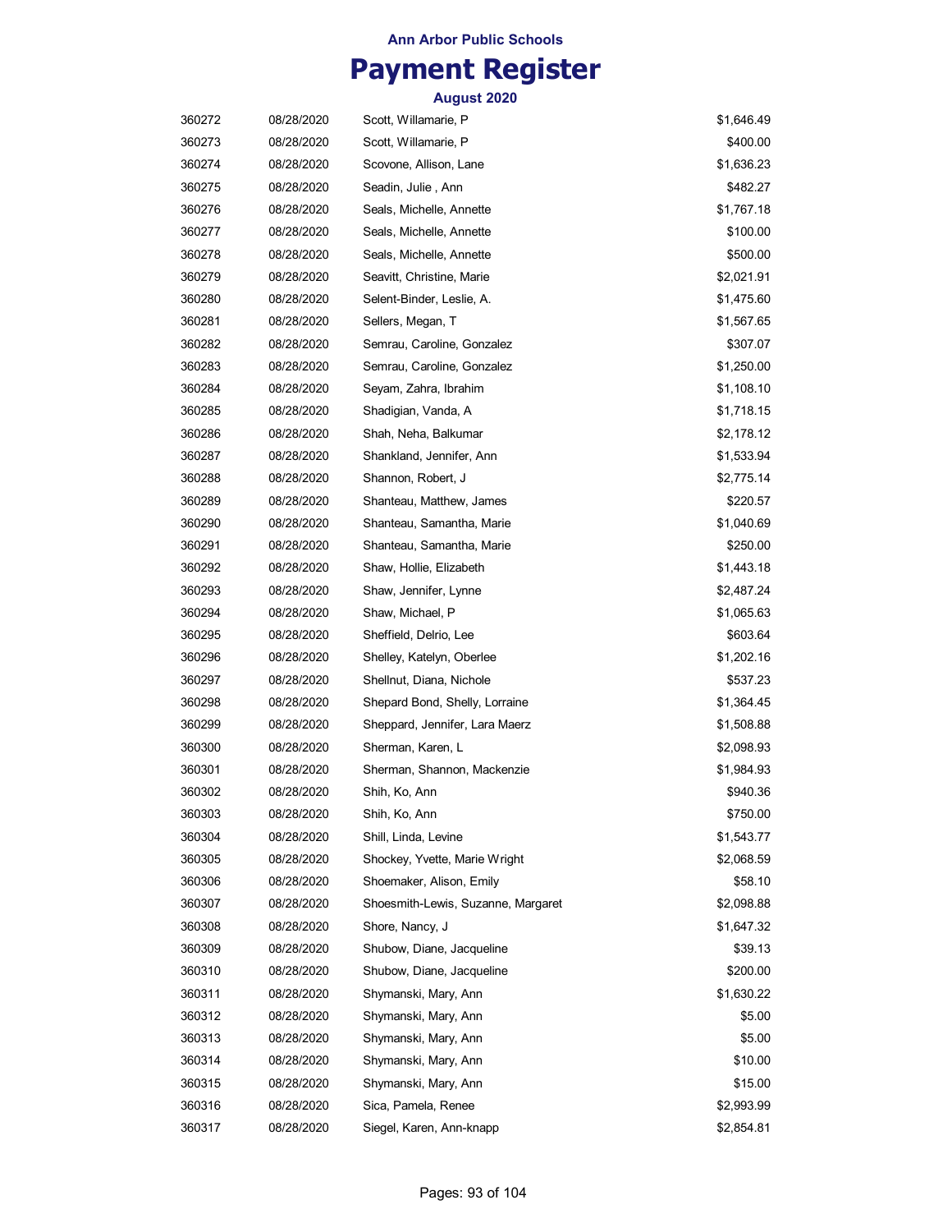**Ann Arbor Public Schools**

# Payment Register

**August 2020**

| | | | |
|---|---|---|---|
| 360272 | 08/28/2020 | Scott, Willamarie, P | $1,646.49 |
| 360273 | 08/28/2020 | Scott, Willamarie, P | $400.00 |
| 360274 | 08/28/2020 | Scovone, Allison, Lane | $1,636.23 |
| 360275 | 08/28/2020 | Seadin, Julie , Ann | $482.27 |
| 360276 | 08/28/2020 | Seals, Michelle, Annette | $1,767.18 |
| 360277 | 08/28/2020 | Seals, Michelle, Annette | $100.00 |
| 360278 | 08/28/2020 | Seals, Michelle, Annette | $500.00 |
| 360279 | 08/28/2020 | Seavitt, Christine, Marie | $2,021.91 |
| 360280 | 08/28/2020 | Selent-Binder, Leslie, A. | $1,475.60 |
| 360281 | 08/28/2020 | Sellers, Megan, T | $1,567.65 |
| 360282 | 08/28/2020 | Semrau, Caroline, Gonzalez | $307.07 |
| 360283 | 08/28/2020 | Semrau, Caroline, Gonzalez | $1,250.00 |
| 360284 | 08/28/2020 | Seyam, Zahra, Ibrahim | $1,108.10 |
| 360285 | 08/28/2020 | Shadigian, Vanda, A | $1,718.15 |
| 360286 | 08/28/2020 | Shah, Neha, Balkumar | $2,178.12 |
| 360287 | 08/28/2020 | Shankland, Jennifer, Ann | $1,533.94 |
| 360288 | 08/28/2020 | Shannon, Robert, J | $2,775.14 |
| 360289 | 08/28/2020 | Shanteau, Matthew, James | $220.57 |
| 360290 | 08/28/2020 | Shanteau, Samantha, Marie | $1,040.69 |
| 360291 | 08/28/2020 | Shanteau, Samantha, Marie | $250.00 |
| 360292 | 08/28/2020 | Shaw, Hollie, Elizabeth | $1,443.18 |
| 360293 | 08/28/2020 | Shaw, Jennifer, Lynne | $2,487.24 |
| 360294 | 08/28/2020 | Shaw, Michael, P | $1,065.63 |
| 360295 | 08/28/2020 | Sheffield, Delrio, Lee | $603.64 |
| 360296 | 08/28/2020 | Shelley, Katelyn, Oberlee | $1,202.16 |
| 360297 | 08/28/2020 | Shellnut, Diana, Nichole | $537.23 |
| 360298 | 08/28/2020 | Shepard Bond, Shelly, Lorraine | $1,364.45 |
| 360299 | 08/28/2020 | Sheppard, Jennifer, Lara Maerz | $1,508.88 |
| 360300 | 08/28/2020 | Sherman, Karen, L | $2,098.93 |
| 360301 | 08/28/2020 | Sherman, Shannon, Mackenzie | $1,984.93 |
| 360302 | 08/28/2020 | Shih, Ko, Ann | $940.36 |
| 360303 | 08/28/2020 | Shih, Ko, Ann | $750.00 |
| 360304 | 08/28/2020 | Shill, Linda, Levine | $1,543.77 |
| 360305 | 08/28/2020 | Shockey, Yvette, Marie Wright | $2,068.59 |
| 360306 | 08/28/2020 | Shoemaker, Alison, Emily | $58.10 |
| 360307 | 08/28/2020 | Shoesmith-Lewis, Suzanne, Margaret | $2,098.88 |
| 360308 | 08/28/2020 | Shore, Nancy, J | $1,647.32 |
| 360309 | 08/28/2020 | Shubow, Diane, Jacqueline | $39.13 |
| 360310 | 08/28/2020 | Shubow, Diane, Jacqueline | $200.00 |
| 360311 | 08/28/2020 | Shymanski, Mary, Ann | $1,630.22 |
| 360312 | 08/28/2020 | Shymanski, Mary, Ann | $5.00 |
| 360313 | 08/28/2020 | Shymanski, Mary, Ann | $5.00 |
| 360314 | 08/28/2020 | Shymanski, Mary, Ann | $10.00 |
| 360315 | 08/28/2020 | Shymanski, Mary, Ann | $15.00 |
| 360316 | 08/28/2020 | Sica, Pamela, Renee | $2,993.99 |
| 360317 | 08/28/2020 | Siegel, Karen, Ann-knapp | $2,854.81 |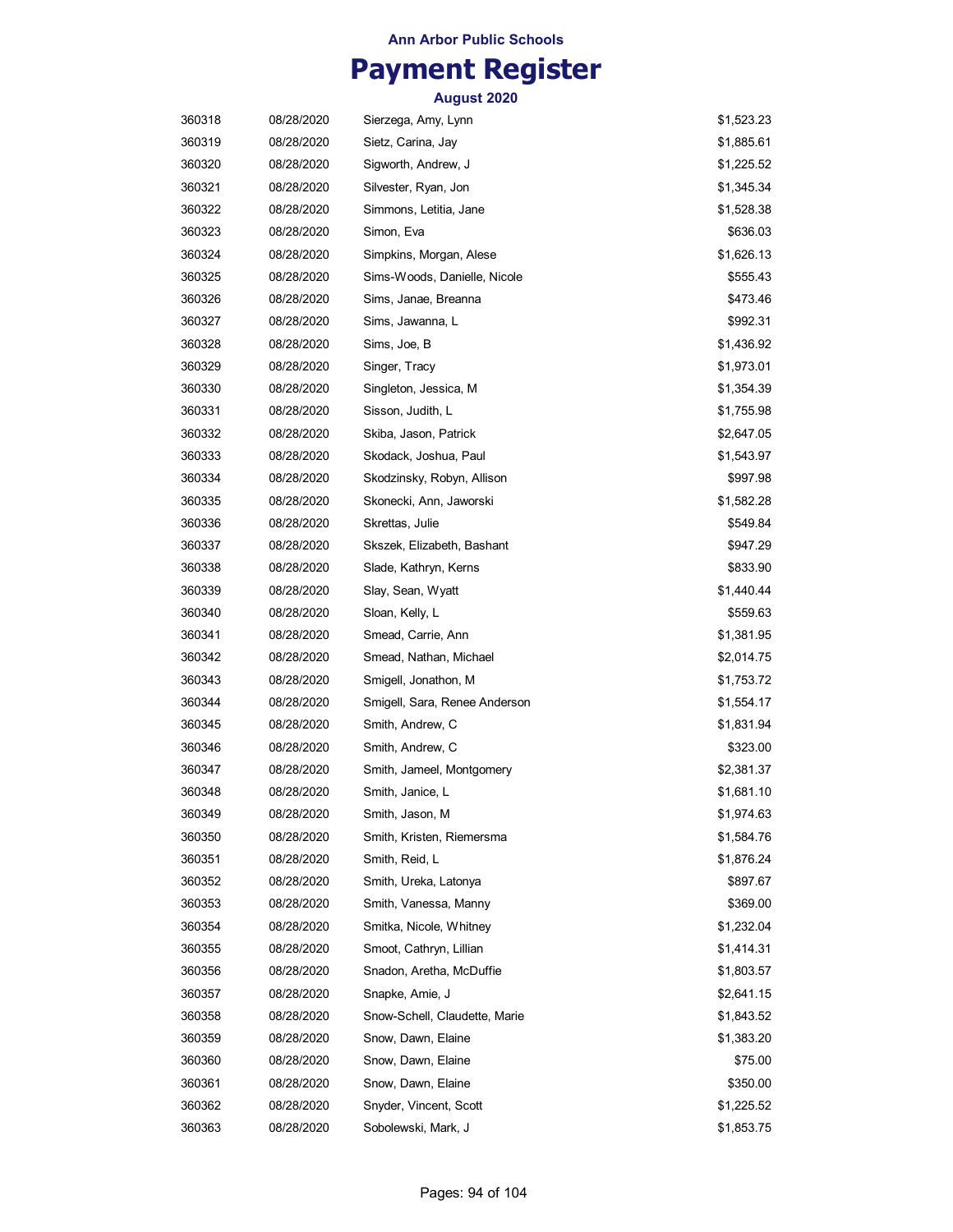Ann Arbor Public Schools

# Payment Register

August 2020

| | | | |
|---|---|---|---|
| 360318 | 08/28/2020 | Sierzega, Amy, Lynn | $1,523.23 |
| 360319 | 08/28/2020 | Sietz, Carina, Jay | $1,885.61 |
| 360320 | 08/28/2020 | Sigworth, Andrew, J | $1,225.52 |
| 360321 | 08/28/2020 | Silvester, Ryan, Jon | $1,345.34 |
| 360322 | 08/28/2020 | Simmons, Letitia, Jane | $1,528.38 |
| 360323 | 08/28/2020 | Simon, Eva | $636.03 |
| 360324 | 08/28/2020 | Simpkins, Morgan, Alese | $1,626.13 |
| 360325 | 08/28/2020 | Sims-Woods, Danielle, Nicole | $555.43 |
| 360326 | 08/28/2020 | Sims, Janae, Breanna | $473.46 |
| 360327 | 08/28/2020 | Sims, Jawanna, L | $992.31 |
| 360328 | 08/28/2020 | Sims, Joe, B | $1,436.92 |
| 360329 | 08/28/2020 | Singer, Tracy | $1,973.01 |
| 360330 | 08/28/2020 | Singleton, Jessica, M | $1,354.39 |
| 360331 | 08/28/2020 | Sisson, Judith, L | $1,755.98 |
| 360332 | 08/28/2020 | Skiba, Jason, Patrick | $2,647.05 |
| 360333 | 08/28/2020 | Skodack, Joshua, Paul | $1,543.97 |
| 360334 | 08/28/2020 | Skodzinsky, Robyn, Allison | $997.98 |
| 360335 | 08/28/2020 | Skonecki, Ann, Jaworski | $1,582.28 |
| 360336 | 08/28/2020 | Skrettas, Julie | $549.84 |
| 360337 | 08/28/2020 | Skszek, Elizabeth, Bashant | $947.29 |
| 360338 | 08/28/2020 | Slade, Kathryn, Kerns | $833.90 |
| 360339 | 08/28/2020 | Slay, Sean, Wyatt | $1,440.44 |
| 360340 | 08/28/2020 | Sloan, Kelly, L | $559.63 |
| 360341 | 08/28/2020 | Smead, Carrie, Ann | $1,381.95 |
| 360342 | 08/28/2020 | Smead, Nathan, Michael | $2,014.75 |
| 360343 | 08/28/2020 | Smigell, Jonathon, M | $1,753.72 |
| 360344 | 08/28/2020 | Smigell, Sara, Renee Anderson | $1,554.17 |
| 360345 | 08/28/2020 | Smith, Andrew, C | $1,831.94 |
| 360346 | 08/28/2020 | Smith, Andrew, C | $323.00 |
| 360347 | 08/28/2020 | Smith, Jameel, Montgomery | $2,381.37 |
| 360348 | 08/28/2020 | Smith, Janice, L | $1,681.10 |
| 360349 | 08/28/2020 | Smith, Jason, M | $1,974.63 |
| 360350 | 08/28/2020 | Smith, Kristen, Riemersma | $1,584.76 |
| 360351 | 08/28/2020 | Smith, Reid, L | $1,876.24 |
| 360352 | 08/28/2020 | Smith, Ureka, Latonya | $897.67 |
| 360353 | 08/28/2020 | Smith, Vanessa, Manny | $369.00 |
| 360354 | 08/28/2020 | Smitka, Nicole, Whitney | $1,232.04 |
| 360355 | 08/28/2020 | Smoot, Cathryn, Lillian | $1,414.31 |
| 360356 | 08/28/2020 | Snadon, Aretha, McDuffie | $1,803.57 |
| 360357 | 08/28/2020 | Snapke, Amie, J | $2,641.15 |
| 360358 | 08/28/2020 | Snow-Schell, Claudette, Marie | $1,843.52 |
| 360359 | 08/28/2020 | Snow, Dawn, Elaine | $1,383.20 |
| 360360 | 08/28/2020 | Snow, Dawn, Elaine | $75.00 |
| 360361 | 08/28/2020 | Snow, Dawn, Elaine | $350.00 |
| 360362 | 08/28/2020 | Snyder, Vincent, Scott | $1,225.52 |
| 360363 | 08/28/2020 | Sobolewski, Mark, J | $1,853.75 |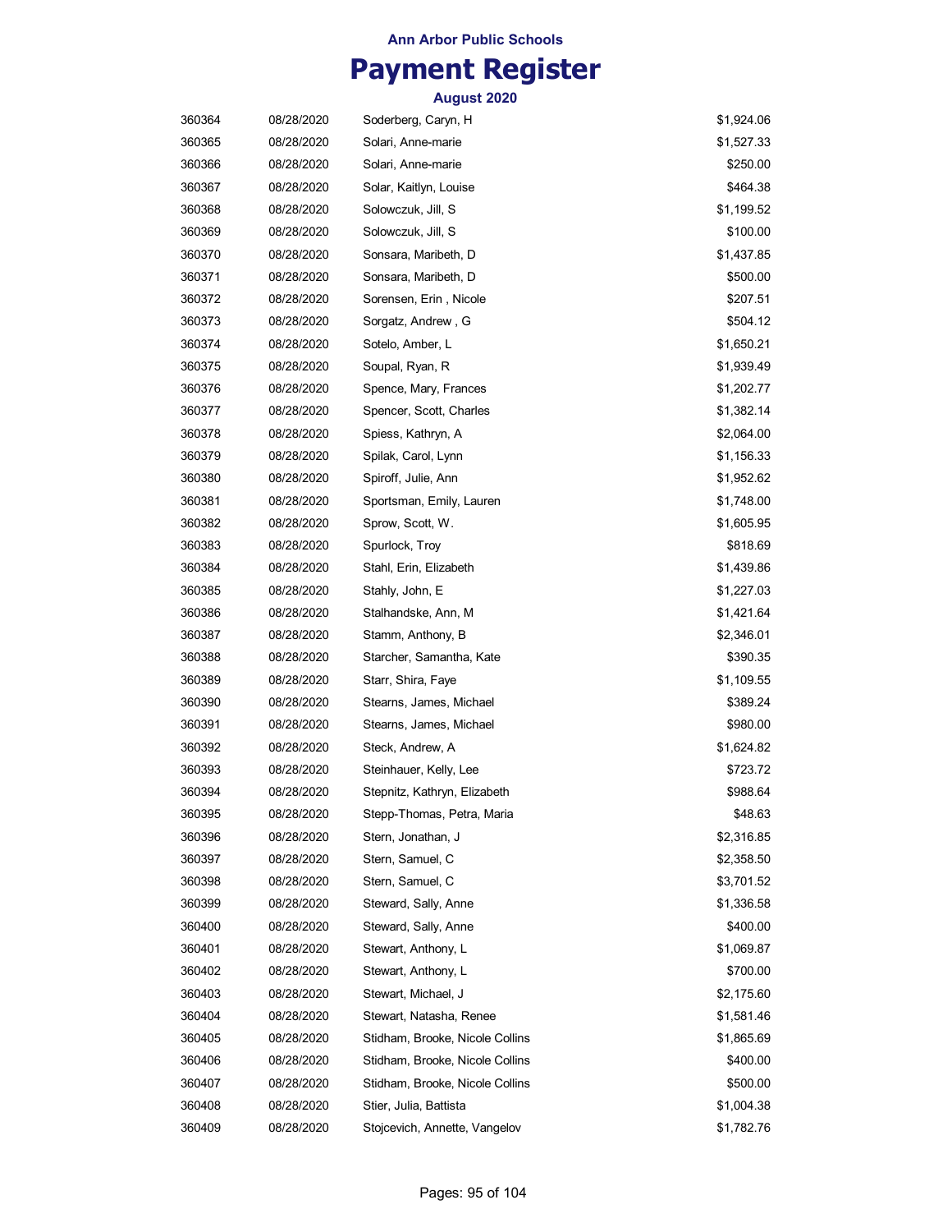Ann Arbor Public Schools

# Payment Register

August 2020

| | | | |
|---|---|---|---|
| 360364 | 08/28/2020 | Soderberg, Caryn, H | $1,924.06 |
| 360365 | 08/28/2020 | Solari, Anne-marie | $1,527.33 |
| 360366 | 08/28/2020 | Solari, Anne-marie | $250.00 |
| 360367 | 08/28/2020 | Solar, Kaitlyn, Louise | $464.38 |
| 360368 | 08/28/2020 | Solowczuk, Jill, S | $1,199.52 |
| 360369 | 08/28/2020 | Solowczuk, Jill, S | $100.00 |
| 360370 | 08/28/2020 | Sonsara, Maribeth, D | $1,437.85 |
| 360371 | 08/28/2020 | Sonsara, Maribeth, D | $500.00 |
| 360372 | 08/28/2020 | Sorensen, Erin , Nicole | $207.51 |
| 360373 | 08/28/2020 | Sorgatz, Andrew , G | $504.12 |
| 360374 | 08/28/2020 | Sotelo, Amber, L | $1,650.21 |
| 360375 | 08/28/2020 | Soupal, Ryan, R | $1,939.49 |
| 360376 | 08/28/2020 | Spence, Mary, Frances | $1,202.77 |
| 360377 | 08/28/2020 | Spencer, Scott, Charles | $1,382.14 |
| 360378 | 08/28/2020 | Spiess, Kathryn, A | $2,064.00 |
| 360379 | 08/28/2020 | Spilak, Carol, Lynn | $1,156.33 |
| 360380 | 08/28/2020 | Spiroff, Julie, Ann | $1,952.62 |
| 360381 | 08/28/2020 | Sportsman, Emily, Lauren | $1,748.00 |
| 360382 | 08/28/2020 | Sprow, Scott, W. | $1,605.95 |
| 360383 | 08/28/2020 | Spurlock, Troy | $818.69 |
| 360384 | 08/28/2020 | Stahl, Erin, Elizabeth | $1,439.86 |
| 360385 | 08/28/2020 | Stahly, John, E | $1,227.03 |
| 360386 | 08/28/2020 | Stalhandske, Ann, M | $1,421.64 |
| 360387 | 08/28/2020 | Stamm, Anthony, B | $2,346.01 |
| 360388 | 08/28/2020 | Starcher, Samantha, Kate | $390.35 |
| 360389 | 08/28/2020 | Starr, Shira, Faye | $1,109.55 |
| 360390 | 08/28/2020 | Stearns, James, Michael | $389.24 |
| 360391 | 08/28/2020 | Stearns, James, Michael | $980.00 |
| 360392 | 08/28/2020 | Steck, Andrew, A | $1,624.82 |
| 360393 | 08/28/2020 | Steinhauer, Kelly, Lee | $723.72 |
| 360394 | 08/28/2020 | Stepnitz, Kathryn, Elizabeth | $988.64 |
| 360395 | 08/28/2020 | Stepp-Thomas, Petra, Maria | $48.63 |
| 360396 | 08/28/2020 | Stern, Jonathan, J | $2,316.85 |
| 360397 | 08/28/2020 | Stern, Samuel, C | $2,358.50 |
| 360398 | 08/28/2020 | Stern, Samuel, C | $3,701.52 |
| 360399 | 08/28/2020 | Steward, Sally, Anne | $1,336.58 |
| 360400 | 08/28/2020 | Steward, Sally, Anne | $400.00 |
| 360401 | 08/28/2020 | Stewart, Anthony, L | $1,069.87 |
| 360402 | 08/28/2020 | Stewart, Anthony, L | $700.00 |
| 360403 | 08/28/2020 | Stewart, Michael, J | $2,175.60 |
| 360404 | 08/28/2020 | Stewart, Natasha, Renee | $1,581.46 |
| 360405 | 08/28/2020 | Stidham, Brooke, Nicole Collins | $1,865.69 |
| 360406 | 08/28/2020 | Stidham, Brooke, Nicole Collins | $400.00 |
| 360407 | 08/28/2020 | Stidham, Brooke, Nicole Collins | $500.00 |
| 360408 | 08/28/2020 | Stier, Julia, Battista | $1,004.38 |
| 360409 | 08/28/2020 | Stojcevich, Annette, Vangelov | $1,782.76 |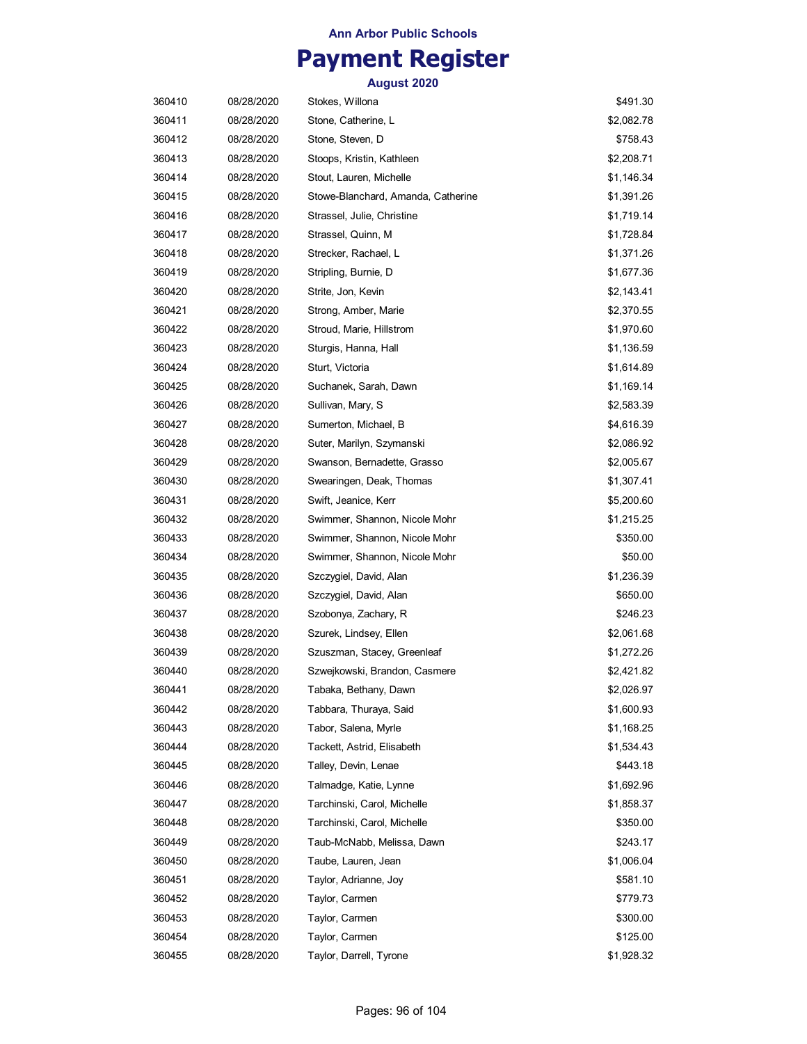Ann Arbor Public Schools

# Payment Register

August 2020

| | | | |
|---|---|---|---|
| 360410 | 08/28/2020 | Stokes, Willona | $491.30 |
| 360411 | 08/28/2020 | Stone, Catherine, L | $2,082.78 |
| 360412 | 08/28/2020 | Stone, Steven, D | $758.43 |
| 360413 | 08/28/2020 | Stoops, Kristin, Kathleen | $2,208.71 |
| 360414 | 08/28/2020 | Stout, Lauren, Michelle | $1,146.34 |
| 360415 | 08/28/2020 | Stowe-Blanchard, Amanda, Catherine | $1,391.26 |
| 360416 | 08/28/2020 | Strassel, Julie, Christine | $1,719.14 |
| 360417 | 08/28/2020 | Strassel, Quinn, M | $1,728.84 |
| 360418 | 08/28/2020 | Strecker, Rachael, L | $1,371.26 |
| 360419 | 08/28/2020 | Stripling, Burnie, D | $1,677.36 |
| 360420 | 08/28/2020 | Strite, Jon, Kevin | $2,143.41 |
| 360421 | 08/28/2020 | Strong, Amber, Marie | $2,370.55 |
| 360422 | 08/28/2020 | Stroud, Marie, Hillstrom | $1,970.60 |
| 360423 | 08/28/2020 | Sturgis, Hanna, Hall | $1,136.59 |
| 360424 | 08/28/2020 | Sturt, Victoria | $1,614.89 |
| 360425 | 08/28/2020 | Suchanek, Sarah, Dawn | $1,169.14 |
| 360426 | 08/28/2020 | Sullivan, Mary, S | $2,583.39 |
| 360427 | 08/28/2020 | Sumerton, Michael, B | $4,616.39 |
| 360428 | 08/28/2020 | Suter, Marilyn, Szymanski | $2,086.92 |
| 360429 | 08/28/2020 | Swanson, Bernadette, Grasso | $2,005.67 |
| 360430 | 08/28/2020 | Swearingen, Deak, Thomas | $1,307.41 |
| 360431 | 08/28/2020 | Swift, Jeanice, Kerr | $5,200.60 |
| 360432 | 08/28/2020 | Swimmer, Shannon, Nicole Mohr | $1,215.25 |
| 360433 | 08/28/2020 | Swimmer, Shannon, Nicole Mohr | $350.00 |
| 360434 | 08/28/2020 | Swimmer, Shannon, Nicole Mohr | $50.00 |
| 360435 | 08/28/2020 | Szczygiel, David, Alan | $1,236.39 |
| 360436 | 08/28/2020 | Szczygiel, David, Alan | $650.00 |
| 360437 | 08/28/2020 | Szobonya, Zachary, R | $246.23 |
| 360438 | 08/28/2020 | Szurek, Lindsey, Ellen | $2,061.68 |
| 360439 | 08/28/2020 | Szuszman, Stacey, Greenleaf | $1,272.26 |
| 360440 | 08/28/2020 | Szwejkowski, Brandon, Casmere | $2,421.82 |
| 360441 | 08/28/2020 | Tabaka, Bethany, Dawn | $2,026.97 |
| 360442 | 08/28/2020 | Tabbara, Thuraya, Said | $1,600.93 |
| 360443 | 08/28/2020 | Tabor, Salena, Myrle | $1,168.25 |
| 360444 | 08/28/2020 | Tackett, Astrid, Elisabeth | $1,534.43 |
| 360445 | 08/28/2020 | Talley, Devin, Lenae | $443.18 |
| 360446 | 08/28/2020 | Talmadge, Katie, Lynne | $1,692.96 |
| 360447 | 08/28/2020 | Tarchinski, Carol, Michelle | $1,858.37 |
| 360448 | 08/28/2020 | Tarchinski, Carol, Michelle | $350.00 |
| 360449 | 08/28/2020 | Taub-McNabb, Melissa, Dawn | $243.17 |
| 360450 | 08/28/2020 | Taube, Lauren, Jean | $1,006.04 |
| 360451 | 08/28/2020 | Taylor, Adrianne, Joy | $581.10 |
| 360452 | 08/28/2020 | Taylor, Carmen | $779.73 |
| 360453 | 08/28/2020 | Taylor, Carmen | $300.00 |
| 360454 | 08/28/2020 | Taylor, Carmen | $125.00 |
| 360455 | 08/28/2020 | Taylor, Darrell, Tyrone | $1,928.32 |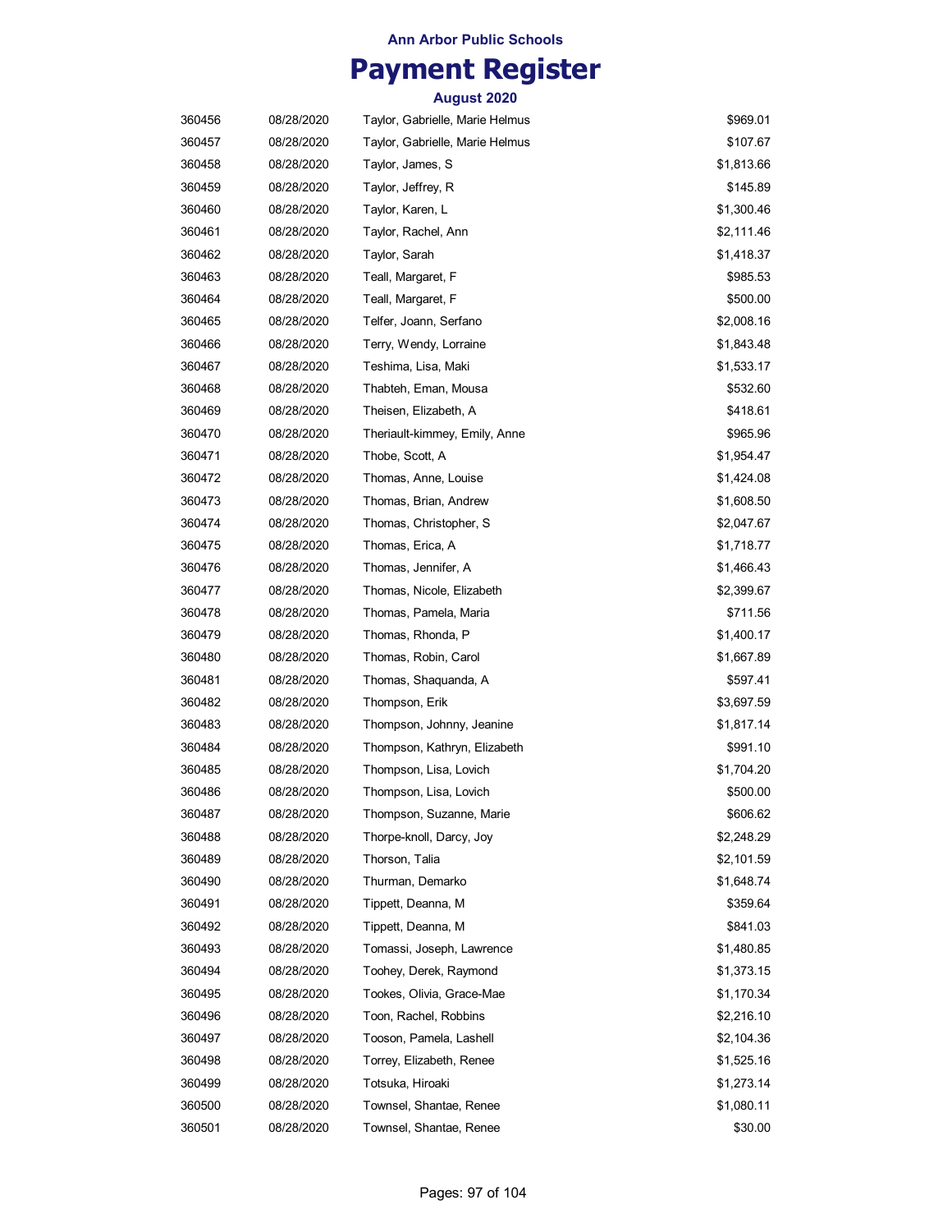Ann Arbor Public Schools

# Payment Register

### August 2020

| | | | |
|---|---|---|---|
| 360456 | 08/28/2020 | Taylor, Gabrielle, Marie Helmus | $969.01 |
| 360457 | 08/28/2020 | Taylor, Gabrielle, Marie Helmus | $107.67 |
| 360458 | 08/28/2020 | Taylor, James, S | $1,813.66 |
| 360459 | 08/28/2020 | Taylor, Jeffrey, R | $145.89 |
| 360460 | 08/28/2020 | Taylor, Karen, L | $1,300.46 |
| 360461 | 08/28/2020 | Taylor, Rachel, Ann | $2,111.46 |
| 360462 | 08/28/2020 | Taylor, Sarah | $1,418.37 |
| 360463 | 08/28/2020 | Teall, Margaret, F | $985.53 |
| 360464 | 08/28/2020 | Teall, Margaret, F | $500.00 |
| 360465 | 08/28/2020 | Telfer, Joann, Serfano | $2,008.16 |
| 360466 | 08/28/2020 | Terry, Wendy, Lorraine | $1,843.48 |
| 360467 | 08/28/2020 | Teshima, Lisa, Maki | $1,533.17 |
| 360468 | 08/28/2020 | Thabteh, Eman, Mousa | $532.60 |
| 360469 | 08/28/2020 | Theisen, Elizabeth, A | $418.61 |
| 360470 | 08/28/2020 | Theriault-kimmey, Emily, Anne | $965.96 |
| 360471 | 08/28/2020 | Thobe, Scott, A | $1,954.47 |
| 360472 | 08/28/2020 | Thomas, Anne, Louise | $1,424.08 |
| 360473 | 08/28/2020 | Thomas, Brian, Andrew | $1,608.50 |
| 360474 | 08/28/2020 | Thomas, Christopher, S | $2,047.67 |
| 360475 | 08/28/2020 | Thomas, Erica, A | $1,718.77 |
| 360476 | 08/28/2020 | Thomas, Jennifer, A | $1,466.43 |
| 360477 | 08/28/2020 | Thomas, Nicole, Elizabeth | $2,399.67 |
| 360478 | 08/28/2020 | Thomas, Pamela, Maria | $711.56 |
| 360479 | 08/28/2020 | Thomas, Rhonda, P | $1,400.17 |
| 360480 | 08/28/2020 | Thomas, Robin, Carol | $1,667.89 |
| 360481 | 08/28/2020 | Thomas, Shaquanda, A | $597.41 |
| 360482 | 08/28/2020 | Thompson, Erik | $3,697.59 |
| 360483 | 08/28/2020 | Thompson, Johnny, Jeanine | $1,817.14 |
| 360484 | 08/28/2020 | Thompson, Kathryn, Elizabeth | $991.10 |
| 360485 | 08/28/2020 | Thompson, Lisa, Lovich | $1,704.20 |
| 360486 | 08/28/2020 | Thompson, Lisa, Lovich | $500.00 |
| 360487 | 08/28/2020 | Thompson, Suzanne, Marie | $606.62 |
| 360488 | 08/28/2020 | Thorpe-knoll, Darcy, Joy | $2,248.29 |
| 360489 | 08/28/2020 | Thorson, Talia | $2,101.59 |
| 360490 | 08/28/2020 | Thurman, Demarko | $1,648.74 |
| 360491 | 08/28/2020 | Tippett, Deanna, M | $359.64 |
| 360492 | 08/28/2020 | Tippett, Deanna, M | $841.03 |
| 360493 | 08/28/2020 | Tomassi, Joseph, Lawrence | $1,480.85 |
| 360494 | 08/28/2020 | Toohey, Derek, Raymond | $1,373.15 |
| 360495 | 08/28/2020 | Tookes, Olivia, Grace-Mae | $1,170.34 |
| 360496 | 08/28/2020 | Toon, Rachel, Robbins | $2,216.10 |
| 360497 | 08/28/2020 | Tooson, Pamela, Lashell | $2,104.36 |
| 360498 | 08/28/2020 | Torrey, Elizabeth, Renee | $1,525.16 |
| 360499 | 08/28/2020 | Totsuka, Hiroaki | $1,273.14 |
| 360500 | 08/28/2020 | Townsel, Shantae, Renee | $1,080.11 |
| 360501 | 08/28/2020 | Townsel, Shantae, Renee | $30.00 |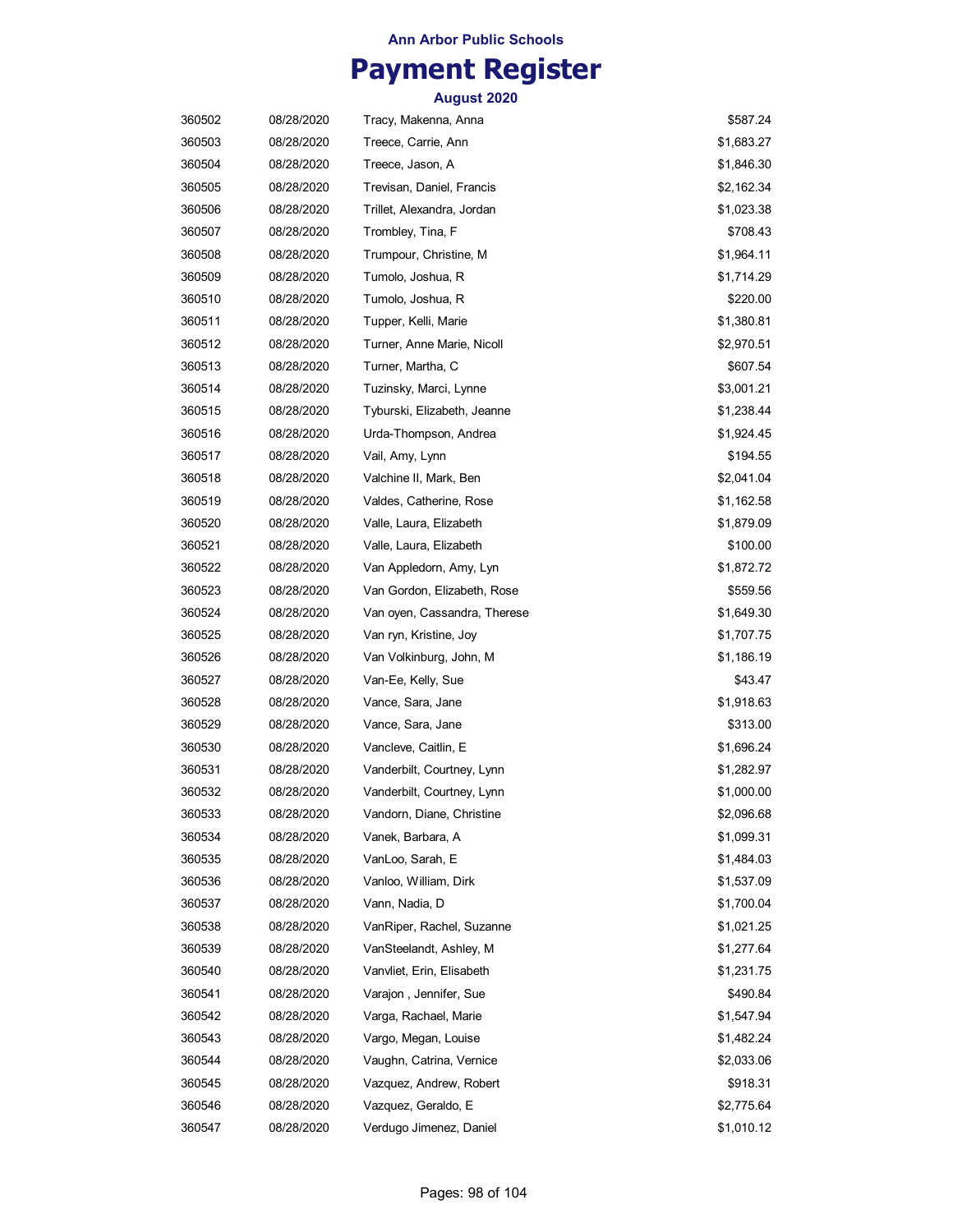**Ann Arbor Public Schools**

# Payment Register

**August 2020**

| | | | |
|---|---|---|---|
| 360502 | 08/28/2020 | Tracy, Makenna, Anna | $587.24 |
| 360503 | 08/28/2020 | Treece, Carrie, Ann | $1,683.27 |
| 360504 | 08/28/2020 | Treece, Jason, A | $1,846.30 |
| 360505 | 08/28/2020 | Trevisan, Daniel, Francis | $2,162.34 |
| 360506 | 08/28/2020 | Trillet, Alexandra, Jordan | $1,023.38 |
| 360507 | 08/28/2020 | Trombley, Tina, F | $708.43 |
| 360508 | 08/28/2020 | Trumpour, Christine, M | $1,964.11 |
| 360509 | 08/28/2020 | Tumolo, Joshua, R | $1,714.29 |
| 360510 | 08/28/2020 | Tumolo, Joshua, R | $220.00 |
| 360511 | 08/28/2020 | Tupper, Kelli, Marie | $1,380.81 |
| 360512 | 08/28/2020 | Turner, Anne Marie, Nicoll | $2,970.51 |
| 360513 | 08/28/2020 | Turner, Martha, C | $607.54 |
| 360514 | 08/28/2020 | Tuzinsky, Marci, Lynne | $3,001.21 |
| 360515 | 08/28/2020 | Tyburski, Elizabeth, Jeanne | $1,238.44 |
| 360516 | 08/28/2020 | Urda-Thompson, Andrea | $1,924.45 |
| 360517 | 08/28/2020 | Vail, Amy, Lynn | $194.55 |
| 360518 | 08/28/2020 | Valchine II, Mark, Ben | $2,041.04 |
| 360519 | 08/28/2020 | Valdes, Catherine, Rose | $1,162.58 |
| 360520 | 08/28/2020 | Valle, Laura, Elizabeth | $1,879.09 |
| 360521 | 08/28/2020 | Valle, Laura, Elizabeth | $100.00 |
| 360522 | 08/28/2020 | Van Appledorn, Amy, Lyn | $1,872.72 |
| 360523 | 08/28/2020 | Van Gordon, Elizabeth, Rose | $559.56 |
| 360524 | 08/28/2020 | Van oyen, Cassandra, Therese | $1,649.30 |
| 360525 | 08/28/2020 | Van ryn, Kristine, Joy | $1,707.75 |
| 360526 | 08/28/2020 | Van Volkinburg, John, M | $1,186.19 |
| 360527 | 08/28/2020 | Van-Ee, Kelly, Sue | $43.47 |
| 360528 | 08/28/2020 | Vance, Sara, Jane | $1,918.63 |
| 360529 | 08/28/2020 | Vance, Sara, Jane | $313.00 |
| 360530 | 08/28/2020 | Vancleve, Caitlin, E | $1,696.24 |
| 360531 | 08/28/2020 | Vanderbilt, Courtney, Lynn | $1,282.97 |
| 360532 | 08/28/2020 | Vanderbilt, Courtney, Lynn | $1,000.00 |
| 360533 | 08/28/2020 | Vandorn, Diane, Christine | $2,096.68 |
| 360534 | 08/28/2020 | Vanek, Barbara, A | $1,099.31 |
| 360535 | 08/28/2020 | VanLoo, Sarah, E | $1,484.03 |
| 360536 | 08/28/2020 | Vanloo, William, Dirk | $1,537.09 |
| 360537 | 08/28/2020 | Vann, Nadia, D | $1,700.04 |
| 360538 | 08/28/2020 | VanRiper, Rachel, Suzanne | $1,021.25 |
| 360539 | 08/28/2020 | VanSteelandt, Ashley, M | $1,277.64 |
| 360540 | 08/28/2020 | Vanvliet, Erin, Elisabeth | $1,231.75 |
| 360541 | 08/28/2020 | Varajon , Jennifer, Sue | $490.84 |
| 360542 | 08/28/2020 | Varga, Rachael, Marie | $1,547.94 |
| 360543 | 08/28/2020 | Vargo, Megan, Louise | $1,482.24 |
| 360544 | 08/28/2020 | Vaughn, Catrina, Vernice | $2,033.06 |
| 360545 | 08/28/2020 | Vazquez, Andrew, Robert | $918.31 |
| 360546 | 08/28/2020 | Vazquez, Geraldo, E | $2,775.64 |
| 360547 | 08/28/2020 | Verdugo Jimenez, Daniel | $1,010.12 |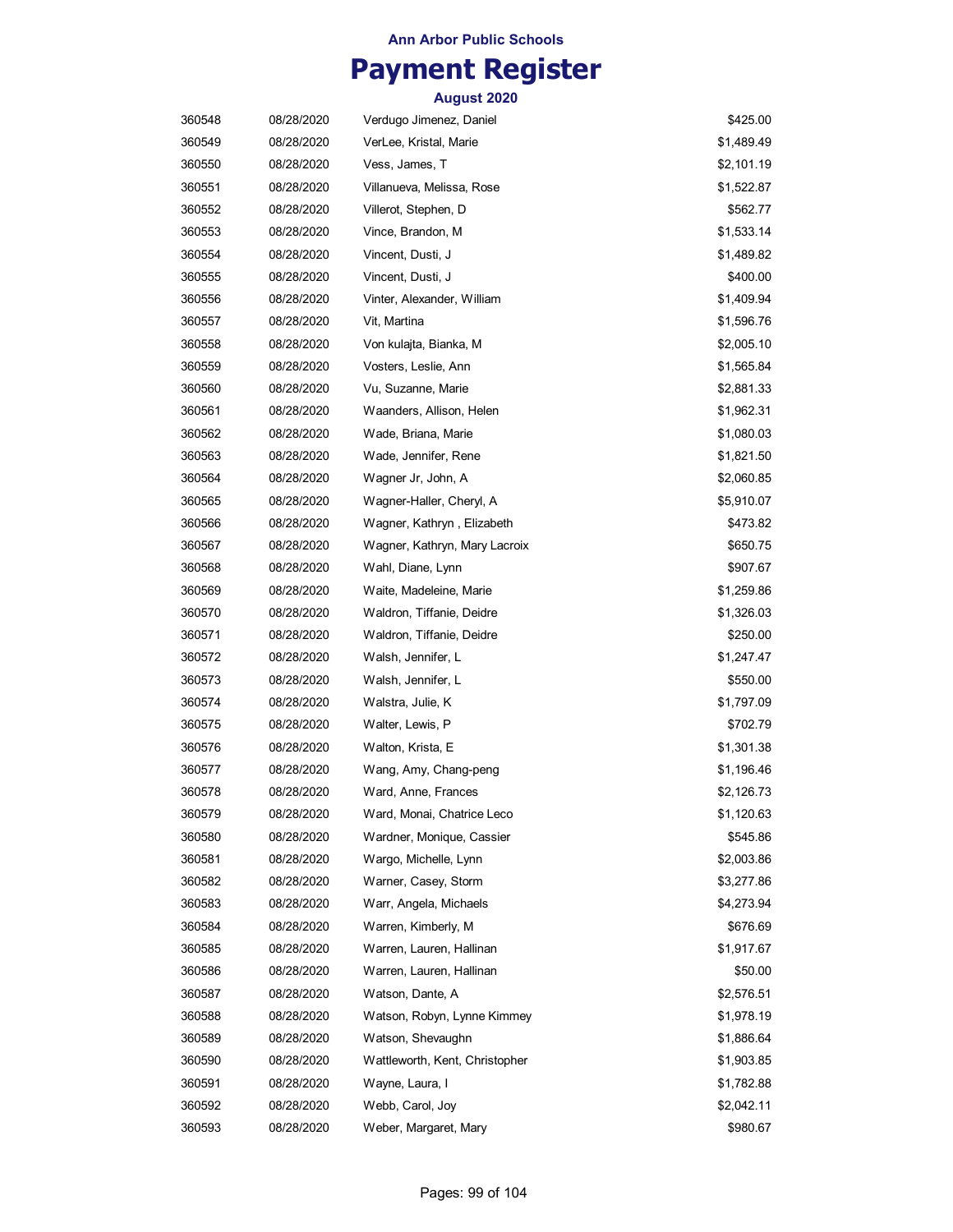Ann Arbor Public Schools

# Payment Register

August 2020

| | | | |
|---|---|---|---|
| 360548 | 08/28/2020 | Verdugo Jimenez, Daniel | $425.00 |
| 360549 | 08/28/2020 | VerLee, Kristal, Marie | $1,489.49 |
| 360550 | 08/28/2020 | Vess, James, T | $2,101.19 |
| 360551 | 08/28/2020 | Villanueva, Melissa, Rose | $1,522.87 |
| 360552 | 08/28/2020 | Villerot, Stephen, D | $562.77 |
| 360553 | 08/28/2020 | Vince, Brandon, M | $1,533.14 |
| 360554 | 08/28/2020 | Vincent, Dusti, J | $1,489.82 |
| 360555 | 08/28/2020 | Vincent, Dusti, J | $400.00 |
| 360556 | 08/28/2020 | Vinter, Alexander, William | $1,409.94 |
| 360557 | 08/28/2020 | Vit, Martina | $1,596.76 |
| 360558 | 08/28/2020 | Von kulajta, Bianka, M | $2,005.10 |
| 360559 | 08/28/2020 | Vosters, Leslie, Ann | $1,565.84 |
| 360560 | 08/28/2020 | Vu, Suzanne, Marie | $2,881.33 |
| 360561 | 08/28/2020 | Waanders, Allison, Helen | $1,962.31 |
| 360562 | 08/28/2020 | Wade, Briana, Marie | $1,080.03 |
| 360563 | 08/28/2020 | Wade, Jennifer, Rene | $1,821.50 |
| 360564 | 08/28/2020 | Wagner Jr, John, A | $2,060.85 |
| 360565 | 08/28/2020 | Wagner-Haller, Cheryl, A | $5,910.07 |
| 360566 | 08/28/2020 | Wagner, Kathryn , Elizabeth | $473.82 |
| 360567 | 08/28/2020 | Wagner, Kathryn, Mary Lacroix | $650.75 |
| 360568 | 08/28/2020 | Wahl, Diane, Lynn | $907.67 |
| 360569 | 08/28/2020 | Waite, Madeleine, Marie | $1,259.86 |
| 360570 | 08/28/2020 | Waldron, Tiffanie, Deidre | $1,326.03 |
| 360571 | 08/28/2020 | Waldron, Tiffanie, Deidre | $250.00 |
| 360572 | 08/28/2020 | Walsh, Jennifer, L | $1,247.47 |
| 360573 | 08/28/2020 | Walsh, Jennifer, L | $550.00 |
| 360574 | 08/28/2020 | Walstra, Julie, K | $1,797.09 |
| 360575 | 08/28/2020 | Walter, Lewis, P | $702.79 |
| 360576 | 08/28/2020 | Walton, Krista, E | $1,301.38 |
| 360577 | 08/28/2020 | Wang, Amy, Chang-peng | $1,196.46 |
| 360578 | 08/28/2020 | Ward, Anne, Frances | $2,126.73 |
| 360579 | 08/28/2020 | Ward, Monai, Chatrice Leco | $1,120.63 |
| 360580 | 08/28/2020 | Wardner, Monique, Cassier | $545.86 |
| 360581 | 08/28/2020 | Wargo, Michelle, Lynn | $2,003.86 |
| 360582 | 08/28/2020 | Warner, Casey, Storm | $3,277.86 |
| 360583 | 08/28/2020 | Warr, Angela, Michaels | $4,273.94 |
| 360584 | 08/28/2020 | Warren, Kimberly, M | $676.69 |
| 360585 | 08/28/2020 | Warren, Lauren, Hallinan | $1,917.67 |
| 360586 | 08/28/2020 | Warren, Lauren, Hallinan | $50.00 |
| 360587 | 08/28/2020 | Watson, Dante, A | $2,576.51 |
| 360588 | 08/28/2020 | Watson, Robyn, Lynne Kimmey | $1,978.19 |
| 360589 | 08/28/2020 | Watson, Shevaughn | $1,886.64 |
| 360590 | 08/28/2020 | Wattleworth, Kent, Christopher | $1,903.85 |
| 360591 | 08/28/2020 | Wayne, Laura, I | $1,782.88 |
| 360592 | 08/28/2020 | Webb, Carol, Joy | $2,042.11 |
| 360593 | 08/28/2020 | Weber, Margaret, Mary | $980.67 |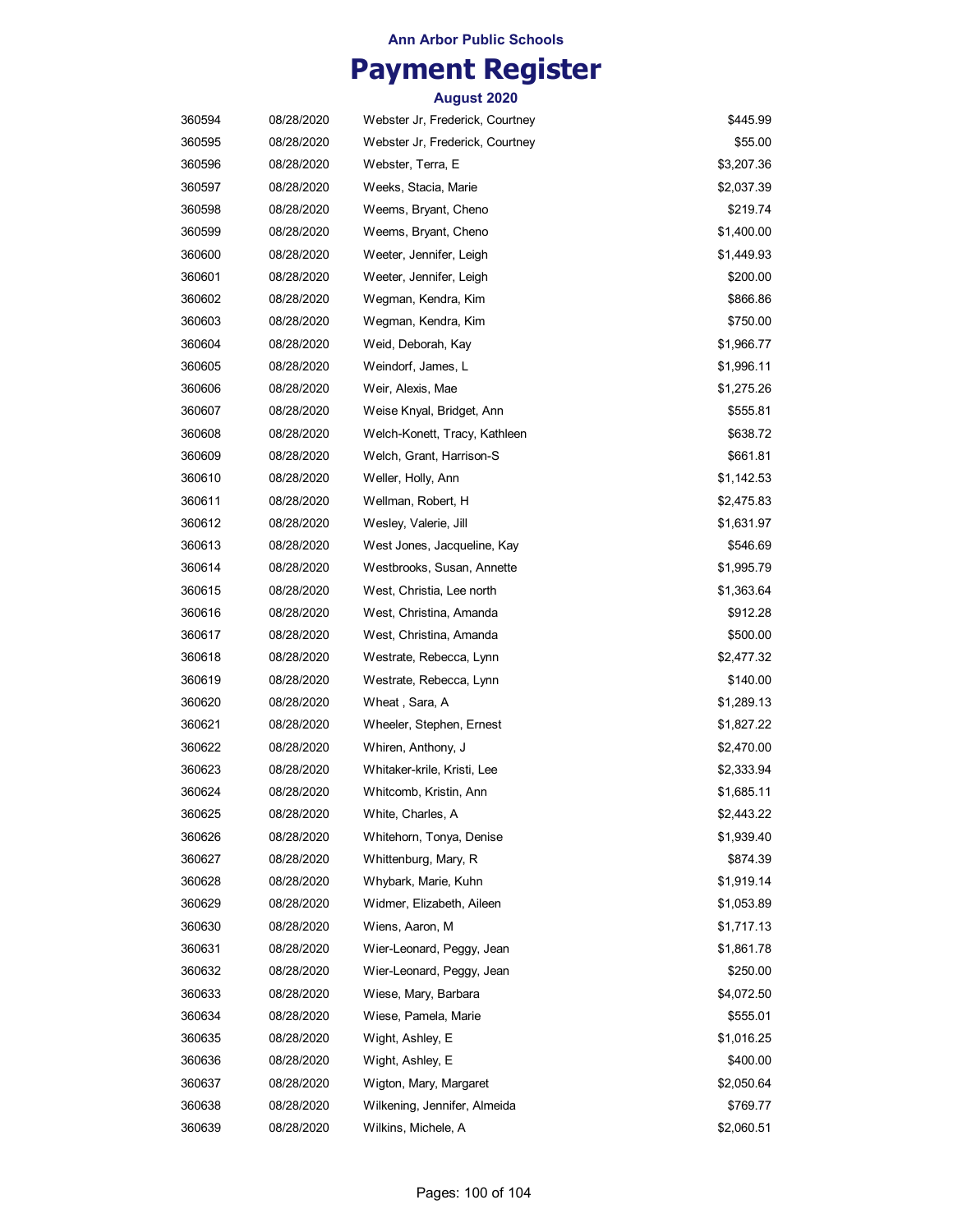**Ann Arbor Public Schools**

# Payment Register

**August 2020**

| | | | |
|---|---|---|---|
| 360594 | 08/28/2020 | Webster Jr, Frederick, Courtney | $445.99 |
| 360595 | 08/28/2020 | Webster Jr, Frederick, Courtney | $55.00 |
| 360596 | 08/28/2020 | Webster, Terra, E | $3,207.36 |
| 360597 | 08/28/2020 | Weeks, Stacia, Marie | $2,037.39 |
| 360598 | 08/28/2020 | Weems, Bryant, Cheno | $219.74 |
| 360599 | 08/28/2020 | Weems, Bryant, Cheno | $1,400.00 |
| 360600 | 08/28/2020 | Weeter, Jennifer, Leigh | $1,449.93 |
| 360601 | 08/28/2020 | Weeter, Jennifer, Leigh | $200.00 |
| 360602 | 08/28/2020 | Wegman, Kendra, Kim | $866.86 |
| 360603 | 08/28/2020 | Wegman, Kendra, Kim | $750.00 |
| 360604 | 08/28/2020 | Weid, Deborah, Kay | $1,966.77 |
| 360605 | 08/28/2020 | Weindorf, James, L | $1,996.11 |
| 360606 | 08/28/2020 | Weir, Alexis, Mae | $1,275.26 |
| 360607 | 08/28/2020 | Weise Knyal, Bridget, Ann | $555.81 |
| 360608 | 08/28/2020 | Welch-Konett, Tracy, Kathleen | $638.72 |
| 360609 | 08/28/2020 | Welch, Grant, Harrison-S | $661.81 |
| 360610 | 08/28/2020 | Weller, Holly, Ann | $1,142.53 |
| 360611 | 08/28/2020 | Wellman, Robert, H | $2,475.83 |
| 360612 | 08/28/2020 | Wesley, Valerie, Jill | $1,631.97 |
| 360613 | 08/28/2020 | West Jones, Jacqueline, Kay | $546.69 |
| 360614 | 08/28/2020 | Westbrooks, Susan, Annette | $1,995.79 |
| 360615 | 08/28/2020 | West, Christia, Lee north | $1,363.64 |
| 360616 | 08/28/2020 | West, Christina, Amanda | $912.28 |
| 360617 | 08/28/2020 | West, Christina, Amanda | $500.00 |
| 360618 | 08/28/2020 | Westrate, Rebecca, Lynn | $2,477.32 |
| 360619 | 08/28/2020 | Westrate, Rebecca, Lynn | $140.00 |
| 360620 | 08/28/2020 | Wheat , Sara, A | $1,289.13 |
| 360621 | 08/28/2020 | Wheeler, Stephen, Ernest | $1,827.22 |
| 360622 | 08/28/2020 | Whiren, Anthony, J | $2,470.00 |
| 360623 | 08/28/2020 | Whitaker-krile, Kristi, Lee | $2,333.94 |
| 360624 | 08/28/2020 | Whitcomb, Kristin, Ann | $1,685.11 |
| 360625 | 08/28/2020 | White, Charles, A | $2,443.22 |
| 360626 | 08/28/2020 | Whitehorn, Tonya, Denise | $1,939.40 |
| 360627 | 08/28/2020 | Whittenburg, Mary, R | $874.39 |
| 360628 | 08/28/2020 | Whybark, Marie, Kuhn | $1,919.14 |
| 360629 | 08/28/2020 | Widmer, Elizabeth, Aileen | $1,053.89 |
| 360630 | 08/28/2020 | Wiens, Aaron, M | $1,717.13 |
| 360631 | 08/28/2020 | Wier-Leonard, Peggy, Jean | $1,861.78 |
| 360632 | 08/28/2020 | Wier-Leonard, Peggy, Jean | $250.00 |
| 360633 | 08/28/2020 | Wiese, Mary, Barbara | $4,072.50 |
| 360634 | 08/28/2020 | Wiese, Pamela, Marie | $555.01 |
| 360635 | 08/28/2020 | Wight, Ashley, E | $1,016.25 |
| 360636 | 08/28/2020 | Wight, Ashley, E | $400.00 |
| 360637 | 08/28/2020 | Wigton, Mary, Margaret | $2,050.64 |
| 360638 | 08/28/2020 | Wilkening, Jennifer, Almeida | $769.77 |
| 360639 | 08/28/2020 | Wilkins, Michele, A | $2,060.51 |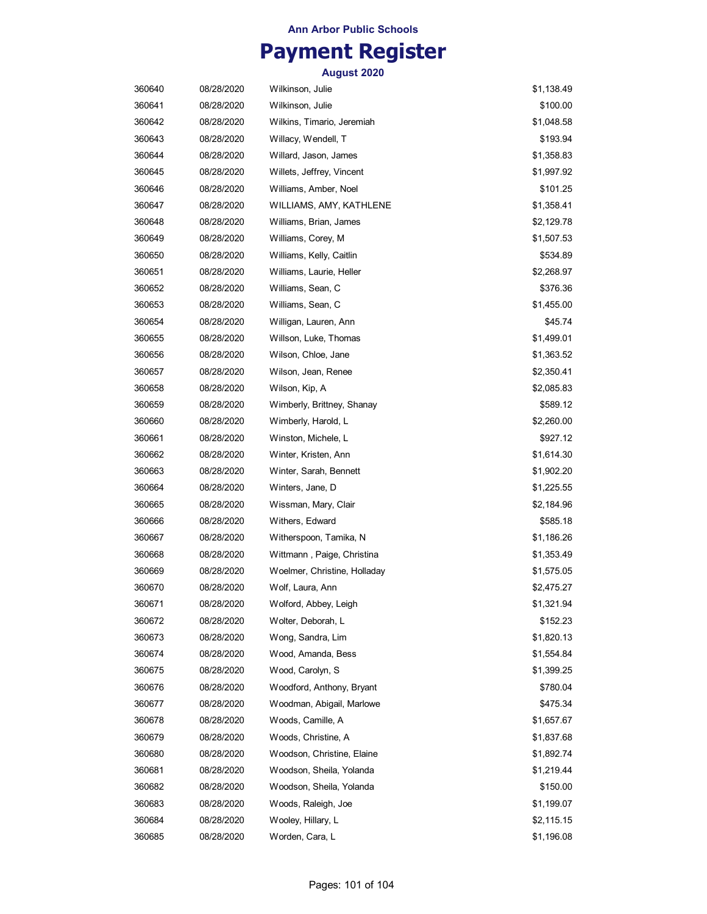Ann Arbor Public Schools

# Payment Register

### August 2020

| | | | |
|---|---|---|---|
| 360640 | 08/28/2020 | Wilkinson, Julie | $1,138.49 |
| 360641 | 08/28/2020 | Wilkinson, Julie | $100.00 |
| 360642 | 08/28/2020 | Wilkins, Timario, Jeremiah | $1,048.58 |
| 360643 | 08/28/2020 | Willacy, Wendell, T | $193.94 |
| 360644 | 08/28/2020 | Willard, Jason, James | $1,358.83 |
| 360645 | 08/28/2020 | Willets, Jeffrey, Vincent | $1,997.92 |
| 360646 | 08/28/2020 | Williams, Amber, Noel | $101.25 |
| 360647 | 08/28/2020 | WILLIAMS, AMY, KATHLENE | $1,358.41 |
| 360648 | 08/28/2020 | Williams, Brian, James | $2,129.78 |
| 360649 | 08/28/2020 | Williams, Corey, M | $1,507.53 |
| 360650 | 08/28/2020 | Williams, Kelly, Caitlin | $534.89 |
| 360651 | 08/28/2020 | Williams, Laurie, Heller | $2,268.97 |
| 360652 | 08/28/2020 | Williams, Sean, C | $376.36 |
| 360653 | 08/28/2020 | Williams, Sean, C | $1,455.00 |
| 360654 | 08/28/2020 | Willigan, Lauren, Ann | $45.74 |
| 360655 | 08/28/2020 | Willson, Luke, Thomas | $1,499.01 |
| 360656 | 08/28/2020 | Wilson, Chloe, Jane | $1,363.52 |
| 360657 | 08/28/2020 | Wilson, Jean, Renee | $2,350.41 |
| 360658 | 08/28/2020 | Wilson, Kip, A | $2,085.83 |
| 360659 | 08/28/2020 | Wimberly, Brittney, Shanay | $589.12 |
| 360660 | 08/28/2020 | Wimberly, Harold, L | $2,260.00 |
| 360661 | 08/28/2020 | Winston, Michele, L | $927.12 |
| 360662 | 08/28/2020 | Winter, Kristen, Ann | $1,614.30 |
| 360663 | 08/28/2020 | Winter, Sarah, Bennett | $1,902.20 |
| 360664 | 08/28/2020 | Winters, Jane, D | $1,225.55 |
| 360665 | 08/28/2020 | Wissman, Mary, Clair | $2,184.96 |
| 360666 | 08/28/2020 | Withers, Edward | $585.18 |
| 360667 | 08/28/2020 | Witherspoon, Tamika, N | $1,186.26 |
| 360668 | 08/28/2020 | Wittmann , Paige, Christina | $1,353.49 |
| 360669 | 08/28/2020 | Woelmer, Christine, Holladay | $1,575.05 |
| 360670 | 08/28/2020 | Wolf, Laura, Ann | $2,475.27 |
| 360671 | 08/28/2020 | Wolford, Abbey, Leigh | $1,321.94 |
| 360672 | 08/28/2020 | Wolter, Deborah, L | $152.23 |
| 360673 | 08/28/2020 | Wong, Sandra, Lim | $1,820.13 |
| 360674 | 08/28/2020 | Wood, Amanda, Bess | $1,554.84 |
| 360675 | 08/28/2020 | Wood, Carolyn, S | $1,399.25 |
| 360676 | 08/28/2020 | Woodford, Anthony, Bryant | $780.04 |
| 360677 | 08/28/2020 | Woodman, Abigail, Marlowe | $475.34 |
| 360678 | 08/28/2020 | Woods, Camille, A | $1,657.67 |
| 360679 | 08/28/2020 | Woods, Christine, A | $1,837.68 |
| 360680 | 08/28/2020 | Woodson, Christine, Elaine | $1,892.74 |
| 360681 | 08/28/2020 | Woodson, Sheila, Yolanda | $1,219.44 |
| 360682 | 08/28/2020 | Woodson, Sheila, Yolanda | $150.00 |
| 360683 | 08/28/2020 | Woods, Raleigh, Joe | $1,199.07 |
| 360684 | 08/28/2020 | Wooley, Hillary, L | $2,115.15 |
| 360685 | 08/28/2020 | Worden, Cara, L | $1,196.08 |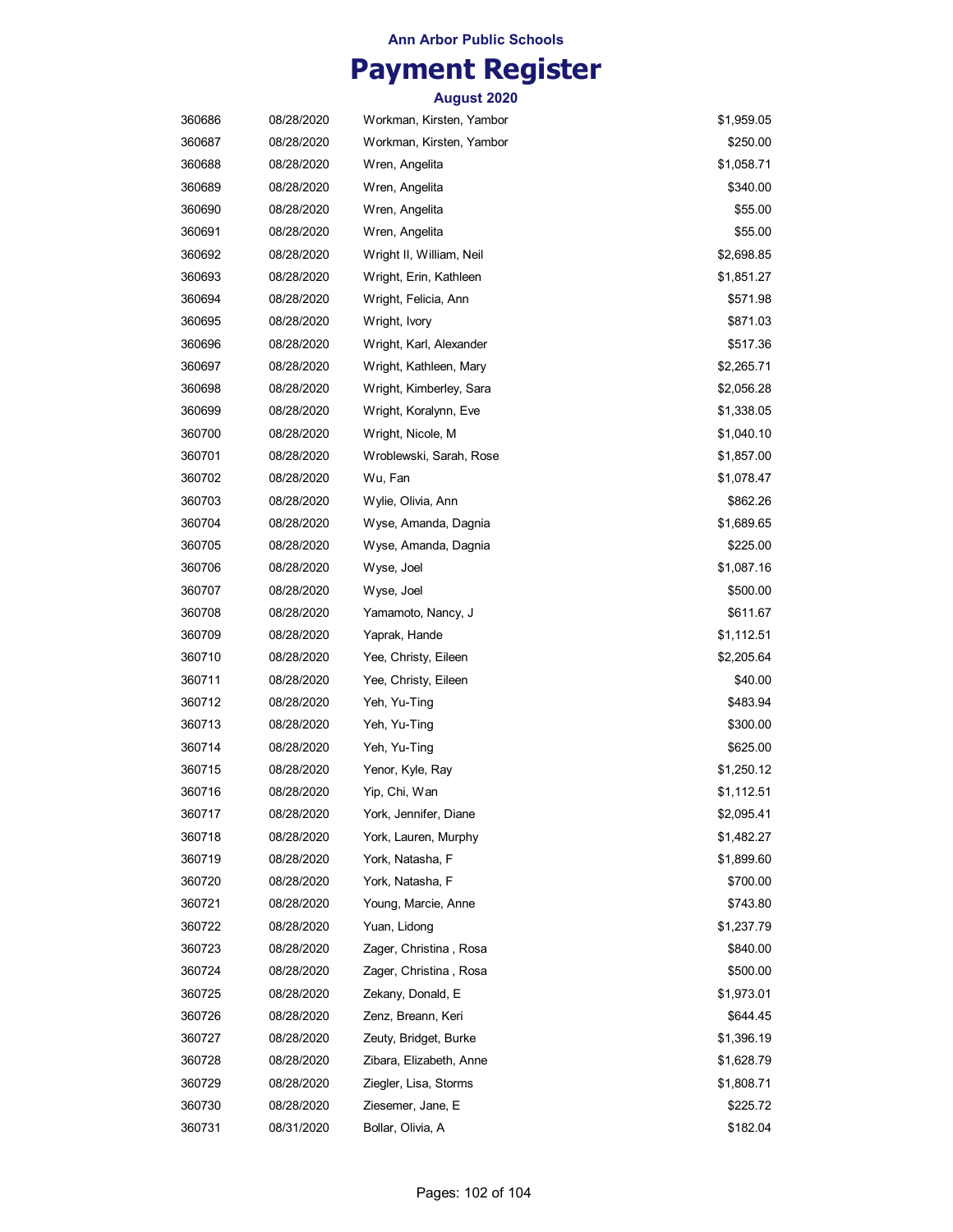**Ann Arbor Public Schools**

# Payment Register

**August 2020**

| | | | |
|---|---|---|---|
| 360686 | 08/28/2020 | Workman, Kirsten, Yambor | $1,959.05 |
| 360687 | 08/28/2020 | Workman, Kirsten, Yambor | $250.00 |
| 360688 | 08/28/2020 | Wren, Angelita | $1,058.71 |
| 360689 | 08/28/2020 | Wren, Angelita | $340.00 |
| 360690 | 08/28/2020 | Wren, Angelita | $55.00 |
| 360691 | 08/28/2020 | Wren, Angelita | $55.00 |
| 360692 | 08/28/2020 | Wright II, William, Neil | $2,698.85 |
| 360693 | 08/28/2020 | Wright, Erin, Kathleen | $1,851.27 |
| 360694 | 08/28/2020 | Wright, Felicia, Ann | $571.98 |
| 360695 | 08/28/2020 | Wright, Ivory | $871.03 |
| 360696 | 08/28/2020 | Wright, Karl, Alexander | $517.36 |
| 360697 | 08/28/2020 | Wright, Kathleen, Mary | $2,265.71 |
| 360698 | 08/28/2020 | Wright, Kimberley, Sara | $2,056.28 |
| 360699 | 08/28/2020 | Wright, Koralynn, Eve | $1,338.05 |
| 360700 | 08/28/2020 | Wright, Nicole, M | $1,040.10 |
| 360701 | 08/28/2020 | Wroblewski, Sarah, Rose | $1,857.00 |
| 360702 | 08/28/2020 | Wu, Fan | $1,078.47 |
| 360703 | 08/28/2020 | Wylie, Olivia, Ann | $862.26 |
| 360704 | 08/28/2020 | Wyse, Amanda, Dagnia | $1,689.65 |
| 360705 | 08/28/2020 | Wyse, Amanda, Dagnia | $225.00 |
| 360706 | 08/28/2020 | Wyse, Joel | $1,087.16 |
| 360707 | 08/28/2020 | Wyse, Joel | $500.00 |
| 360708 | 08/28/2020 | Yamamoto, Nancy, J | $611.67 |
| 360709 | 08/28/2020 | Yaprak, Hande | $1,112.51 |
| 360710 | 08/28/2020 | Yee, Christy, Eileen | $2,205.64 |
| 360711 | 08/28/2020 | Yee, Christy, Eileen | $40.00 |
| 360712 | 08/28/2020 | Yeh, Yu-Ting | $483.94 |
| 360713 | 08/28/2020 | Yeh, Yu-Ting | $300.00 |
| 360714 | 08/28/2020 | Yeh, Yu-Ting | $625.00 |
| 360715 | 08/28/2020 | Yenor, Kyle, Ray | $1,250.12 |
| 360716 | 08/28/2020 | Yip, Chi, Wan | $1,112.51 |
| 360717 | 08/28/2020 | York, Jennifer, Diane | $2,095.41 |
| 360718 | 08/28/2020 | York, Lauren, Murphy | $1,482.27 |
| 360719 | 08/28/2020 | York, Natasha, F | $1,899.60 |
| 360720 | 08/28/2020 | York, Natasha, F | $700.00 |
| 360721 | 08/28/2020 | Young, Marcie, Anne | $743.80 |
| 360722 | 08/28/2020 | Yuan, Lidong | $1,237.79 |
| 360723 | 08/28/2020 | Zager, Christina , Rosa | $840.00 |
| 360724 | 08/28/2020 | Zager, Christina , Rosa | $500.00 |
| 360725 | 08/28/2020 | Zekany, Donald, E | $1,973.01 |
| 360726 | 08/28/2020 | Zenz, Breann, Keri | $644.45 |
| 360727 | 08/28/2020 | Zeuty, Bridget, Burke | $1,396.19 |
| 360728 | 08/28/2020 | Zibara, Elizabeth, Anne | $1,628.79 |
| 360729 | 08/28/2020 | Ziegler, Lisa, Storms | $1,808.71 |
| 360730 | 08/28/2020 | Ziesemer, Jane, E | $225.72 |
| 360731 | 08/31/2020 | Bollar, Olivia, A | $182.04 |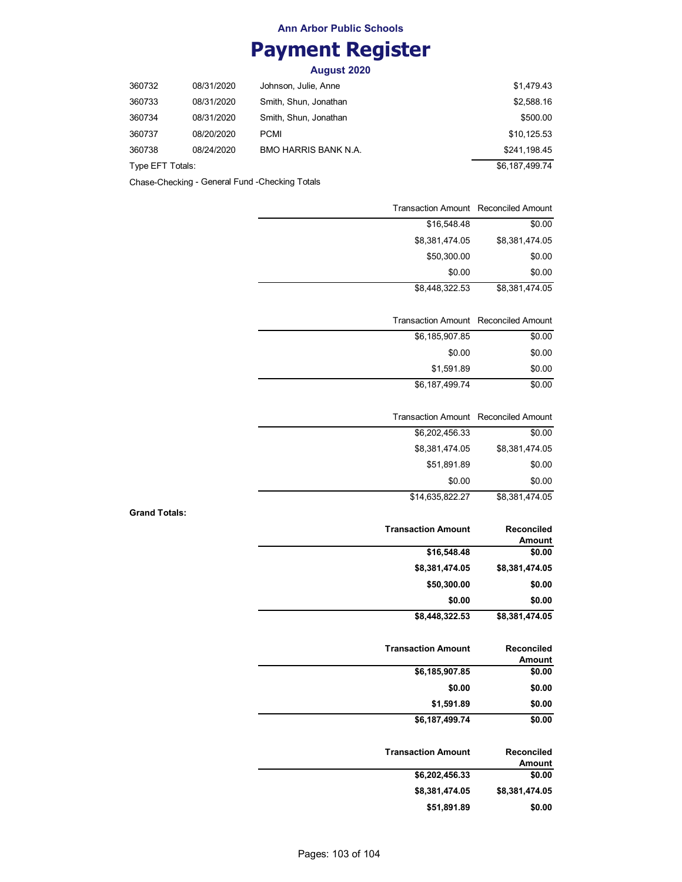# Ann Arbor Public Schools

# Payment Register

### August 2020

| | | | |
|---|---|---|---|
| 360732 | 08/31/2020 | Johnson, Julie, Anne | $1,479.43 |
| 360733 | 08/31/2020 | Smith, Shun, Jonathan | $2,588.16 |
| 360734 | 08/31/2020 | Smith, Shun, Jonathan | $500.00 |
| 360737 | 08/20/2020 | PCMI | $10,125.53 |
| 360738 | 08/24/2020 | BMO HARRIS BANK N.A. | $241,198.45 |
| Type EFT Totals: | | | $6,187,499.74 |

Chase-Checking - General Fund -Checking Totals

| Transaction Amount | Reconciled Amount |
|---|---|
| $16,548.48 | $0.00 |
| $8,381,474.05 | $8,381,474.05 |
| $50,300.00 | $0.00 |
| $0.00 | $0.00 |
| $8,448,322.53 | $8,381,474.05 |

| Transaction Amount | Reconciled Amount |
|---|---|
| $6,185,907.85 | $0.00 |
| $0.00 | $0.00 |
| $1,591.89 | $0.00 |
| $6,187,499.74 | $0.00 |

| Transaction Amount | Reconciled Amount |
|---|---|
| $6,202,456.33 | $0.00 |
| $8,381,474.05 | $8,381,474.05 |
| $51,891.89 | $0.00 |
| $0.00 | $0.00 |
| $14,635,822.27 | $8,381,474.05 |

**Grand Totals:**

| **Transaction Amount** | **Reconciled Amount** |
|---|---|
| **$16,548.48** | **$0.00** |
| **$8,381,474.05** | **$8,381,474.05** |
| **$50,300.00** | **$0.00** |
| **$0.00** | **$0.00** |
| **$8,448,322.53** | **$8,381,474.05** |

| **Transaction Amount** | **Reconciled Amount** |
|---|---|
| **$6,185,907.85** | **$0.00** |
| **$0.00** | **$0.00** |
| **$1,591.89** | **$0.00** |
| **$6,187,499.74** | **$0.00** |

| **Transaction Amount** | **Reconciled Amount** |
|---|---|
| **$6,202,456.33** | **$0.00** |
| **$8,381,474.05** | **$8,381,474.05** |
| **$51,891.89** | **$0.00** |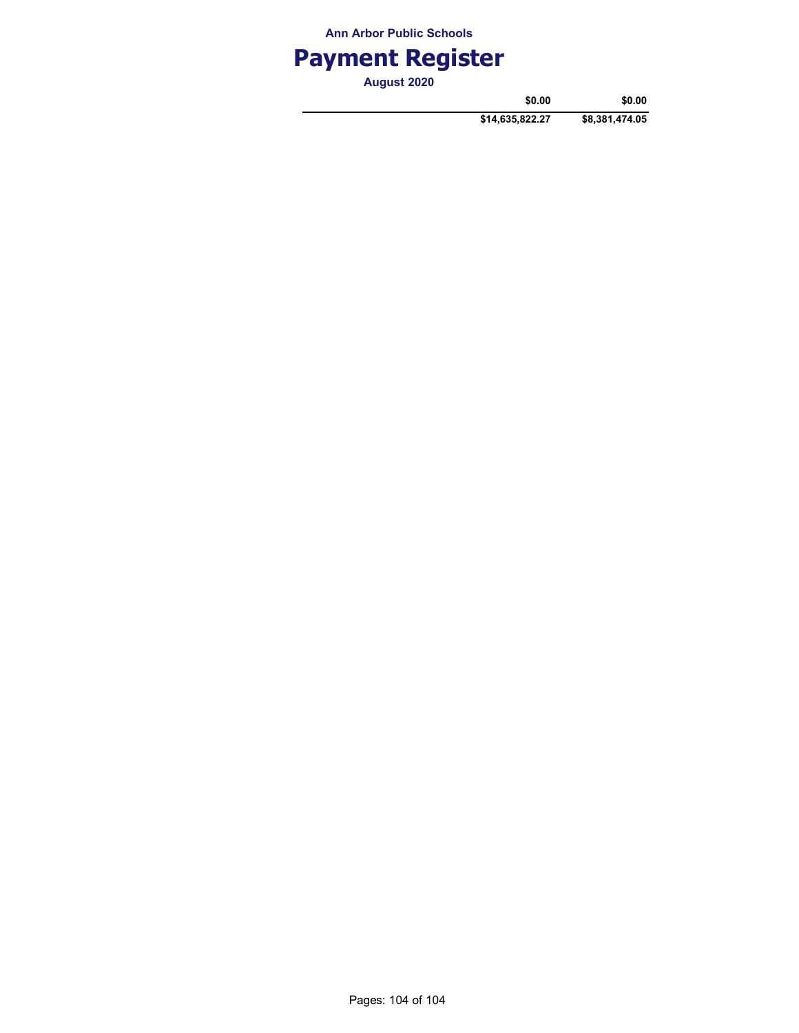Ann Arbor Public Schools

# Payment Register

August 2020

| | |
|---|---|
| $0.00 | $0.00 |
| $14,635,822.27 | $8,381,474.05 |